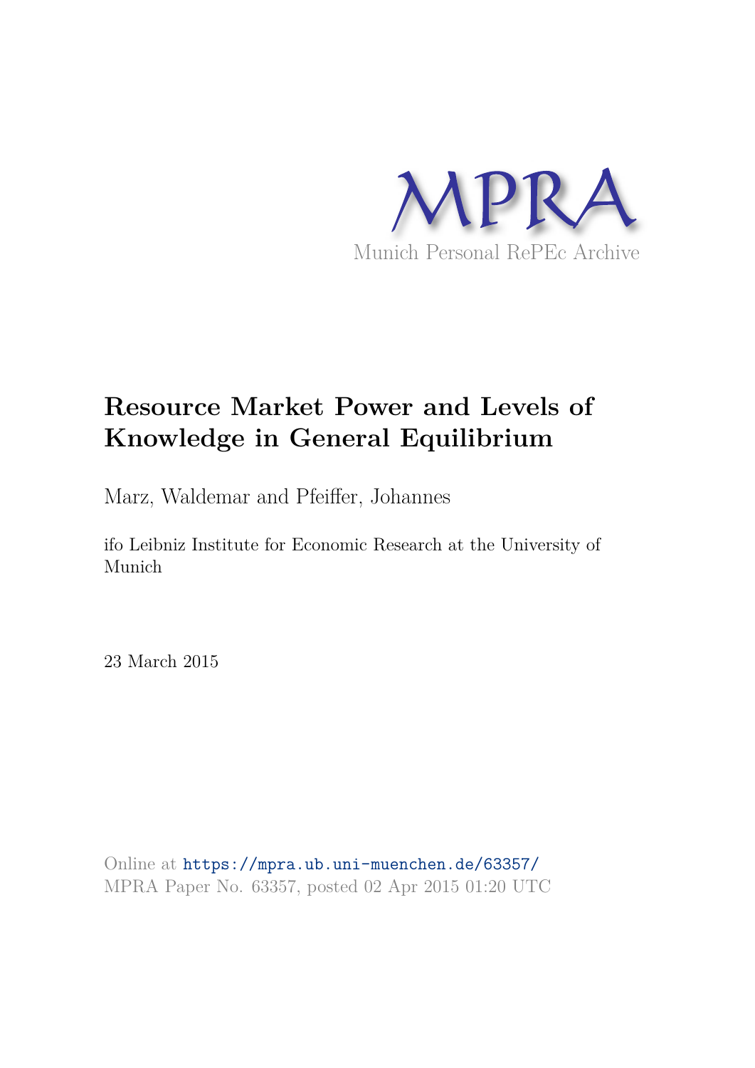# Resource Market Power and Levels of Knowledge in General Equilibrium

Marz, Waldemar and Pfeiffer, Johannes

ifo Leibniz Institute for Economic Research at the University of Munich

23 March 2015

Online at https://mpra.ub.uni-muenchen.de/63357/
MPRA Paper No. 63357, posted 02 Apr 2015 01:20 UTC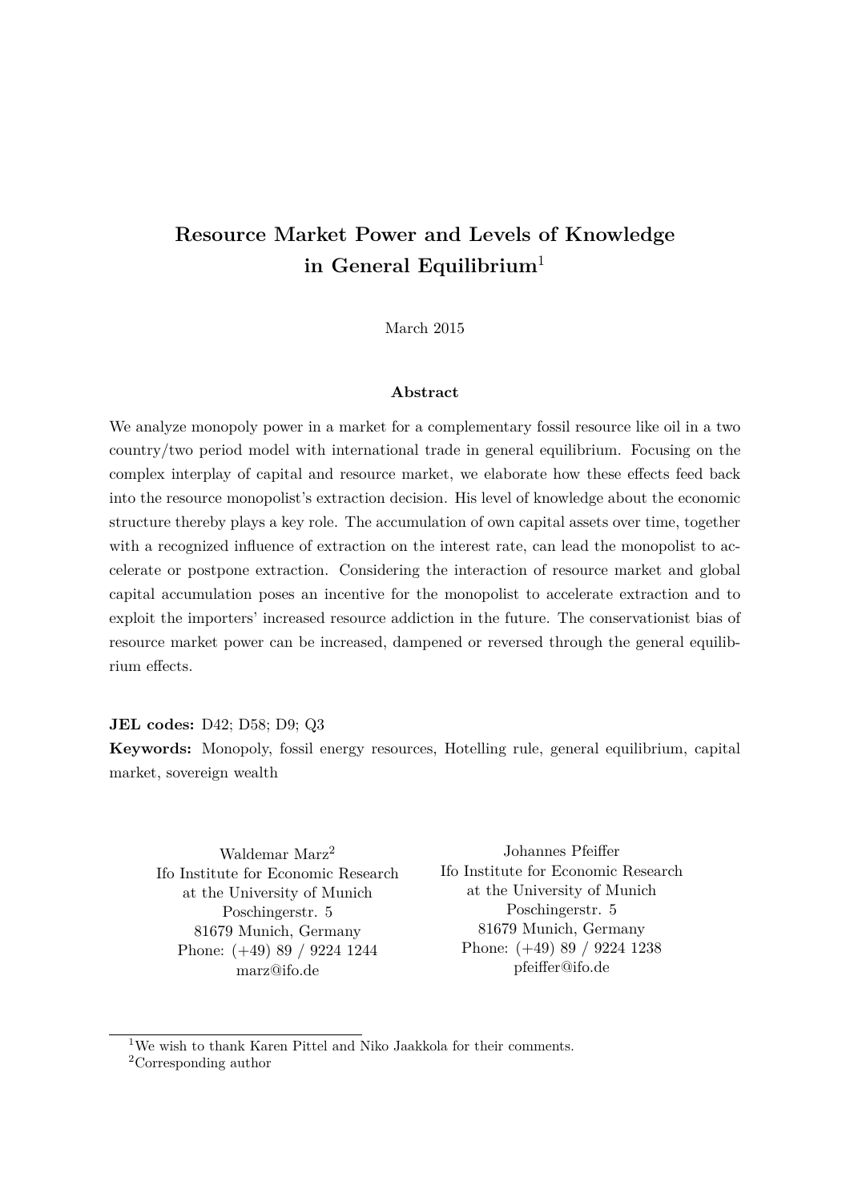# Resource Market Power and Levels of Knowledge in General Equilibrium[1]

March 2015

## Abstract

We analyze monopoly power in a market for a complementary fossil resource like oil in a two country/two period model with international trade in general equilibrium. Focusing on the complex interplay of capital and resource market, we elaborate how these effects feed back into the resource monopolist's extraction decision. His level of knowledge about the economic structure thereby plays a key role. The accumulation of own capital assets over time, together with a recognized influence of extraction on the interest rate, can lead the monopolist to accelerate or postpone extraction. Considering the interaction of resource market and global capital accumulation poses an incentive for the monopolist to accelerate extraction and to exploit the importers' increased resource addiction in the future. The conservationist bias of resource market power can be increased, dampened or reversed through the general equilibrium effects.

**JEL codes:** D42; D58; D9; Q3

**Keywords:** Monopoly, fossil energy resources, Hotelling rule, general equilibrium, capital market, sovereign wealth

Waldemar Marz[2]
Ifo Institute for Economic Research
at the University of Munich
Poschingerstr. 5
81679 Munich, Germany
Phone: (+49) 89 / 9224 1244
marz@ifo.de

Johannes Pfeiffer
Ifo Institute for Economic Research
at the University of Munich
Poschingerstr. 5
81679 Munich, Germany
Phone: (+49) 89 / 9224 1238
pfeiffer@ifo.de

---

[1] We wish to thank Karen Pittel and Niko Jaakkola for their comments.

[2] Corresponding author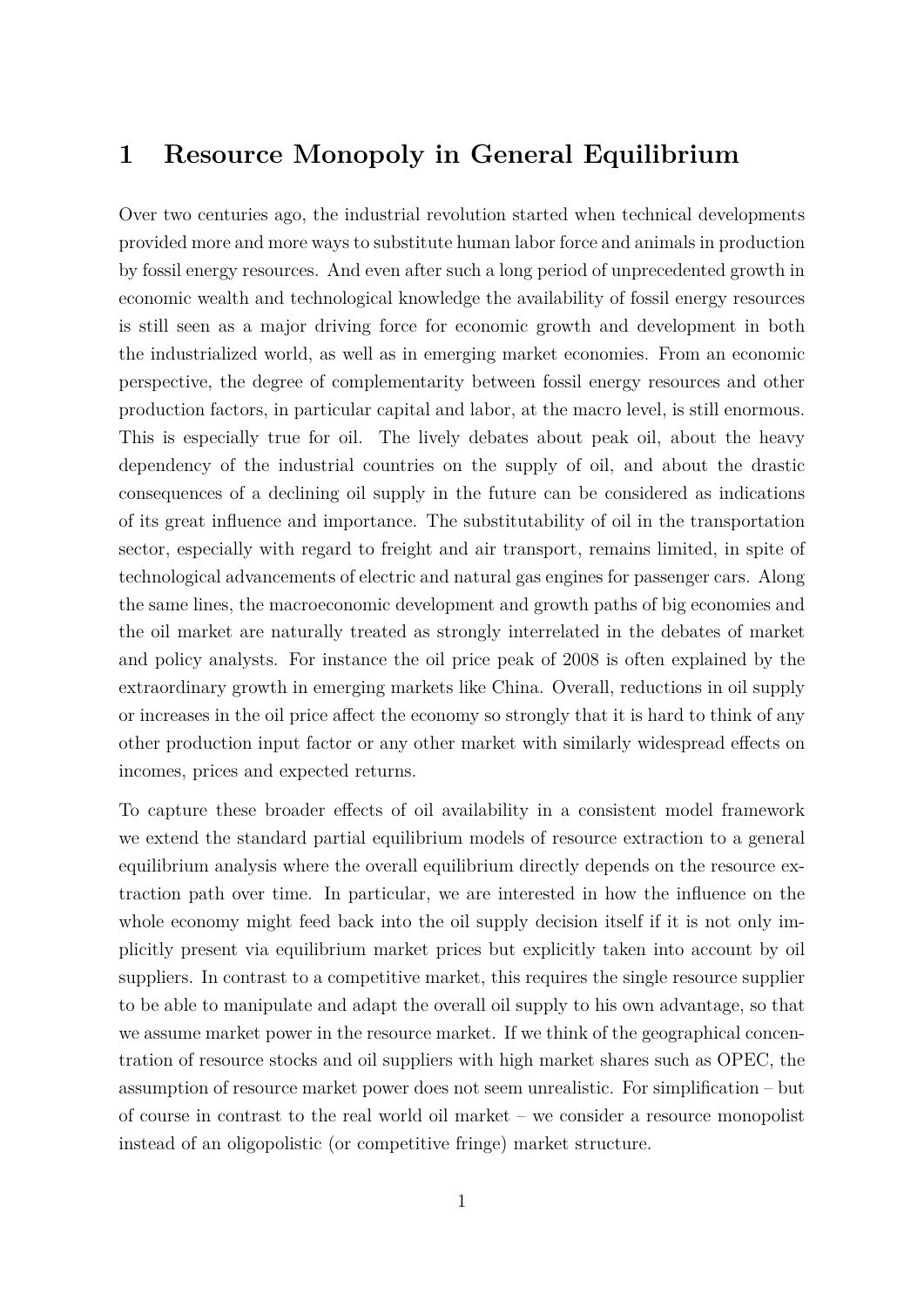# 1 Resource Monopoly in General Equilibrium

Over two centuries ago, the industrial revolution started when technical developments provided more and more ways to substitute human labor force and animals in production by fossil energy resources. And even after such a long period of unprecedented growth in economic wealth and technological knowledge the availability of fossil energy resources is still seen as a major driving force for economic growth and development in both the industrialized world, as well as in emerging market economies. From an economic perspective, the degree of complementarity between fossil energy resources and other production factors, in particular capital and labor, at the macro level, is still enormous. This is especially true for oil. The lively debates about peak oil, about the heavy dependency of the industrial countries on the supply of oil, and about the drastic consequences of a declining oil supply in the future can be considered as indications of its great influence and importance. The substitutability of oil in the transportation sector, especially with regard to freight and air transport, remains limited, in spite of technological advancements of electric and natural gas engines for passenger cars. Along the same lines, the macroeconomic development and growth paths of big economies and the oil market are naturally treated as strongly interrelated in the debates of market and policy analysts. For instance the oil price peak of 2008 is often explained by the extraordinary growth in emerging markets like China. Overall, reductions in oil supply or increases in the oil price affect the economy so strongly that it is hard to think of any other production input factor or any other market with similarly widespread effects on incomes, prices and expected returns.

To capture these broader effects of oil availability in a consistent model framework we extend the standard partial equilibrium models of resource extraction to a general equilibrium analysis where the overall equilibrium directly depends on the resource extraction path over time. In particular, we are interested in how the influence on the whole economy might feed back into the oil supply decision itself if it is not only implicitly present via equilibrium market prices but explicitly taken into account by oil suppliers. In contrast to a competitive market, this requires the single resource supplier to be able to manipulate and adapt the overall oil supply to his own advantage, so that we assume market power in the resource market. If we think of the geographical concentration of resource stocks and oil suppliers with high market shares such as OPEC, the assumption of resource market power does not seem unrealistic. For simplification – but of course in contrast to the real world oil market – we consider a resource monopolist instead of an oligopolistic (or competitive fringe) market structure.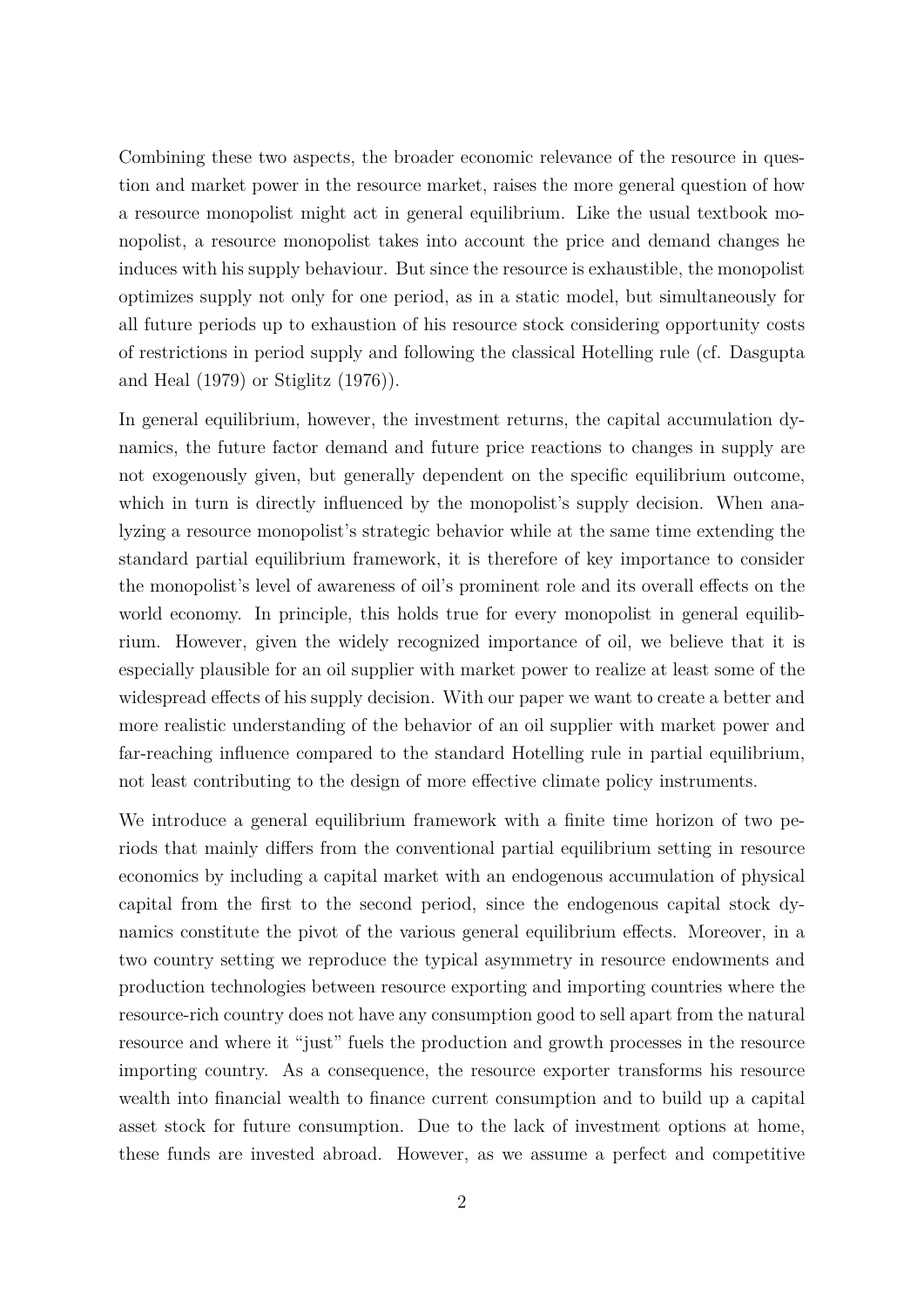Combining these two aspects, the broader economic relevance of the resource in question and market power in the resource market, raises the more general question of how a resource monopolist might act in general equilibrium. Like the usual textbook monopolist, a resource monopolist takes into account the price and demand changes he induces with his supply behaviour. But since the resource is exhaustible, the monopolist optimizes supply not only for one period, as in a static model, but simultaneously for all future periods up to exhaustion of his resource stock considering opportunity costs of restrictions in period supply and following the classical Hotelling rule (cf. Dasgupta and Heal (1979) or Stiglitz (1976)).

In general equilibrium, however, the investment returns, the capital accumulation dynamics, the future factor demand and future price reactions to changes in supply are not exogenously given, but generally dependent on the specific equilibrium outcome, which in turn is directly influenced by the monopolist's supply decision. When analyzing a resource monopolist's strategic behavior while at the same time extending the standard partial equilibrium framework, it is therefore of key importance to consider the monopolist's level of awareness of oil's prominent role and its overall effects on the world economy. In principle, this holds true for every monopolist in general equilibrium. However, given the widely recognized importance of oil, we believe that it is especially plausible for an oil supplier with market power to realize at least some of the widespread effects of his supply decision. With our paper we want to create a better and more realistic understanding of the behavior of an oil supplier with market power and far-reaching influence compared to the standard Hotelling rule in partial equilibrium, not least contributing to the design of more effective climate policy instruments.

We introduce a general equilibrium framework with a finite time horizon of two periods that mainly differs from the conventional partial equilibrium setting in resource economics by including a capital market with an endogenous accumulation of physical capital from the first to the second period, since the endogenous capital stock dynamics constitute the pivot of the various general equilibrium effects. Moreover, in a two country setting we reproduce the typical asymmetry in resource endowments and production technologies between resource exporting and importing countries where the resource-rich country does not have any consumption good to sell apart from the natural resource and where it "just" fuels the production and growth processes in the resource importing country. As a consequence, the resource exporter transforms his resource wealth into financial wealth to finance current consumption and to build up a capital asset stock for future consumption. Due to the lack of investment options at home, these funds are invested abroad. However, as we assume a perfect and competitive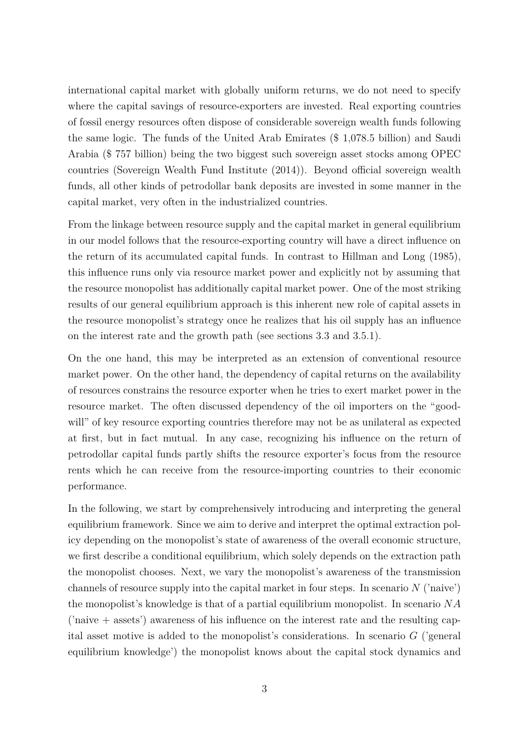international capital market with globally uniform returns, we do not need to specify where the capital savings of resource-exporters are invested. Real exporting countries of fossil energy resources often dispose of considerable sovereign wealth funds following the same logic. The funds of the United Arab Emirates ($ 1,078.5 billion) and Saudi Arabia ($ 757 billion) being the two biggest such sovereign asset stocks among OPEC countries (Sovereign Wealth Fund Institute (2014)). Beyond official sovereign wealth funds, all other kinds of petrodollar bank deposits are invested in some manner in the capital market, very often in the industrialized countries.

From the linkage between resource supply and the capital market in general equilibrium in our model follows that the resource-exporting country will have a direct influence on the return of its accumulated capital funds. In contrast to Hillman and Long (1985), this influence runs only via resource market power and explicitly not by assuming that the resource monopolist has additionally capital market power. One of the most striking results of our general equilibrium approach is this inherent new role of capital assets in the resource monopolist's strategy once he realizes that his oil supply has an influence on the interest rate and the growth path (see sections 3.3 and 3.5.1).

On the one hand, this may be interpreted as an extension of conventional resource market power. On the other hand, the dependency of capital returns on the availability of resources constrains the resource exporter when he tries to exert market power in the resource market. The often discussed dependency of the oil importers on the "goodwill" of key resource exporting countries therefore may not be as unilateral as expected at first, but in fact mutual. In any case, recognizing his influence on the return of petrodollar capital funds partly shifts the resource exporter's focus from the resource rents which he can receive from the resource-importing countries to their economic performance.

In the following, we start by comprehensively introducing and interpreting the general equilibrium framework. Since we aim to derive and interpret the optimal extraction policy depending on the monopolist's state of awareness of the overall economic structure, we first describe a conditional equilibrium, which solely depends on the extraction path the monopolist chooses. Next, we vary the monopolist's awareness of the transmission channels of resource supply into the capital market in four steps. In scenario $N$ ('naive') the monopolist's knowledge is that of a partial equilibrium monopolist. In scenario $NA$ ('naive + assets') awareness of his influence on the interest rate and the resulting capital asset motive is added to the monopolist's considerations. In scenario $G$ ('general equilibrium knowledge') the monopolist knows about the capital stock dynamics and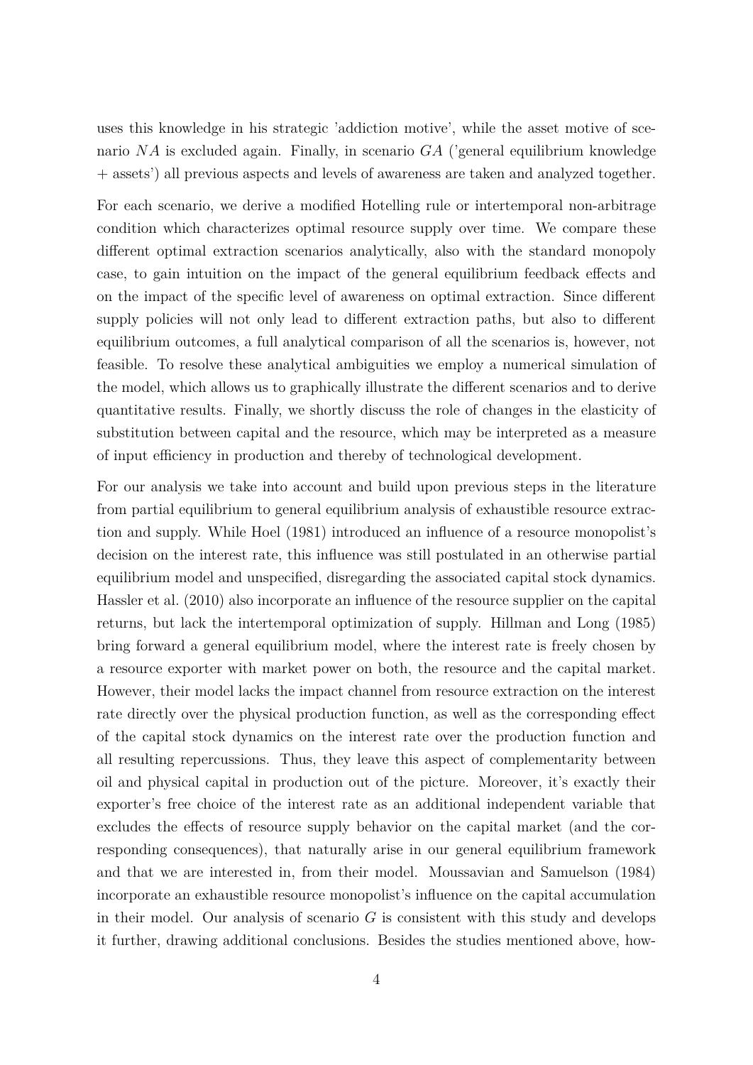uses this knowledge in his strategic 'addiction motive', while the asset motive of scenario $NA$ is excluded again. Finally, in scenario $GA$ ('general equilibrium knowledge + assets') all previous aspects and levels of awareness are taken and analyzed together.

For each scenario, we derive a modified Hotelling rule or intertemporal non-arbitrage condition which characterizes optimal resource supply over time. We compare these different optimal extraction scenarios analytically, also with the standard monopoly case, to gain intuition on the impact of the general equilibrium feedback effects and on the impact of the specific level of awareness on optimal extraction. Since different supply policies will not only lead to different extraction paths, but also to different equilibrium outcomes, a full analytical comparison of all the scenarios is, however, not feasible. To resolve these analytical ambiguities we employ a numerical simulation of the model, which allows us to graphically illustrate the different scenarios and to derive quantitative results. Finally, we shortly discuss the role of changes in the elasticity of substitution between capital and the resource, which may be interpreted as a measure of input efficiency in production and thereby of technological development.

For our analysis we take into account and build upon previous steps in the literature from partial equilibrium to general equilibrium analysis of exhaustible resource extraction and supply. While Hoel (1981) introduced an influence of a resource monopolist's decision on the interest rate, this influence was still postulated in an otherwise partial equilibrium model and unspecified, disregarding the associated capital stock dynamics. Hassler et al. (2010) also incorporate an influence of the resource supplier on the capital returns, but lack the intertemporal optimization of supply. Hillman and Long (1985) bring forward a general equilibrium model, where the interest rate is freely chosen by a resource exporter with market power on both, the resource and the capital market. However, their model lacks the impact channel from resource extraction on the interest rate directly over the physical production function, as well as the corresponding effect of the capital stock dynamics on the interest rate over the production function and all resulting repercussions. Thus, they leave this aspect of complementarity between oil and physical capital in production out of the picture. Moreover, it's exactly their exporter's free choice of the interest rate as an additional independent variable that excludes the effects of resource supply behavior on the capital market (and the corresponding consequences), that naturally arise in our general equilibrium framework and that we are interested in, from their model. Moussavian and Samuelson (1984) incorporate an exhaustible resource monopolist's influence on the capital accumulation in their model. Our analysis of scenario $G$ is consistent with this study and develops it further, drawing additional conclusions. Besides the studies mentioned above, how-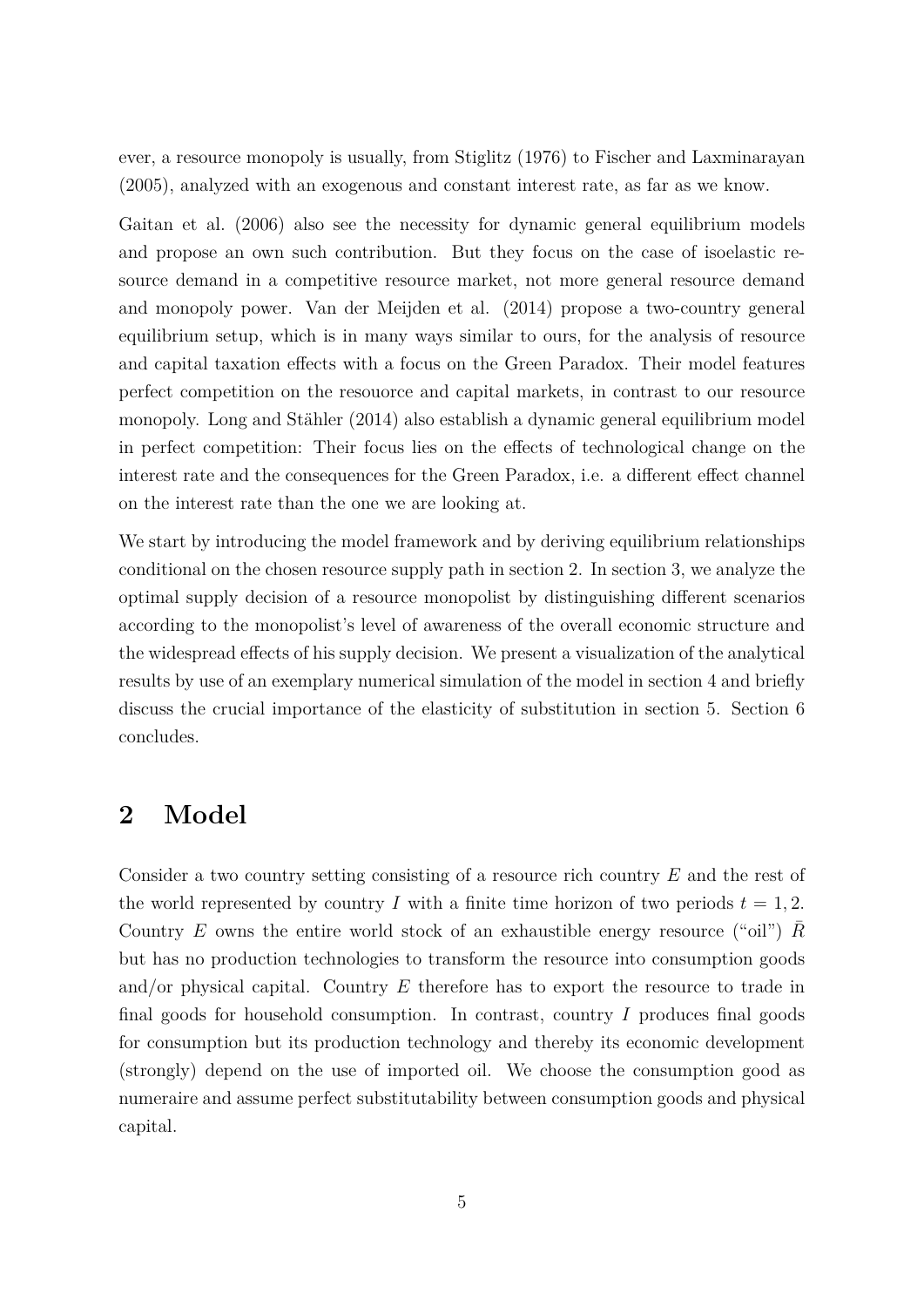ever, a resource monopoly is usually, from Stiglitz (1976) to Fischer and Laxminarayan (2005), analyzed with an exogenous and constant interest rate, as far as we know.

Gaitan et al. (2006) also see the necessity for dynamic general equilibrium models and propose an own such contribution. But they focus on the case of isoelastic resource demand in a competitive resource market, not more general resource demand and monopoly power. Van der Meijden et al. (2014) propose a two-country general equilibrium setup, which is in many ways similar to ours, for the analysis of resource and capital taxation effects with a focus on the Green Paradox. Their model features perfect competition on the resouorce and capital markets, in contrast to our resource monopoly. Long and Stähler (2014) also establish a dynamic general equilibrium model in perfect competition: Their focus lies on the effects of technological change on the interest rate and the consequences for the Green Paradox, i.e. a different effect channel on the interest rate than the one we are looking at.

We start by introducing the model framework and by deriving equilibrium relationships conditional on the chosen resource supply path in section 2. In section 3, we analyze the optimal supply decision of a resource monopolist by distinguishing different scenarios according to the monopolist's level of awareness of the overall economic structure and the widespread effects of his supply decision. We present a visualization of the analytical results by use of an exemplary numerical simulation of the model in section 4 and briefly discuss the crucial importance of the elasticity of substitution in section 5. Section 6 concludes.

# 2 Model

Consider a two country setting consisting of a resource rich country $E$ and the rest of the world represented by country $I$ with a finite time horizon of two periods $t = 1, 2$. Country $E$ owns the entire world stock of an exhaustible energy resource ("oil") $\bar{R}$ but has no production technologies to transform the resource into consumption goods and/or physical capital. Country $E$ therefore has to export the resource to trade in final goods for household consumption. In contrast, country $I$ produces final goods for consumption but its production technology and thereby its economic development (strongly) depend on the use of imported oil. We choose the consumption good as numeraire and assume perfect substitutability between consumption goods and physical capital.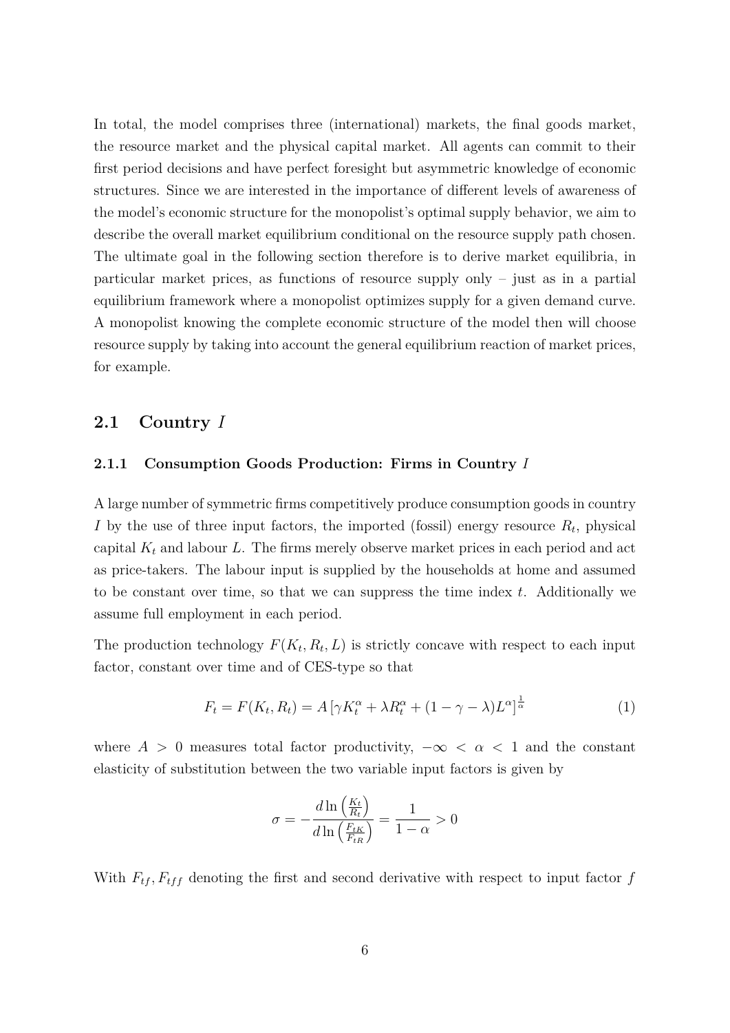In total, the model comprises three (international) markets, the final goods market, the resource market and the physical capital market. All agents can commit to their first period decisions and have perfect foresight but asymmetric knowledge of economic structures. Since we are interested in the importance of different levels of awareness of the model's economic structure for the monopolist's optimal supply behavior, we aim to describe the overall market equilibrium conditional on the resource supply path chosen. The ultimate goal in the following section therefore is to derive market equilibria, in particular market prices, as functions of resource supply only – just as in a partial equilibrium framework where a monopolist optimizes supply for a given demand curve. A monopolist knowing the complete economic structure of the model then will choose resource supply by taking into account the general equilibrium reaction of market prices, for example.

## 2.1 Country $I$

### 2.1.1 Consumption Goods Production: Firms in Country $I$

A large number of symmetric firms competitively produce consumption goods in country $I$ by the use of three input factors, the imported (fossil) energy resource $R_t$, physical capital $K_t$ and labour $L$. The firms merely observe market prices in each period and act as price-takers. The labour input is supplied by the households at home and assumed to be constant over time, so that we can suppress the time index $t$. Additionally we assume full employment in each period.

The production technology $F(K_t, R_t, L)$ is strictly concave with respect to each input factor, constant over time and of CES-type so that

$$F_t = F(K_t, R_t) = A\left[\gamma K_t^{\alpha} + \lambda R_t^{\alpha} + (1-\gamma-\lambda)L^{\alpha}\right]^{\frac{1}{\alpha}} \tag{1}$$

where $A > 0$ measures total factor productivity, $-\infty < \alpha < 1$ and the constant elasticity of substitution between the two variable input factors is given by

$$\sigma = -\frac{d\ln\left(\frac{K_t}{R_t}\right)}{d\ln\left(\frac{F_{tK}}{F_{tR}}\right)} = \frac{1}{1-\alpha} > 0$$

With $F_{tf}, F_{tff}$ denoting the first and second derivative with respect to input factor $f$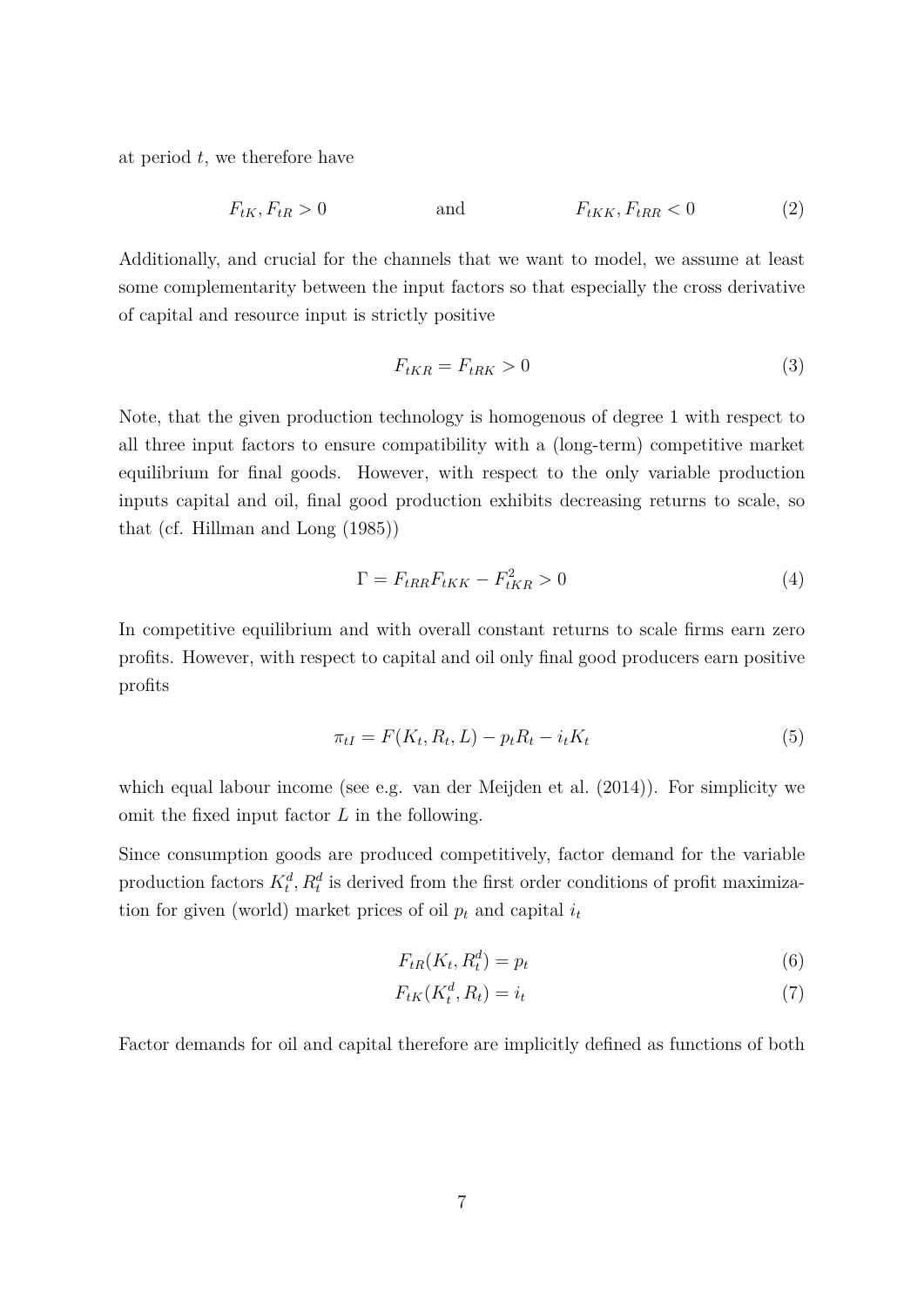at period $t$, we therefore have

$$F_{tK}, F_{tR} > 0 \qquad\qquad \text{and} \qquad\qquad F_{tKK}, F_{tRR} < 0 \tag{2}$$

Additionally, and crucial for the channels that we want to model, we assume at least some complementarity between the input factors so that especially the cross derivative of capital and resource input is strictly positive

$$F_{tKR} = F_{tRK} > 0 \tag{3}$$

Note, that the given production technology is homogenous of degree 1 with respect to all three input factors to ensure compatibility with a (long-term) competitive market equilibrium for final goods. However, with respect to the only variable production inputs capital and oil, final good production exhibits decreasing returns to scale, so that (cf. Hillman and Long (1985))

$$\Gamma = F_{tRR}F_{tKK} - F_{tKR}^2 > 0 \tag{4}$$

In competitive equilibrium and with overall constant returns to scale firms earn zero profits. However, with respect to capital and oil only final good producers earn positive profits

$$\pi_{tI} = F(K_t, R_t, L) - p_t R_t - i_t K_t \tag{5}$$

which equal labour income (see e.g. van der Meijden et al. (2014)). For simplicity we omit the fixed input factor $L$ in the following.

Since consumption goods are produced competitively, factor demand for the variable production factors $K_t^d, R_t^d$ is derived from the first order conditions of profit maximization for given (world) market prices of oil $p_t$ and capital $i_t$

$$F_{tR}(K_t, R_t^d) = p_t \tag{6}$$

$$F_{tK}(K_t^d, R_t) = i_t \tag{7}$$

Factor demands for oil and capital therefore are implicitly defined as functions of both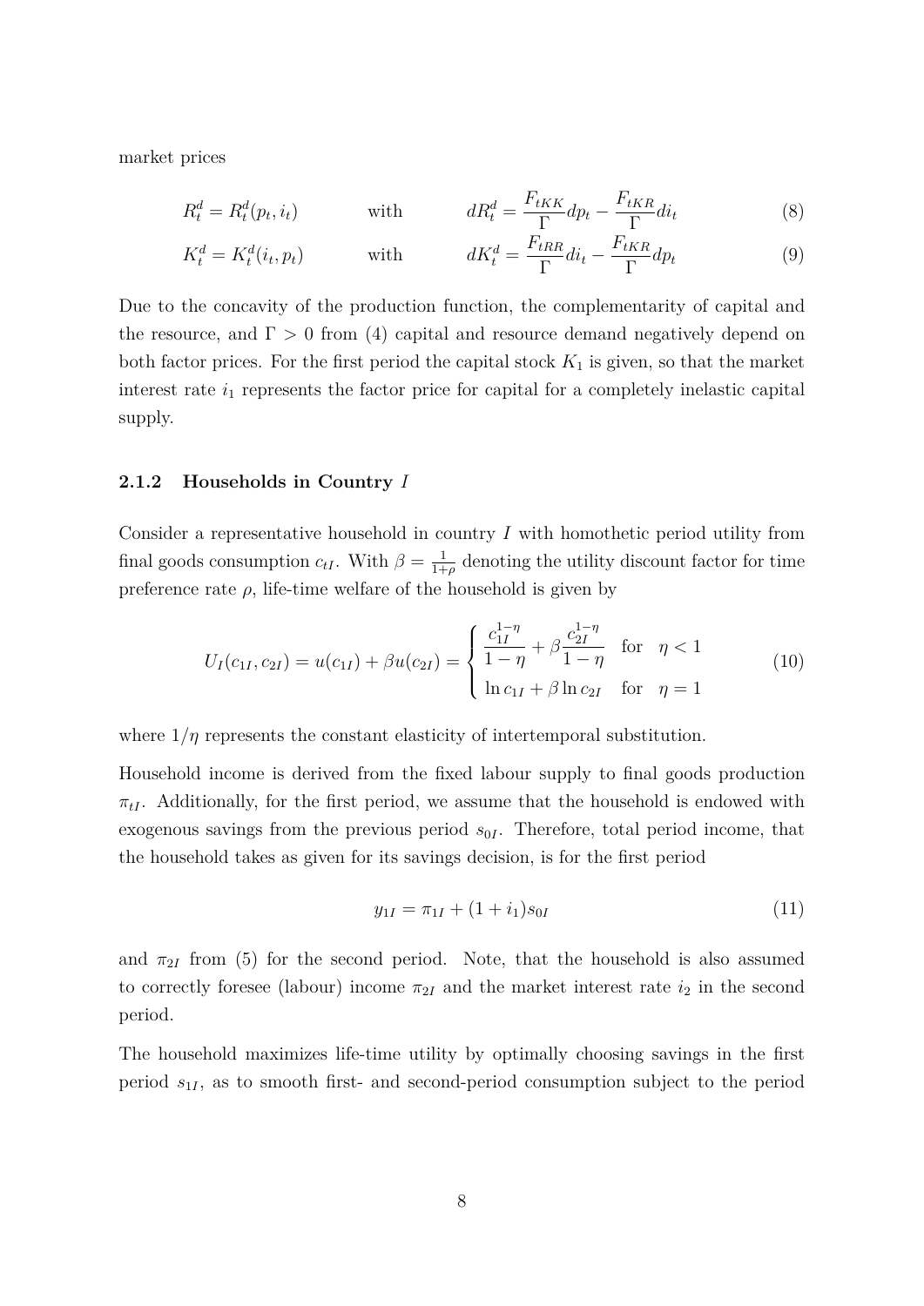market prices

$$R_t^d = R_t^d(p_t, i_t) \qquad \text{with} \qquad dR_t^d = \frac{F_{tKK}}{\Gamma}dp_t - \frac{F_{tKR}}{\Gamma}di_t \tag{8}$$

$$K_t^d = K_t^d(i_t, p_t) \qquad \text{with} \qquad dK_t^d = \frac{F_{tRR}}{\Gamma}di_t - \frac{F_{tKR}}{\Gamma}dp_t \tag{9}$$

Due to the concavity of the production function, the complementarity of capital and the resource, and $\Gamma > 0$ from (4) capital and resource demand negatively depend on both factor prices. For the first period the capital stock $K_1$ is given, so that the market interest rate $i_1$ represents the factor price for capital for a completely inelastic capital supply.

### 2.1.2 Households in Country $I$

Consider a representative household in country $I$ with homothetic period utility from final goods consumption $c_{tI}$. With $\beta = \frac{1}{1+\rho}$ denoting the utility discount factor for time preference rate $\rho$, life-time welfare of the household is given by

$$U_I(c_{1I}, c_{2I}) = u(c_{1I}) + \beta u(c_{2I}) = \begin{cases} \dfrac{c_{1I}^{1-\eta}}{1-\eta} + \beta \dfrac{c_{2I}^{1-\eta}}{1-\eta} & \text{for} \quad \eta < 1 \\ \ln c_{1I} + \beta \ln c_{2I} & \text{for} \quad \eta = 1 \end{cases} \tag{10}$$

where $1/\eta$ represents the constant elasticity of intertemporal substitution.

Household income is derived from the fixed labour supply to final goods production $\pi_{tI}$. Additionally, for the first period, we assume that the household is endowed with exogenous savings from the previous period $s_{0I}$. Therefore, total period income, that the household takes as given for its savings decision, is for the first period

$$y_{1I} = \pi_{1I} + (1 + i_1)s_{0I} \tag{11}$$

and $\pi_{2I}$ from (5) for the second period. Note, that the household is also assumed to correctly foresee (labour) income $\pi_{2I}$ and the market interest rate $i_2$ in the second period.

The household maximizes life-time utility by optimally choosing savings in the first period $s_{1I}$, as to smooth first- and second-period consumption subject to the period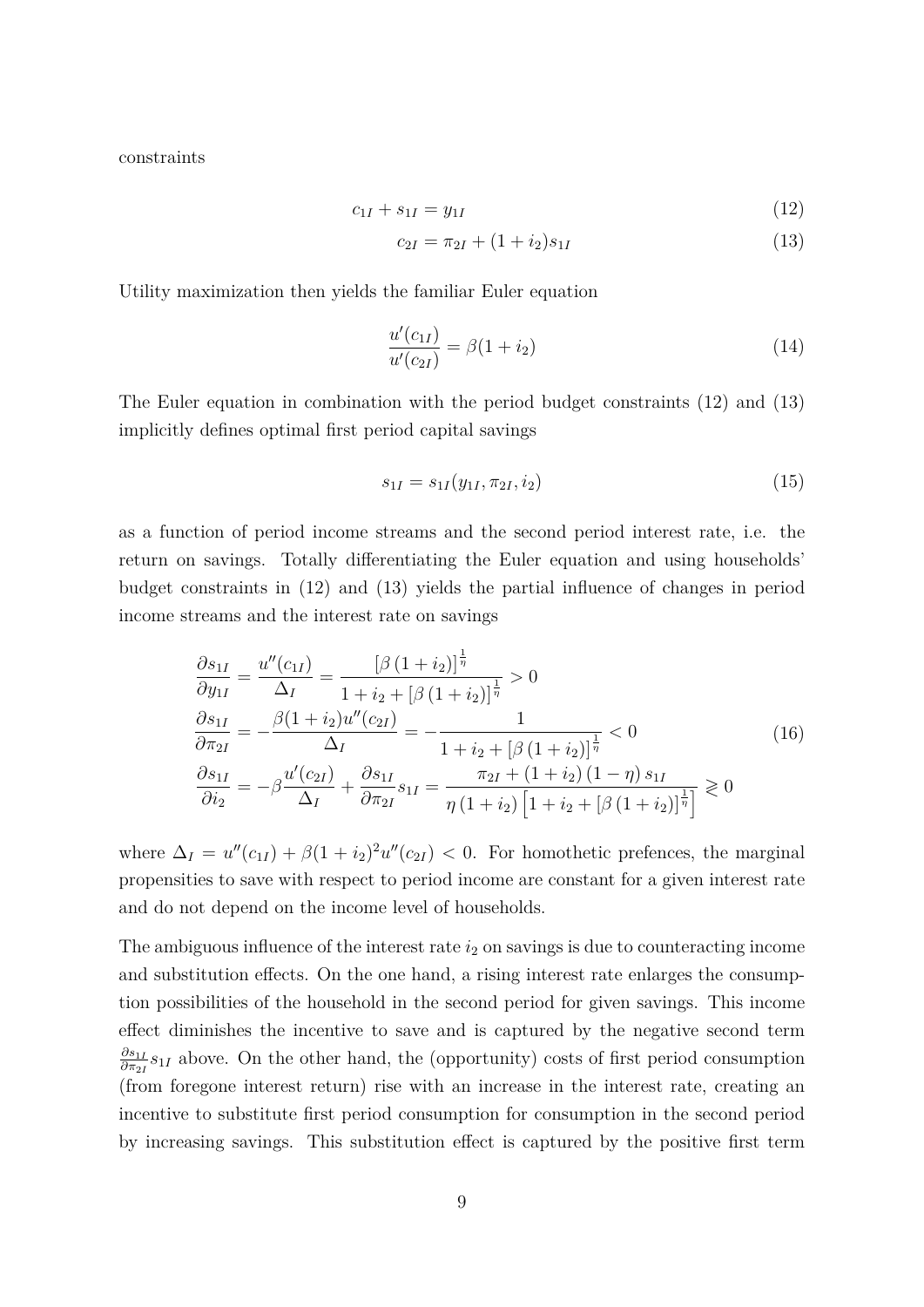constraints

$$c_{1I} + s_{1I} = y_{1I} \tag{12}$$

$$c_{2I} = \pi_{2I} + (1 + i_2)s_{1I} \tag{13}$$

Utility maximization then yields the familiar Euler equation

$$\frac{u'(c_{1I})}{u'(c_{2I})} = \beta(1 + i_2) \tag{14}$$

The Euler equation in combination with the period budget constraints (12) and (13) implicitly defines optimal first period capital savings

$$s_{1I} = s_{1I}(y_{1I}, \pi_{2I}, i_2) \tag{15}$$

as a function of period income streams and the second period interest rate, i.e. the return on savings. Totally differentiating the Euler equation and using households' budget constraints in (12) and (13) yields the partial influence of changes in period income streams and the interest rate on savings

$$
\begin{aligned}
\frac{\partial s_{1I}}{\partial y_{1I}} &= \frac{u''(c_{1I})}{\Delta_I} = \frac{\left[\beta\left(1+i_2\right)\right]^{\frac{1}{\eta}}}{1 + i_2 + \left[\beta\left(1+i_2\right)\right]^{\frac{1}{\eta}}} > 0 \\
\frac{\partial s_{1I}}{\partial \pi_{2I}} &= -\frac{\beta(1+i_2)u''(c_{2I})}{\Delta_I} = -\frac{1}{1 + i_2 + \left[\beta\left(1+i_2\right)\right]^{\frac{1}{\eta}}} < 0 \\
\frac{\partial s_{1I}}{\partial i_2} &= -\beta\frac{u'(c_{2I})}{\Delta_I} + \frac{\partial s_{1I}}{\partial \pi_{2I}} s_{1I} = \frac{\pi_{2I} + \left(1+i_2\right)\left(1-\eta\right)s_{1I}}{\eta\left(1+i_2\right)\left[1 + i_2 + \left[\beta\left(1+i_2\right)\right]^{\frac{1}{\eta}}\right]} \gtrless 0
\end{aligned} \tag{16}
$$

where $\Delta_I = u''(c_{1I}) + \beta(1 + i_2)^2 u''(c_{2I}) < 0$. For homothetic prefences, the marginal propensities to save with respect to period income are constant for a given interest rate and do not depend on the income level of households.

The ambiguous influence of the interest rate $i_2$ on savings is due to counteracting income and substitution effects. On the one hand, a rising interest rate enlarges the consumption possibilities of the household in the second period for given savings. This income effect diminishes the incentive to save and is captured by the negative second term $\frac{\partial s_{1I}}{\partial \pi_{2I}} s_{1I}$ above. On the other hand, the (opportunity) costs of first period consumption (from foregone interest return) rise with an increase in the interest rate, creating an incentive to substitute first period consumption for consumption in the second period by increasing savings. This substitution effect is captured by the positive first term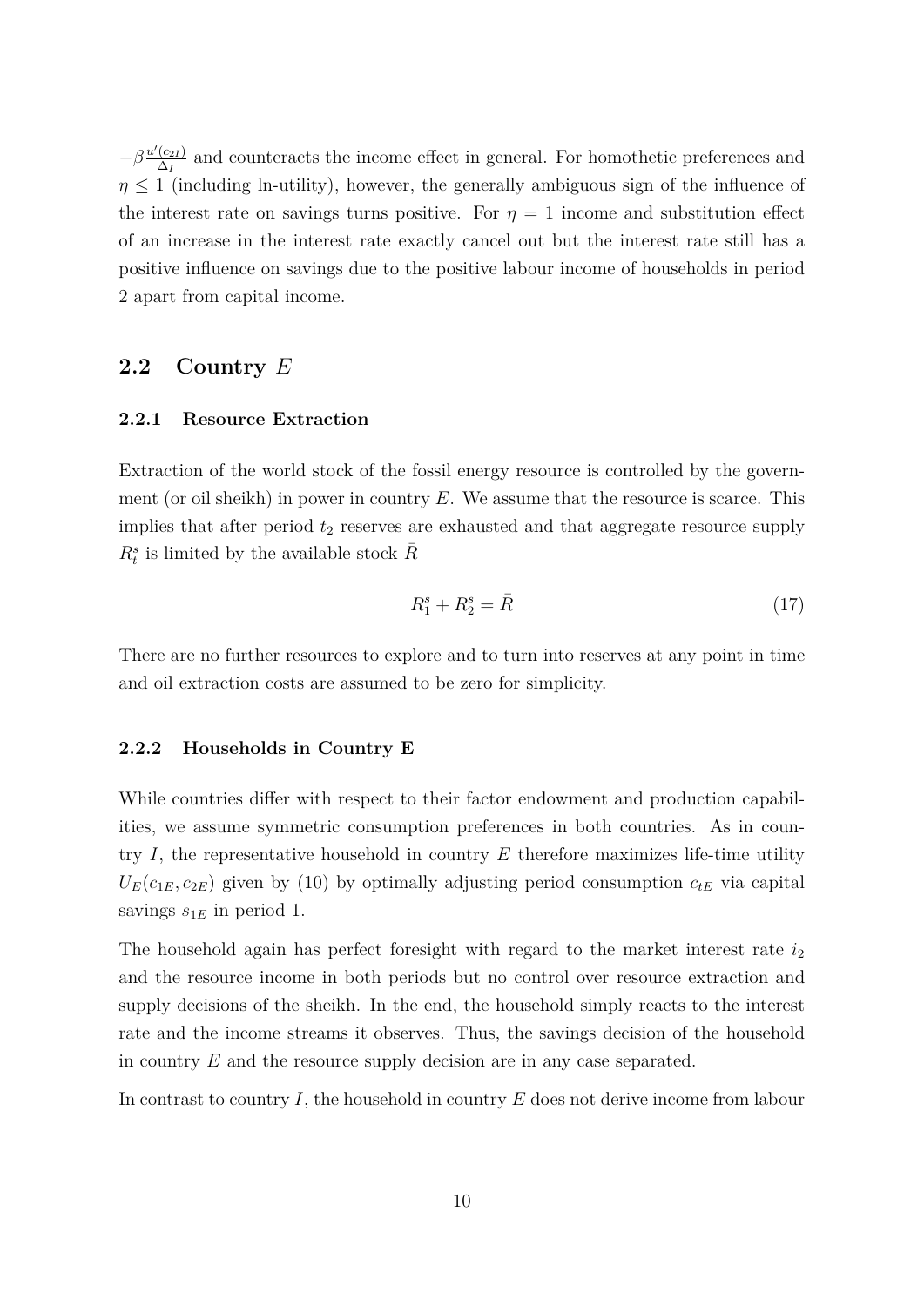$-\beta\frac{u'(c_{2I})}{\Delta_I}$ and counteracts the income effect in general. For homothetic preferences and $\eta \leq 1$ (including ln-utility), however, the generally ambiguous sign of the influence of the interest rate on savings turns positive. For $\eta = 1$ income and substitution effect of an increase in the interest rate exactly cancel out but the interest rate still has a positive influence on savings due to the positive labour income of households in period 2 apart from capital income.

## 2.2 Country $E$

### 2.2.1 Resource Extraction

Extraction of the world stock of the fossil energy resource is controlled by the government (or oil sheikh) in power in country $E$. We assume that the resource is scarce. This implies that after period $t_2$ reserves are exhausted and that aggregate resource supply $R_t^s$ is limited by the available stock $\bar{R}$

$$R_1^s + R_2^s = \bar{R} \tag{17}$$

There are no further resources to explore and to turn into reserves at any point in time and oil extraction costs are assumed to be zero for simplicity.

### 2.2.2 Households in Country E

While countries differ with respect to their factor endowment and production capabilities, we assume symmetric consumption preferences in both countries. As in country $I$, the representative household in country $E$ therefore maximizes life-time utility $U_E(c_{1E}, c_{2E})$ given by (10) by optimally adjusting period consumption $c_{tE}$ via capital savings $s_{1E}$ in period 1.

The household again has perfect foresight with regard to the market interest rate $i_2$ and the resource income in both periods but no control over resource extraction and supply decisions of the sheikh. In the end, the household simply reacts to the interest rate and the income streams it observes. Thus, the savings decision of the household in country $E$ and the resource supply decision are in any case separated.

In contrast to country $I$, the household in country $E$ does not derive income from labour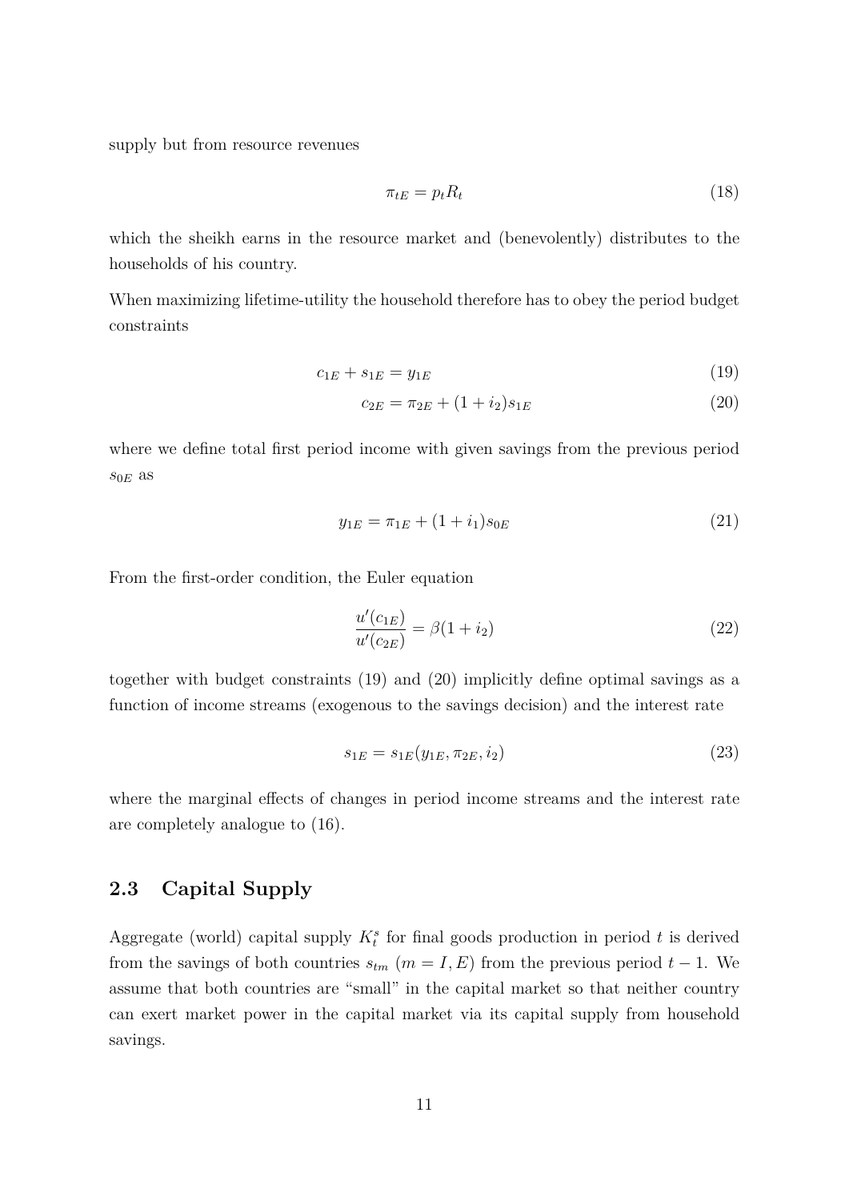supply but from resource revenues

$$\pi_{tE} = p_t R_t \tag{18}$$

which the sheikh earns in the resource market and (benevolently) distributes to the households of his country.

When maximizing lifetime-utility the household therefore has to obey the period budget constraints

$$c_{1E} + s_{1E} = y_{1E} \tag{19}$$

$$c_{2E} = \pi_{2E} + (1 + i_2)s_{1E} \tag{20}$$

where we define total first period income with given savings from the previous period $s_{0E}$ as

$$y_{1E} = \pi_{1E} + (1 + i_1)s_{0E} \tag{21}$$

From the first-order condition, the Euler equation

$$\frac{u'(c_{1E})}{u'(c_{2E})} = \beta(1 + i_2) \tag{22}$$

together with budget constraints (19) and (20) implicitly define optimal savings as a function of income streams (exogenous to the savings decision) and the interest rate

$$s_{1E} = s_{1E}(y_{1E}, \pi_{2E}, i_2) \tag{23}$$

where the marginal effects of changes in period income streams and the interest rate are completely analogue to (16).

## 2.3 Capital Supply

Aggregate (world) capital supply $K_t^s$ for final goods production in period $t$ is derived from the savings of both countries $s_{tm}$ ($m = I, E$) from the previous period $t - 1$. We assume that both countries are "small" in the capital market so that neither country can exert market power in the capital market via its capital supply from household savings.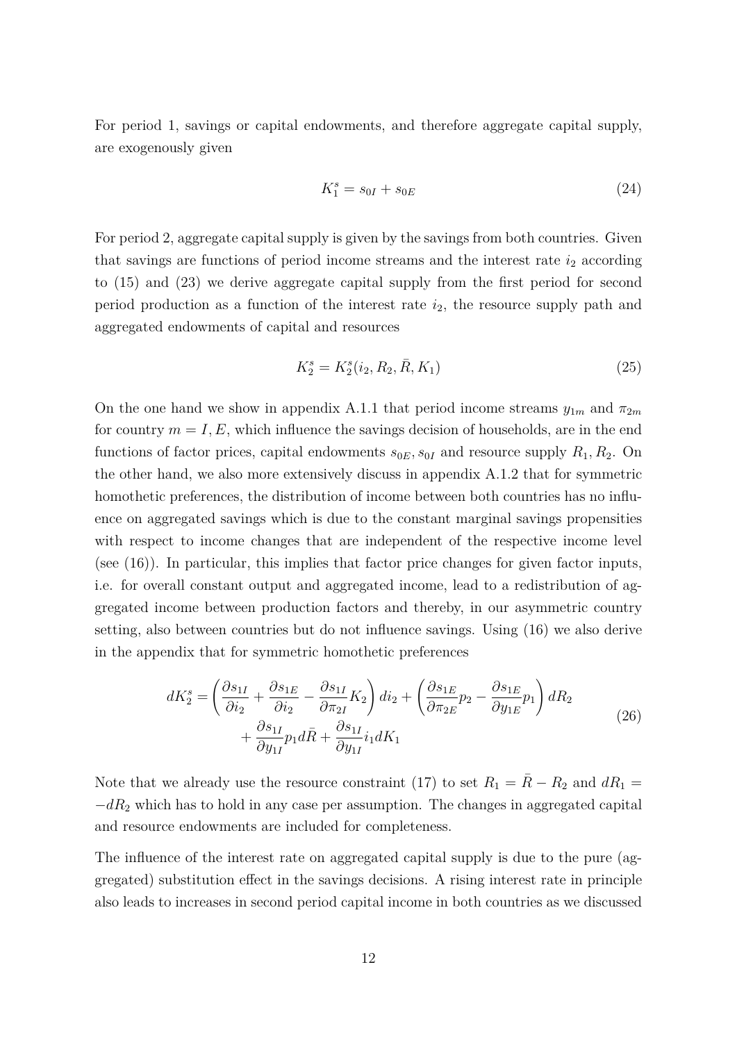For period 1, savings or capital endowments, and therefore aggregate capital supply, are exogenously given

$$K_1^s = s_{0I} + s_{0E} \tag{24}$$

For period 2, aggregate capital supply is given by the savings from both countries. Given that savings are functions of period income streams and the interest rate $i_2$ according to (15) and (23) we derive aggregate capital supply from the first period for second period production as a function of the interest rate $i_2$, the resource supply path and aggregated endowments of capital and resources

$$K_2^s = K_2^s(i_2, R_2, \bar{R}, K_1) \tag{25}$$

On the one hand we show in appendix A.1.1 that period income streams $y_{1m}$ and $\pi_{2m}$ for country $m = I, E$, which influence the savings decision of households, are in the end functions of factor prices, capital endowments $s_{0E}, s_{0I}$ and resource supply $R_1, R_2$. On the other hand, we also more extensively discuss in appendix A.1.2 that for symmetric homothetic preferences, the distribution of income between both countries has no influence on aggregated savings which is due to the constant marginal savings propensities with respect to income changes that are independent of the respective income level (see (16)). In particular, this implies that factor price changes for given factor inputs, i.e. for overall constant output and aggregated income, lead to a redistribution of aggregated income between production factors and thereby, in our asymmetric country setting, also between countries but do not influence savings. Using (16) we also derive in the appendix that for symmetric homothetic preferences

$$\begin{aligned} dK_2^s = &\left(\frac{\partial s_{1I}}{\partial i_2} + \frac{\partial s_{1E}}{\partial i_2} - \frac{\partial s_{1I}}{\partial \pi_{2I}} K_2\right) di_2 + \left(\frac{\partial s_{1E}}{\partial \pi_{2E}} p_2 - \frac{\partial s_{1E}}{\partial y_{1E}} p_1\right) dR_2 \\ &+ \frac{\partial s_{1I}}{\partial y_{1I}} p_1 d\bar{R} + \frac{\partial s_{1I}}{\partial y_{1I}} i_1 dK_1 \end{aligned} \tag{26}$$

Note that we already use the resource constraint (17) to set $R_1 = \bar{R} - R_2$ and $dR_1 = -dR_2$ which has to hold in any case per assumption. The changes in aggregated capital and resource endowments are included for completeness.

The influence of the interest rate on aggregated capital supply is due to the pure (aggregated) substitution effect in the savings decisions. A rising interest rate in principle also leads to increases in second period capital income in both countries as we discussed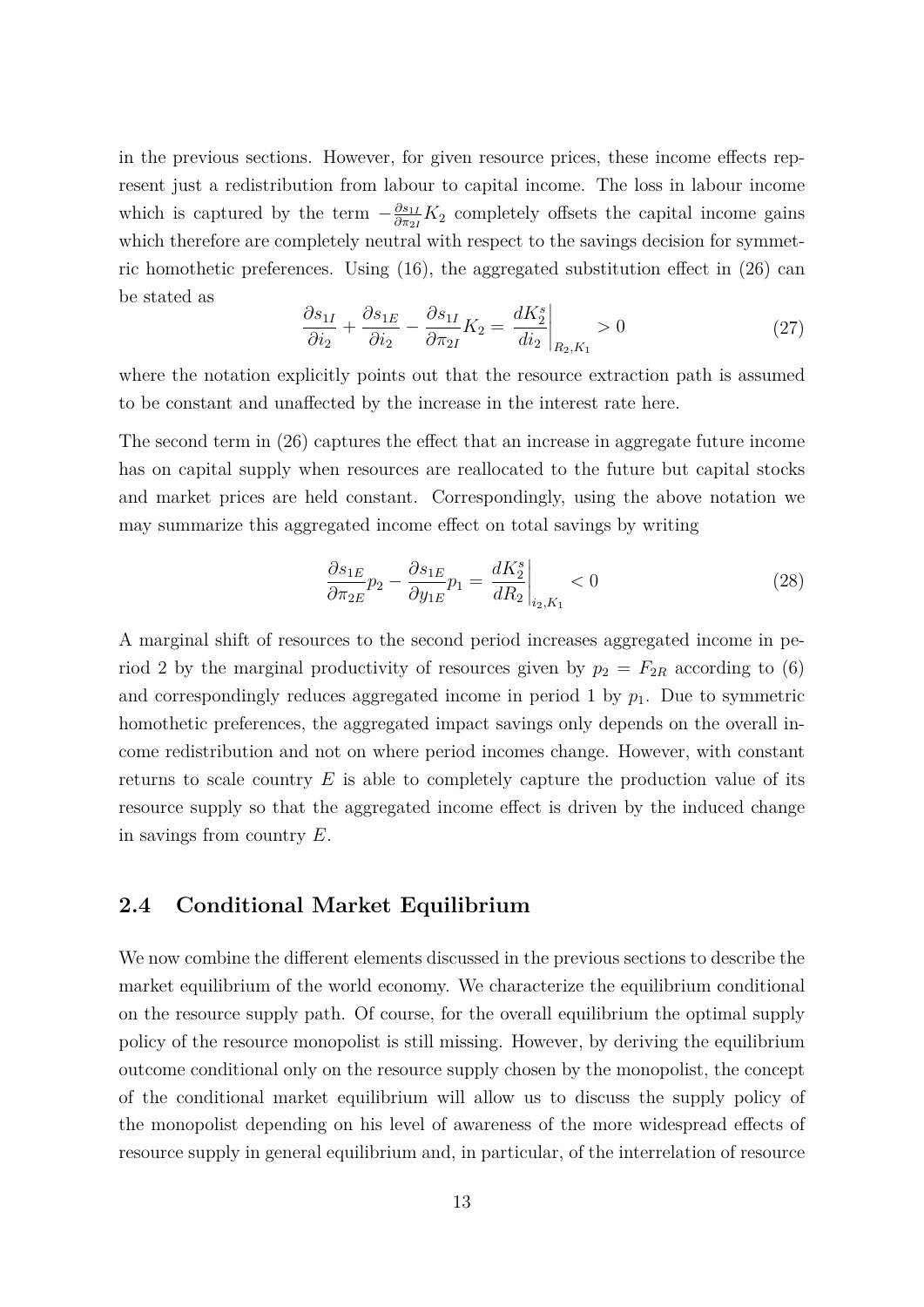in the previous sections. However, for given resource prices, these income effects represent just a redistribution from labour to capital income. The loss in labour income which is captured by the term $-\frac{\partial s_{1I}}{\partial \pi_{2I}} K_2$ completely offsets the capital income gains which therefore are completely neutral with respect to the savings decision for symmetric homothetic preferences. Using (16), the aggregated substitution effect in (26) can be stated as

$$\frac{\partial s_{1I}}{\partial i_2} + \frac{\partial s_{1E}}{\partial i_2} - \frac{\partial s_{1I}}{\partial \pi_{2I}} K_2 = \left. \frac{dK_2^s}{di_2} \right|_{R_2, K_1} > 0 \tag{27}$$

where the notation explicitly points out that the resource extraction path is assumed to be constant and unaffected by the increase in the interest rate here.

The second term in (26) captures the effect that an increase in aggregate future income has on capital supply when resources are reallocated to the future but capital stocks and market prices are held constant. Correspondingly, using the above notation we may summarize this aggregated income effect on total savings by writing

$$\frac{\partial s_{1E}}{\partial \pi_{2E}} p_2 - \frac{\partial s_{1E}}{\partial y_{1E}} p_1 = \left. \frac{dK_2^s}{dR_2} \right|_{i_2, K_1} < 0 \tag{28}$$

A marginal shift of resources to the second period increases aggregated income in period 2 by the marginal productivity of resources given by $p_2 = F_{2R}$ according to (6) and correspondingly reduces aggregated income in period 1 by $p_1$. Due to symmetric homothetic preferences, the aggregated impact savings only depends on the overall income redistribution and not on where period incomes change. However, with constant returns to scale country $E$ is able to completely capture the production value of its resource supply so that the aggregated income effect is driven by the induced change in savings from country $E$.

## 2.4 Conditional Market Equilibrium

We now combine the different elements discussed in the previous sections to describe the market equilibrium of the world economy. We characterize the equilibrium conditional on the resource supply path. Of course, for the overall equilibrium the optimal supply policy of the resource monopolist is still missing. However, by deriving the equilibrium outcome conditional only on the resource supply chosen by the monopolist, the concept of the conditional market equilibrium will allow us to discuss the supply policy of the monopolist depending on his level of awareness of the more widespread effects of resource supply in general equilibrium and, in particular, of the interrelation of resource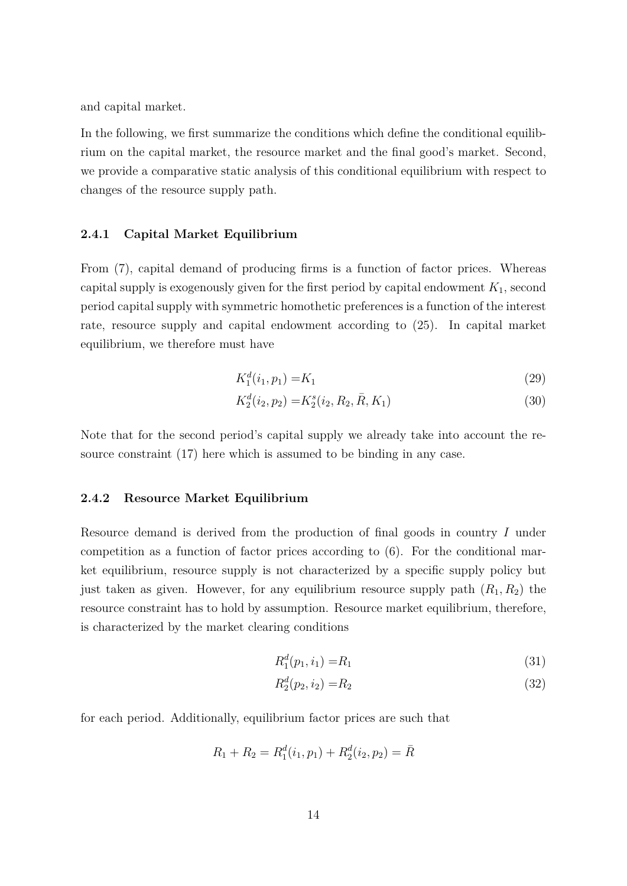and capital market.

In the following, we first summarize the conditions which define the conditional equilibrium on the capital market, the resource market and the final good's market. Second, we provide a comparative static analysis of this conditional equilibrium with respect to changes of the resource supply path.

### 2.4.1 Capital Market Equilibrium

From (7), capital demand of producing firms is a function of factor prices. Whereas capital supply is exogenously given for the first period by capital endowment $K_1$, second period capital supply with symmetric homothetic preferences is a function of the interest rate, resource supply and capital endowment according to (25). In capital market equilibrium, we therefore must have

$$K_1^d(i_1, p_1) = K_1 \tag{29}$$

$$K_2^d(i_2, p_2) = K_2^s(i_2, R_2, \bar{R}, K_1) \tag{30}$$

Note that for the second period's capital supply we already take into account the resource constraint (17) here which is assumed to be binding in any case.

### 2.4.2 Resource Market Equilibrium

Resource demand is derived from the production of final goods in country $I$ under competition as a function of factor prices according to (6). For the conditional market equilibrium, resource supply is not characterized by a specific supply policy but just taken as given. However, for any equilibrium resource supply path $(R_1, R_2)$ the resource constraint has to hold by assumption. Resource market equilibrium, therefore, is characterized by the market clearing conditions

$$R_1^d(p_1, i_1) = R_1 \tag{31}$$

$$R_2^d(p_2, i_2) = R_2 \tag{32}$$

for each period. Additionally, equilibrium factor prices are such that

$$R_1 + R_2 = R_1^d(i_1, p_1) + R_2^d(i_2, p_2) = \bar{R}$$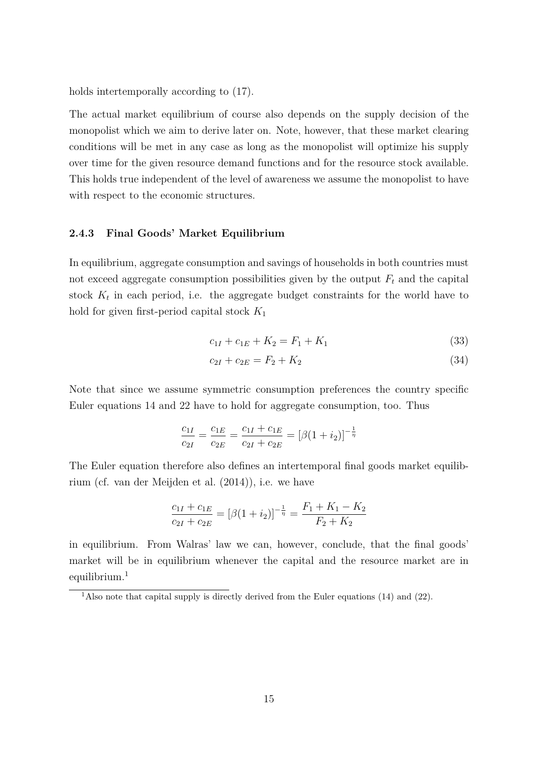holds intertemporally according to (17).

The actual market equilibrium of course also depends on the supply decision of the monopolist which we aim to derive later on. Note, however, that these market clearing conditions will be met in any case as long as the monopolist will optimize his supply over time for the given resource demand functions and for the resource stock available. This holds true independent of the level of awareness we assume the monopolist to have with respect to the economic structures.

### 2.4.3 Final Goods' Market Equilibrium

In equilibrium, aggregate consumption and savings of households in both countries must not exceed aggregate consumption possibilities given by the output $F_t$ and the capital stock $K_t$ in each period, i.e. the aggregate budget constraints for the world have to hold for given first-period capital stock $K_1$

$$c_{1I} + c_{1E} + K_2 = F_1 + K_1 \tag{33}$$

$$c_{2I} + c_{2E} = F_2 + K_2 \tag{34}$$

Note that since we assume symmetric consumption preferences the country specific Euler equations 14 and 22 have to hold for aggregate consumption, too. Thus

$$\frac{c_{1I}}{c_{2I}} = \frac{c_{1E}}{c_{2E}} = \frac{c_{1I} + c_{1E}}{c_{2I} + c_{2E}} = [\beta(1 + i_2)]^{-\frac{1}{\eta}}$$

The Euler equation therefore also defines an intertemporal final goods market equilibrium (cf. van der Meijden et al. (2014)), i.e. we have

$$\frac{c_{1I} + c_{1E}}{c_{2I} + c_{2E}} = [\beta(1 + i_2)]^{-\frac{1}{\eta}} = \frac{F_1 + K_1 - K_2}{F_2 + K_2}$$

in equilibrium. From Walras' law we can, however, conclude, that the final goods' market will be in equilibrium whenever the capital and the resource market are in equilibrium.[1]

[1] Also note that capital supply is directly derived from the Euler equations (14) and (22).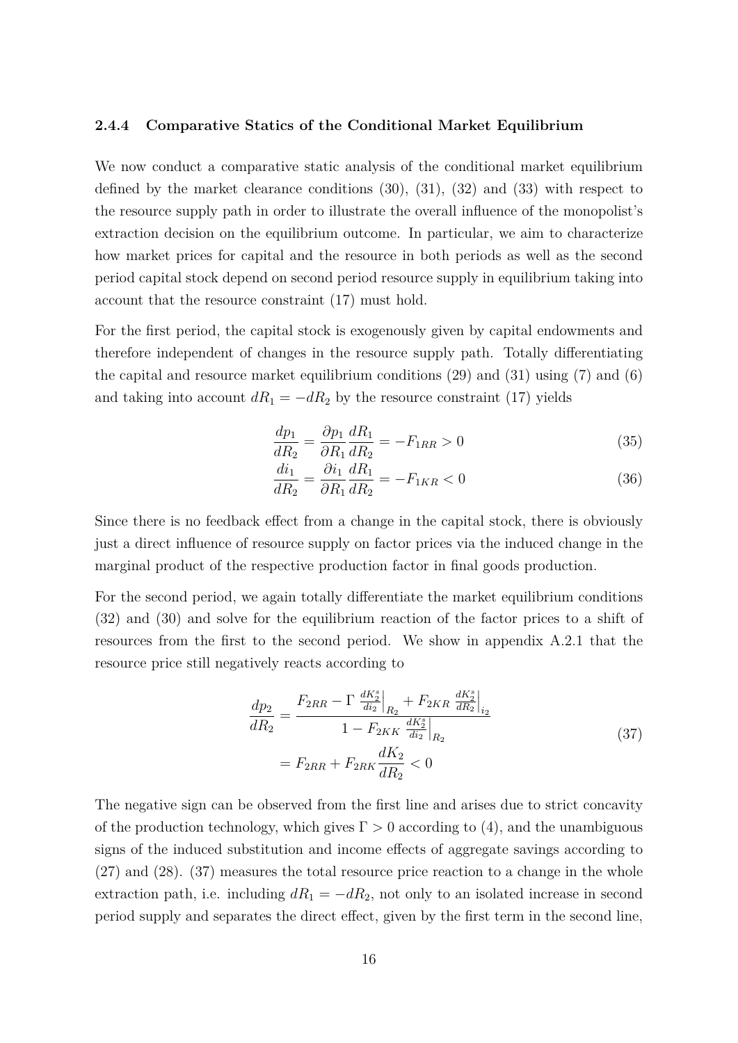### 2.4.4 Comparative Statics of the Conditional Market Equilibrium

We now conduct a comparative static analysis of the conditional market equilibrium defined by the market clearance conditions (30), (31), (32) and (33) with respect to the resource supply path in order to illustrate the overall influence of the monopolist's extraction decision on the equilibrium outcome. In particular, we aim to characterize how market prices for capital and the resource in both periods as well as the second period capital stock depend on second period resource supply in equilibrium taking into account that the resource constraint (17) must hold.

For the first period, the capital stock is exogenously given by capital endowments and therefore independent of changes in the resource supply path. Totally differentiating the capital and resource market equilibrium conditions (29) and (31) using (7) and (6) and taking into account $dR_1 = -dR_2$ by the resource constraint (17) yields

$$\frac{dp_1}{dR_2} = \frac{\partial p_1}{\partial R_1}\frac{dR_1}{dR_2} = -F_{1RR} > 0 \tag{35}$$

$$\frac{di_1}{dR_2} = \frac{\partial i_1}{\partial R_1}\frac{dR_1}{dR_2} = -F_{1KR} < 0 \tag{36}$$

Since there is no feedback effect from a change in the capital stock, there is obviously just a direct influence of resource supply on factor prices via the induced change in the marginal product of the respective production factor in final goods production.

For the second period, we again totally differentiate the market equilibrium conditions (32) and (30) and solve for the equilibrium reaction of the factor prices to a shift of resources from the first to the second period. We show in appendix A.2.1 that the resource price still negatively reacts according to

$$\begin{aligned}\frac{dp_2}{dR_2} &= \frac{F_{2RR} - \Gamma \left.\frac{dK_2^s}{di_2}\right|_{R_2} + F_{2KR} \left.\frac{dK_2^s}{dR_2}\right|_{i_2}}{1 - F_{2KK} \left.\frac{dK_2^s}{di_2}\right|_{R_2}} \\ &= F_{2RR} + F_{2RK}\frac{dK_2}{dR_2} < 0\end{aligned} \tag{37}$$

The negative sign can be observed from the first line and arises due to strict concavity of the production technology, which gives $\Gamma > 0$ according to (4), and the unambiguous signs of the induced substitution and income effects of aggregate savings according to (27) and (28). (37) measures the total resource price reaction to a change in the whole extraction path, i.e. including $dR_1 = -dR_2$, not only to an isolated increase in second period supply and separates the direct effect, given by the first term in the second line,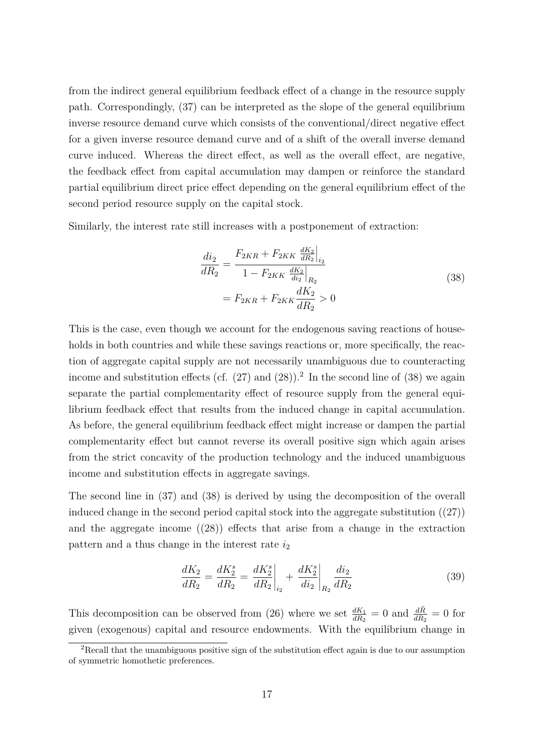from the indirect general equilibrium feedback effect of a change in the resource supply path. Correspondingly, (37) can be interpreted as the slope of the general equilibrium inverse resource demand curve which consists of the conventional/direct negative effect for a given inverse resource demand curve and of a shift of the overall inverse demand curve induced. Whereas the direct effect, as well as the overall effect, are negative, the feedback effect from capital accumulation may dampen or reinforce the standard partial equilibrium direct price effect depending on the general equilibrium effect of the second period resource supply on the capital stock.

Similarly, the interest rate still increases with a postponement of extraction:

$$
\begin{aligned}
\frac{di_2}{dR_2} &= \frac{F_{2KR} + F_{2KK} \left.\frac{dK_2}{dR_2}\right|_{i_2}}{1 - F_{2KK} \left.\frac{dK_2}{di_2}\right|_{R_2}} \\
&= F_{2KR} + F_{2KK} \frac{dK_2}{dR_2} > 0
\end{aligned}
\tag{38}
$$

This is the case, even though we account for the endogenous saving reactions of households in both countries and while these savings reactions or, more specifically, the reaction of aggregate capital supply are not necessarily unambiguous due to counteracting income and substitution effects (cf. (27) and (28)).[2] In the second line of (38) we again separate the partial complementarity effect of resource supply from the general equilibrium feedback effect that results from the induced change in capital accumulation. As before, the general equilibrium feedback effect might increase or dampen the partial complementarity effect but cannot reverse its overall positive sign which again arises from the strict concavity of the production technology and the induced unambiguous income and substitution effects in aggregate savings.

The second line in (37) and (38) is derived by using the decomposition of the overall induced change in the second period capital stock into the aggregate substitution ((27)) and the aggregate income ((28)) effects that arise from a change in the extraction pattern and a thus change in the interest rate $i_2$

$$
\frac{dK_2}{dR_2} = \frac{dK_2^s}{dR_2} = \left.\frac{dK_2^s}{dR_2}\right|_{i_2} + \left.\frac{dK_2^s}{di_2}\right|_{R_2} \frac{di_2}{dR_2}
\tag{39}
$$

This decomposition can be observed from (26) where we set $\frac{dK_1}{dR_2} = 0$ and $\frac{d\bar{R}}{dR_2} = 0$ for given (exogenous) capital and resource endowments. With the equilibrium change in

[2] Recall that the unambiguous positive sign of the substitution effect again is due to our assumption of symmetric homothetic preferences.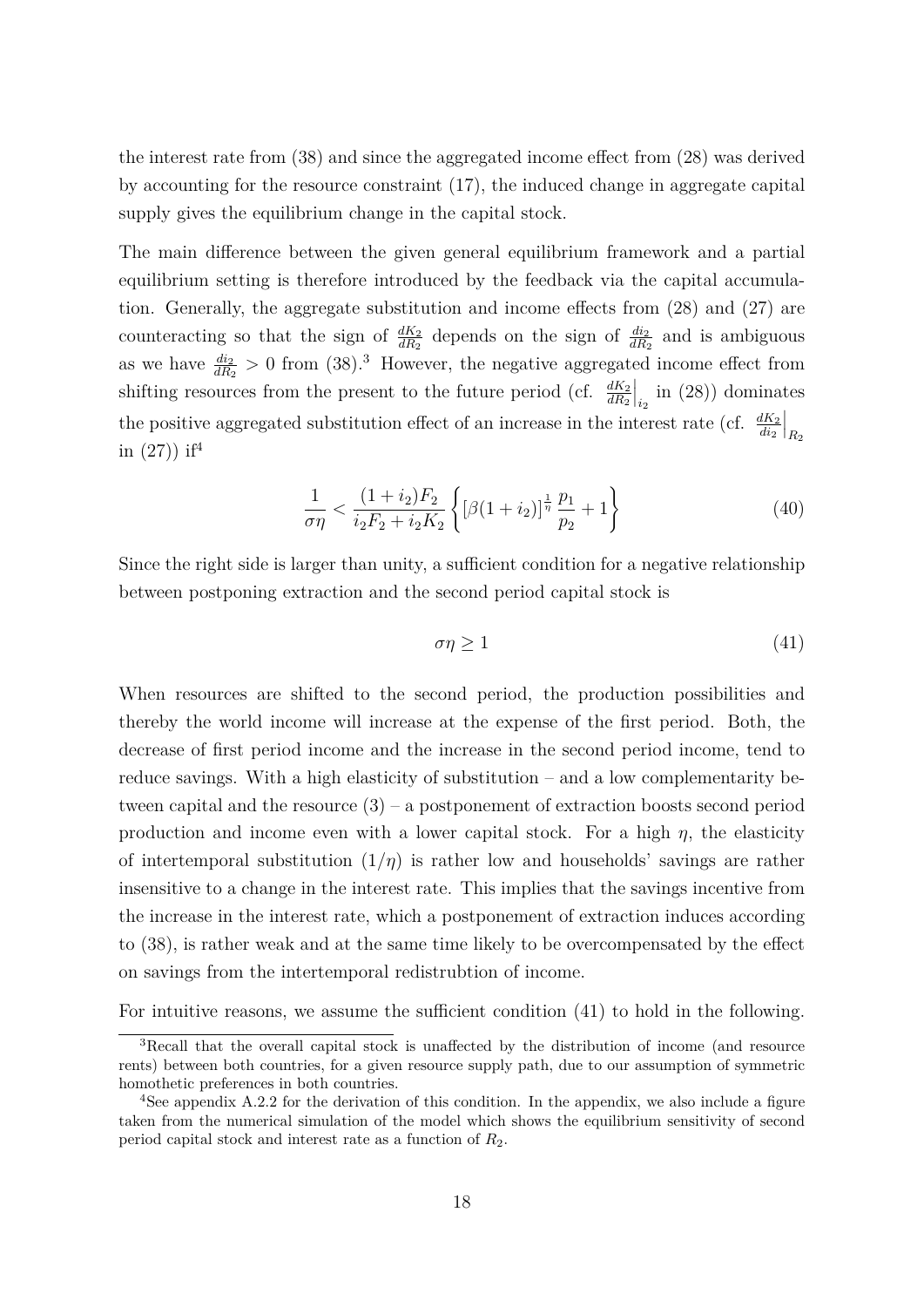the interest rate from (38) and since the aggregated income effect from (28) was derived by accounting for the resource constraint (17), the induced change in aggregate capital supply gives the equilibrium change in the capital stock.

The main difference between the given general equilibrium framework and a partial equilibrium setting is therefore introduced by the feedback via the capital accumulation. Generally, the aggregate substitution and income effects from (28) and (27) are counteracting so that the sign of $\frac{dK_2}{dR_2}$ depends on the sign of $\frac{di_2}{dR_2}$ and is ambiguous as we have $\frac{di_2}{dR_2} > 0$ from (38).[3] However, the negative aggregated income effect from shifting resources from the present to the future period (cf. $\left.\frac{dK_2}{dR_2}\right|_{i_2}$ in (28)) dominates the positive aggregated substitution effect of an increase in the interest rate (cf. $\left.\frac{dK_2}{di_2}\right|_{R_2}$ in (27)) if[4]

$$\frac{1}{\sigma\eta} < \frac{(1+i_2)F_2}{i_2 F_2 + i_2 K_2} \left\{ [\beta(1+i_2)]^{\frac{1}{\eta}} \frac{p_1}{p_2} + 1 \right\} \tag{40}$$

Since the right side is larger than unity, a sufficient condition for a negative relationship between postponing extraction and the second period capital stock is

$$\sigma\eta \geq 1 \tag{41}$$

When resources are shifted to the second period, the production possibilities and thereby the world income will increase at the expense of the first period. Both, the decrease of first period income and the increase in the second period income, tend to reduce savings. With a high elasticity of substitution – and a low complementarity between capital and the resource (3) – a postponement of extraction boosts second period production and income even with a lower capital stock. For a high $\eta$, the elasticity of intertemporal substitution $(1/\eta)$ is rather low and households' savings are rather insensitive to a change in the interest rate. This implies that the savings incentive from the increase in the interest rate, which a postponement of extraction induces according to (38), is rather weak and at the same time likely to be overcompensated by the effect on savings from the intertemporal redistrubtion of income.

For intuitive reasons, we assume the sufficient condition (41) to hold in the following.

[3] Recall that the overall capital stock is unaffected by the distribution of income (and resource rents) between both countries, for a given resource supply path, due to our assumption of symmetric homothetic preferences in both countries.

[4] See appendix A.2.2 for the derivation of this condition. In the appendix, we also include a figure taken from the numerical simulation of the model which shows the equilibrium sensitivity of second period capital stock and interest rate as a function of $R_2$.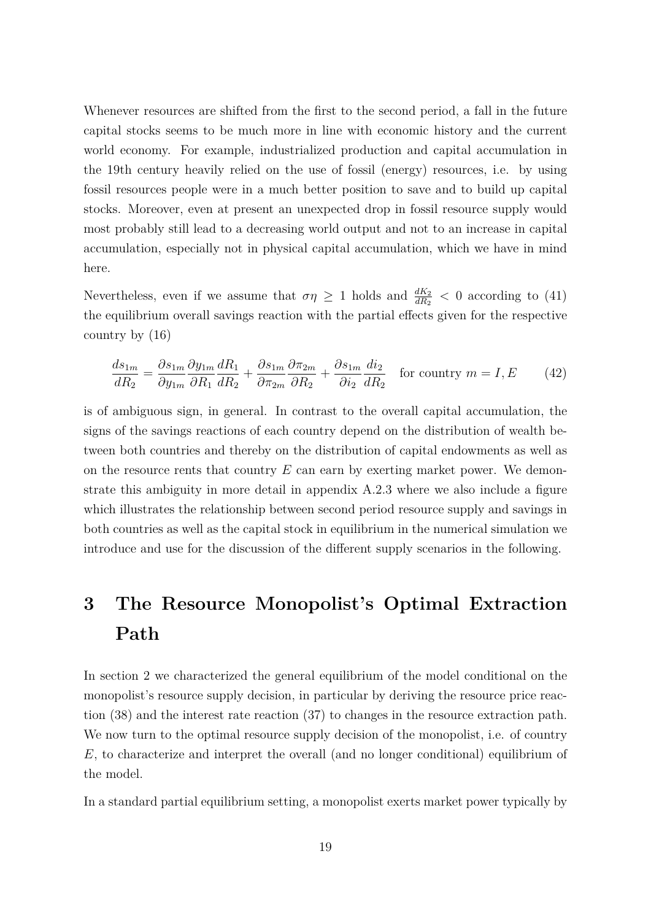Whenever resources are shifted from the first to the second period, a fall in the future capital stocks seems to be much more in line with economic history and the current world economy. For example, industrialized production and capital accumulation in the 19th century heavily relied on the use of fossil (energy) resources, i.e. by using fossil resources people were in a much better position to save and to build up capital stocks. Moreover, even at present an unexpected drop in fossil resource supply would most probably still lead to a decreasing world output and not to an increase in capital accumulation, especially not in physical capital accumulation, which we have in mind here.

Nevertheless, even if we assume that $\sigma\eta \geq 1$ holds and $\frac{dK_2}{dR_2} < 0$ according to (41) the equilibrium overall savings reaction with the partial effects given for the respective country by (16)

$$\frac{ds_{1m}}{dR_2} = \frac{\partial s_{1m}}{\partial y_{1m}} \frac{\partial y_{1m}}{\partial R_1} \frac{dR_1}{dR_2} + \frac{\partial s_{1m}}{\partial \pi_{2m}} \frac{\partial \pi_{2m}}{\partial R_2} + \frac{\partial s_{1m}}{\partial i_2} \frac{di_2}{dR_2} \quad \text{for country } m = I, E \tag{42}$$

is of ambiguous sign, in general. In contrast to the overall capital accumulation, the signs of the savings reactions of each country depend on the distribution of wealth between both countries and thereby on the distribution of capital endowments as well as on the resource rents that country $E$ can earn by exerting market power. We demonstrate this ambiguity in more detail in appendix A.2.3 where we also include a figure which illustrates the relationship between second period resource supply and savings in both countries as well as the capital stock in equilibrium in the numerical simulation we introduce and use for the discussion of the different supply scenarios in the following.

# 3 The Resource Monopolist's Optimal Extraction Path

In section 2 we characterized the general equilibrium of the model conditional on the monopolist's resource supply decision, in particular by deriving the resource price reaction (38) and the interest rate reaction (37) to changes in the resource extraction path. We now turn to the optimal resource supply decision of the monopolist, i.e. of country $E$, to characterize and interpret the overall (and no longer conditional) equilibrium of the model.

In a standard partial equilibrium setting, a monopolist exerts market power typically by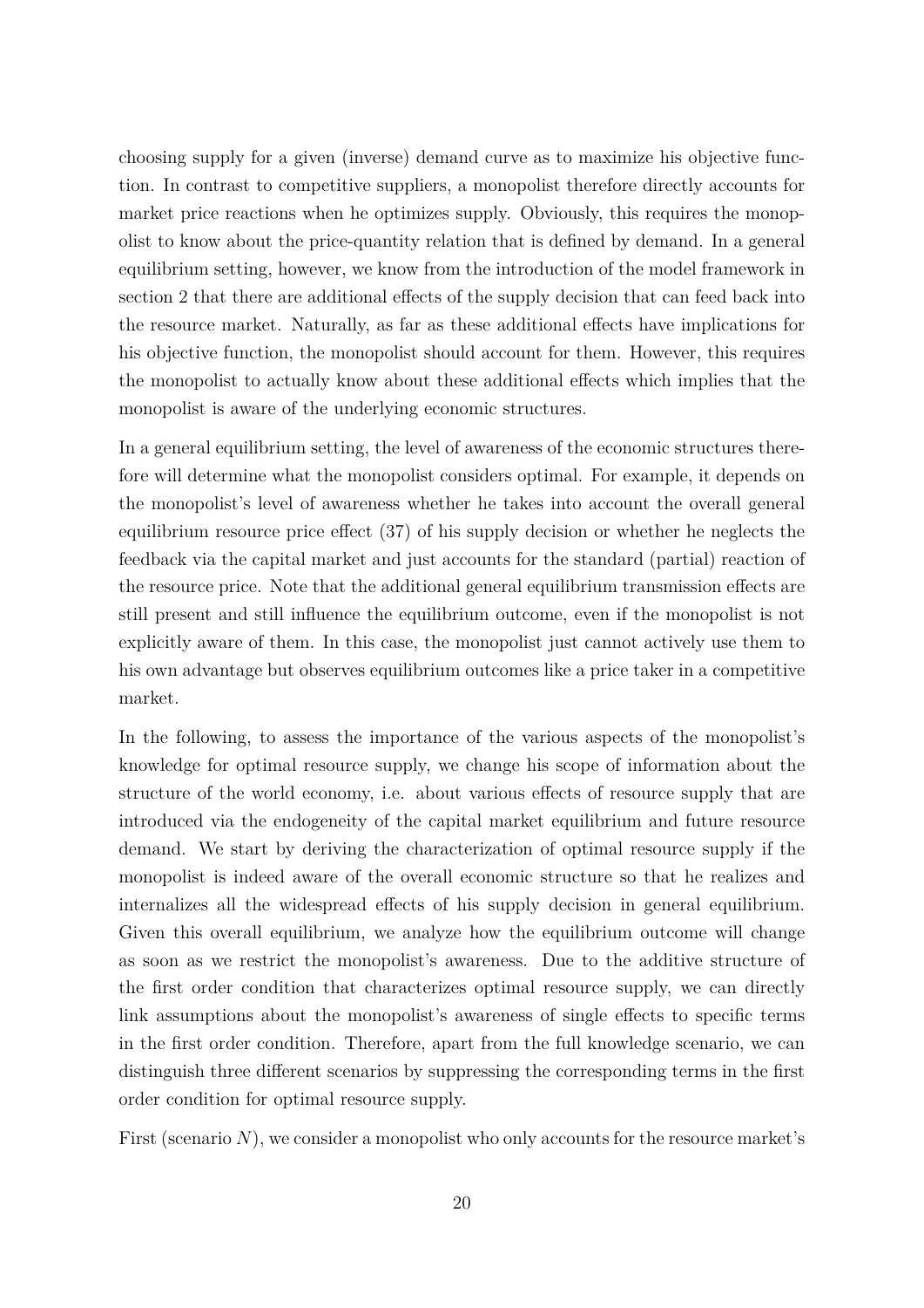choosing supply for a given (inverse) demand curve as to maximize his objective function. In contrast to competitive suppliers, a monopolist therefore directly accounts for market price reactions when he optimizes supply. Obviously, this requires the monopolist to know about the price-quantity relation that is defined by demand. In a general equilibrium setting, however, we know from the introduction of the model framework in section 2 that there are additional effects of the supply decision that can feed back into the resource market. Naturally, as far as these additional effects have implications for his objective function, the monopolist should account for them. However, this requires the monopolist to actually know about these additional effects which implies that the monopolist is aware of the underlying economic structures.

In a general equilibrium setting, the level of awareness of the economic structures therefore will determine what the monopolist considers optimal. For example, it depends on the monopolist's level of awareness whether he takes into account the overall general equilibrium resource price effect (37) of his supply decision or whether he neglects the feedback via the capital market and just accounts for the standard (partial) reaction of the resource price. Note that the additional general equilibrium transmission effects are still present and still influence the equilibrium outcome, even if the monopolist is not explicitly aware of them. In this case, the monopolist just cannot actively use them to his own advantage but observes equilibrium outcomes like a price taker in a competitive market.

In the following, to assess the importance of the various aspects of the monopolist's knowledge for optimal resource supply, we change his scope of information about the structure of the world economy, i.e. about various effects of resource supply that are introduced via the endogeneity of the capital market equilibrium and future resource demand. We start by deriving the characterization of optimal resource supply if the monopolist is indeed aware of the overall economic structure so that he realizes and internalizes all the widespread effects of his supply decision in general equilibrium. Given this overall equilibrium, we analyze how the equilibrium outcome will change as soon as we restrict the monopolist's awareness. Due to the additive structure of the first order condition that characterizes optimal resource supply, we can directly link assumptions about the monopolist's awareness of single effects to specific terms in the first order condition. Therefore, apart from the full knowledge scenario, we can distinguish three different scenarios by suppressing the corresponding terms in the first order condition for optimal resource supply.

First (scenario $N$), we consider a monopolist who only accounts for the resource market's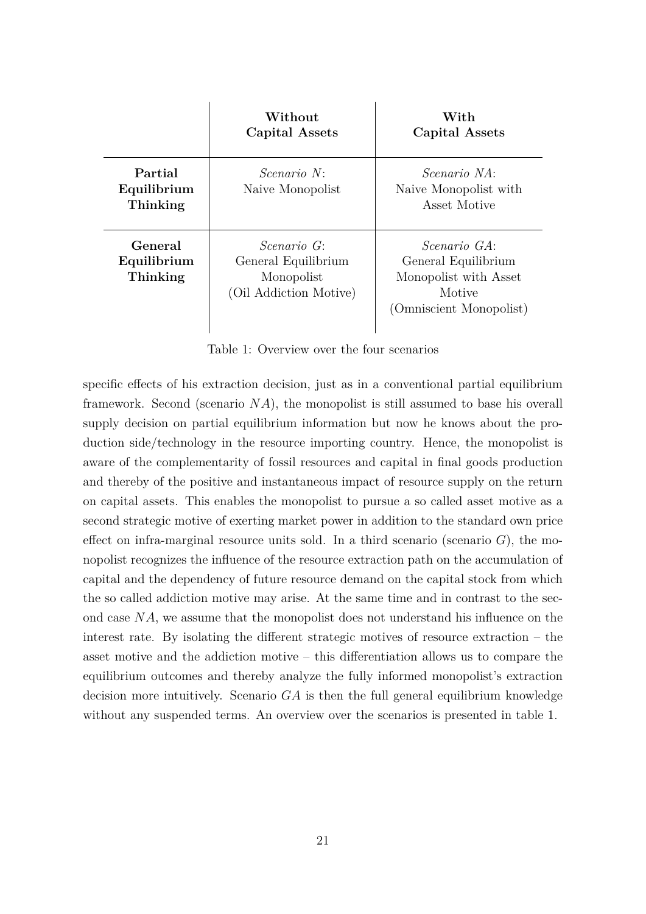| | **Without Capital Assets** | **With Capital Assets** |
|---|---|---|
| **Partial Equilibrium Thinking** | *Scenario N*: Naive Monopolist | *Scenario NA*: Naive Monopolist with Asset Motive |
| **General Equilibrium Thinking** | *Scenario G*: General Equilibrium Monopolist (Oil Addiction Motive) | *Scenario GA*: General Equilibrium Monopolist with Asset Motive (Omniscient Monopolist) |

Table 1: Overview over the four scenarios

specific effects of his extraction decision, just as in a conventional partial equilibrium framework. Second (scenario $NA$), the monopolist is still assumed to base his overall supply decision on partial equilibrium information but now he knows about the production side/technology in the resource importing country. Hence, the monopolist is aware of the complementarity of fossil resources and capital in final goods production and thereby of the positive and instantaneous impact of resource supply on the return on capital assets. This enables the monopolist to pursue a so called asset motive as a second strategic motive of exerting market power in addition to the standard own price effect on infra-marginal resource units sold. In a third scenario (scenario $G$), the monopolist recognizes the influence of the resource extraction path on the accumulation of capital and the dependency of future resource demand on the capital stock from which the so called addiction motive may arise. At the same time and in contrast to the second case $NA$, we assume that the monopolist does not understand his influence on the interest rate. By isolating the different strategic motives of resource extraction – the asset motive and the addiction motive – this differentiation allows us to compare the equilibrium outcomes and thereby analyze the fully informed monopolist's extraction decision more intuitively. Scenario $GA$ is then the full general equilibrium knowledge without any suspended terms. An overview over the scenarios is presented in table 1.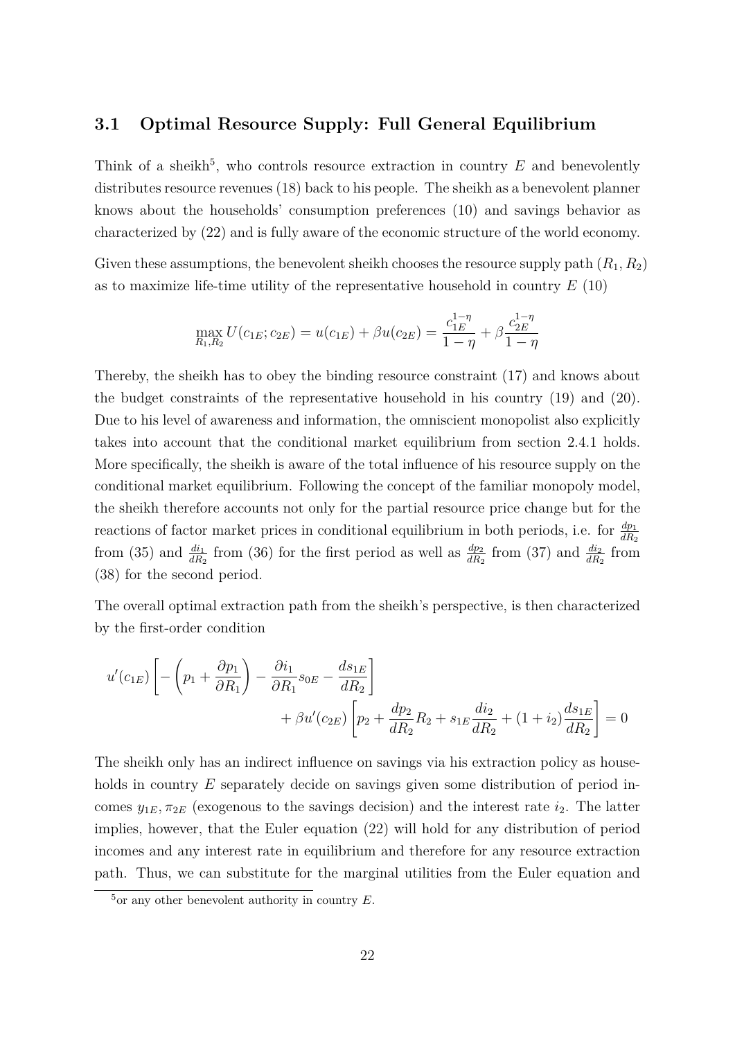### 3.1 Optimal Resource Supply: Full General Equilibrium

Think of a sheikh[5], who controls resource extraction in country $E$ and benevolently distributes resource revenues (18) back to his people. The sheikh as a benevolent planner knows about the households' consumption preferences (10) and savings behavior as characterized by (22) and is fully aware of the economic structure of the world economy.

Given these assumptions, the benevolent sheikh chooses the resource supply path $(R_1, R_2)$ as to maximize life-time utility of the representative household in country $E$ (10)

$$\max_{R_1,R_2} U(c_{1E}; c_{2E}) = u(c_{1E}) + \beta u(c_{2E}) = \frac{c_{1E}^{1-\eta}}{1-\eta} + \beta \frac{c_{2E}^{1-\eta}}{1-\eta}$$

Thereby, the sheikh has to obey the binding resource constraint (17) and knows about the budget constraints of the representative household in his country (19) and (20). Due to his level of awareness and information, the omniscient monopolist also explicitly takes into account that the conditional market equilibrium from section 2.4.1 holds. More specifically, the sheikh is aware of the total influence of his resource supply on the conditional market equilibrium. Following the concept of the familiar monopoly model, the sheikh therefore accounts not only for the partial resource price change but for the reactions of factor market prices in conditional equilibrium in both periods, i.e. for $\frac{dp_1}{dR_2}$ from (35) and $\frac{di_1}{dR_2}$ from (36) for the first period as well as $\frac{dp_2}{dR_2}$ from (37) and $\frac{di_2}{dR_2}$ from (38) for the second period.

The overall optimal extraction path from the sheikh's perspective, is then characterized by the first-order condition

$$u'(c_{1E}) \left[ -\left( p_1 + \frac{\partial p_1}{\partial R_1} \right) - \frac{\partial i_1}{\partial R_1} s_{0E} - \frac{ds_{1E}}{dR_2} \right] + \beta u'(c_{2E}) \left[ p_2 + \frac{dp_2}{dR_2} R_2 + s_{1E} \frac{di_2}{dR_2} + (1+i_2) \frac{ds_{1E}}{dR_2} \right] = 0$$

The sheikh only has an indirect influence on savings via his extraction policy as households in country $E$ separately decide on savings given some distribution of period incomes $y_{1E}, \pi_{2E}$ (exogenous to the savings decision) and the interest rate $i_2$. The latter implies, however, that the Euler equation (22) will hold for any distribution of period incomes and any interest rate in equilibrium and therefore for any resource extraction path. Thus, we can substitute for the marginal utilities from the Euler equation and

[5] or any other benevolent authority in country $E$.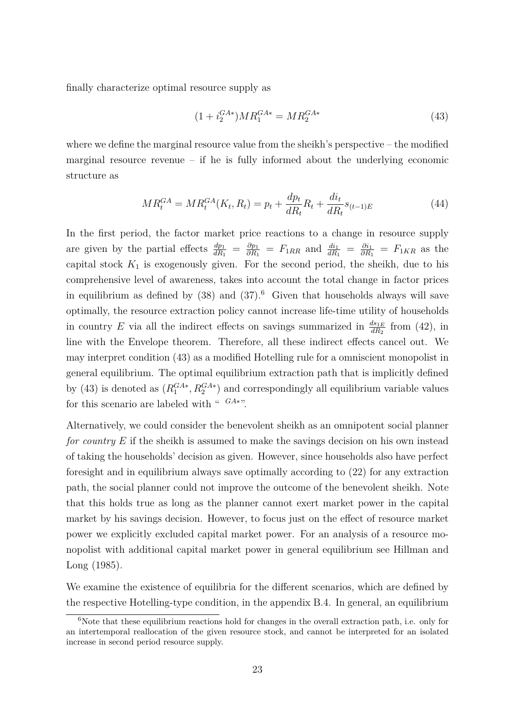finally characterize optimal resource supply as

$$(1 + i_2^{GA*})MR_1^{GA*} = MR_2^{GA*} \tag{43}$$

where we define the marginal resource value from the sheikh's perspective – the modified marginal resource revenue – if he is fully informed about the underlying economic structure as

$$MR_t^{GA} = MR_t^{GA}(K_t, R_t) = p_t + \frac{dp_t}{dR_t}R_t + \frac{di_t}{dR_t}s_{(t-1)E} \tag{44}$$

In the first period, the factor market price reactions to a change in resource supply are given by the partial effects $\frac{dp_1}{dR_1} = \frac{\partial p_1}{\partial R_1} = F_{1RR}$ and $\frac{di_1}{dR_1} = \frac{\partial i_1}{\partial R_1} = F_{1KR}$ as the capital stock $K_1$ is exogenously given. For the second period, the sheikh, due to his comprehensive level of awareness, takes into account the total change in factor prices in equilibrium as defined by (38) and (37).[6] Given that households always will save optimally, the resource extraction policy cannot increase life-time utility of households in country $E$ via all the indirect effects on savings summarized in $\frac{ds_{1E}}{dR_2}$ from (42), in line with the Envelope theorem. Therefore, all these indirect effects cancel out. We may interpret condition (43) as a modified Hotelling rule for a omniscient monopolist in general equilibrium. The optimal equilibrium extraction path that is implicitly defined by (43) is denoted as $(R_1^{GA*}, R_2^{GA*})$ and correspondingly all equilibrium variable values for this scenario are labeled with " $^{GA*}$".

Alternatively, we could consider the benevolent sheikh as an omnipotent social planner *for country E* if the sheikh is assumed to make the savings decision on his own instead of taking the households' decision as given. However, since households also have perfect foresight and in equilibrium always save optimally according to (22) for any extraction path, the social planner could not improve the outcome of the benevolent sheikh. Note that this holds true as long as the planner cannot exert market power in the capital market by his savings decision. However, to focus just on the effect of resource market power we explicitly excluded capital market power. For an analysis of a resource monopolist with additional capital market power in general equilibrium see Hillman and Long (1985).

We examine the existence of equilibria for the different scenarios, which are defined by the respective Hotelling-type condition, in the appendix B.4. In general, an equilibrium

[6] Note that these equilibrium reactions hold for changes in the overall extraction path, i.e. only for an intertemporal reallocation of the given resource stock, and cannot be interpreted for an isolated increase in second period resource supply.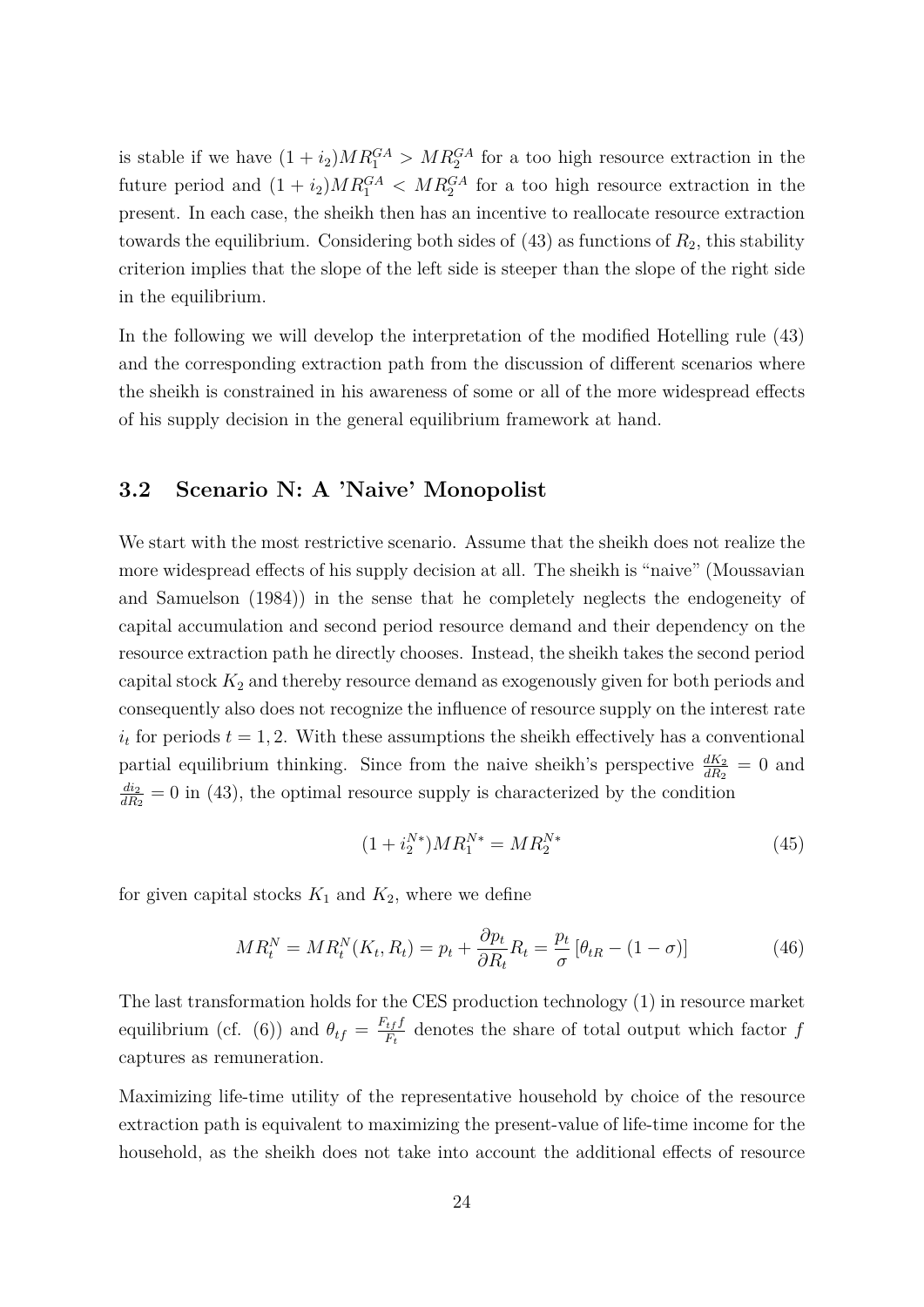is stable if we have $(1 + i_2)MR_1^{GA} > MR_2^{GA}$ for a too high resource extraction in the future period and $(1 + i_2)MR_1^{GA} < MR_2^{GA}$ for a too high resource extraction in the present. In each case, the sheikh then has an incentive to reallocate resource extraction towards the equilibrium. Considering both sides of (43) as functions of $R_2$, this stability criterion implies that the slope of the left side is steeper than the slope of the right side in the equilibrium.

In the following we will develop the interpretation of the modified Hotelling rule (43) and the corresponding extraction path from the discussion of different scenarios where the sheikh is constrained in his awareness of some or all of the more widespread effects of his supply decision in the general equilibrium framework at hand.

## 3.2 Scenario N: A 'Naive' Monopolist

We start with the most restrictive scenario. Assume that the sheikh does not realize the more widespread effects of his supply decision at all. The sheikh is "naive" (Moussavian and Samuelson (1984)) in the sense that he completely neglects the endogeneity of capital accumulation and second period resource demand and their dependency on the resource extraction path he directly chooses. Instead, the sheikh takes the second period capital stock $K_2$ and thereby resource demand as exogenously given for both periods and consequently also does not recognize the influence of resource supply on the interest rate $i_t$ for periods $t = 1, 2$. With these assumptions the sheikh effectively has a conventional partial equilibrium thinking. Since from the naive sheikh's perspective $\frac{dK_2}{dR_2} = 0$ and $\frac{di_2}{dR_2} = 0$ in (43), the optimal resource supply is characterized by the condition

$$(1 + i_2^{N*})MR_1^{N*} = MR_2^{N*} \tag{45}$$

for given capital stocks $K_1$ and $K_2$, where we define

$$MR_t^N = MR_t^N(K_t, R_t) = p_t + \frac{\partial p_t}{\partial R_t} R_t = \frac{p_t}{\sigma} \left[ \theta_{tR} - (1 - \sigma) \right] \tag{46}$$

The last transformation holds for the CES production technology (1) in resource market equilibrium (cf. (6)) and $\theta_{tf} = \frac{F_{tf} f}{F_t}$ denotes the share of total output which factor $f$ captures as remuneration.

Maximizing life-time utility of the representative household by choice of the resource extraction path is equivalent to maximizing the present-value of life-time income for the household, as the sheikh does not take into account the additional effects of resource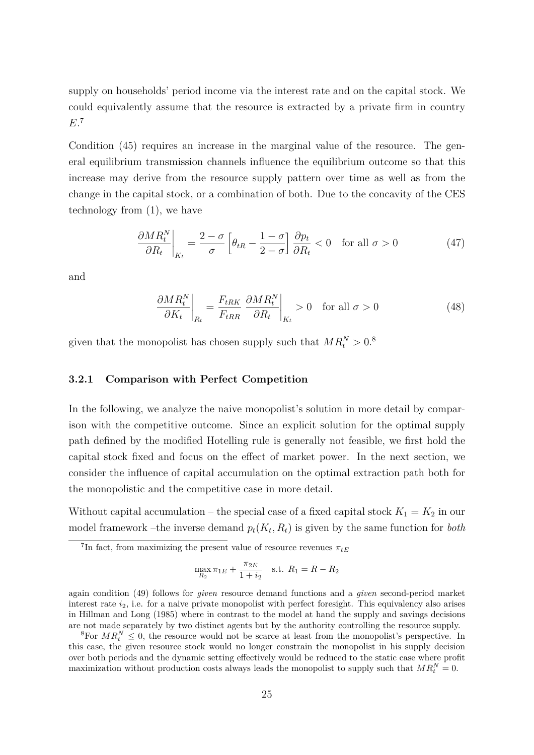supply on households' period income via the interest rate and on the capital stock. We could equivalently assume that the resource is extracted by a private firm in country $E$.[7]

Condition (45) requires an increase in the marginal value of the resource. The general equilibrium transmission channels influence the equilibrium outcome so that this increase may derive from the resource supply pattern over time as well as from the change in the capital stock, or a combination of both. Due to the concavity of the CES technology from (1), we have

$$\left.\frac{\partial MR_t^N}{\partial R_t}\right|_{K_t} = \frac{2-\sigma}{\sigma}\left[\theta_{tR} - \frac{1-\sigma}{2-\sigma}\right]\frac{\partial p_t}{\partial R_t} < 0 \quad \text{for all } \sigma > 0 \tag{47}$$

and

$$\left.\frac{\partial MR_t^N}{\partial K_t}\right|_{R_t} = \frac{F_{tRK}}{F_{tRR}} \left.\frac{\partial MR_t^N}{\partial R_t}\right|_{K_t} > 0 \quad \text{for all } \sigma > 0 \tag{48}$$

given that the monopolist has chosen supply such that $MR_t^N > 0$.[8]

### 3.2.1 Comparison with Perfect Competition

In the following, we analyze the naive monopolist's solution in more detail by comparison with the competitive outcome. Since an explicit solution for the optimal supply path defined by the modified Hotelling rule is generally not feasible, we first hold the capital stock fixed and focus on the effect of market power. In the next section, we consider the influence of capital accumulation on the optimal extraction path both for the monopolistic and the competitive case in more detail.

Without capital accumulation – the special case of a fixed capital stock $K_1 = K_2$ in our model framework –the inverse demand $p_t(K_t, R_t)$ is given by the same function for *both*

---

[7] In fact, from maximizing the present value of resource revenues $\pi_{tE}$

$$\max_{R_2} \pi_{1E} + \frac{\pi_{2E}}{1+i_2} \quad \text{s.t. } R_1 = \bar{R} - R_2$$

again condition (49) follows for *given* resource demand functions and a *given* second-period market interest rate $i_2$, i.e. for a naive private monopolist with perfect foresight. This equivalency also arises in Hillman and Long (1985) where in contrast to the model at hand the supply and savings decisions are not made separately by two distinct agents but by the authority controlling the resource supply.

[8] For $MR_t^N \leq 0$, the resource would not be scarce at least from the monopolist's perspective. In this case, the given resource stock would no longer constrain the monopolist in his supply decision over both periods and the dynamic setting effectively would be reduced to the static case where profit maximization without production costs always leads the monopolist to supply such that $MR_t^N = 0$.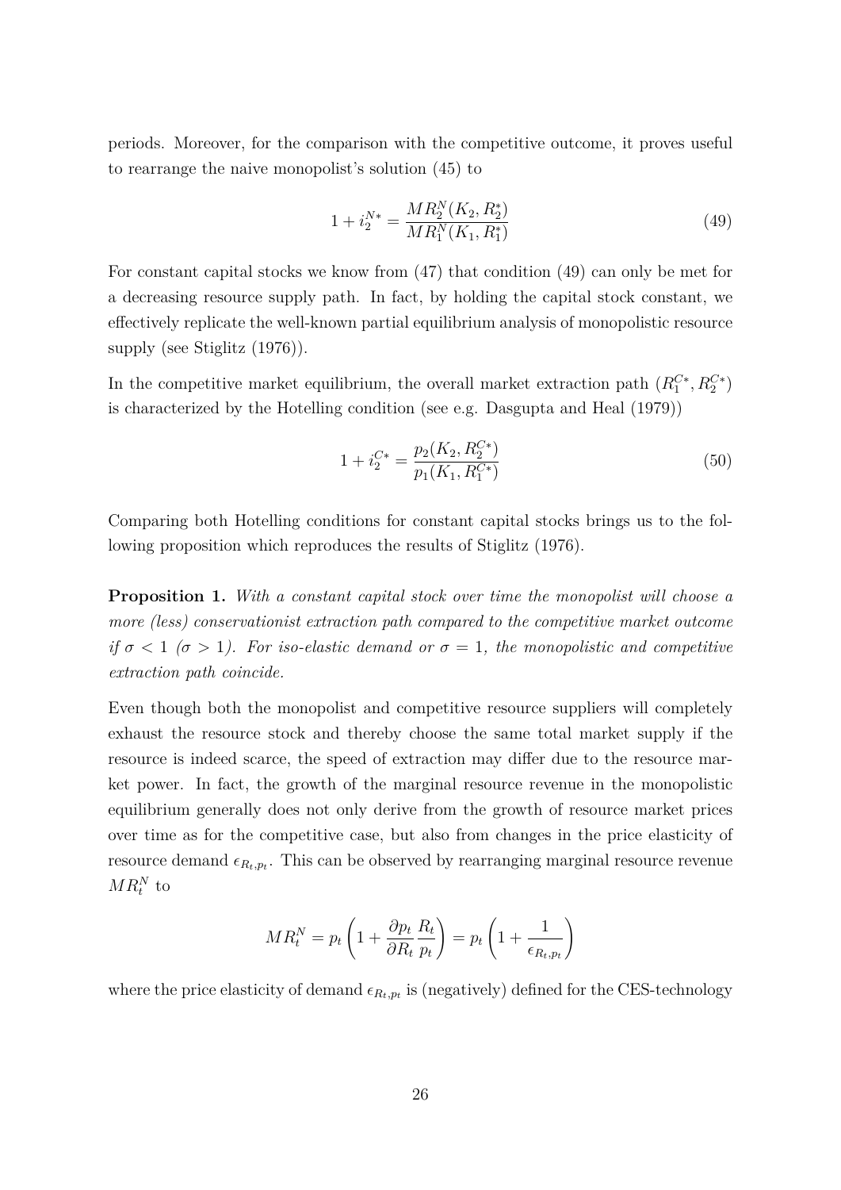periods. Moreover, for the comparison with the competitive outcome, it proves useful to rearrange the naive monopolist's solution (45) to

$$1 + i_2^{N*} = \frac{MR_2^N(K_2, R_2^*)}{MR_1^N(K_1, R_1^*)} \tag{49}$$

For constant capital stocks we know from (47) that condition (49) can only be met for a decreasing resource supply path. In fact, by holding the capital stock constant, we effectively replicate the well-known partial equilibrium analysis of monopolistic resource supply (see Stiglitz (1976)).

In the competitive market equilibrium, the overall market extraction path $(R_1^{C*}, R_2^{C*})$ is characterized by the Hotelling condition (see e.g. Dasgupta and Heal (1979))

$$1 + i_2^{C*} = \frac{p_2(K_2, R_2^{C*})}{p_1(K_1, R_1^{C*})} \tag{50}$$

Comparing both Hotelling conditions for constant capital stocks brings us to the following proposition which reproduces the results of Stiglitz (1976).

**Proposition 1.** *With a constant capital stock over time the monopolist will choose a more (less) conservationist extraction path compared to the competitive market outcome if $\sigma < 1$ ($\sigma > 1$). For iso-elastic demand or $\sigma = 1$, the monopolistic and competitive extraction path coincide.*

Even though both the monopolist and competitive resource suppliers will completely exhaust the resource stock and thereby choose the same total market supply if the resource is indeed scarce, the speed of extraction may differ due to the resource market power. In fact, the growth of the marginal resource revenue in the monopolistic equilibrium generally does not only derive from the growth of resource market prices over time as for the competitive case, but also from changes in the price elasticity of resource demand $\epsilon_{R_t,p_t}$. This can be observed by rearranging marginal resource revenue $MR_t^N$ to

$$MR_t^N = p_t \left(1 + \frac{\partial p_t}{\partial R_t} \frac{R_t}{p_t}\right) = p_t \left(1 + \frac{1}{\epsilon_{R_t,p_t}}\right)$$

where the price elasticity of demand $\epsilon_{R_t,p_t}$ is (negatively) defined for the CES-technology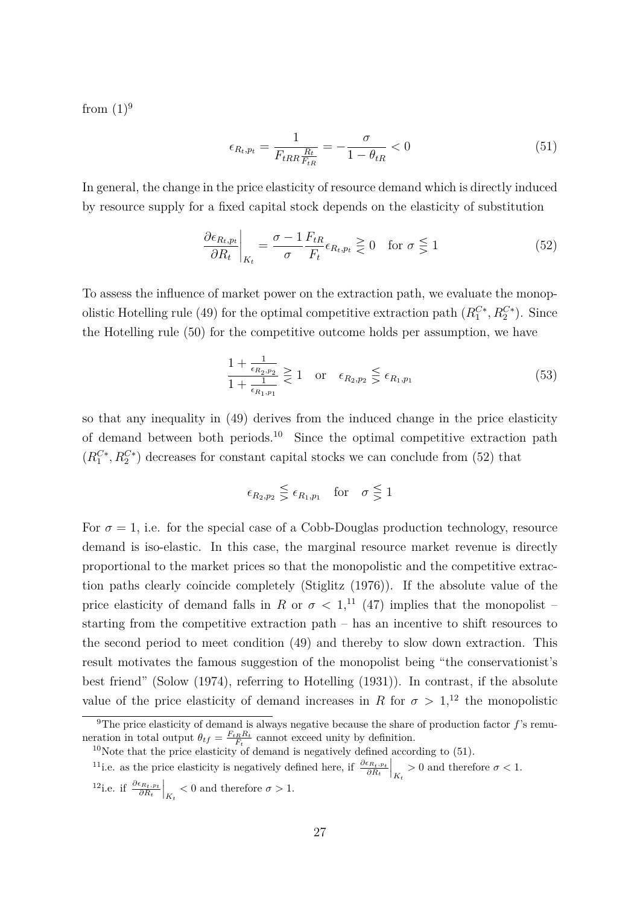from (1)[9]

$$\epsilon_{R_t,p_t} = \frac{1}{F_{tRR}\frac{R_t}{F_{tR}}} = -\frac{\sigma}{1-\theta_{tR}} < 0 \tag{51}$$

In general, the change in the price elasticity of resource demand which is directly induced by resource supply for a fixed capital stock depends on the elasticity of substitution

$$\left.\frac{\partial \epsilon_{R_t,p_t}}{\partial R_t}\right|_{K_t} = \frac{\sigma-1}{\sigma}\frac{F_{tR}}{F_t}\epsilon_{R_t,p_t} \gtreqless 0 \quad \text{for } \sigma \lesseqgtr 1 \tag{52}$$

To assess the influence of market power on the extraction path, we evaluate the monopolistic Hotelling rule (49) for the optimal competitive extraction path $(R_1^{C*}, R_2^{C*})$. Since the Hotelling rule (50) for the competitive outcome holds per assumption, we have

$$\frac{1+\frac{1}{\epsilon_{R_2,p_2}}}{1+\frac{1}{\epsilon_{R_1,p_1}}} \gtreqless 1 \quad \text{or} \quad \epsilon_{R_2,p_2} \lesseqgtr \epsilon_{R_1,p_1} \tag{53}$$

so that any inequality in (49) derives from the induced change in the price elasticity of demand between both periods.[10] Since the optimal competitive extraction path $(R_1^{C*}, R_2^{C*})$ decreases for constant capital stocks we can conclude from (52) that

$$\epsilon_{R_2,p_2} \lesseqgtr \epsilon_{R_1,p_1} \quad \text{for} \quad \sigma \lesseqgtr 1$$

For $\sigma = 1$, i.e. for the special case of a Cobb-Douglas production technology, resource demand is iso-elastic. In this case, the marginal resource market revenue is directly proportional to the market prices so that the monopolistic and the competitive extraction paths clearly coincide completely (Stiglitz (1976)). If the absolute value of the price elasticity of demand falls in $R$ or $\sigma < 1$,[11] (47) implies that the monopolist – starting from the competitive extraction path – has an incentive to shift resources to the second period to meet condition (49) and thereby to slow down extraction. This result motivates the famous suggestion of the monopolist being "the conservationist's best friend" (Solow (1974), referring to Hotelling (1931)). In contrast, if the absolute value of the price elasticity of demand increases in $R$ for $\sigma > 1$,[12] the monopolistic

---

[9]The price elasticity of demand is always negative because the share of production factor $f$'s remuneration in total output $\theta_{tf} = \frac{F_{tR}R_t}{F_t}$ cannot exceed unity by definition.

[10]Note that the price elasticity of demand is negatively defined according to (51).

[11]i.e. as the price elasticity is negatively defined here, if $\left.\frac{\partial \epsilon_{R_t,p_t}}{\partial R_t}\right|_{K_t} > 0$ and therefore $\sigma < 1$.

[12]i.e. if $\left.\frac{\partial \epsilon_{R_t,p_t}}{\partial R_t}\right|_{K_t} < 0$ and therefore $\sigma > 1$.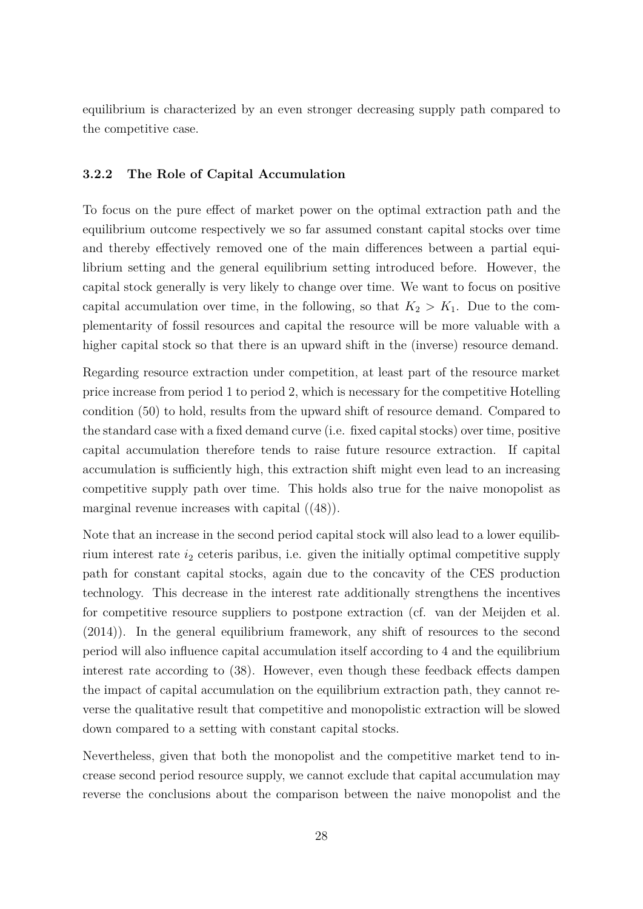equilibrium is characterized by an even stronger decreasing supply path compared to the competitive case.

### 3.2.2 The Role of Capital Accumulation

To focus on the pure effect of market power on the optimal extraction path and the equilibrium outcome respectively we so far assumed constant capital stocks over time and thereby effectively removed one of the main differences between a partial equilibrium setting and the general equilibrium setting introduced before. However, the capital stock generally is very likely to change over time. We want to focus on positive capital accumulation over time, in the following, so that $K_2 > K_1$. Due to the complementarity of fossil resources and capital the resource will be more valuable with a higher capital stock so that there is an upward shift in the (inverse) resource demand.

Regarding resource extraction under competition, at least part of the resource market price increase from period 1 to period 2, which is necessary for the competitive Hotelling condition (50) to hold, results from the upward shift of resource demand. Compared to the standard case with a fixed demand curve (i.e. fixed capital stocks) over time, positive capital accumulation therefore tends to raise future resource extraction. If capital accumulation is sufficiently high, this extraction shift might even lead to an increasing competitive supply path over time. This holds also true for the naive monopolist as marginal revenue increases with capital ((48)).

Note that an increase in the second period capital stock will also lead to a lower equilibrium interest rate $i_2$ ceteris paribus, i.e. given the initially optimal competitive supply path for constant capital stocks, again due to the concavity of the CES production technology. This decrease in the interest rate additionally strengthens the incentives for competitive resource suppliers to postpone extraction (cf. van der Meijden et al. (2014)). In the general equilibrium framework, any shift of resources to the second period will also influence capital accumulation itself according to 4 and the equilibrium interest rate according to (38). However, even though these feedback effects dampen the impact of capital accumulation on the equilibrium extraction path, they cannot reverse the qualitative result that competitive and monopolistic extraction will be slowed down compared to a setting with constant capital stocks.

Nevertheless, given that both the monopolist and the competitive market tend to increase second period resource supply, we cannot exclude that capital accumulation may reverse the conclusions about the comparison between the naive monopolist and the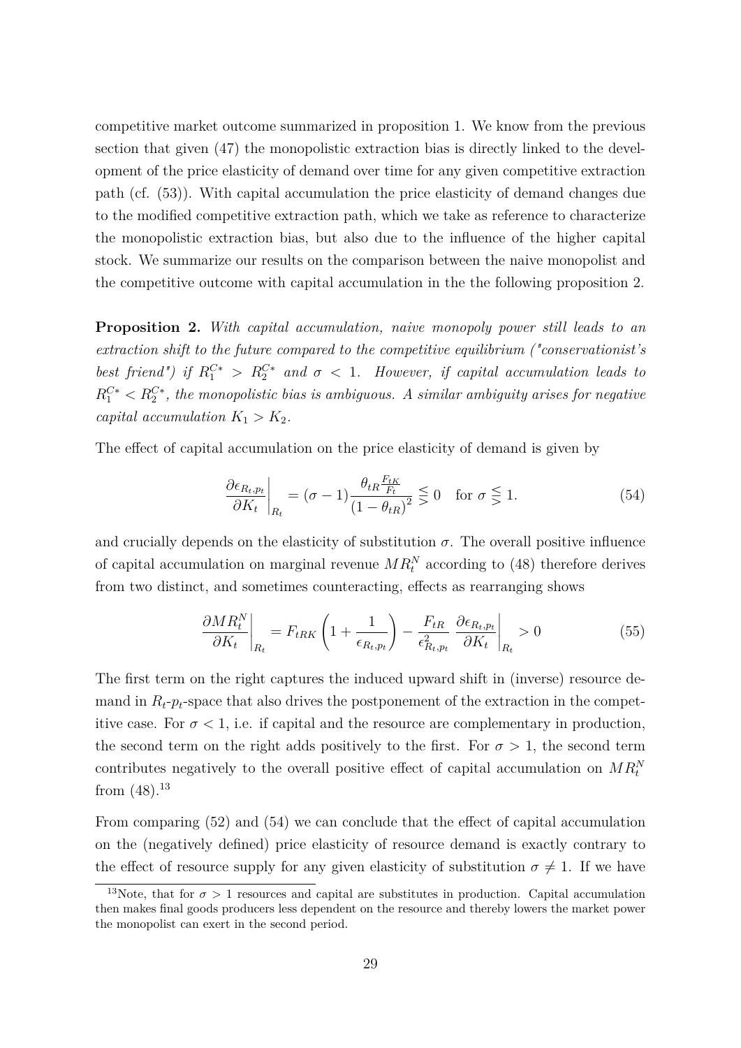competitive market outcome summarized in proposition 1. We know from the previous section that given (47) the monopolistic extraction bias is directly linked to the development of the price elasticity of demand over time for any given competitive extraction path (cf. (53)). With capital accumulation the price elasticity of demand changes due to the modified competitive extraction path, which we take as reference to characterize the monopolistic extraction bias, but also due to the influence of the higher capital stock. We summarize our results on the comparison between the naive monopolist and the competitive outcome with capital accumulation in the the following proposition 2.

**Proposition 2.** *With capital accumulation, naive monopoly power still leads to an extraction shift to the future compared to the competitive equilibrium ("conservationist's best friend") if $R_1^{C*} > R_2^{C*}$ and $\sigma < 1$. However, if capital accumulation leads to $R_1^{C*} < R_2^{C*}$, the monopolistic bias is ambiguous. A similar ambiguity arises for negative capital accumulation $K_1 > K_2$.*

The effect of capital accumulation on the price elasticity of demand is given by

$$\left.\frac{\partial \epsilon_{R_t,p_t}}{\partial K_t}\right|_{R_t} = (\sigma - 1)\frac{\theta_{tR}\frac{F_{tK}}{F_t}}{(1-\theta_{tR})^2} \lesseqgtr 0 \quad \text{for } \sigma \lesseqgtr 1. \tag{54}$$

and crucially depends on the elasticity of substitution $\sigma$. The overall positive influence of capital accumulation on marginal revenue $MR_t^N$ according to (48) therefore derives from two distinct, and sometimes counteracting, effects as rearranging shows

$$\left.\frac{\partial MR_t^N}{\partial K_t}\right|_{R_t} = F_{tRK}\left(1 + \frac{1}{\epsilon_{R_t,p_t}}\right) - \frac{F_{tR}}{\epsilon_{R_t,p_t}^2}\left.\frac{\partial \epsilon_{R_t,p_t}}{\partial K_t}\right|_{R_t} > 0 \tag{55}$$

The first term on the right captures the induced upward shift in (inverse) resource demand in $R_t$-$p_t$-space that also drives the postponement of the extraction in the competitive case. For $\sigma < 1$, i.e. if capital and the resource are complementary in production, the second term on the right adds positively to the first. For $\sigma > 1$, the second term contributes negatively to the overall positive effect of capital accumulation on $MR_t^N$ from (48).[13]

From comparing (52) and (54) we can conclude that the effect of capital accumulation on the (negatively defined) price elasticity of resource demand is exactly contrary to the effect of resource supply for any given elasticity of substitution $\sigma \neq 1$. If we have

[13] Note, that for $\sigma > 1$ resources and capital are substitutes in production. Capital accumulation then makes final goods producers less dependent on the resource and thereby lowers the market power the monopolist can exert in the second period.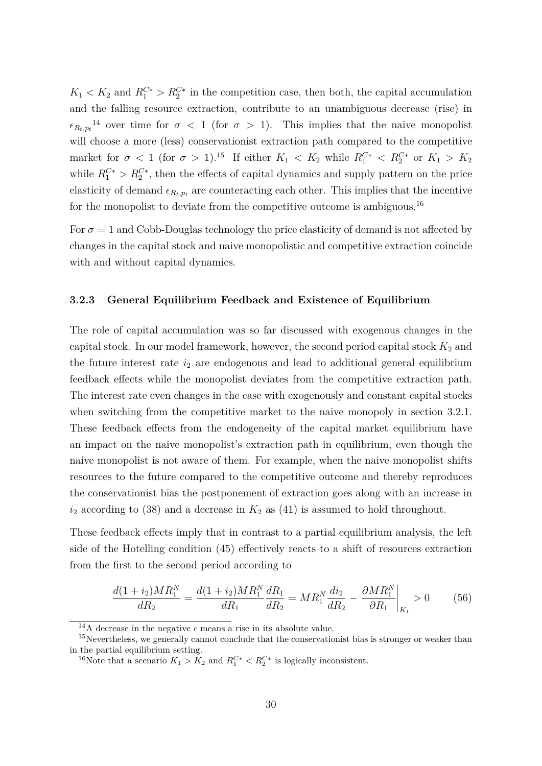$K_1 < K_2$ and $R_1^{C*} > R_2^{C*}$ in the competition case, then both, the capital accumulation and the falling resource extraction, contribute to an unambiguous decrease (rise) in $\epsilon_{R_t,p_t}$[14] over time for $\sigma < 1$ (for $\sigma > 1$). This implies that the naive monopolist will choose a more (less) conservationist extraction path compared to the competitive market for $\sigma < 1$ (for $\sigma > 1$).[15] If either $K_1 < K_2$ while $R_1^{C*} < R_2^{C*}$ or $K_1 > K_2$ while $R_1^{C*} > R_2^{C*}$, then the effects of capital dynamics and supply pattern on the price elasticity of demand $\epsilon_{R_t,p_t}$ are counteracting each other. This implies that the incentive for the monopolist to deviate from the competitive outcome is ambiguous.[16]

For $\sigma = 1$ and Cobb-Douglas technology the price elasticity of demand is not affected by changes in the capital stock and naive monopolistic and competitive extraction coincide with and without capital dynamics.

### 3.2.3 General Equilibrium Feedback and Existence of Equilibrium

The role of capital accumulation was so far discussed with exogenous changes in the capital stock. In our model framework, however, the second period capital stock $K_2$ and the future interest rate $i_2$ are endogenous and lead to additional general equilibrium feedback effects while the monopolist deviates from the competitive extraction path. The interest rate even changes in the case with exogenously and constant capital stocks when switching from the competitive market to the naive monopoly in section 3.2.1. These feedback effects from the endogeneity of the capital market equilibrium have an impact on the naive monopolist's extraction path in equilibrium, even though the naive monopolist is not aware of them. For example, when the naive monopolist shifts resources to the future compared to the competitive outcome and thereby reproduces the conservationist bias the postponement of extraction goes along with an increase in $i_2$ according to (38) and a decrease in $K_2$ as (41) is assumed to hold throughout.

These feedback effects imply that in contrast to a partial equilibrium analysis, the left side of the Hotelling condition (45) effectively reacts to a shift of resources extraction from the first to the second period according to

$$\frac{d(1+i_2)MR_1^N}{dR_2} = \frac{d(1+i_2)MR_1^N}{dR_1}\frac{dR_1}{dR_2} = MR_1^N \frac{di_2}{dR_2} - \left.\frac{\partial MR_1^N}{\partial R_1}\right|_{K_1} > 0 \tag{56}$$

[14] A decrease in the negative $\epsilon$ means a rise in its absolute value.

[15] Nevertheless, we generally cannot conclude that the conservationist bias is stronger or weaker than in the partial equilibrium setting.

[16] Note that a scenario $K_1 > K_2$ and $R_1^{C*} < R_2^{C*}$ is logically inconsistent.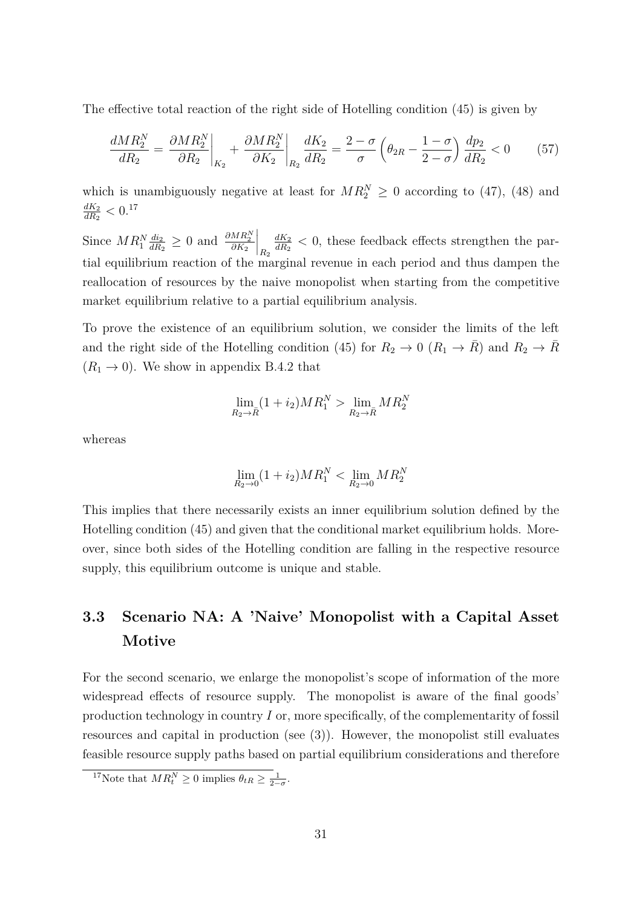The effective total reaction of the right side of Hotelling condition (45) is given by

$$\frac{dMR_2^N}{dR_2} = \left.\frac{\partial MR_2^N}{\partial R_2}\right|_{K_2} + \left.\frac{\partial MR_2^N}{\partial K_2}\right|_{R_2} \frac{dK_2}{dR_2} = \frac{2-\sigma}{\sigma}\left(\theta_{2R} - \frac{1-\sigma}{2-\sigma}\right)\frac{dp_2}{dR_2} < 0 \tag{57}$$

which is unambiguously negative at least for $MR_2^N \geq 0$ according to (47), (48) and $\frac{dK_2}{dR_2} < 0$.[17]

Since $MR_1^N \frac{di_2}{dR_2} \geq 0$ and $\left.\frac{\partial MR_2^N}{\partial K_2}\right|_{R_2} \frac{dK_2}{dR_2} < 0$, these feedback effects strengthen the partial equilibrium reaction of the marginal revenue in each period and thus dampen the reallocation of resources by the naive monopolist when starting from the competitive market equilibrium relative to a partial equilibrium analysis.

To prove the existence of an equilibrium solution, we consider the limits of the left and the right side of the Hotelling condition (45) for $R_2 \to 0$ ($R_1 \to \bar{R}$) and $R_2 \to \bar{R}$ ($R_1 \to 0$). We show in appendix B.4.2 that

$$\lim_{R_2 \to \bar{R}} (1 + i_2) MR_1^N > \lim_{R_2 \to \bar{R}} MR_2^N$$

whereas

$$\lim_{R_2 \to 0} (1 + i_2) MR_1^N < \lim_{R_2 \to 0} MR_2^N$$

This implies that there necessarily exists an inner equilibrium solution defined by the Hotelling condition (45) and given that the conditional market equilibrium holds. Moreover, since both sides of the Hotelling condition are falling in the respective resource supply, this equilibrium outcome is unique and stable.

## 3.3 Scenario NA: A 'Naive' Monopolist with a Capital Asset Motive

For the second scenario, we enlarge the monopolist's scope of information of the more widespread effects of resource supply. The monopolist is aware of the final goods' production technology in country $I$ or, more specifically, of the complementarity of fossil resources and capital in production (see (3)). However, the monopolist still evaluates feasible resource supply paths based on partial equilibrium considerations and therefore

[17] Note that $MR_t^N \geq 0$ implies $\theta_{tR} \geq \frac{1}{2-\sigma}$.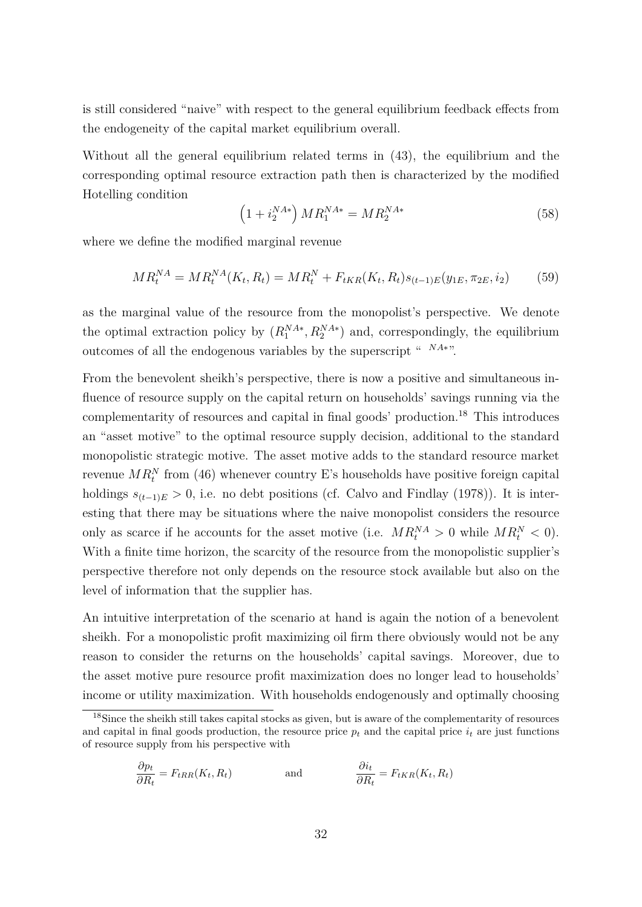is still considered "naive" with respect to the general equilibrium feedback effects from the endogeneity of the capital market equilibrium overall.

Without all the general equilibrium related terms in (43), the equilibrium and the corresponding optimal resource extraction path then is characterized by the modified Hotelling condition

$$\left(1 + i_2^{NA*}\right) MR_1^{NA*} = MR_2^{NA*} \tag{58}$$

where we define the modified marginal revenue

$$MR_t^{NA} = MR_t^{NA}(K_t, R_t) = MR_t^N + F_{tKR}(K_t, R_t) s_{(t-1)E}(y_{1E}, \pi_{2E}, i_2) \tag{59}$$

as the marginal value of the resource from the monopolist's perspective. We denote the optimal extraction policy by $(R_1^{NA*}, R_2^{NA*})$ and, correspondingly, the equilibrium outcomes of all the endogenous variables by the superscript " $^{NA*}$".

From the benevolent sheikh's perspective, there is now a positive and simultaneous influence of resource supply on the capital return on households' savings running via the complementarity of resources and capital in final goods' production.[18] This introduces an "asset motive" to the optimal resource supply decision, additional to the standard monopolistic strategic motive. The asset motive adds to the standard resource market revenue $MR_t^N$ from (46) whenever country E's households have positive foreign capital holdings $s_{(t-1)E} > 0$, i.e. no debt positions (cf. Calvo and Findlay (1978)). It is interesting that there may be situations where the naive monopolist considers the resource only as scarce if he accounts for the asset motive (i.e. $MR_t^{NA} > 0$ while $MR_t^N < 0$). With a finite time horizon, the scarcity of the resource from the monopolistic supplier's perspective therefore not only depends on the resource stock available but also on the level of information that the supplier has.

An intuitive interpretation of the scenario at hand is again the notion of a benevolent sheikh. For a monopolistic profit maximizing oil firm there obviously would not be any reason to consider the returns on the households' capital savings. Moreover, due to the asset motive pure resource profit maximization does no longer lead to households' income or utility maximization. With households endogenously and optimally choosing

[18] Since the sheikh still takes capital stocks as given, but is aware of the complementarity of resources and capital in final goods production, the resource price $p_t$ and the capital price $i_t$ are just functions of resource supply from his perspective with

$$\frac{\partial p_t}{\partial R_t} = F_{tRR}(K_t, R_t) \qquad \text{and} \qquad \frac{\partial i_t}{\partial R_t} = F_{tKR}(K_t, R_t)$$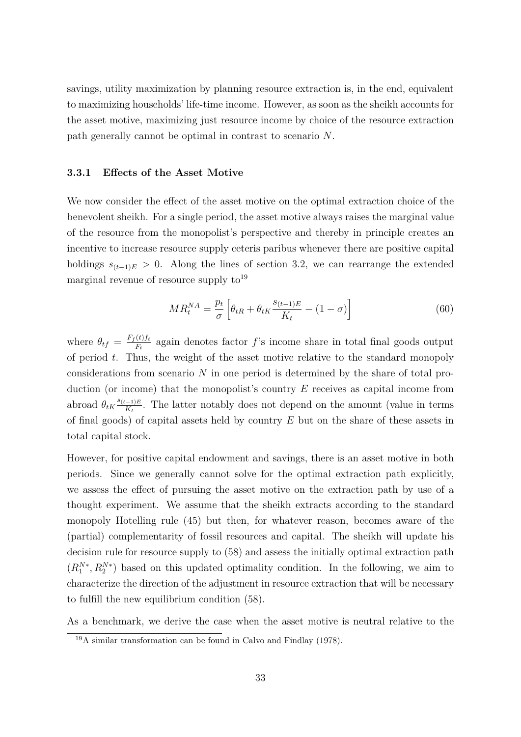savings, utility maximization by planning resource extraction is, in the end, equivalent to maximizing households' life-time income. However, as soon as the sheikh accounts for the asset motive, maximizing just resource income by choice of the resource extraction path generally cannot be optimal in contrast to scenario $N$.

### 3.3.1 Effects of the Asset Motive

We now consider the effect of the asset motive on the optimal extraction choice of the benevolent sheikh. For a single period, the asset motive always raises the marginal value of the resource from the monopolist's perspective and thereby in principle creates an incentive to increase resource supply ceteris paribus whenever there are positive capital holdings $s_{(t-1)E} > 0$. Along the lines of section 3.2, we can rearrange the extended marginal revenue of resource supply to[19]

$$MR_t^{NA} = \frac{p_t}{\sigma}\left[\theta_{tR} + \theta_{tK}\frac{s_{(t-1)E}}{K_t} - (1-\sigma)\right] \tag{60}$$

where $\theta_{tf} = \frac{F_f(t)f_t}{F_t}$ again denotes factor $f$'s income share in total final goods output of period $t$. Thus, the weight of the asset motive relative to the standard monopoly considerations from scenario $N$ in one period is determined by the share of total production (or income) that the monopolist's country $E$ receives as capital income from abroad $\theta_{tK}\frac{s_{(t-1)E}}{K_t}$. The latter notably does not depend on the amount (value in terms of final goods) of capital assets held by country $E$ but on the share of these assets in total capital stock.

However, for positive capital endowment and savings, there is an asset motive in both periods. Since we generally cannot solve for the optimal extraction path explicitly, we assess the effect of pursuing the asset motive on the extraction path by use of a thought experiment. We assume that the sheikh extracts according to the standard monopoly Hotelling rule (45) but then, for whatever reason, becomes aware of the (partial) complementarity of fossil resources and capital. The sheikh will update his decision rule for resource supply to (58) and assess the initially optimal extraction path $(R_1^{N*}, R_2^{N*})$ based on this updated optimality condition. In the following, we aim to characterize the direction of the adjustment in resource extraction that will be necessary to fulfill the new equilibrium condition (58).

As a benchmark, we derive the case when the asset motive is neutral relative to the

[19] A similar transformation can be found in Calvo and Findlay (1978).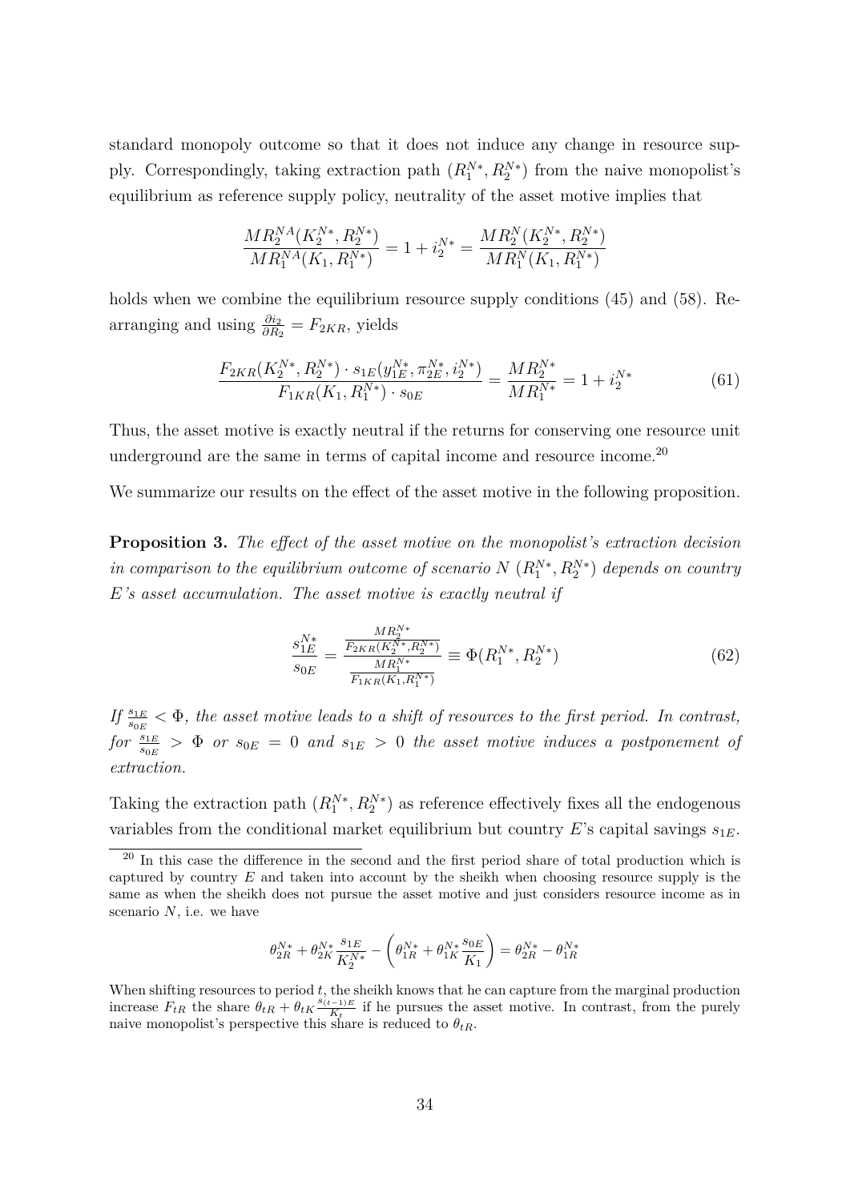standard monopoly outcome so that it does not induce any change in resource supply. Correspondingly, taking extraction path $(R_1^{N*}, R_2^{N*})$ from the naive monopolist's equilibrium as reference supply policy, neutrality of the asset motive implies that

$$\frac{MR_2^{NA}(K_2^{N*}, R_2^{N*})}{MR_1^{NA}(K_1, R_1^{N*})} = 1 + i_2^{N*} = \frac{MR_2^{N}(K_2^{N*}, R_2^{N*})}{MR_1^{N}(K_1, R_1^{N*})}$$

holds when we combine the equilibrium resource supply conditions (45) and (58). Rearranging and using $\frac{\partial i_2}{\partial R_2} = F_{2KR}$, yields

$$\frac{F_{2KR}(K_2^{N*}, R_2^{N*}) \cdot s_{1E}(y_{1E}^{N*}, \pi_{2E}^{N*}, i_2^{N*})}{F_{1KR}(K_1, R_1^{N*}) \cdot s_{0E}} = \frac{MR_2^{N*}}{MR_1^{N*}} = 1 + i_2^{N*} \tag{61}$$

Thus, the asset motive is exactly neutral if the returns for conserving one resource unit underground are the same in terms of capital income and resource income.[20]

We summarize our results on the effect of the asset motive in the following proposition.

**Proposition 3.** *The effect of the asset motive on the monopolist's extraction decision in comparison to the equilibrium outcome of scenario N $(R_1^{N*}, R_2^{N*})$ depends on country E's asset accumulation. The asset motive is exactly neutral if*

$$\frac{s_{1E}^{N*}}{s_{0E}} = \frac{\frac{MR_2^{N*}}{F_{2KR}(K_2^{N*}, R_2^{N*})}}{\frac{MR_1^{N*}}{F_{1KR}(K_1, R_1^{N*})}} \equiv \Phi(R_1^{N*}, R_2^{N*}) \tag{62}$$

*If $\frac{s_{1E}}{s_{0E}} < \Phi$, the asset motive leads to a shift of resources to the first period. In contrast, for $\frac{s_{1E}}{s_{0E}} > \Phi$ or $s_{0E} = 0$ and $s_{1E} > 0$ the asset motive induces a postponement of extraction.*

Taking the extraction path $(R_1^{N*}, R_2^{N*})$ as reference effectively fixes all the endogenous variables from the conditional market equilibrium but country $E$'s capital savings $s_{1E}$.

[20] In this case the difference in the second and the first period share of total production which is captured by country $E$ and taken into account by the sheikh when choosing resource supply is the same as when the sheikh does not pursue the asset motive and just considers resource income as in scenario $N$, i.e. we have

$$\theta_{2R}^{N*} + \theta_{2K}^{N*} \frac{s_{1E}}{K_2^{N*}} - \left( \theta_{1R}^{N*} + \theta_{1K}^{N*} \frac{s_{0E}}{K_1} \right) = \theta_{2R}^{N*} - \theta_{1R}^{N*}$$

When shifting resources to period $t$, the sheikh knows that he can capture from the marginal production increase $F_{tR}$ the share $\theta_{tR} + \theta_{tK} \frac{s_{(t-1)E}}{K_t}$ if he pursues the asset motive. In contrast, from the purely naive monopolist's perspective this share is reduced to $\theta_{tR}$.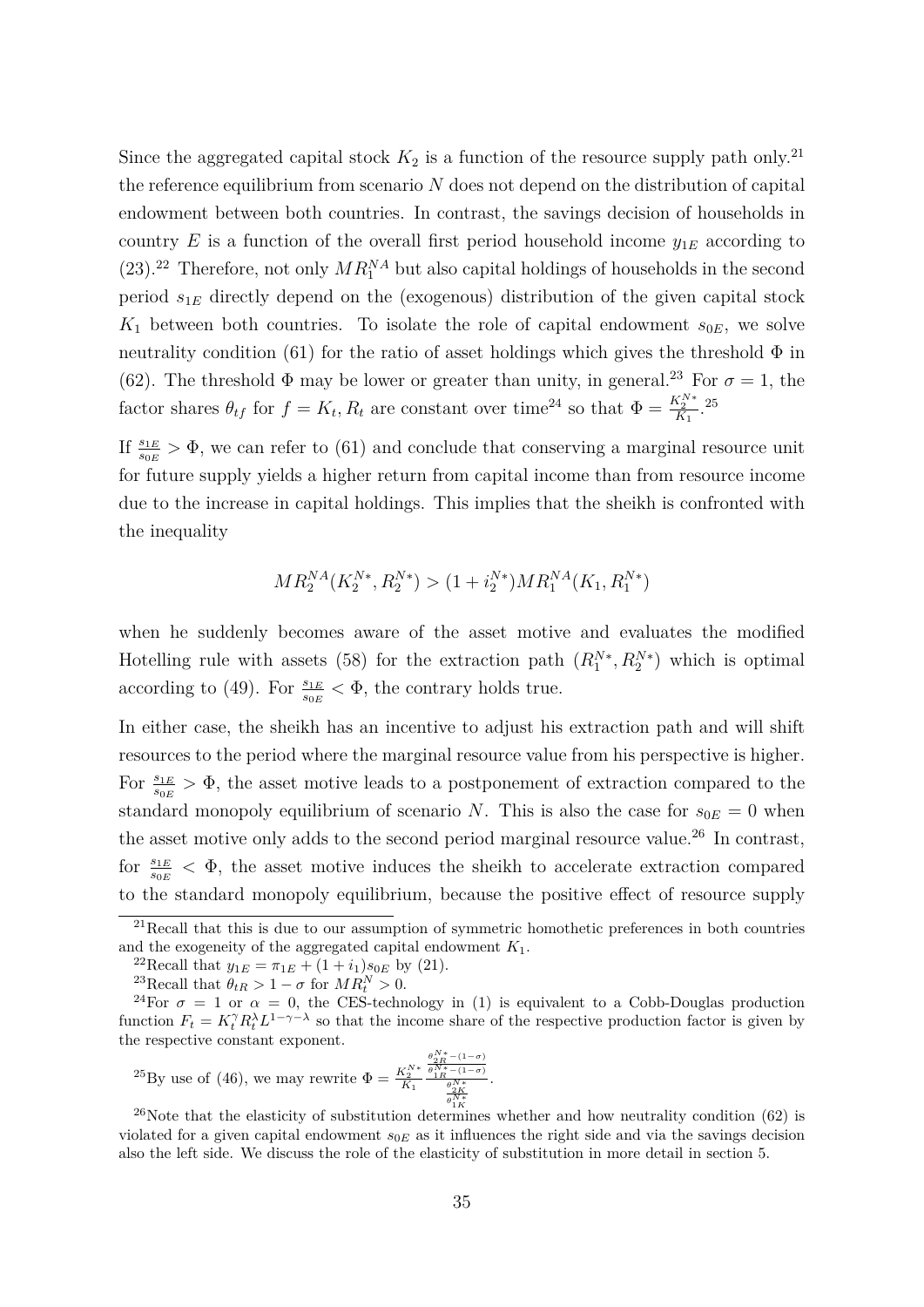Since the aggregated capital stock $K_2$ is a function of the resource supply path only.[21] the reference equilibrium from scenario $N$ does not depend on the distribution of capital endowment between both countries. In contrast, the savings decision of households in country $E$ is a function of the overall first period household income $y_{1E}$ according to (23).[22] Therefore, not only $MR_1^{NA}$ but also capital holdings of households in the second period $s_{1E}$ directly depend on the (exogenous) distribution of the given capital stock $K_1$ between both countries. To isolate the role of capital endowment $s_{0E}$, we solve neutrality condition (61) for the ratio of asset holdings which gives the threshold $\Phi$ in (62). The threshold $\Phi$ may be lower or greater than unity, in general.[23] For $\sigma = 1$, the factor shares $\theta_{tf}$ for $f = K_t, R_t$ are constant over time[24] so that $\Phi = \frac{K_2^{N*}}{K_1}$.[25]

If $\frac{s_{1E}}{s_{0E}} > \Phi$, we can refer to (61) and conclude that conserving a marginal resource unit for future supply yields a higher return from capital income than from resource income due to the increase in capital holdings. This implies that the sheikh is confronted with the inequality

$$MR_2^{NA}(K_2^{N*}, R_2^{N*}) > (1 + i_2^{N*})MR_1^{NA}(K_1, R_1^{N*})$$

when he suddenly becomes aware of the asset motive and evaluates the modified Hotelling rule with assets (58) for the extraction path $(R_1^{N*}, R_2^{N*})$ which is optimal according to (49). For $\frac{s_{1E}}{s_{0E}} < \Phi$, the contrary holds true.

In either case, the sheikh has an incentive to adjust his extraction path and will shift resources to the period where the marginal resource value from his perspective is higher. For $\frac{s_{1E}}{s_{0E}} > \Phi$, the asset motive leads to a postponement of extraction compared to the standard monopoly equilibrium of scenario $N$. This is also the case for $s_{0E} = 0$ when the asset motive only adds to the second period marginal resource value.[26] In contrast, for $\frac{s_{1E}}{s_{0E}} < \Phi$, the asset motive induces the sheikh to accelerate extraction compared to the standard monopoly equilibrium, because the positive effect of resource supply

---

[21] Recall that this is due to our assumption of symmetric homothetic preferences in both countries and the exogeneity of the aggregated capital endowment $K_1$.

[22] Recall that $y_{1E} = \pi_{1E} + (1 + i_1)s_{0E}$ by (21).

[23] Recall that $\theta_{tR} > 1 - \sigma$ for $MR_t^N > 0$.

[24] For $\sigma = 1$ or $\alpha = 0$, the CES-technology in (1) is equivalent to a Cobb-Douglas production function $F_t = K_t^{\gamma} R_t^{\lambda} L^{1-\gamma-\lambda}$ so that the income share of the respective production factor is given by the respective constant exponent.

[25] By use of (46), we may rewrite $\Phi = \frac{K_2^{N*}}{K_1} \frac{\frac{\theta_{2R}^{N*} - (1-\sigma)}{\theta_{1R}^{N*} - (1-\sigma)}}{\frac{\theta_{2K}^{N*}}{\theta_{1K}^{N*}}}$.

[26] Note that the elasticity of substitution determines whether and how neutrality condition (62) is violated for a given capital endowment $s_{0E}$ as it influences the right side and via the savings decision also the left side. We discuss the role of the elasticity of substitution in more detail in section 5.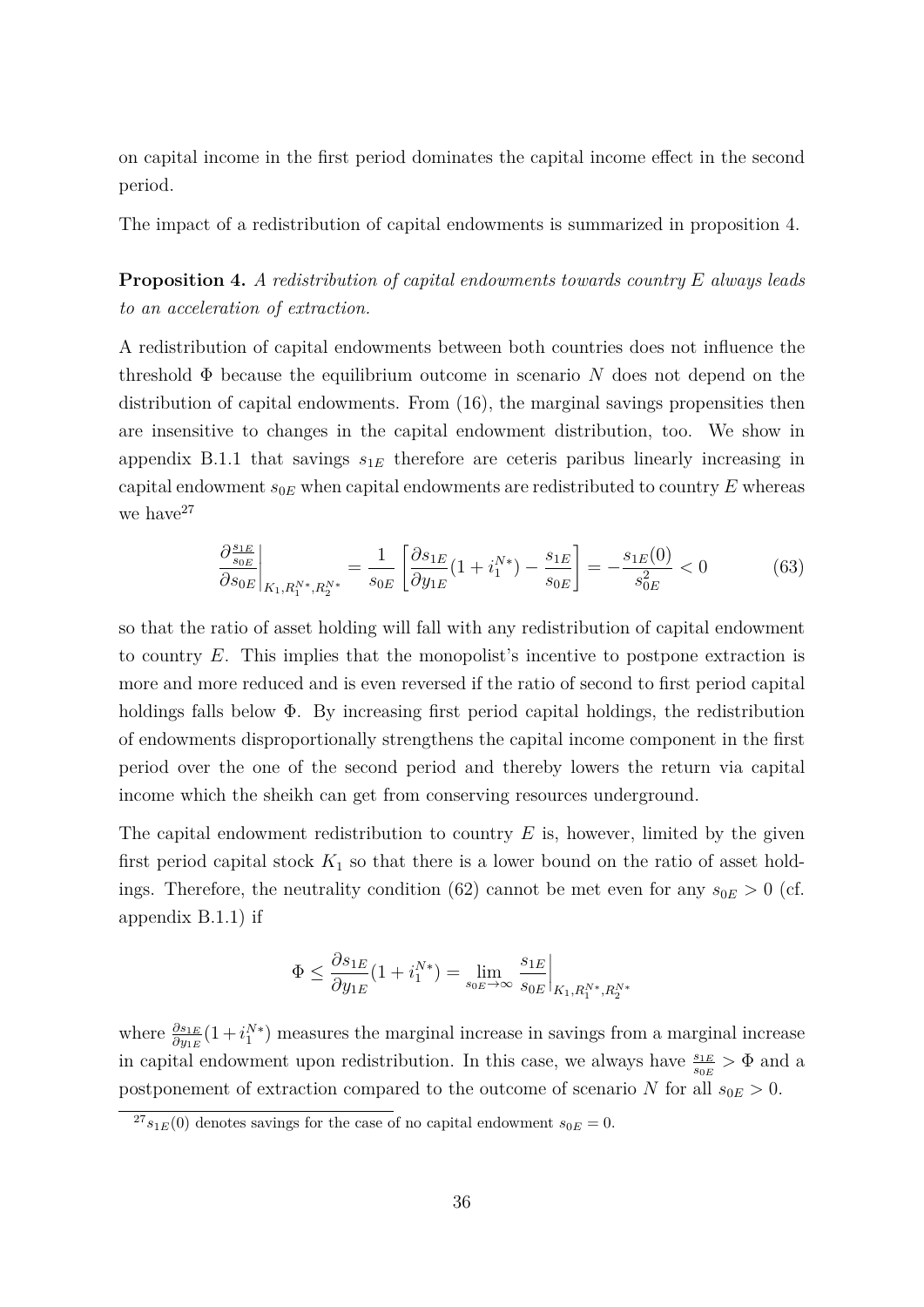on capital income in the first period dominates the capital income effect in the second period.

The impact of a redistribution of capital endowments is summarized in proposition 4.

**Proposition 4.** *A redistribution of capital endowments towards country E always leads to an acceleration of extraction.*

A redistribution of capital endowments between both countries does not influence the threshold $\Phi$ because the equilibrium outcome in scenario $N$ does not depend on the distribution of capital endowments. From (16), the marginal savings propensities then are insensitive to changes in the capital endowment distribution, too. We show in appendix B.1.1 that savings $s_{1E}$ therefore are ceteris paribus linearly increasing in capital endowment $s_{0E}$ when capital endowments are redistributed to country $E$ whereas we have[27]

$$\left.\frac{\partial \frac{s_{1E}}{s_{0E}}}{\partial s_{0E}}\right|_{K_1, R_1^{N*}, R_2^{N*}} = \frac{1}{s_{0E}}\left[\frac{\partial s_{1E}}{\partial y_{1E}}(1+i_1^{N*}) - \frac{s_{1E}}{s_{0E}}\right] = -\frac{s_{1E}(0)}{s_{0E}^2} < 0 \tag{63}$$

so that the ratio of asset holding will fall with any redistribution of capital endowment to country $E$. This implies that the monopolist's incentive to postpone extraction is more and more reduced and is even reversed if the ratio of second to first period capital holdings falls below $\Phi$. By increasing first period capital holdings, the redistribution of endowments disproportionally strengthens the capital income component in the first period over the one of the second period and thereby lowers the return via capital income which the sheikh can get from conserving resources underground.

The capital endowment redistribution to country $E$ is, however, limited by the given first period capital stock $K_1$ so that there is a lower bound on the ratio of asset holdings. Therefore, the neutrality condition (62) cannot be met even for any $s_{0E} > 0$ (cf. appendix B.1.1) if

$$\Phi \leq \frac{\partial s_{1E}}{\partial y_{1E}}(1+i_1^{N*}) = \lim_{s_{0E}\to\infty} \left.\frac{s_{1E}}{s_{0E}}\right|_{K_1, R_1^{N*}, R_2^{N*}}$$

where $\frac{\partial s_{1E}}{\partial y_{1E}}(1+i_1^{N*})$ measures the marginal increase in savings from a marginal increase in capital endowment upon redistribution. In this case, we always have $\frac{s_{1E}}{s_{0E}} > \Phi$ and a postponement of extraction compared to the outcome of scenario $N$ for all $s_{0E} > 0$.

[27] $s_{1E}(0)$ denotes savings for the case of no capital endowment $s_{0E} = 0$.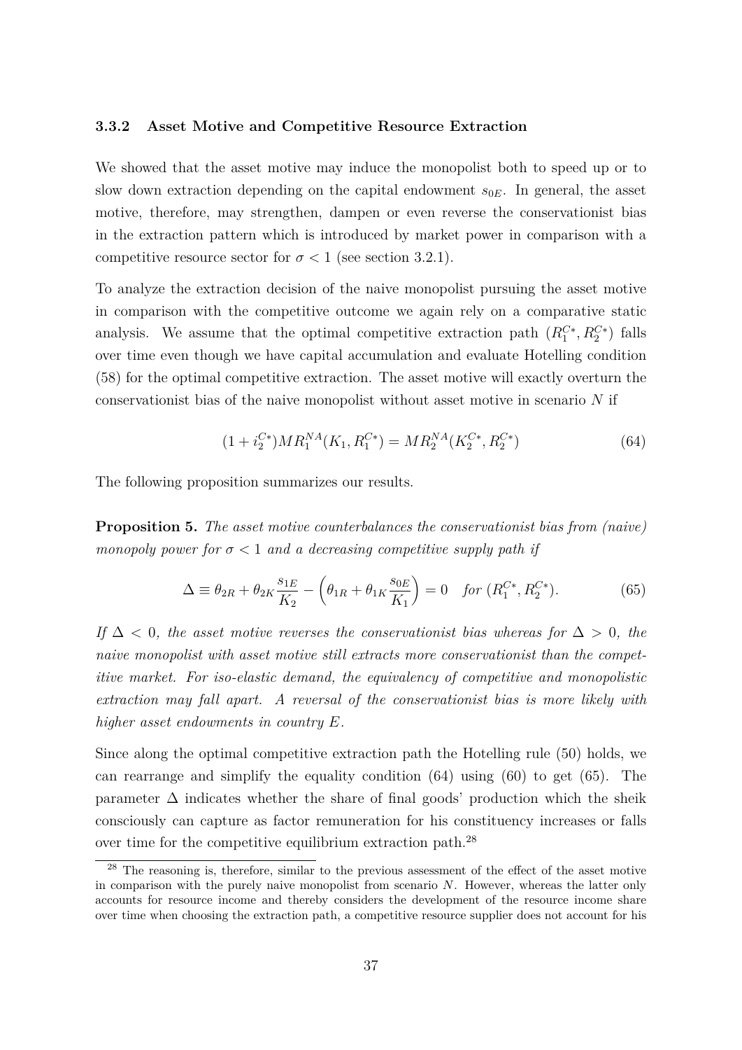### 3.3.2 Asset Motive and Competitive Resource Extraction

We showed that the asset motive may induce the monopolist both to speed up or to slow down extraction depending on the capital endowment $s_{0E}$. In general, the asset motive, therefore, may strengthen, dampen or even reverse the conservationist bias in the extraction pattern which is introduced by market power in comparison with a competitive resource sector for $\sigma < 1$ (see section 3.2.1).

To analyze the extraction decision of the naive monopolist pursuing the asset motive in comparison with the competitive outcome we again rely on a comparative static analysis. We assume that the optimal competitive extraction path $(R_1^{C*}, R_2^{C*})$ falls over time even though we have capital accumulation and evaluate Hotelling condition (58) for the optimal competitive extraction. The asset motive will exactly overturn the conservationist bias of the naive monopolist without asset motive in scenario $N$ if

$$(1 + i_2^{C*}) MR_1^{NA}(K_1, R_1^{C*}) = MR_2^{NA}(K_2^{C*}, R_2^{C*}) \tag{64}$$

The following proposition summarizes our results.

**Proposition 5.** *The asset motive counterbalances the conservationist bias from (naive) monopoly power for $\sigma < 1$ and a decreasing competitive supply path if*

$$\Delta \equiv \theta_{2R} + \theta_{2K} \frac{s_{1E}}{K_2} - \left( \theta_{1R} + \theta_{1K} \frac{s_{0E}}{K_1} \right) = 0 \quad \text{for } (R_1^{C*}, R_2^{C*}). \tag{65}$$

*If $\Delta < 0$, the asset motive reverses the conservationist bias whereas for $\Delta > 0$, the naive monopolist with asset motive still extracts more conservationist than the competitive market. For iso-elastic demand, the equivalency of competitive and monopolistic extraction may fall apart. A reversal of the conservationist bias is more likely with higher asset endowments in country $E$.*

Since along the optimal competitive extraction path the Hotelling rule (50) holds, we can rearrange and simplify the equality condition (64) using (60) to get (65). The parameter $\Delta$ indicates whether the share of final goods' production which the sheik consciously can capture as factor remuneration for his constituency increases or falls over time for the competitive equilibrium extraction path.[28]

[28] The reasoning is, therefore, similar to the previous assessment of the effect of the asset motive in comparison with the purely naive monopolist from scenario $N$. However, whereas the latter only accounts for resource income and thereby considers the development of the resource income share over time when choosing the extraction path, a competitive resource supplier does not account for his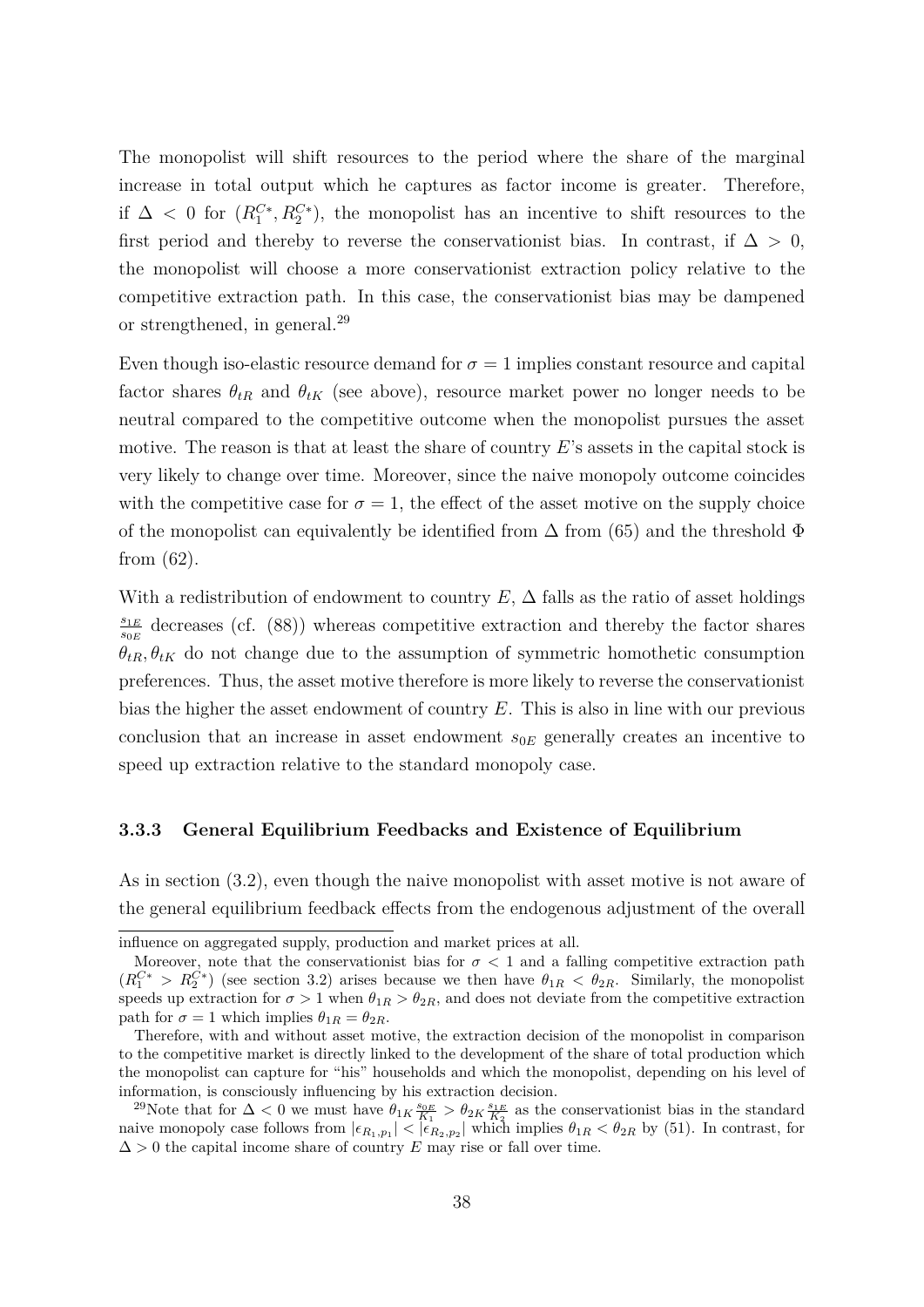The monopolist will shift resources to the period where the share of the marginal increase in total output which he captures as factor income is greater. Therefore, if $\Delta < 0$ for $(R_1^{C*}, R_2^{C*})$, the monopolist has an incentive to shift resources to the first period and thereby to reverse the conservationist bias. In contrast, if $\Delta > 0$, the monopolist will choose a more conservationist extraction policy relative to the competitive extraction path. In this case, the conservationist bias may be dampened or strengthened, in general.[29]

Even though iso-elastic resource demand for $\sigma = 1$ implies constant resource and capital factor shares $\theta_{tR}$ and $\theta_{tK}$ (see above), resource market power no longer needs to be neutral compared to the competitive outcome when the monopolist pursues the asset motive. The reason is that at least the share of country $E$'s assets in the capital stock is very likely to change over time. Moreover, since the naive monopoly outcome coincides with the competitive case for $\sigma = 1$, the effect of the asset motive on the supply choice of the monopolist can equivalently be identified from $\Delta$ from (65) and the threshold $\Phi$ from (62).

With a redistribution of endowment to country $E$, $\Delta$ falls as the ratio of asset holdings $\frac{s_{1E}}{s_{0E}}$ decreases (cf. (88)) whereas competitive extraction and thereby the factor shares $\theta_{tR}, \theta_{tK}$ do not change due to the assumption of symmetric homothetic consumption preferences. Thus, the asset motive therefore is more likely to reverse the conservationist bias the higher the asset endowment of country $E$. This is also in line with our previous conclusion that an increase in asset endowment $s_{0E}$ generally creates an incentive to speed up extraction relative to the standard monopoly case.

### 3.3.3 General Equilibrium Feedbacks and Existence of Equilibrium

As in section (3.2), even though the naive monopolist with asset motive is not aware of the general equilibrium feedback effects from the endogenous adjustment of the overall

---

influence on aggregated supply, production and market prices at all.

Moreover, note that the conservationist bias for $\sigma < 1$ and a falling competitive extraction path $(R_1^{C*} > R_2^{C*})$ (see section 3.2) arises because we then have $\theta_{1R} < \theta_{2R}$. Similarly, the monopolist speeds up extraction for $\sigma > 1$ when $\theta_{1R} > \theta_{2R}$, and does not deviate from the competitive extraction path for $\sigma = 1$ which implies $\theta_{1R} = \theta_{2R}$.

Therefore, with and without asset motive, the extraction decision of the monopolist in comparison to the competitive market is directly linked to the development of the share of total production which the monopolist can capture for "his" households and which the monopolist, depending on his level of information, is consciously influencing by his extraction decision.

[29] Note that for $\Delta < 0$ we must have $\theta_{1K} \frac{s_{0E}}{K_1} > \theta_{2K} \frac{s_{1E}}{K_2}$ as the conservationist bias in the standard naive monopoly case follows from $|\epsilon_{R_1,p_1}| < |\epsilon_{R_2,p_2}|$ which implies $\theta_{1R} < \theta_{2R}$ by (51). In contrast, for $\Delta > 0$ the capital income share of country $E$ may rise or fall over time.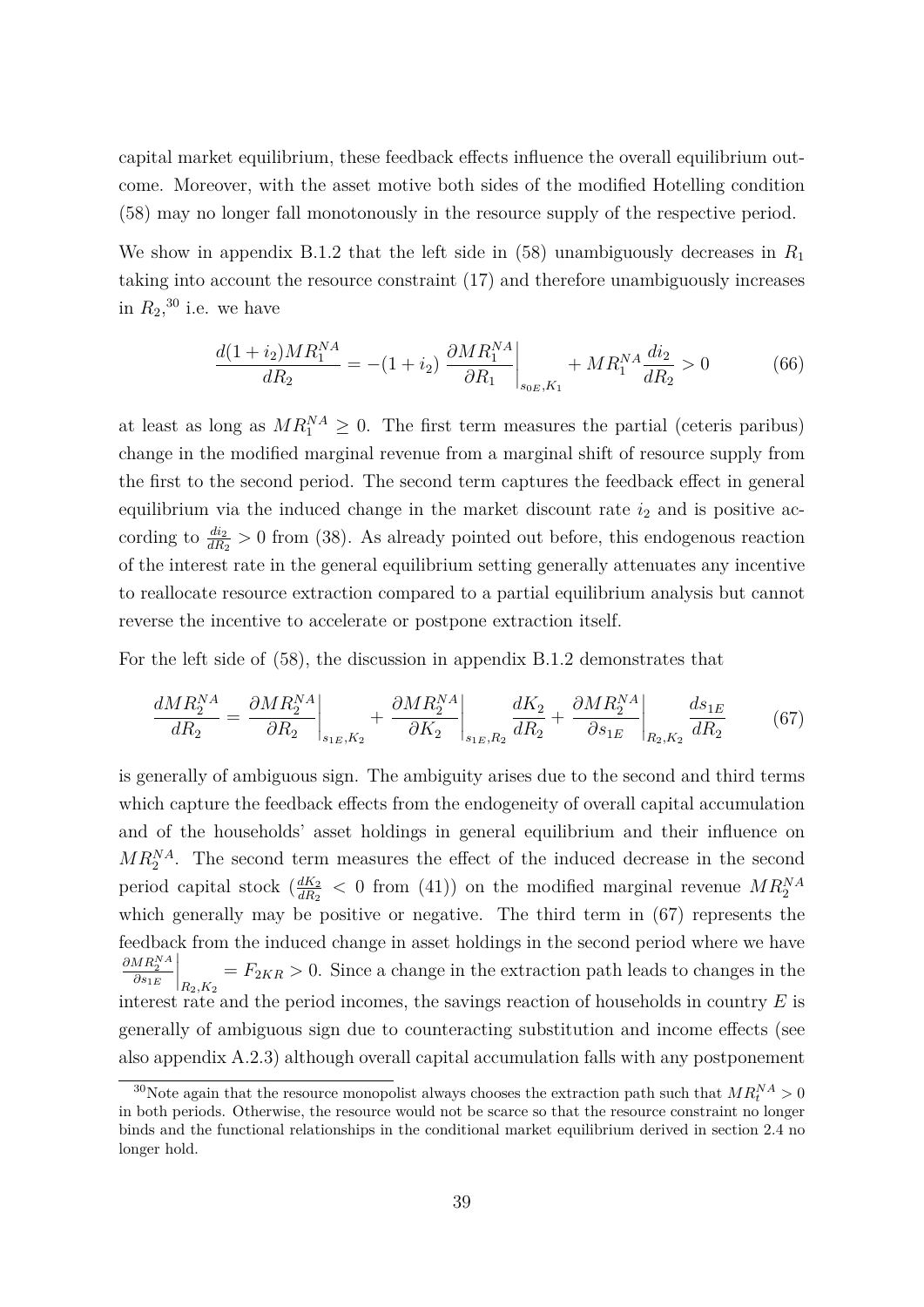capital market equilibrium, these feedback effects influence the overall equilibrium outcome. Moreover, with the asset motive both sides of the modified Hotelling condition (58) may no longer fall monotonously in the resource supply of the respective period.

We show in appendix B.1.2 that the left side in (58) unambiguously decreases in $R_1$ taking into account the resource constraint (17) and therefore unambiguously increases in $R_2$,[30] i.e. we have

$$\frac{d(1+i_2)MR_1^{NA}}{dR_2} = -(1+i_2)\left.\frac{\partial MR_1^{NA}}{\partial R_1}\right|_{s_{0E},K_1} + MR_1^{NA}\frac{di_2}{dR_2} > 0 \tag{66}$$

at least as long as $MR_1^{NA} \geq 0$. The first term measures the partial (ceteris paribus) change in the modified marginal revenue from a marginal shift of resource supply from the first to the second period. The second term captures the feedback effect in general equilibrium via the induced change in the market discount rate $i_2$ and is positive according to $\frac{di_2}{dR_2} > 0$ from (38). As already pointed out before, this endogenous reaction of the interest rate in the general equilibrium setting generally attenuates any incentive to reallocate resource extraction compared to a partial equilibrium analysis but cannot reverse the incentive to accelerate or postpone extraction itself.

For the left side of (58), the discussion in appendix B.1.2 demonstrates that

$$\frac{dMR_2^{NA}}{dR_2} = \left.\frac{\partial MR_2^{NA}}{\partial R_2}\right|_{s_{1E},K_2} + \left.\frac{\partial MR_2^{NA}}{\partial K_2}\right|_{s_{1E},R_2}\frac{dK_2}{dR_2} + \left.\frac{\partial MR_2^{NA}}{\partial s_{1E}}\right|_{R_2,K_2}\frac{ds_{1E}}{dR_2} \tag{67}$$

is generally of ambiguous sign. The ambiguity arises due to the second and third terms which capture the feedback effects from the endogeneity of overall capital accumulation and of the households' asset holdings in general equilibrium and their influence on $MR_2^{NA}$. The second term measures the effect of the induced decrease in the second period capital stock ($\frac{dK_2}{dR_2} < 0$ from (41)) on the modified marginal revenue $MR_2^{NA}$ which generally may be positive or negative. The third term in (67) represents the feedback from the induced change in asset holdings in the second period where we have $\left.\frac{\partial MR_2^{NA}}{\partial s_{1E}}\right|_{R_2,K_2} = F_{2KR} > 0$. Since a change in the extraction path leads to changes in the interest rate and the period incomes, the savings reaction of households in country $E$ is generally of ambiguous sign due to counteracting substitution and income effects (see also appendix A.2.3) although overall capital accumulation falls with any postponement

[30] Note again that the resource monopolist always chooses the extraction path such that $MR_t^{NA} > 0$ in both periods. Otherwise, the resource would not be scarce so that the resource constraint no longer binds and the functional relationships in the conditional market equilibrium derived in section 2.4 no longer hold.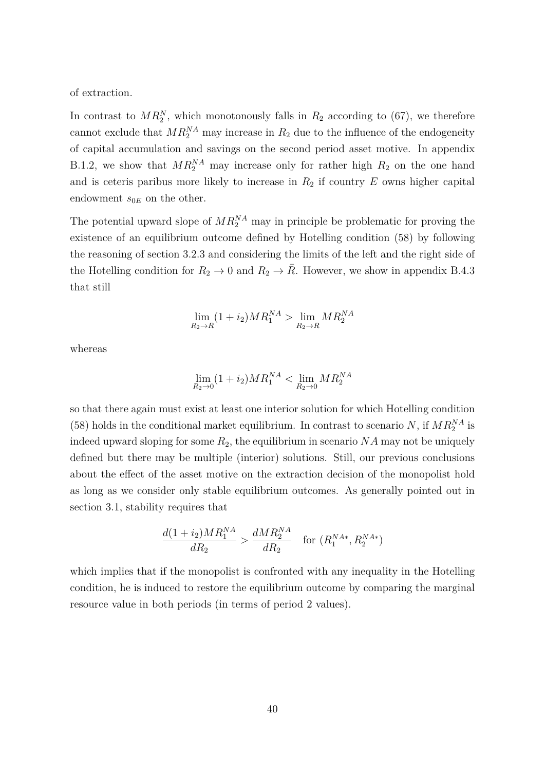of extraction.

In contrast to $MR_2^N$, which monotonously falls in $R_2$ according to (67), we therefore cannot exclude that $MR_2^{NA}$ may increase in $R_2$ due to the influence of the endogeneity of capital accumulation and savings on the second period asset motive. In appendix B.1.2, we show that $MR_2^{NA}$ may increase only for rather high $R_2$ on the one hand and is ceteris paribus more likely to increase in $R_2$ if country $E$ owns higher capital endowment $s_{0E}$ on the other.

The potential upward slope of $MR_2^{NA}$ may in principle be problematic for proving the existence of an equilibrium outcome defined by Hotelling condition (58) by following the reasoning of section 3.2.3 and considering the limits of the left and the right side of the Hotelling condition for $R_2 \to 0$ and $R_2 \to \bar{R}$. However, we show in appendix B.4.3 that still

$$\lim_{R_2 \to \bar{R}} (1 + i_2) MR_1^{NA} > \lim_{R_2 \to \bar{R}} MR_2^{NA}$$

whereas

$$\lim_{R_2 \to 0} (1 + i_2) MR_1^{NA} < \lim_{R_2 \to 0} MR_2^{NA}$$

so that there again must exist at least one interior solution for which Hotelling condition (58) holds in the conditional market equilibrium. In contrast to scenario $N$, if $MR_2^{NA}$ is indeed upward sloping for some $R_2$, the equilibrium in scenario $NA$ may not be uniquely defined but there may be multiple (interior) solutions. Still, our previous conclusions about the effect of the asset motive on the extraction decision of the monopolist hold as long as we consider only stable equilibrium outcomes. As generally pointed out in section 3.1, stability requires that

$$\frac{d(1 + i_2) MR_1^{NA}}{dR_2} > \frac{dMR_2^{NA}}{dR_2} \quad \text{for } (R_1^{NA*}, R_2^{NA*})$$

which implies that if the monopolist is confronted with any inequality in the Hotelling condition, he is induced to restore the equilibrium outcome by comparing the marginal resource value in both periods (in terms of period 2 values).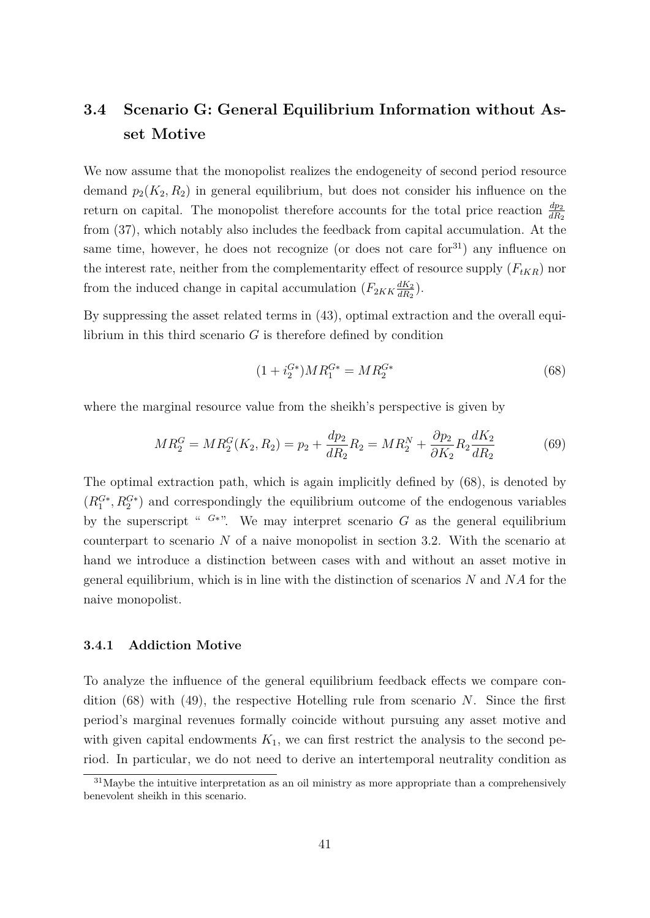## 3.4 Scenario G: General Equilibrium Information without Asset Motive

We now assume that the monopolist realizes the endogeneity of second period resource demand $p_2(K_2, R_2)$ in general equilibrium, but does not consider his influence on the return on capital. The monopolist therefore accounts for the total price reaction $\frac{dp_2}{dR_2}$ from (37), which notably also includes the feedback from capital accumulation. At the same time, however, he does not recognize (or does not care for[31]) any influence on the interest rate, neither from the complementarity effect of resource supply ($F_{tKR}$) nor from the induced change in capital accumulation ($F_{2KK}\frac{dK_2}{dR_2}$).

By suppressing the asset related terms in (43), optimal extraction and the overall equilibrium in this third scenario $G$ is therefore defined by condition

$$(1 + i_2^{G*})MR_1^{G*} = MR_2^{G*} \tag{68}$$

where the marginal resource value from the sheikh's perspective is given by

$$MR_2^G = MR_2^G(K_2, R_2) = p_2 + \frac{dp_2}{dR_2}R_2 = MR_2^N + \frac{\partial p_2}{\partial K_2}R_2\frac{dK_2}{dR_2} \tag{69}$$

The optimal extraction path, which is again implicitly defined by (68), is denoted by $(R_1^{G*}, R_2^{G*})$ and correspondingly the equilibrium outcome of the endogenous variables by the superscript "$^{G*}$". We may interpret scenario $G$ as the general equilibrium counterpart to scenario $N$ of a naive monopolist in section 3.2. With the scenario at hand we introduce a distinction between cases with and without an asset motive in general equilibrium, which is in line with the distinction of scenarios $N$ and $NA$ for the naive monopolist.

### 3.4.1 Addiction Motive

To analyze the influence of the general equilibrium feedback effects we compare condition (68) with (49), the respective Hotelling rule from scenario $N$. Since the first period's marginal revenues formally coincide without pursuing any asset motive and with given capital endowments $K_1$, we can first restrict the analysis to the second period. In particular, we do not need to derive an intertemporal neutrality condition as

[31] Maybe the intuitive interpretation as an oil ministry as more appropriate than a comprehensively benevolent sheikh in this scenario.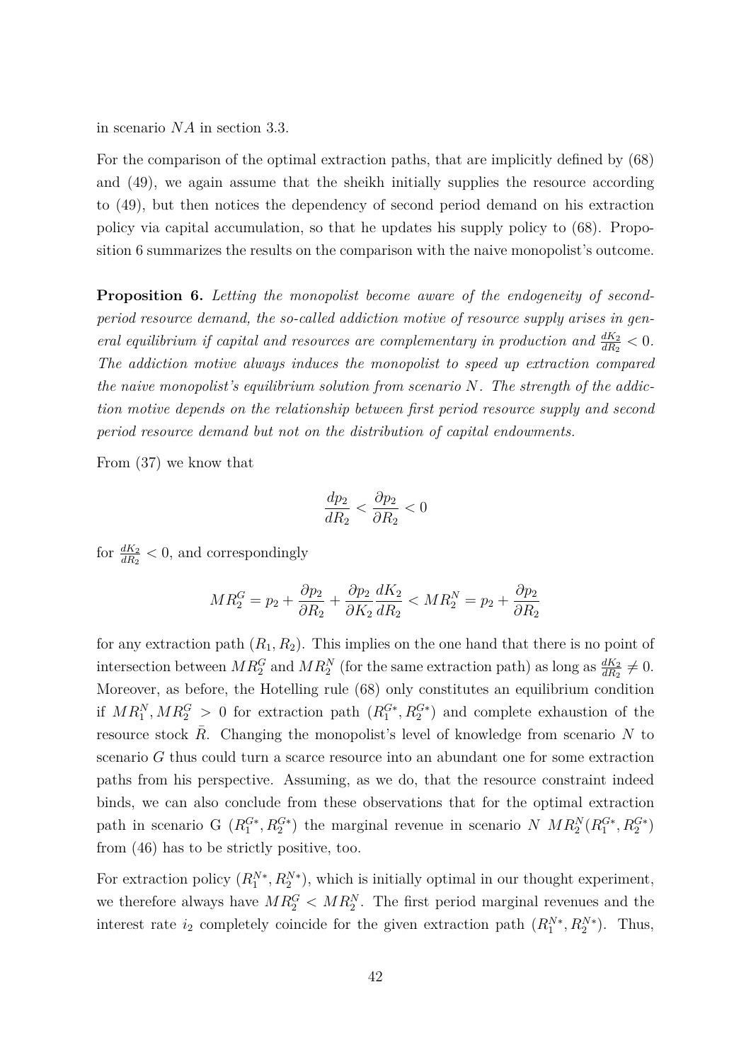in scenario $NA$ in section 3.3.

For the comparison of the optimal extraction paths, that are implicitly defined by (68) and (49), we again assume that the sheikh initially supplies the resource according to (49), but then notices the dependency of second period demand on his extraction policy via capital accumulation, so that he updates his supply policy to (68). Proposition 6 summarizes the results on the comparison with the naive monopolist's outcome.

**Proposition 6.** *Letting the monopolist become aware of the endogeneity of second-period resource demand, the so-called addiction motive of resource supply arises in general equilibrium if capital and resources are complementary in production and* $\frac{dK_2}{dR_2} < 0$. *The addiction motive always induces the monopolist to speed up extraction compared the naive monopolist's equilibrium solution from scenario* $N$. *The strength of the addiction motive depends on the relationship between first period resource supply and second period resource demand but not on the distribution of capital endowments.*

From (37) we know that

$$\frac{dp_2}{dR_2} < \frac{\partial p_2}{\partial R_2} < 0$$

for $\frac{dK_2}{dR_2} < 0$, and correspondingly

$$MR_2^G = p_2 + \frac{\partial p_2}{\partial R_2} + \frac{\partial p_2}{\partial K_2}\frac{dK_2}{dR_2} < MR_2^N = p_2 + \frac{\partial p_2}{\partial R_2}$$

for any extraction path $(R_1, R_2)$. This implies on the one hand that there is no point of intersection between $MR_2^G$ and $MR_2^N$ (for the same extraction path) as long as $\frac{dK_2}{dR_2} \neq 0$. Moreover, as before, the Hotelling rule (68) only constitutes an equilibrium condition if $MR_1^N, MR_2^G > 0$ for extraction path $(R_1^{G*}, R_2^{G*})$ and complete exhaustion of the resource stock $\bar{R}$. Changing the monopolist's level of knowledge from scenario $N$ to scenario $G$ thus could turn a scarce resource into an abundant one for some extraction paths from his perspective. Assuming, as we do, that the resource constraint indeed binds, we can also conclude from these observations that for the optimal extraction path in scenario G $(R_1^{G*}, R_2^{G*})$ the marginal revenue in scenario $N$ $MR_2^N(R_1^{G*}, R_2^{G*})$ from (46) has to be strictly positive, too.

For extraction policy $(R_1^{N*}, R_2^{N*})$, which is initially optimal in our thought experiment, we therefore always have $MR_2^G < MR_2^N$. The first period marginal revenues and the interest rate $i_2$ completely coincide for the given extraction path $(R_1^{N*}, R_2^{N*})$. Thus,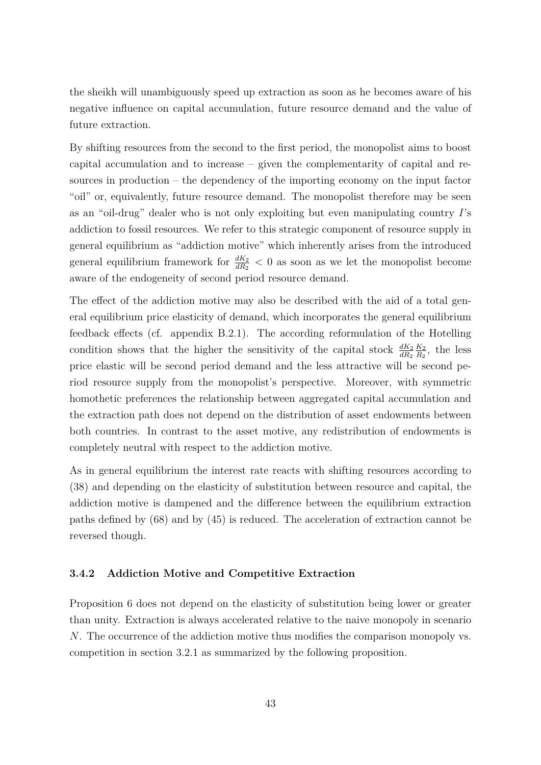the sheikh will unambiguously speed up extraction as soon as he becomes aware of his negative influence on capital accumulation, future resource demand and the value of future extraction.

By shifting resources from the second to the first period, the monopolist aims to boost capital accumulation and to increase – given the complementarity of capital and resources in production – the dependency of the importing economy on the input factor "oil" or, equivalently, future resource demand. The monopolist therefore may be seen as an "oil-drug" dealer who is not only exploiting but even manipulating country $I$'s addiction to fossil resources. We refer to this strategic component of resource supply in general equilibrium as "addiction motive" which inherently arises from the introduced general equilibrium framework for $\frac{dK_2}{dR_2} < 0$ as soon as we let the monopolist become aware of the endogeneity of second period resource demand.

The effect of the addiction motive may also be described with the aid of a total general equilibrium price elasticity of demand, which incorporates the general equilibrium feedback effects (cf. appendix B.2.1). The according reformulation of the Hotelling condition shows that the higher the sensitivity of the capital stock $\frac{dK_2}{dR_2}\frac{K_2}{R_2}$, the less price elastic will be second period demand and the less attractive will be second period resource supply from the monopolist's perspective. Moreover, with symmetric homothetic preferences the relationship between aggregated capital accumulation and the extraction path does not depend on the distribution of asset endowments between both countries. In contrast to the asset motive, any redistribution of endowments is completely neutral with respect to the addiction motive.

As in general equilibrium the interest rate reacts with shifting resources according to (38) and depending on the elasticity of substitution between resource and capital, the addiction motive is dampened and the difference between the equilibrium extraction paths defined by (68) and by (45) is reduced. The acceleration of extraction cannot be reversed though.

### 3.4.2 Addiction Motive and Competitive Extraction

Proposition 6 does not depend on the elasticity of substitution being lower or greater than unity. Extraction is always accelerated relative to the naive monopoly in scenario $N$. The occurrence of the addiction motive thus modifies the comparison monopoly vs. competition in section 3.2.1 as summarized by the following proposition.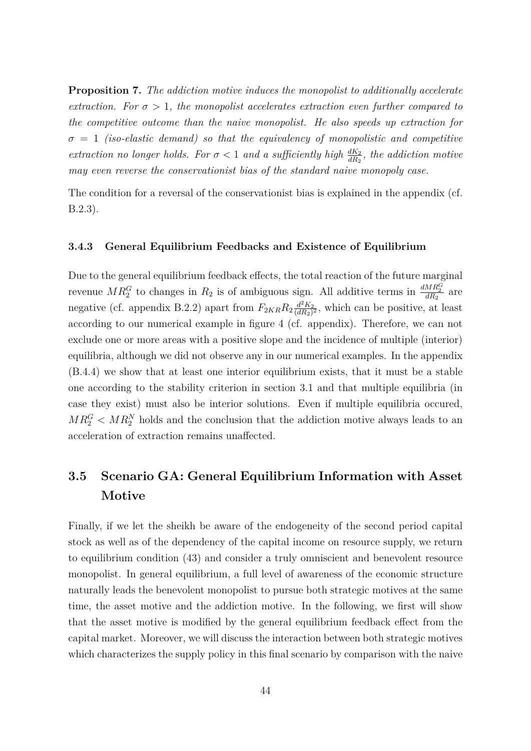**Proposition 7.** *The addiction motive induces the monopolist to additionally accelerate extraction. For $\sigma > 1$, the monopolist accelerates extraction even further compared to the competitive outcome than the naive monopolist. He also speeds up extraction for $\sigma = 1$ (iso-elastic demand) so that the equivalency of monopolistic and competitive extraction no longer holds. For $\sigma < 1$ and a sufficiently high $\frac{dK_2}{dR_2}$, the addiction motive may even reverse the conservationist bias of the standard naive monopoly case.*

The condition for a reversal of the conservationist bias is explained in the appendix (cf. B.2.3).

### 3.4.3 General Equilibrium Feedbacks and Existence of Equilibrium

Due to the general equilibrium feedback effects, the total reaction of the future marginal revenue $MR_2^G$ to changes in $R_2$ is of ambiguous sign. All additive terms in $\frac{dMR_2^G}{dR_2}$ are negative (cf. appendix B.2.2) apart from $F_{2KR}R_2\frac{d^2K_2}{(dR_2)^2}$, which can be positive, at least according to our numerical example in figure 4 (cf. appendix). Therefore, we can not exclude one or more areas with a positive slope and the incidence of multiple (interior) equilibria, although we did not observe any in our numerical examples. In the appendix (B.4.4) we show that at least one interior equilibrium exists, that it must be a stable one according to the stability criterion in section 3.1 and that multiple equilibria (in case they exist) must also be interior solutions. Even if multiple equilibria occured, $MR_2^G < MR_2^N$ holds and the conclusion that the addiction motive always leads to an acceleration of extraction remains unaffected.

## 3.5 Scenario GA: General Equilibrium Information with Asset Motive

Finally, if we let the sheikh be aware of the endogeneity of the second period capital stock as well as of the dependency of the capital income on resource supply, we return to equilibrium condition (43) and consider a truly omniscient and benevolent resource monopolist. In general equilibrium, a full level of awareness of the economic structure naturally leads the benevolent monopolist to pursue both strategic motives at the same time, the asset motive and the addiction motive. In the following, we first will show that the asset motive is modified by the general equilibrium feedback effect from the capital market. Moreover, we will discuss the interaction between both strategic motives which characterizes the supply policy in this final scenario by comparison with the naive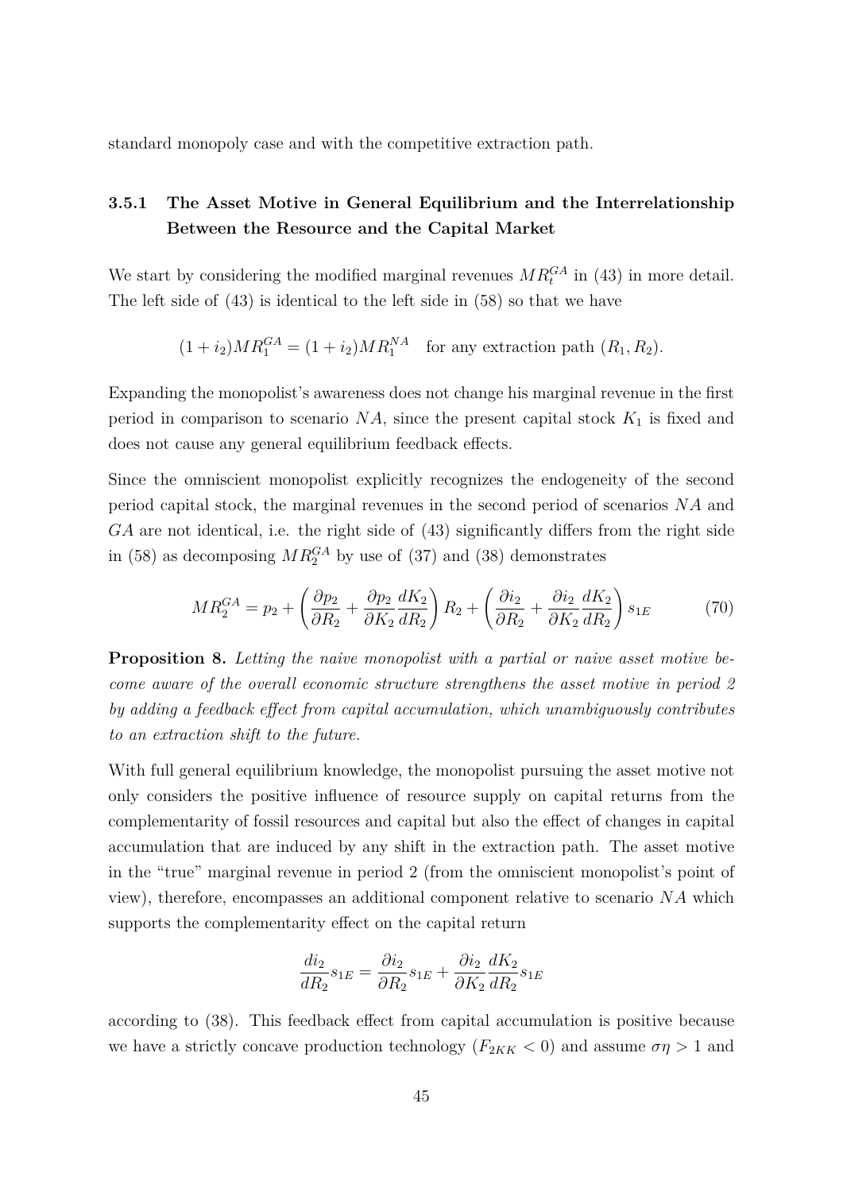standard monopoly case and with the competitive extraction path.

### 3.5.1 The Asset Motive in General Equilibrium and the Interrelationship Between the Resource and the Capital Market

We start by considering the modified marginal revenues $MR_t^{GA}$ in (43) in more detail. The left side of (43) is identical to the left side in (58) so that we have

$$(1+i_2)MR_1^{GA} = (1+i_2)MR_1^{NA} \quad \text{for any extraction path } (R_1, R_2).$$

Expanding the monopolist's awareness does not change his marginal revenue in the first period in comparison to scenario $NA$, since the present capital stock $K_1$ is fixed and does not cause any general equilibrium feedback effects.

Since the omniscient monopolist explicitly recognizes the endogeneity of the second period capital stock, the marginal revenues in the second period of scenarios $NA$ and $GA$ are not identical, i.e. the right side of (43) significantly differs from the right side in (58) as decomposing $MR_2^{GA}$ by use of (37) and (38) demonstrates

$$MR_2^{GA} = p_2 + \left(\frac{\partial p_2}{\partial R_2} + \frac{\partial p_2}{\partial K_2}\frac{dK_2}{dR_2}\right)R_2 + \left(\frac{\partial i_2}{\partial R_2} + \frac{\partial i_2}{\partial K_2}\frac{dK_2}{dR_2}\right)s_{1E} \tag{70}$$

**Proposition 8.** *Letting the naive monopolist with a partial or naive asset motive become aware of the overall economic structure strengthens the asset motive in period 2 by adding a feedback effect from capital accumulation, which unambiguously contributes to an extraction shift to the future.*

With full general equilibrium knowledge, the monopolist pursuing the asset motive not only considers the positive influence of resource supply on capital returns from the complementarity of fossil resources and capital but also the effect of changes in capital accumulation that are induced by any shift in the extraction path. The asset motive in the "true" marginal revenue in period 2 (from the omniscient monopolist's point of view), therefore, encompasses an additional component relative to scenario $NA$ which supports the complementarity effect on the capital return

$$\frac{di_2}{dR_2}s_{1E} = \frac{\partial i_2}{\partial R_2}s_{1E} + \frac{\partial i_2}{\partial K_2}\frac{dK_2}{dR_2}s_{1E}$$

according to (38). This feedback effect from capital accumulation is positive because we have a strictly concave production technology ($F_{2KK} < 0$) and assume $\sigma\eta > 1$ and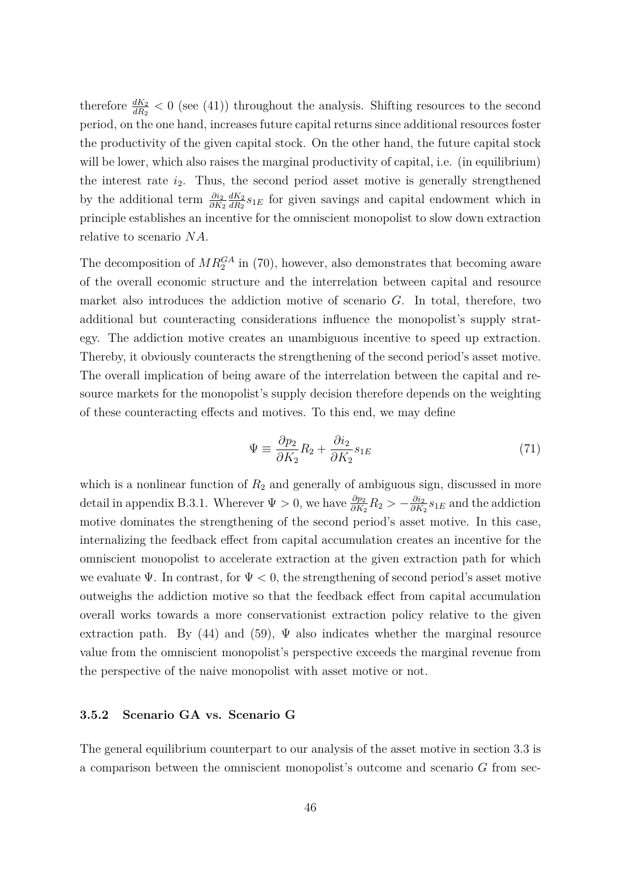therefore $\frac{dK_2}{dR_2} < 0$ (see (41)) throughout the analysis. Shifting resources to the second period, on the one hand, increases future capital returns since additional resources foster the productivity of the given capital stock. On the other hand, the future capital stock will be lower, which also raises the marginal productivity of capital, i.e. (in equilibrium) the interest rate $i_2$. Thus, the second period asset motive is generally strengthened by the additional term $\frac{\partial i_2}{\partial K_2}\frac{dK_2}{dR_2}s_{1E}$ for given savings and capital endowment which in principle establishes an incentive for the omniscient monopolist to slow down extraction relative to scenario *NA*.

The decomposition of $MR_2^{GA}$ in (70), however, also demonstrates that becoming aware of the overall economic structure and the interrelation between capital and resource market also introduces the addiction motive of scenario *G*. In total, therefore, two additional but counteracting considerations influence the monopolist's supply strategy. The addiction motive creates an unambiguous incentive to speed up extraction. Thereby, it obviously counteracts the strengthening of the second period's asset motive. The overall implication of being aware of the interrelation between the capital and resource markets for the monopolist's supply decision therefore depends on the weighting of these counteracting effects and motives. To this end, we may define

$$\Psi \equiv \frac{\partial p_2}{\partial K_2}R_2 + \frac{\partial i_2}{\partial K_2}s_{1E} \tag{71}$$

which is a nonlinear function of $R_2$ and generally of ambiguous sign, discussed in more detail in appendix B.3.1. Wherever $\Psi > 0$, we have $\frac{\partial p_2}{\partial K_2}R_2 > -\frac{\partial i_2}{\partial K_2}s_{1E}$ and the addiction motive dominates the strengthening of the second period's asset motive. In this case, internalizing the feedback effect from capital accumulation creates an incentive for the omniscient monopolist to accelerate extraction at the given extraction path for which we evaluate $\Psi$. In contrast, for $\Psi < 0$, the strengthening of second period's asset motive outweighs the addiction motive so that the feedback effect from capital accumulation overall works towards a more conservationist extraction policy relative to the given extraction path. By (44) and (59), $\Psi$ also indicates whether the marginal resource value from the omniscient monopolist's perspective exceeds the marginal revenue from the perspective of the naive monopolist with asset motive or not.

### 3.5.2 Scenario GA vs. Scenario G

The general equilibrium counterpart to our analysis of the asset motive in section 3.3 is a comparison between the omniscient monopolist's outcome and scenario *G* from sec-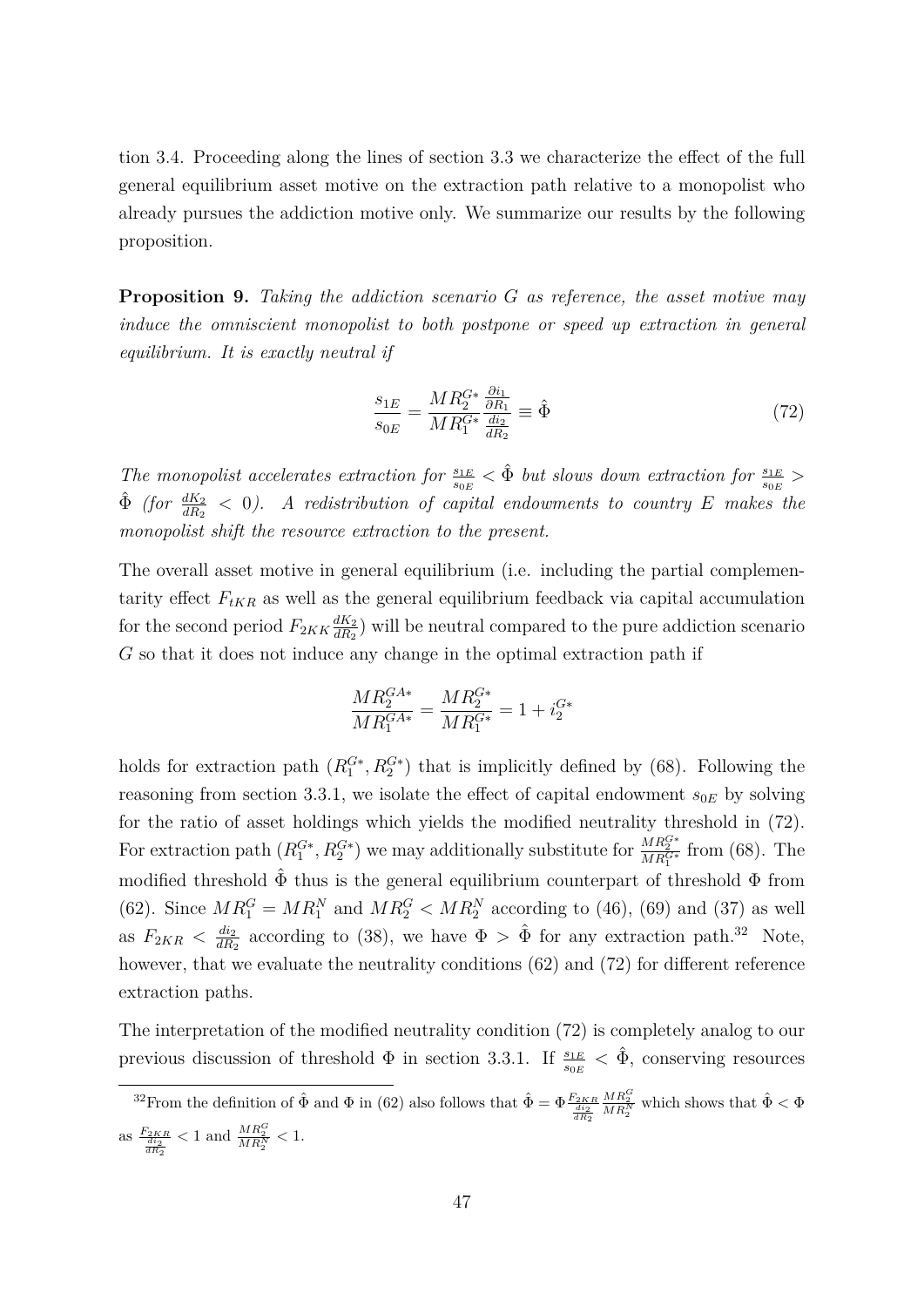tion 3.4. Proceeding along the lines of section 3.3 we characterize the effect of the full general equilibrium asset motive on the extraction path relative to a monopolist who already pursues the addiction motive only. We summarize our results by the following proposition.

**Proposition 9.** *Taking the addiction scenario G as reference, the asset motive may induce the omniscient monopolist to both postpone or speed up extraction in general equilibrium. It is exactly neutral if*

$$\frac{s_{1E}}{s_{0E}} = \frac{MR_2^{G*}}{MR_1^{G*}} \frac{\frac{\partial i_1}{\partial R_1}}{\frac{di_2}{dR_2}} \equiv \hat{\Phi} \tag{72}$$

*The monopolist accelerates extraction for $\frac{s_{1E}}{s_{0E}} < \hat{\Phi}$ but slows down extraction for $\frac{s_{1E}}{s_{0E}} > \hat{\Phi}$ (for $\frac{dK_2}{dR_2} < 0$). A redistribution of capital endowments to country E makes the monopolist shift the resource extraction to the present.*

The overall asset motive in general equilibrium (i.e. including the partial complementarity effect $F_{tKR}$ as well as the general equilibrium feedback via capital accumulation for the second period $F_{2KK}\frac{dK_2}{dR_2}$) will be neutral compared to the pure addiction scenario $G$ so that it does not induce any change in the optimal extraction path if

$$\frac{MR_2^{GA*}}{MR_1^{GA*}} = \frac{MR_2^{G*}}{MR_1^{G*}} = 1 + i_2^{G*}$$

holds for extraction path $(R_1^{G*}, R_2^{G*})$ that is implicitly defined by (68). Following the reasoning from section 3.3.1, we isolate the effect of capital endowment $s_{0E}$ by solving for the ratio of asset holdings which yields the modified neutrality threshold in (72). For extraction path $(R_1^{G*}, R_2^{G*})$ we may additionally substitute for $\frac{MR_2^{G*}}{MR_1^{G*}}$ from (68). The modified threshold $\hat{\Phi}$ thus is the general equilibrium counterpart of threshold $\Phi$ from (62). Since $MR_1^G = MR_1^N$ and $MR_2^G < MR_2^N$ according to (46), (69) and (37) as well as $F_{2KR} < \frac{di_2}{dR_2}$ according to (38), we have $\Phi > \hat{\Phi}$ for any extraction path.[32] Note, however, that we evaluate the neutrality conditions (62) and (72) for different reference extraction paths.

The interpretation of the modified neutrality condition (72) is completely analog to our previous discussion of threshold $\Phi$ in section 3.3.1. If $\frac{s_{1E}}{s_{0E}} < \hat{\Phi}$, conserving resources

[32] From the definition of $\hat{\Phi}$ and $\Phi$ in (62) also follows that $\hat{\Phi} = \Phi \frac{F_{2KR}}{\frac{di_2}{dR_2}} \frac{MR_2^G}{MR_2^N}$ which shows that $\hat{\Phi} < \Phi$ as $\frac{F_{2KR}}{\frac{di_2}{dR_2}} < 1$ and $\frac{MR_2^G}{MR_2^N} < 1$.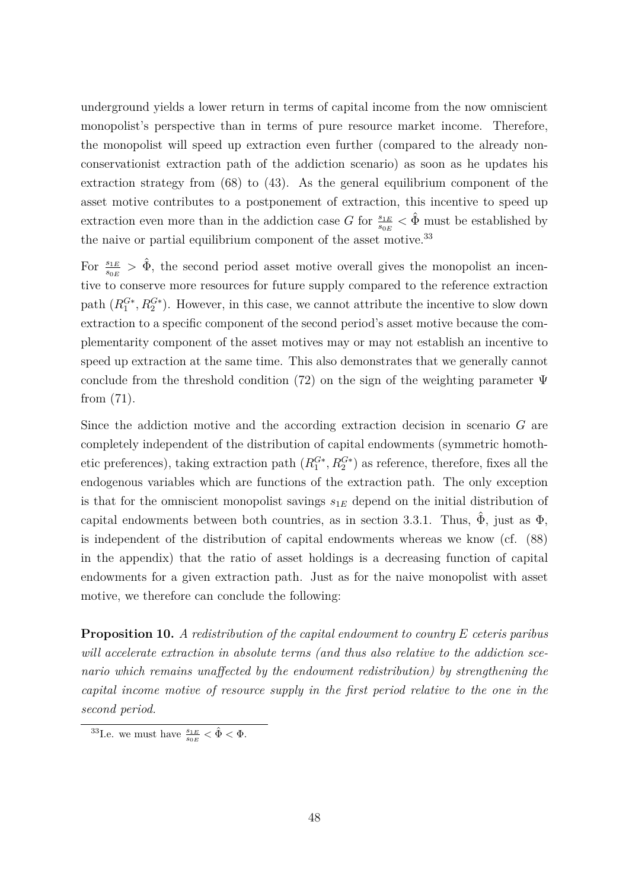underground yields a lower return in terms of capital income from the now omniscient monopolist's perspective than in terms of pure resource market income. Therefore, the monopolist will speed up extraction even further (compared to the already non-conservationist extraction path of the addiction scenario) as soon as he updates his extraction strategy from (68) to (43). As the general equilibrium component of the asset motive contributes to a postponement of extraction, this incentive to speed up extraction even more than in the addiction case $G$ for $\frac{s_{1E}}{s_{0E}} < \hat{\Phi}$ must be established by the naive or partial equilibrium component of the asset motive.[33]

For $\frac{s_{1E}}{s_{0E}} > \hat{\Phi}$, the second period asset motive overall gives the monopolist an incentive to conserve more resources for future supply compared to the reference extraction path $(R_1^{G*}, R_2^{G*})$. However, in this case, we cannot attribute the incentive to slow down extraction to a specific component of the second period's asset motive because the complementarity component of the asset motives may or may not establish an incentive to speed up extraction at the same time. This also demonstrates that we generally cannot conclude from the threshold condition (72) on the sign of the weighting parameter $\Psi$ from (71).

Since the addiction motive and the according extraction decision in scenario $G$ are completely independent of the distribution of capital endowments (symmetric homothetic preferences), taking extraction path $(R_1^{G*}, R_2^{G*})$ as reference, therefore, fixes all the endogenous variables which are functions of the extraction path. The only exception is that for the omniscient monopolist savings $s_{1E}$ depend on the initial distribution of capital endowments between both countries, as in section 3.3.1. Thus, $\hat{\Phi}$, just as $\Phi$, is independent of the distribution of capital endowments whereas we know (cf. (88) in the appendix) that the ratio of asset holdings is a decreasing function of capital endowments for a given extraction path. Just as for the naive monopolist with asset motive, we therefore can conclude the following:

**Proposition 10.** *A redistribution of the capital endowment to country E ceteris paribus will accelerate extraction in absolute terms (and thus also relative to the addiction scenario which remains unaffected by the endowment redistribution) by strengthening the capital income motive of resource supply in the first period relative to the one in the second period.*

[33] I.e. we must have $\frac{s_{1E}}{s_{0E}} < \hat{\Phi} < \Phi$.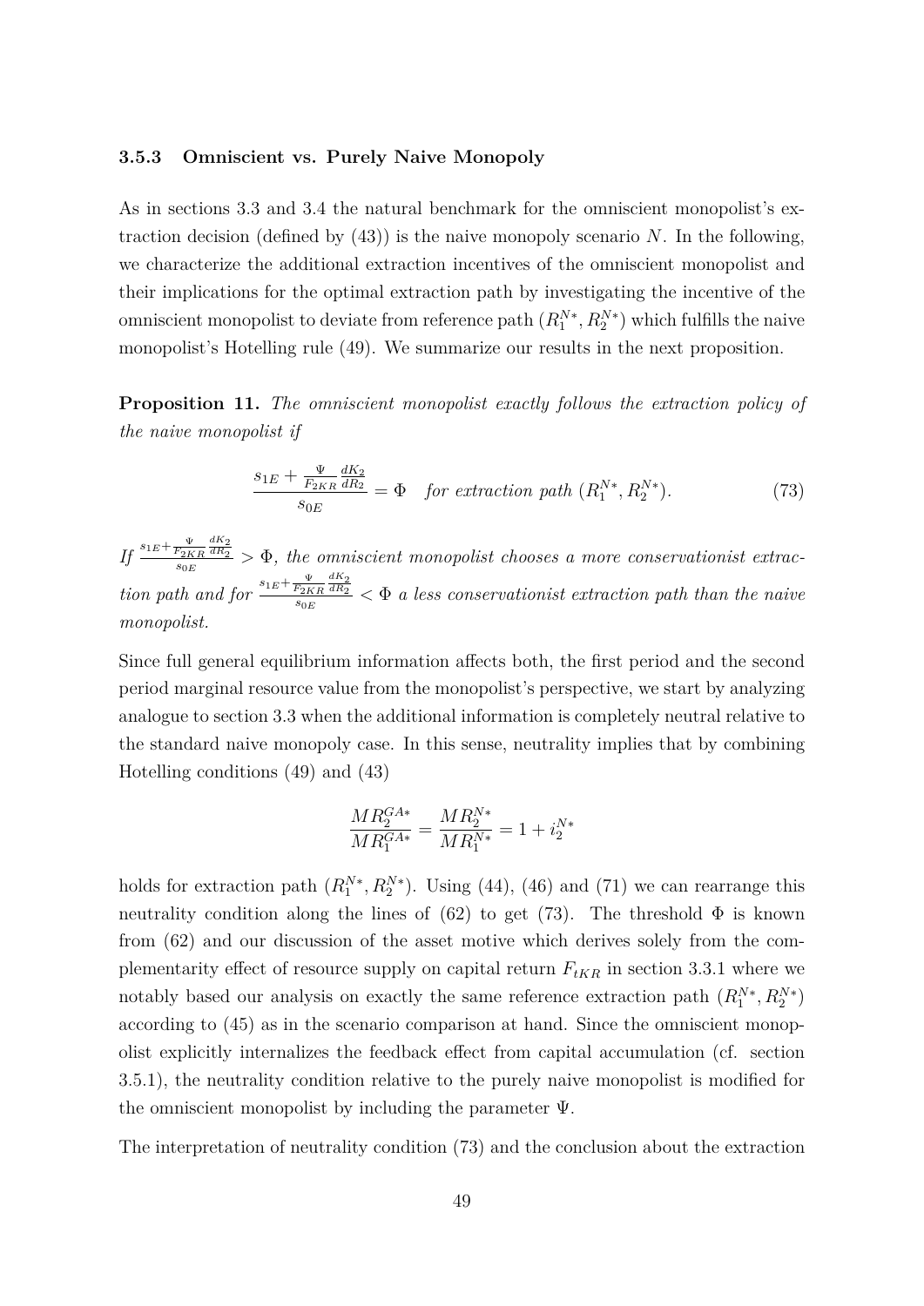### 3.5.3 Omniscient vs. Purely Naive Monopoly

As in sections 3.3 and 3.4 the natural benchmark for the omniscient monopolist's extraction decision (defined by (43)) is the naive monopoly scenario $N$. In the following, we characterize the additional extraction incentives of the omniscient monopolist and their implications for the optimal extraction path by investigating the incentive of the omniscient monopolist to deviate from reference path $(R_1^{N*}, R_2^{N*})$ which fulfills the naive monopolist's Hotelling rule (49). We summarize our results in the next proposition.

**Proposition 11.** *The omniscient monopolist exactly follows the extraction policy of the naive monopolist if*

$$\frac{s_{1E} + \frac{\Psi}{F_{2KR}} \frac{dK_2}{dR_2}}{s_{0E}} = \Phi \quad \textit{for extraction path } (R_1^{N*}, R_2^{N*}). \tag{73}$$

*If* $\frac{s_{1E} + \frac{\Psi}{F_{2KR}} \frac{dK_2}{dR_2}}{s_{0E}} > \Phi$*, the omniscient monopolist chooses a more conservationist extraction path and for* $\frac{s_{1E} + \frac{\Psi}{F_{2KR}} \frac{dK_2}{dR_2}}{s_{0E}} < \Phi$ *a less conservationist extraction path than the naive monopolist.*

Since full general equilibrium information affects both, the first period and the second period marginal resource value from the monopolist's perspective, we start by analyzing analogue to section 3.3 when the additional information is completely neutral relative to the standard naive monopoly case. In this sense, neutrality implies that by combining Hotelling conditions (49) and (43)

$$\frac{MR_2^{GA*}}{MR_1^{GA*}} = \frac{MR_2^{N*}}{MR_1^{N*}} = 1 + i_2^{N*}$$

holds for extraction path $(R_1^{N*}, R_2^{N*})$. Using (44), (46) and (71) we can rearrange this neutrality condition along the lines of (62) to get (73). The threshold $\Phi$ is known from (62) and our discussion of the asset motive which derives solely from the complementarity effect of resource supply on capital return $F_{tKR}$ in section 3.3.1 where we notably based our analysis on exactly the same reference extraction path $(R_1^{N*}, R_2^{N*})$ according to (45) as in the scenario comparison at hand. Since the omniscient monopolist explicitly internalizes the feedback effect from capital accumulation (cf. section 3.5.1), the neutrality condition relative to the purely naive monopolist is modified for the omniscient monopolist by including the parameter $\Psi$.

The interpretation of neutrality condition (73) and the conclusion about the extraction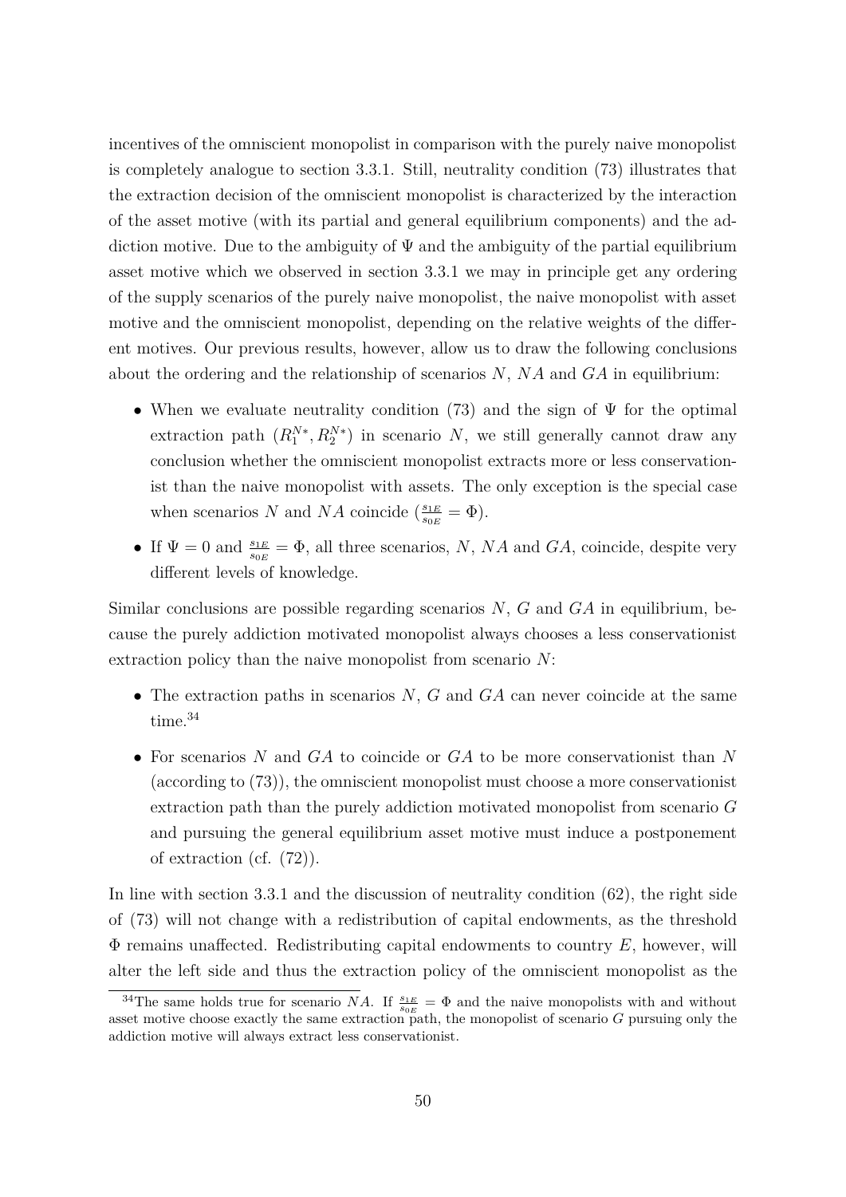incentives of the omniscient monopolist in comparison with the purely naive monopolist is completely analogue to section 3.3.1. Still, neutrality condition (73) illustrates that the extraction decision of the omniscient monopolist is characterized by the interaction of the asset motive (with its partial and general equilibrium components) and the addiction motive. Due to the ambiguity of $\Psi$ and the ambiguity of the partial equilibrium asset motive which we observed in section 3.3.1 we may in principle get any ordering of the supply scenarios of the purely naive monopolist, the naive monopolist with asset motive and the omniscient monopolist, depending on the relative weights of the different motives. Our previous results, however, allow us to draw the following conclusions about the ordering and the relationship of scenarios $N$, $NA$ and $GA$ in equilibrium:

- When we evaluate neutrality condition (73) and the sign of $\Psi$ for the optimal extraction path $(R_1^{N*}, R_2^{N*})$ in scenario $N$, we still generally cannot draw any conclusion whether the omniscient monopolist extracts more or less conservationist than the naive monopolist with assets. The only exception is the special case when scenarios $N$ and $NA$ coincide ($\frac{s_{1E}}{s_{0E}} = \Phi$).
- If $\Psi = 0$ and $\frac{s_{1E}}{s_{0E}} = \Phi$, all three scenarios, $N$, $NA$ and $GA$, coincide, despite very different levels of knowledge.

Similar conclusions are possible regarding scenarios $N$, $G$ and $GA$ in equilibrium, because the purely addiction motivated monopolist always chooses a less conservationist extraction policy than the naive monopolist from scenario $N$:

- The extraction paths in scenarios $N$, $G$ and $GA$ can never coincide at the same time.[34]
- For scenarios $N$ and $GA$ to coincide or $GA$ to be more conservationist than $N$ (according to (73)), the omniscient monopolist must choose a more conservationist extraction path than the purely addiction motivated monopolist from scenario $G$ and pursuing the general equilibrium asset motive must induce a postponement of extraction (cf. (72)).

In line with section 3.3.1 and the discussion of neutrality condition (62), the right side of (73) will not change with a redistribution of capital endowments, as the threshold $\Phi$ remains unaffected. Redistributing capital endowments to country $E$, however, will alter the left side and thus the extraction policy of the omniscient monopolist as the

[34] The same holds true for scenario $NA$. If $\frac{s_{1E}}{s_{0E}} = \Phi$ and the naive monopolists with and without asset motive choose exactly the same extraction path, the monopolist of scenario $G$ pursuing only the addiction motive will always extract less conservationist.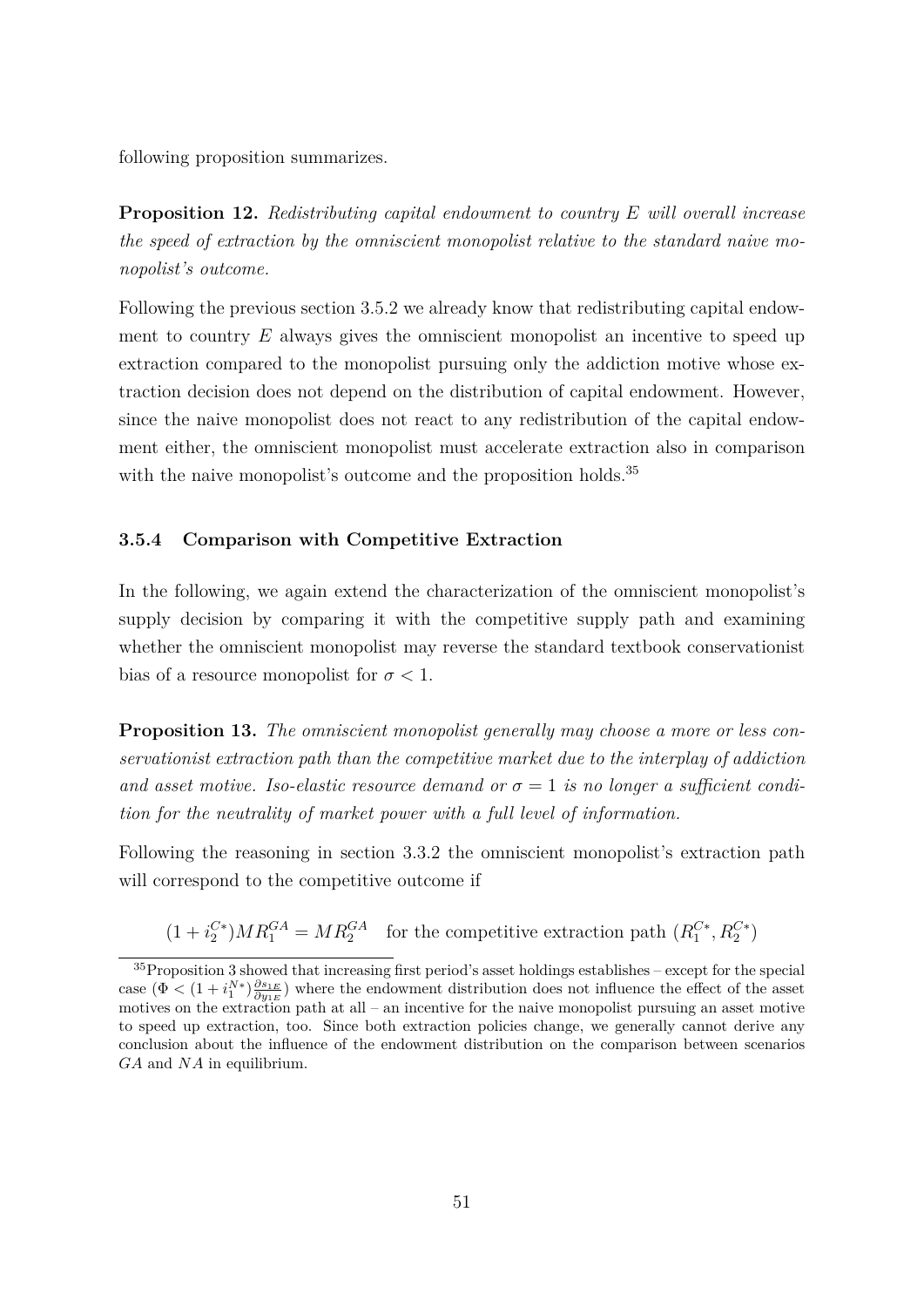following proposition summarizes.

**Proposition 12.** *Redistributing capital endowment to country $E$ will overall increase the speed of extraction by the omniscient monopolist relative to the standard naive monopolist's outcome.*

Following the previous section 3.5.2 we already know that redistributing capital endowment to country $E$ always gives the omniscient monopolist an incentive to speed up extraction compared to the monopolist pursuing only the addiction motive whose extraction decision does not depend on the distribution of capital endowment. However, since the naive monopolist does not react to any redistribution of the capital endowment either, the omniscient monopolist must accelerate extraction also in comparison with the naive monopolist's outcome and the proposition holds.[35]

### 3.5.4 Comparison with Competitive Extraction

In the following, we again extend the characterization of the omniscient monopolist's supply decision by comparing it with the competitive supply path and examining whether the omniscient monopolist may reverse the standard textbook conservationist bias of a resource monopolist for $\sigma < 1$.

**Proposition 13.** *The omniscient monopolist generally may choose a more or less conservationist extraction path than the competitive market due to the interplay of addiction and asset motive. Iso-elastic resource demand or $\sigma = 1$ is no longer a sufficient condition for the neutrality of market power with a full level of information.*

Following the reasoning in section 3.3.2 the omniscient monopolist's extraction path will correspond to the competitive outcome if

$$(1 + i_2^{C*})MR_1^{GA} = MR_2^{GA} \quad \text{for the competitive extraction path } (R_1^{C*}, R_2^{C*})$$

[35] Proposition 3 showed that increasing first period's asset holdings establishes – except for the special case ($\Phi < (1 + i_1^{N*})\frac{\partial s_{1E}}{\partial y_{1E}}$) where the endowment distribution does not influence the effect of the asset motives on the extraction path at all – an incentive for the naive monopolist pursuing an asset motive to speed up extraction, too. Since both extraction policies change, we generally cannot derive any conclusion about the influence of the endowment distribution on the comparison between scenarios $GA$ and $NA$ in equilibrium.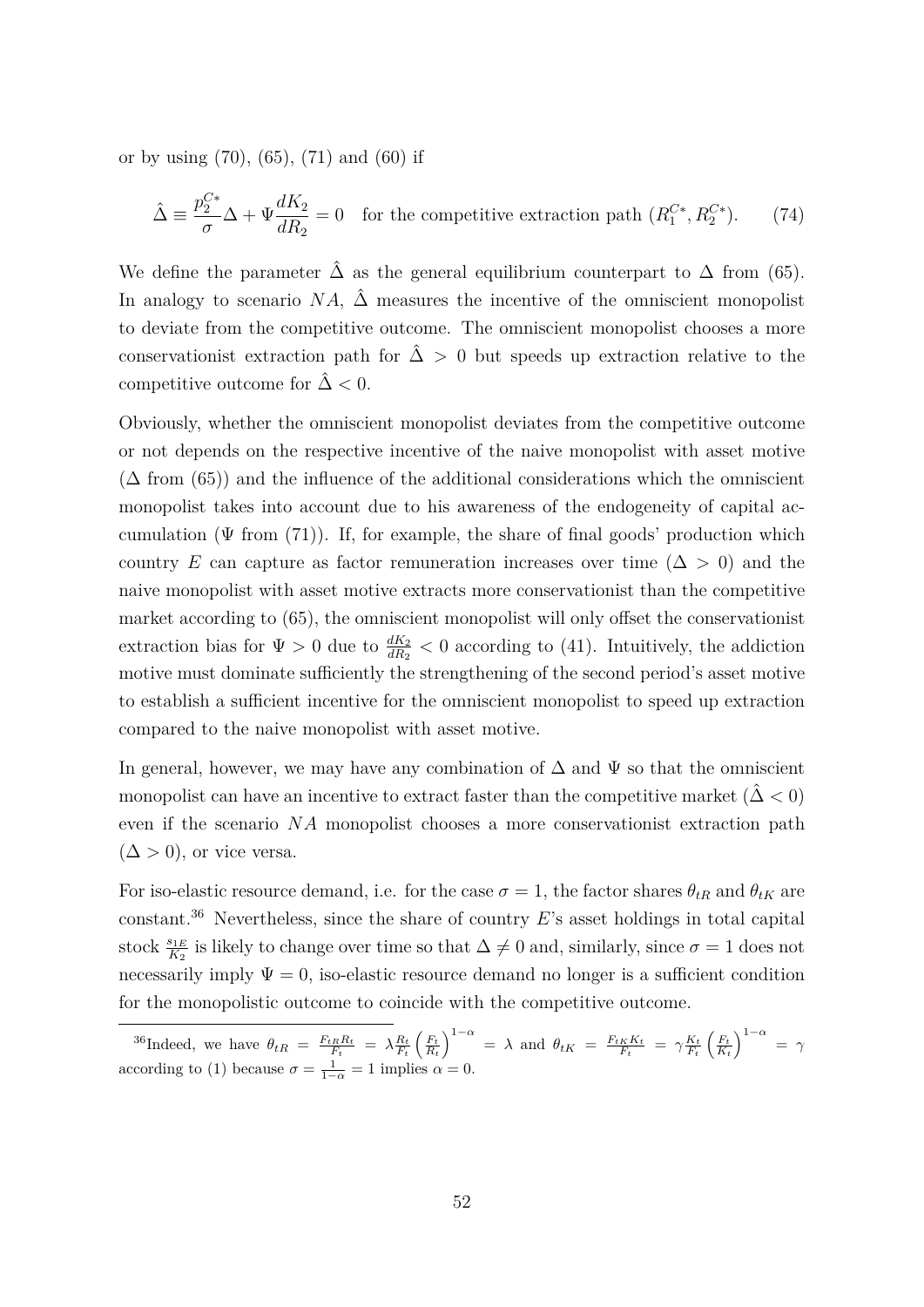or by using (70), (65), (71) and (60) if

$$\hat{\Delta} \equiv \frac{p_2^{C*}}{\sigma}\Delta + \Psi \frac{dK_2}{dR_2} = 0 \quad \text{for the competitive extraction path } (R_1^{C*}, R_2^{C*}). \qquad (74)$$

We define the parameter $\hat{\Delta}$ as the general equilibrium counterpart to $\Delta$ from (65). In analogy to scenario $NA$, $\hat{\Delta}$ measures the incentive of the omniscient monopolist to deviate from the competitive outcome. The omniscient monopolist chooses a more conservationist extraction path for $\hat{\Delta} > 0$ but speeds up extraction relative to the competitive outcome for $\hat{\Delta} < 0$.

Obviously, whether the omniscient monopolist deviates from the competitive outcome or not depends on the respective incentive of the naive monopolist with asset motive ($\Delta$ from (65)) and the influence of the additional considerations which the omniscient monopolist takes into account due to his awareness of the endogeneity of capital accumulation ($\Psi$ from (71)). If, for example, the share of final goods' production which country $E$ can capture as factor remuneration increases over time ($\Delta > 0$) and the naive monopolist with asset motive extracts more conservationist than the competitive market according to (65), the omniscient monopolist will only offset the conservationist extraction bias for $\Psi > 0$ due to $\frac{dK_2}{dR_2} < 0$ according to (41). Intuitively, the addiction motive must dominate sufficiently the strengthening of the second period's asset motive to establish a sufficient incentive for the omniscient monopolist to speed up extraction compared to the naive monopolist with asset motive.

In general, however, we may have any combination of $\Delta$ and $\Psi$ so that the omniscient monopolist can have an incentive to extract faster than the competitive market ($\hat{\Delta} < 0$) even if the scenario $NA$ monopolist chooses a more conservationist extraction path ($\Delta > 0$), or vice versa.

For iso-elastic resource demand, i.e. for the case $\sigma = 1$, the factor shares $\theta_{tR}$ and $\theta_{tK}$ are constant.[36] Nevertheless, since the share of country $E$'s asset holdings in total capital stock $\frac{s_{1E}}{K_2}$ is likely to change over time so that $\Delta \neq 0$ and, similarly, since $\sigma = 1$ does not necessarily imply $\Psi = 0$, iso-elastic resource demand no longer is a sufficient condition for the monopolistic outcome to coincide with the competitive outcome.

[36] Indeed, we have $\theta_{tR} = \frac{F_{tR}R_t}{F_t} = \lambda \frac{R_t}{F_t}\left(\frac{F_t}{R_t}\right)^{1-\alpha} = \lambda$ and $\theta_{tK} = \frac{F_{tK}K_t}{F_t} = \gamma \frac{K_t}{F_t}\left(\frac{F_t}{K_t}\right)^{1-\alpha} = \gamma$ according to (1) because $\sigma = \frac{1}{1-\alpha} = 1$ implies $\alpha = 0$.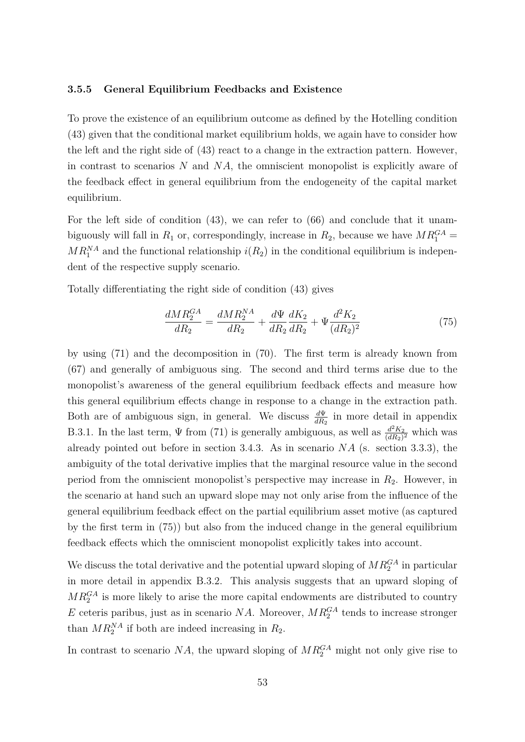### 3.5.5 General Equilibrium Feedbacks and Existence

To prove the existence of an equilibrium outcome as defined by the Hotelling condition (43) given that the conditional market equilibrium holds, we again have to consider how the left and the right side of (43) react to a change in the extraction pattern. However, in contrast to scenarios $N$ and $NA$, the omniscient monopolist is explicitly aware of the feedback effect in general equilibrium from the endogeneity of the capital market equilibrium.

For the left side of condition (43), we can refer to (66) and conclude that it unambiguously will fall in $R_1$ or, correspondingly, increase in $R_2$, because we have $MR_1^{GA} = MR_1^{NA}$ and the functional relationship $i(R_2)$ in the conditional equilibrium is independent of the respective supply scenario.

Totally differentiating the right side of condition (43) gives

$$\frac{dMR_2^{GA}}{dR_2} = \frac{dMR_2^{NA}}{dR_2} + \frac{d\Psi}{dR_2}\frac{dK_2}{dR_2} + \Psi\frac{d^2K_2}{(dR_2)^2} \tag{75}$$

by using (71) and the decomposition in (70). The first term is already known from (67) and generally of ambiguous sing. The second and third terms arise due to the monopolist's awareness of the general equilibrium feedback effects and measure how this general equilibrium effects change in response to a change in the extraction path. Both are of ambiguous sign, in general. We discuss $\frac{d\Psi}{dR_2}$ in more detail in appendix B.3.1. In the last term, $\Psi$ from (71) is generally ambiguous, as well as $\frac{d^2K_2}{(dR_2)^2}$ which was already pointed out before in section 3.4.3. As in scenario $NA$ (s. section 3.3.3), the ambiguity of the total derivative implies that the marginal resource value in the second period from the omniscient monopolist's perspective may increase in $R_2$. However, in the scenario at hand such an upward slope may not only arise from the influence of the general equilibrium feedback effect on the partial equilibrium asset motive (as captured by the first term in (75)) but also from the induced change in the general equilibrium feedback effects which the omniscient monopolist explicitly takes into account.

We discuss the total derivative and the potential upward sloping of $MR_2^{GA}$ in particular in more detail in appendix B.3.2. This analysis suggests that an upward sloping of $MR_2^{GA}$ is more likely to arise the more capital endowments are distributed to country $E$ ceteris paribus, just as in scenario $NA$. Moreover, $MR_2^{GA}$ tends to increase stronger than $MR_2^{NA}$ if both are indeed increasing in $R_2$.

In contrast to scenario $NA$, the upward sloping of $MR_2^{GA}$ might not only give rise to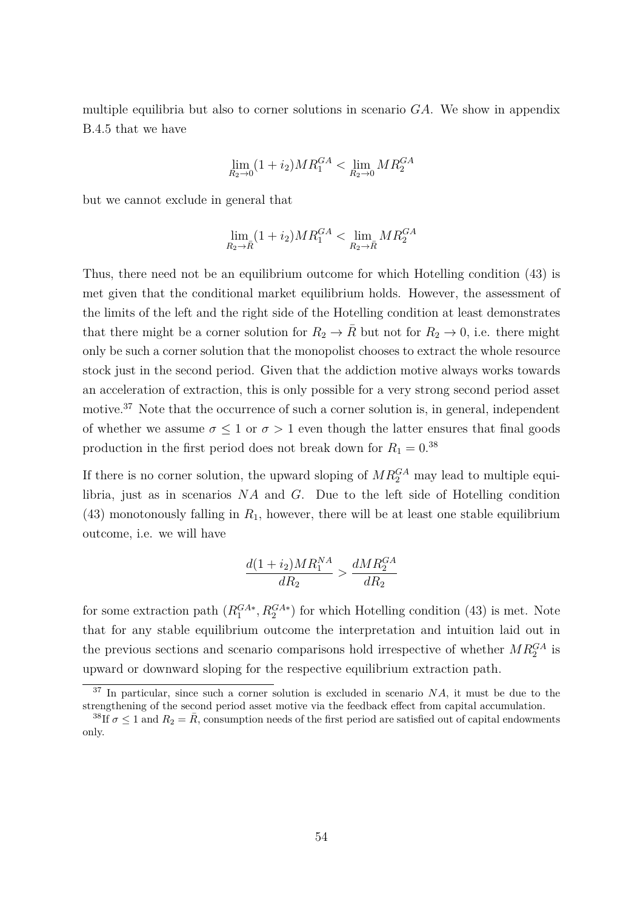multiple equilibria but also to corner solutions in scenario $GA$. We show in appendix B.4.5 that we have

$$\lim_{R_2 \to 0}(1 + i_2)MR_1^{GA} < \lim_{R_2 \to 0} MR_2^{GA}$$

but we cannot exclude in general that

$$\lim_{R_2 \to \bar{R}}(1 + i_2)MR_1^{GA} < \lim_{R_2 \to \bar{R}} MR_2^{GA}$$

Thus, there need not be an equilibrium outcome for which Hotelling condition (43) is met given that the conditional market equilibrium holds. However, the assessment of the limits of the left and the right side of the Hotelling condition at least demonstrates that there might be a corner solution for $R_2 \to \bar{R}$ but not for $R_2 \to 0$, i.e. there might only be such a corner solution that the monopolist chooses to extract the whole resource stock just in the second period. Given that the addiction motive always works towards an acceleration of extraction, this is only possible for a very strong second period asset motive.[37] Note that the occurrence of such a corner solution is, in general, independent of whether we assume $\sigma \leq 1$ or $\sigma > 1$ even though the latter ensures that final goods production in the first period does not break down for $R_1 = 0$.[38]

If there is no corner solution, the upward sloping of $MR_2^{GA}$ may lead to multiple equilibria, just as in scenarios $NA$ and $G$. Due to the left side of Hotelling condition (43) monotonously falling in $R_1$, however, there will be at least one stable equilibrium outcome, i.e. we will have

$$\frac{d(1 + i_2)MR_1^{NA}}{dR_2} > \frac{dMR_2^{GA}}{dR_2}$$

for some extraction path $(R_1^{GA*}, R_2^{GA*})$ for which Hotelling condition (43) is met. Note that for any stable equilibrium outcome the interpretation and intuition laid out in the previous sections and scenario comparisons hold irrespective of whether $MR_2^{GA}$ is upward or downward sloping for the respective equilibrium extraction path.

[37] In particular, since such a corner solution is excluded in scenario $NA$, it must be due to the strengthening of the second period asset motive via the feedback effect from capital accumulation.

[38] If $\sigma \leq 1$ and $R_2 = \bar{R}$, consumption needs of the first period are satisfied out of capital endowments only.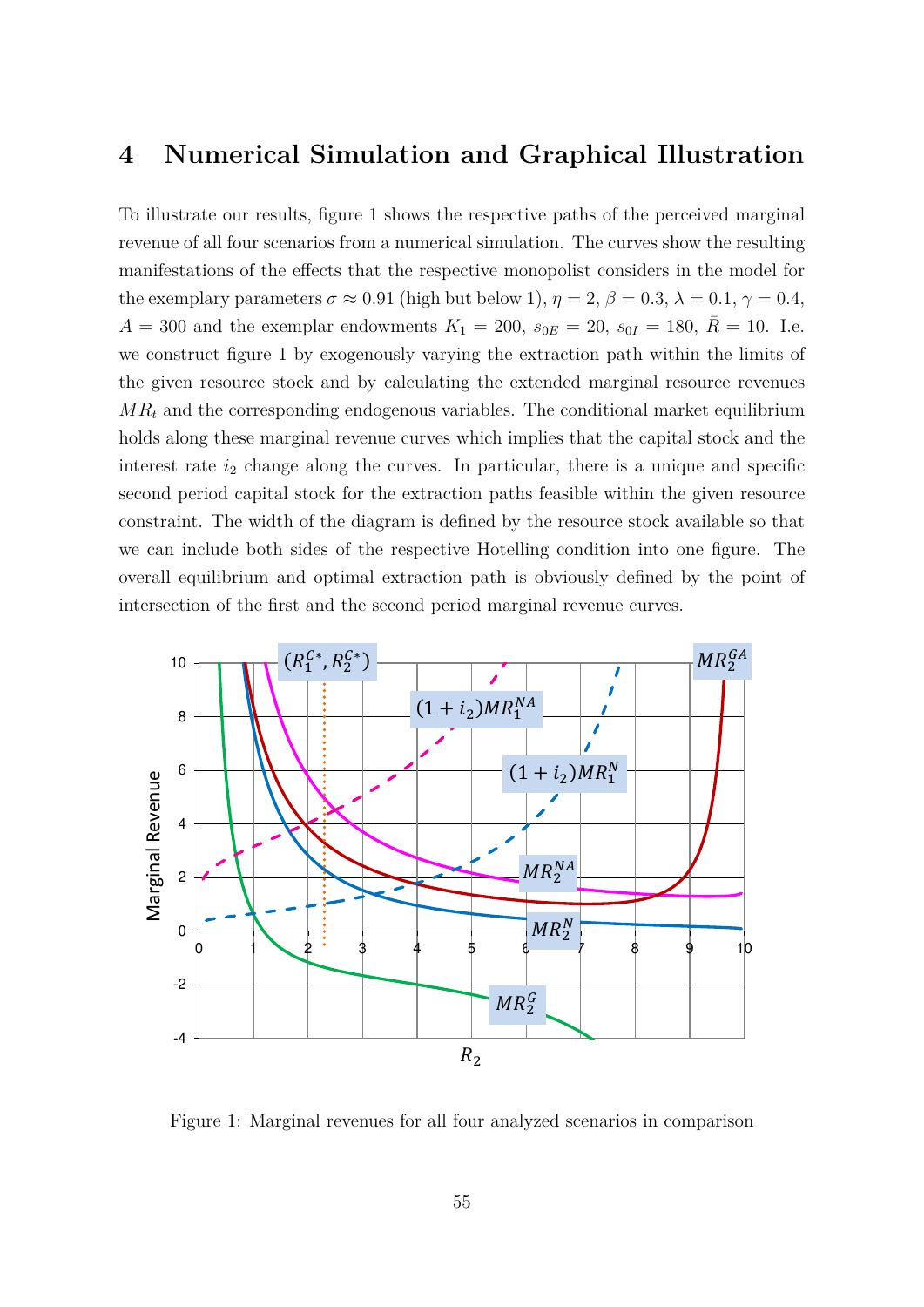# 4 Numerical Simulation and Graphical Illustration

To illustrate our results, figure 1 shows the respective paths of the perceived marginal revenue of all four scenarios from a numerical simulation. The curves show the resulting manifestations of the effects that the respective monopolist considers in the model for the exemplary parameters $\sigma \approx 0.91$ (high but below 1), $\eta = 2$, $\beta = 0.3$, $\lambda = 0.1$, $\gamma = 0.4$, $A = 300$ and the exemplar endowments $K_1 = 200$, $s_{0E} = 20$, $s_{0I} = 180$, $\bar{R} = 10$. I.e. we construct figure 1 by exogenously varying the extraction path within the limits of the given resource stock and by calculating the extended marginal resource revenues $MR_t$ and the corresponding endogenous variables. The conditional market equilibrium holds along these marginal revenue curves which implies that the capital stock and the interest rate $i_2$ change along the curves. In particular, there is a unique and specific second period capital stock for the extraction paths feasible within the given resource constraint. The width of the diagram is defined by the resource stock available so that we can include both sides of the respective Hotelling condition into one figure. The overall equilibrium and optimal extraction path is obviously defined by the point of intersection of the first and the second period marginal revenue curves.

Figure 1: Marginal revenues for all four analyzed scenarios in comparison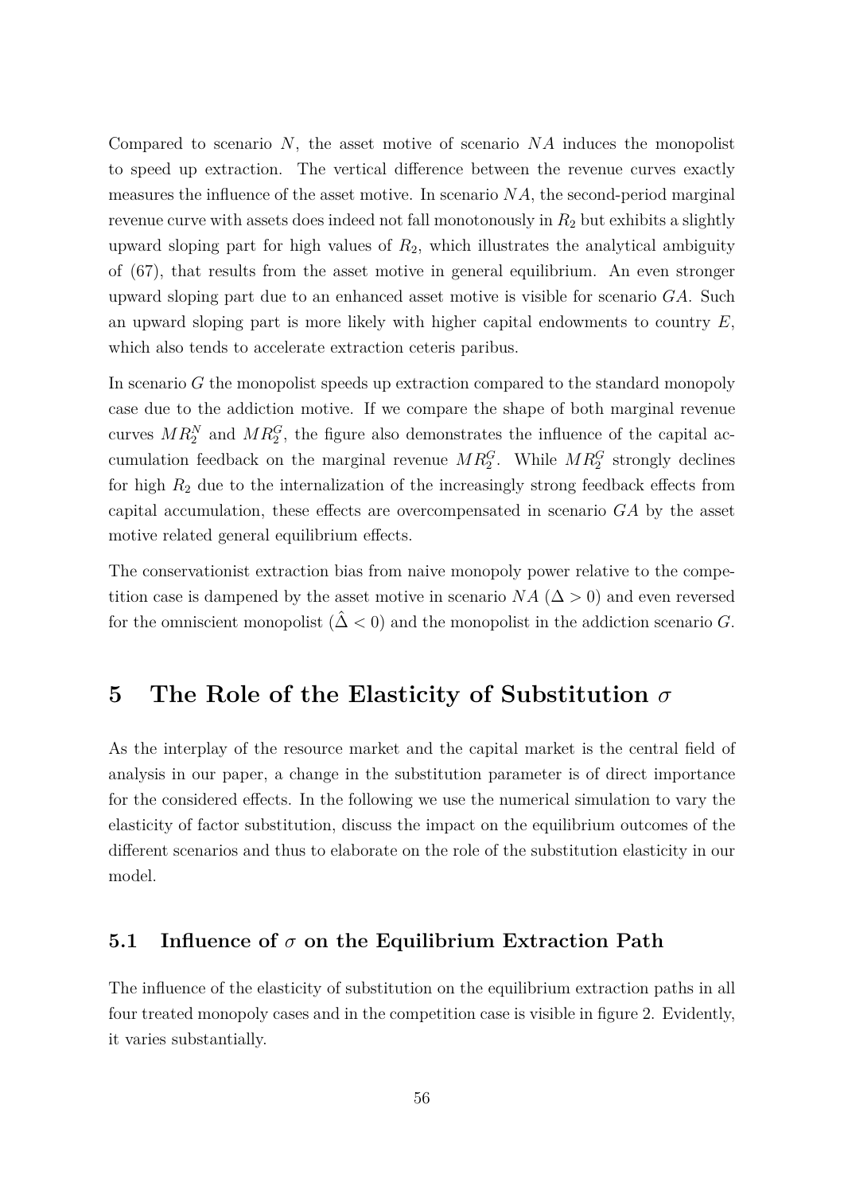Compared to scenario $N$, the asset motive of scenario $NA$ induces the monopolist to speed up extraction. The vertical difference between the revenue curves exactly measures the influence of the asset motive. In scenario $NA$, the second-period marginal revenue curve with assets does indeed not fall monotonously in $R_2$ but exhibits a slightly upward sloping part for high values of $R_2$, which illustrates the analytical ambiguity of (67), that results from the asset motive in general equilibrium. An even stronger upward sloping part due to an enhanced asset motive is visible for scenario $GA$. Such an upward sloping part is more likely with higher capital endowments to country $E$, which also tends to accelerate extraction ceteris paribus.

In scenario $G$ the monopolist speeds up extraction compared to the standard monopoly case due to the addiction motive. If we compare the shape of both marginal revenue curves $MR_2^N$ and $MR_2^G$, the figure also demonstrates the influence of the capital accumulation feedback on the marginal revenue $MR_2^G$. While $MR_2^G$ strongly declines for high $R_2$ due to the internalization of the increasingly strong feedback effects from capital accumulation, these effects are overcompensated in scenario $GA$ by the asset motive related general equilibrium effects.

The conservationist extraction bias from naive monopoly power relative to the competition case is dampened by the asset motive in scenario $NA$ ($\Delta > 0$) and even reversed for the omniscient monopolist ($\hat{\Delta} < 0$) and the monopolist in the addiction scenario $G$.

# 5 The Role of the Elasticity of Substitution $\sigma$

As the interplay of the resource market and the capital market is the central field of analysis in our paper, a change in the substitution parameter is of direct importance for the considered effects. In the following we use the numerical simulation to vary the elasticity of factor substitution, discuss the impact on the equilibrium outcomes of the different scenarios and thus to elaborate on the role of the substitution elasticity in our model.

## 5.1 Influence of $\sigma$ on the Equilibrium Extraction Path

The influence of the elasticity of substitution on the equilibrium extraction paths in all four treated monopoly cases and in the competition case is visible in figure 2. Evidently, it varies substantially.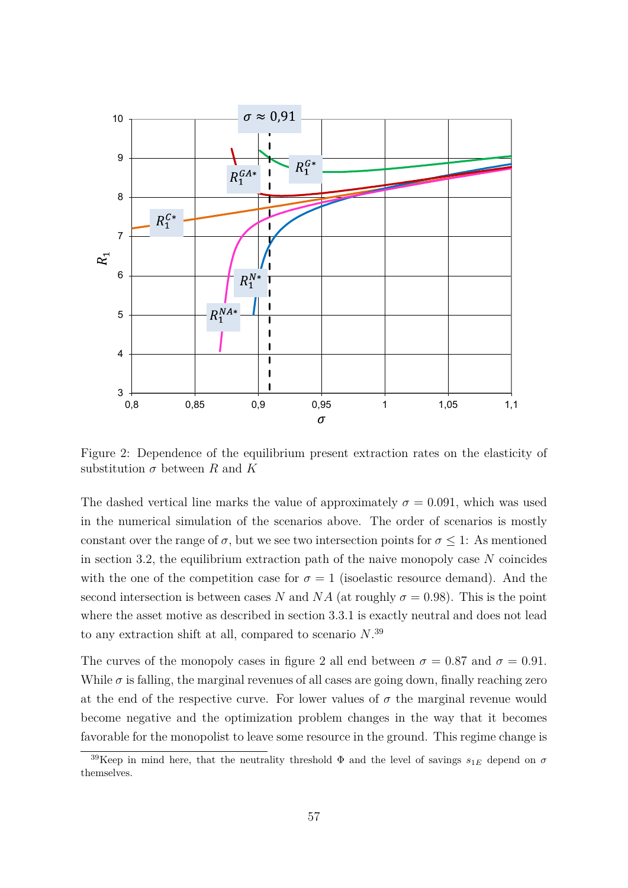Figure 2: Dependence of the equilibrium present extraction rates on the elasticity of substitution $\sigma$ between $R$ and $K$

The dashed vertical line marks the value of approximately $\sigma = 0.091$, which was used in the numerical simulation of the scenarios above. The order of scenarios is mostly constant over the range of $\sigma$, but we see two intersection points for $\sigma \leq 1$: As mentioned in section 3.2, the equilibrium extraction path of the naive monopoly case $N$ coincides with the one of the competition case for $\sigma = 1$ (isoelastic resource demand). And the second intersection is between cases $N$ and $NA$ (at roughly $\sigma = 0.98$). This is the point where the asset motive as described in section 3.3.1 is exactly neutral and does not lead to any extraction shift at all, compared to scenario $N$.[39]

The curves of the monopoly cases in figure 2 all end between $\sigma = 0.87$ and $\sigma = 0.91$. While $\sigma$ is falling, the marginal revenues of all cases are going down, finally reaching zero at the end of the respective curve. For lower values of $\sigma$ the marginal revenue would become negative and the optimization problem changes in the way that it becomes favorable for the monopolist to leave some resource in the ground. This regime change is

[39]Keep in mind here, that the neutrality threshold $\Phi$ and the level of savings $s_{1E}$ depend on $\sigma$ themselves.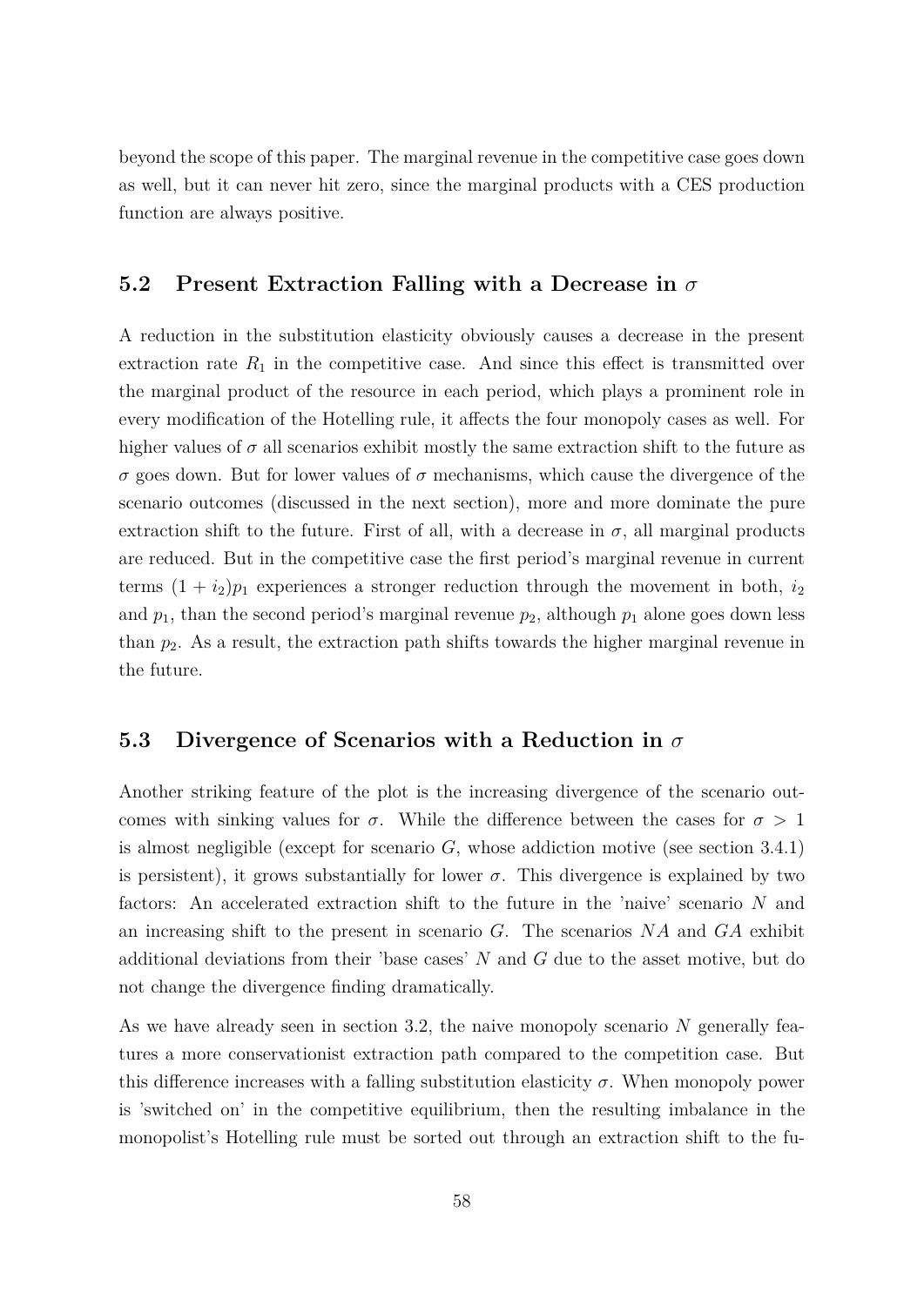beyond the scope of this paper. The marginal revenue in the competitive case goes down as well, but it can never hit zero, since the marginal products with a CES production function are always positive.

## 5.2 Present Extraction Falling with a Decrease in $\sigma$

A reduction in the substitution elasticity obviously causes a decrease in the present extraction rate $R_1$ in the competitive case. And since this effect is transmitted over the marginal product of the resource in each period, which plays a prominent role in every modification of the Hotelling rule, it affects the four monopoly cases as well. For higher values of $\sigma$ all scenarios exhibit mostly the same extraction shift to the future as $\sigma$ goes down. But for lower values of $\sigma$ mechanisms, which cause the divergence of the scenario outcomes (discussed in the next section), more and more dominate the pure extraction shift to the future. First of all, with a decrease in $\sigma$, all marginal products are reduced. But in the competitive case the first period's marginal revenue in current terms $(1 + i_2)p_1$ experiences a stronger reduction through the movement in both, $i_2$ and $p_1$, than the second period's marginal revenue $p_2$, although $p_1$ alone goes down less than $p_2$. As a result, the extraction path shifts towards the higher marginal revenue in the future.

## 5.3 Divergence of Scenarios with a Reduction in $\sigma$

Another striking feature of the plot is the increasing divergence of the scenario outcomes with sinking values for $\sigma$. While the difference between the cases for $\sigma > 1$ is almost negligible (except for scenario $G$, whose addiction motive (see section 3.4.1) is persistent), it grows substantially for lower $\sigma$. This divergence is explained by two factors: An accelerated extraction shift to the future in the 'naive' scenario $N$ and an increasing shift to the present in scenario $G$. The scenarios $NA$ and $GA$ exhibit additional deviations from their 'base cases' $N$ and $G$ due to the asset motive, but do not change the divergence finding dramatically.

As we have already seen in section 3.2, the naive monopoly scenario $N$ generally features a more conservationist extraction path compared to the competition case. But this difference increases with a falling substitution elasticity $\sigma$. When monopoly power is 'switched on' in the competitive equilibrium, then the resulting imbalance in the monopolist's Hotelling rule must be sorted out through an extraction shift to the fu-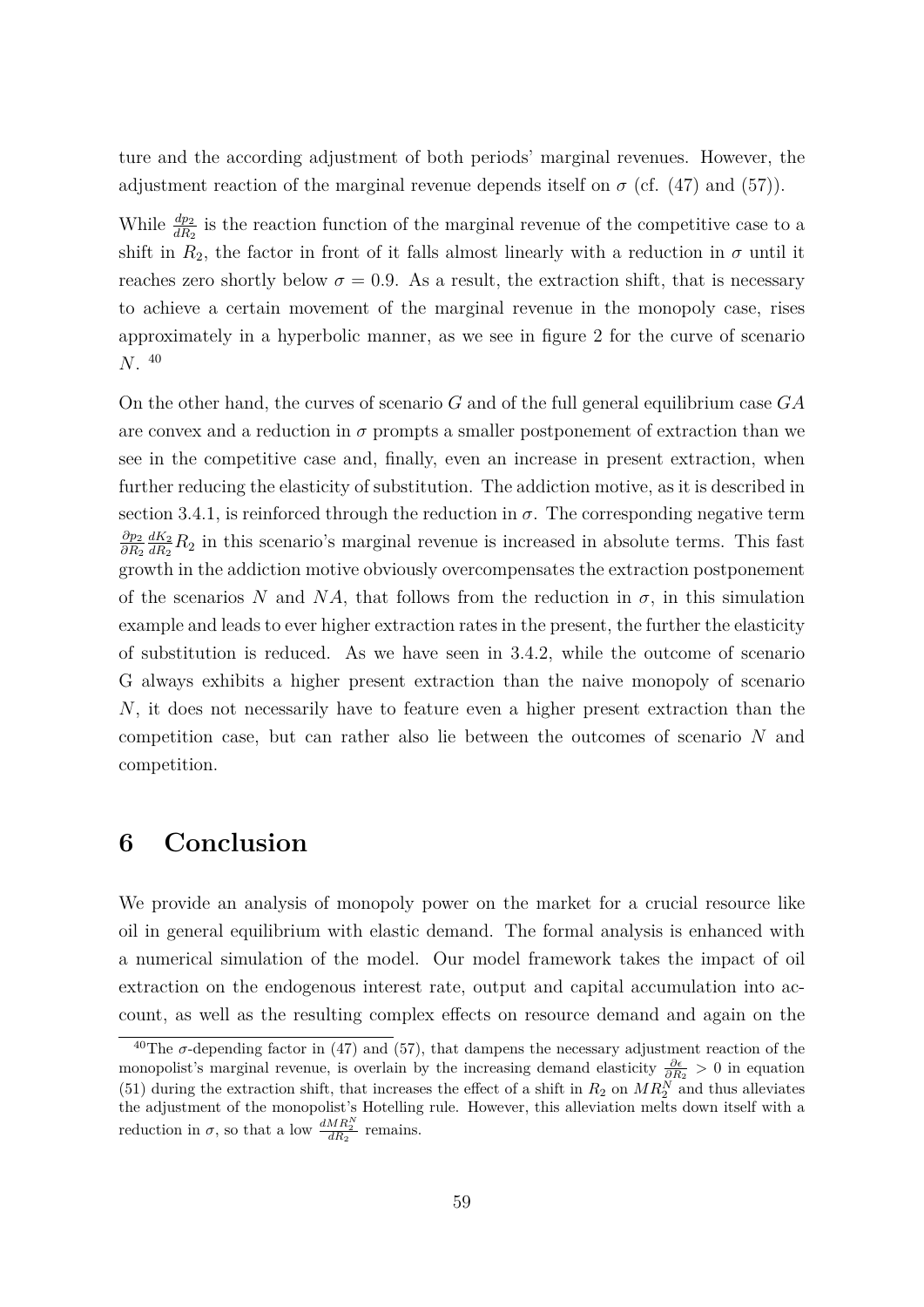ture and the according adjustment of both periods' marginal revenues. However, the adjustment reaction of the marginal revenue depends itself on $\sigma$ (cf. (47) and (57)).

While $\frac{dp_2}{dR_2}$ is the reaction function of the marginal revenue of the competitive case to a shift in $R_2$, the factor in front of it falls almost linearly with a reduction in $\sigma$ until it reaches zero shortly below $\sigma = 0.9$. As a result, the extraction shift, that is necessary to achieve a certain movement of the marginal revenue in the monopoly case, rises approximately in a hyperbolic manner, as we see in figure 2 for the curve of scenario $N$. [40]

On the other hand, the curves of scenario $G$ and of the full general equilibrium case $GA$ are convex and a reduction in $\sigma$ prompts a smaller postponement of extraction than we see in the competitive case and, finally, even an increase in present extraction, when further reducing the elasticity of substitution. The addiction motive, as it is described in section 3.4.1, is reinforced through the reduction in $\sigma$. The corresponding negative term $\frac{\partial p_2}{\partial R_2}\frac{dK_2}{dR_2}R_2$ in this scenario's marginal revenue is increased in absolute terms. This fast growth in the addiction motive obviously overcompensates the extraction postponement of the scenarios $N$ and $NA$, that follows from the reduction in $\sigma$, in this simulation example and leads to ever higher extraction rates in the present, the further the elasticity of substitution is reduced. As we have seen in 3.4.2, while the outcome of scenario G always exhibits a higher present extraction than the naive monopoly of scenario $N$, it does not necessarily have to feature even a higher present extraction than the competition case, but can rather also lie between the outcomes of scenario $N$ and competition.

# 6 Conclusion

We provide an analysis of monopoly power on the market for a crucial resource like oil in general equilibrium with elastic demand. The formal analysis is enhanced with a numerical simulation of the model. Our model framework takes the impact of oil extraction on the endogenous interest rate, output and capital accumulation into account, as well as the resulting complex effects on resource demand and again on the

[40] The $\sigma$-depending factor in (47) and (57), that dampens the necessary adjustment reaction of the monopolist's marginal revenue, is overlain by the increasing demand elasticity $\frac{\partial \epsilon}{\partial R_2} > 0$ in equation (51) during the extraction shift, that increases the effect of a shift in $R_2$ on $MR_2^N$ and thus alleviates the adjustment of the monopolist's Hotelling rule. However, this alleviation melts down itself with a reduction in $\sigma$, so that a low $\frac{dMR_2^N}{dR_2}$ remains.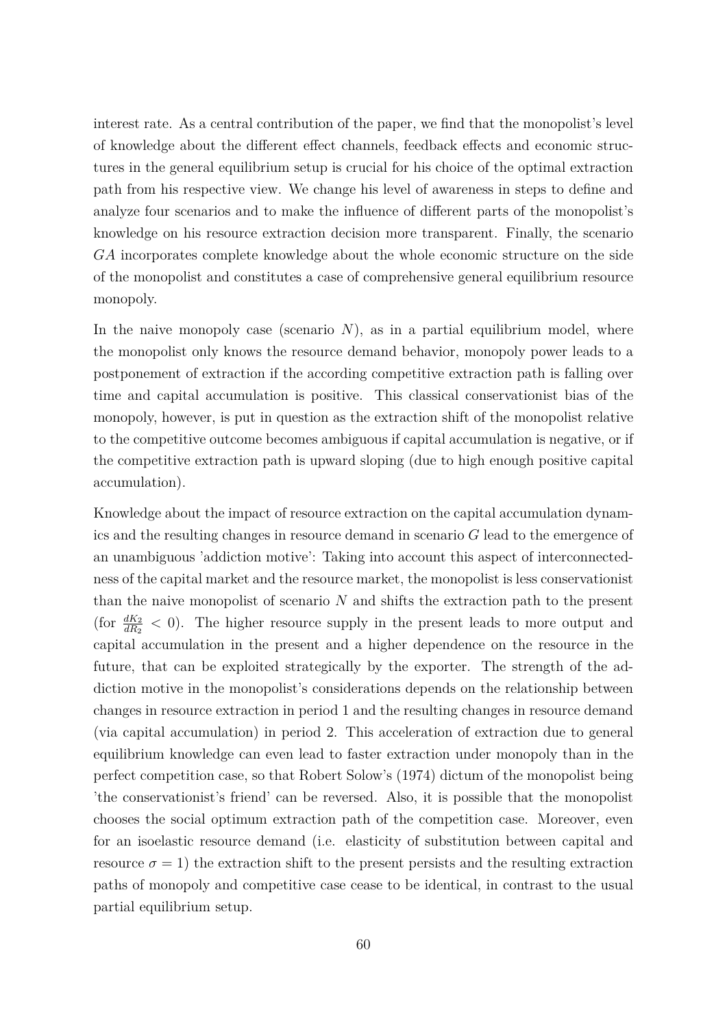interest rate. As a central contribution of the paper, we find that the monopolist's level of knowledge about the different effect channels, feedback effects and economic structures in the general equilibrium setup is crucial for his choice of the optimal extraction path from his respective view. We change his level of awareness in steps to define and analyze four scenarios and to make the influence of different parts of the monopolist's knowledge on his resource extraction decision more transparent. Finally, the scenario $GA$ incorporates complete knowledge about the whole economic structure on the side of the monopolist and constitutes a case of comprehensive general equilibrium resource monopoly.

In the naive monopoly case (scenario $N$), as in a partial equilibrium model, where the monopolist only knows the resource demand behavior, monopoly power leads to a postponement of extraction if the according competitive extraction path is falling over time and capital accumulation is positive. This classical conservationist bias of the monopoly, however, is put in question as the extraction shift of the monopolist relative to the competitive outcome becomes ambiguous if capital accumulation is negative, or if the competitive extraction path is upward sloping (due to high enough positive capital accumulation).

Knowledge about the impact of resource extraction on the capital accumulation dynamics and the resulting changes in resource demand in scenario $G$ lead to the emergence of an unambiguous 'addiction motive': Taking into account this aspect of interconnectedness of the capital market and the resource market, the monopolist is less conservationist than the naive monopolist of scenario $N$ and shifts the extraction path to the present (for $\frac{dK_2}{dR_2} < 0$). The higher resource supply in the present leads to more output and capital accumulation in the present and a higher dependence on the resource in the future, that can be exploited strategically by the exporter. The strength of the addiction motive in the monopolist's considerations depends on the relationship between changes in resource extraction in period 1 and the resulting changes in resource demand (via capital accumulation) in period 2. This acceleration of extraction due to general equilibrium knowledge can even lead to faster extraction under monopoly than in the perfect competition case, so that Robert Solow's (1974) dictum of the monopolist being 'the conservationist's friend' can be reversed. Also, it is possible that the monopolist chooses the social optimum extraction path of the competition case. Moreover, even for an isoelastic resource demand (i.e. elasticity of substitution between capital and resource $\sigma = 1$) the extraction shift to the present persists and the resulting extraction paths of monopoly and competitive case cease to be identical, in contrast to the usual partial equilibrium setup.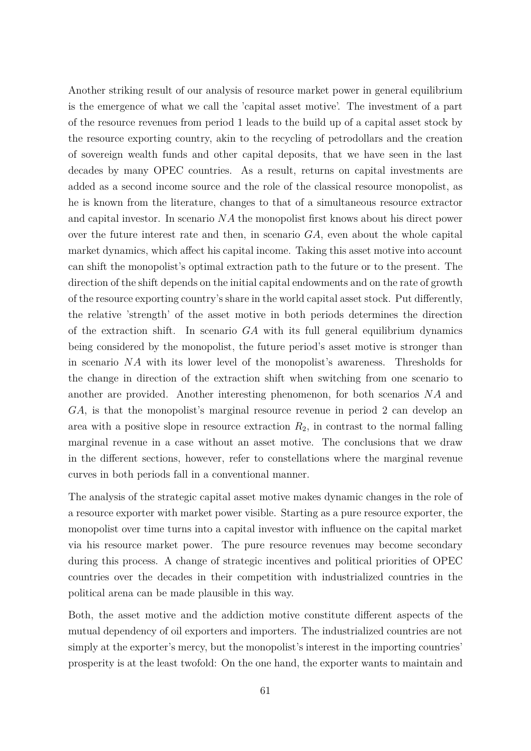Another striking result of our analysis of resource market power in general equilibrium is the emergence of what we call the 'capital asset motive'. The investment of a part of the resource revenues from period 1 leads to the build up of a capital asset stock by the resource exporting country, akin to the recycling of petrodollars and the creation of sovereign wealth funds and other capital deposits, that we have seen in the last decades by many OPEC countries. As a result, returns on capital investments are added as a second income source and the role of the classical resource monopolist, as he is known from the literature, changes to that of a simultaneous resource extractor and capital investor. In scenario $NA$ the monopolist first knows about his direct power over the future interest rate and then, in scenario $GA$, even about the whole capital market dynamics, which affect his capital income. Taking this asset motive into account can shift the monopolist's optimal extraction path to the future or to the present. The direction of the shift depends on the initial capital endowments and on the rate of growth of the resource exporting country's share in the world capital asset stock. Put differently, the relative 'strength' of the asset motive in both periods determines the direction of the extraction shift. In scenario $GA$ with its full general equilibrium dynamics being considered by the monopolist, the future period's asset motive is stronger than in scenario $NA$ with its lower level of the monopolist's awareness. Thresholds for the change in direction of the extraction shift when switching from one scenario to another are provided. Another interesting phenomenon, for both scenarios $NA$ and $GA$, is that the monopolist's marginal resource revenue in period 2 can develop an area with a positive slope in resource extraction $R_2$, in contrast to the normal falling marginal revenue in a case without an asset motive. The conclusions that we draw in the different sections, however, refer to constellations where the marginal revenue curves in both periods fall in a conventional manner.

The analysis of the strategic capital asset motive makes dynamic changes in the role of a resource exporter with market power visible. Starting as a pure resource exporter, the monopolist over time turns into a capital investor with influence on the capital market via his resource market power. The pure resource revenues may become secondary during this process. A change of strategic incentives and political priorities of OPEC countries over the decades in their competition with industrialized countries in the political arena can be made plausible in this way.

Both, the asset motive and the addiction motive constitute different aspects of the mutual dependency of oil exporters and importers. The industrialized countries are not simply at the exporter's mercy, but the monopolist's interest in the importing countries' prosperity is at the least twofold: On the one hand, the exporter wants to maintain and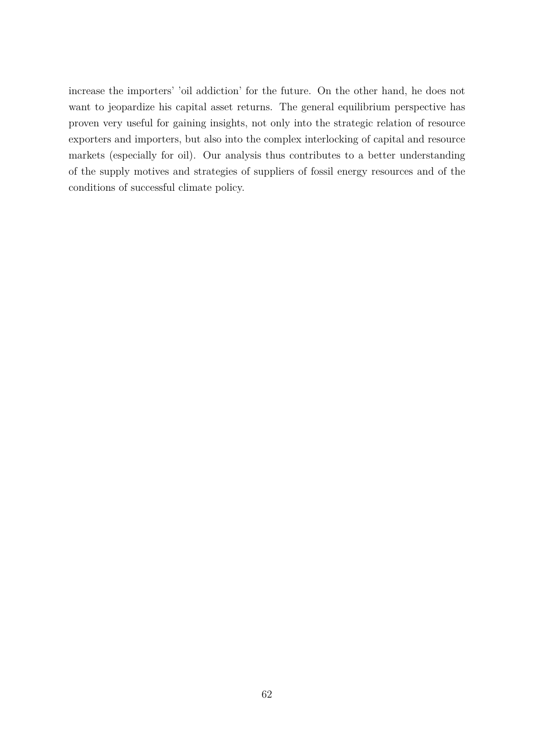increase the importers' 'oil addiction' for the future. On the other hand, he does not want to jeopardize his capital asset returns. The general equilibrium perspective has proven very useful for gaining insights, not only into the strategic relation of resource exporters and importers, but also into the complex interlocking of capital and resource markets (especially for oil). Our analysis thus contributes to a better understanding of the supply motives and strategies of suppliers of fossil energy resources and of the conditions of successful climate policy.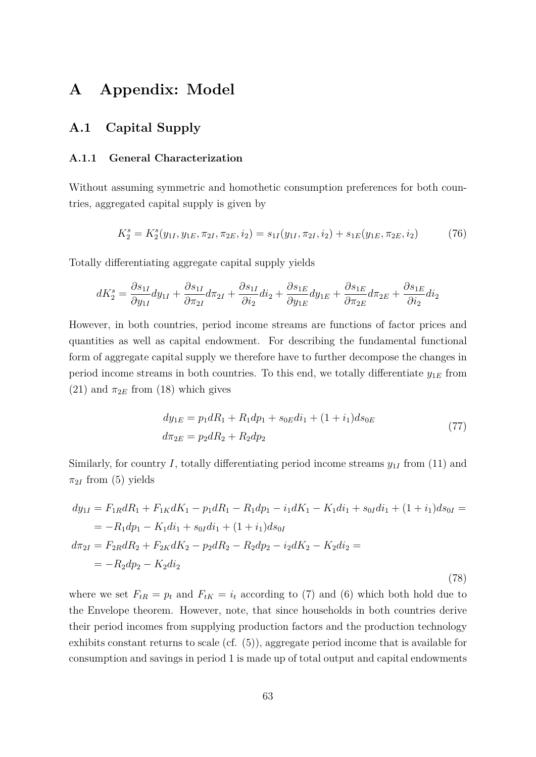# A Appendix: Model

## A.1 Capital Supply

### A.1.1 General Characterization

Without assuming symmetric and homothetic consumption preferences for both countries, aggregated capital supply is given by

$$K_2^s = K_2^s(y_{1I}, y_{1E}, \pi_{2I}, \pi_{2E}, i_2) = s_{1I}(y_{1I}, \pi_{2I}, i_2) + s_{1E}(y_{1E}, \pi_{2E}, i_2) \tag{76}$$

Totally differentiating aggregate capital supply yields

$$dK_2^s = \frac{\partial s_{1I}}{\partial y_{1I}} dy_{1I} + \frac{\partial s_{1I}}{\partial \pi_{2I}} d\pi_{2I} + \frac{\partial s_{1I}}{\partial i_2} di_2 + \frac{\partial s_{1E}}{\partial y_{1E}} dy_{1E} + \frac{\partial s_{1E}}{\partial \pi_{2E}} d\pi_{2E} + \frac{\partial s_{1E}}{\partial i_2} di_2$$

However, in both countries, period income streams are functions of factor prices and quantities as well as capital endowment. For describing the fundamental functional form of aggregate capital supply we therefore have to further decompose the changes in period income streams in both countries. To this end, we totally differentiate $y_{1E}$ from (21) and $\pi_{2E}$ from (18) which gives

$$\begin{aligned} dy_{1E} &= p_1 dR_1 + R_1 dp_1 + s_{0E} di_1 + (1 + i_1) ds_{0E} \\ d\pi_{2E} &= p_2 dR_2 + R_2 dp_2 \end{aligned} \tag{77}$$

Similarly, for country $I$, totally differentiating period income streams $y_{1I}$ from (11) and $\pi_{2I}$ from (5) yields

$$\begin{aligned} dy_{1I} &= F_{1R} dR_1 + F_{1K} dK_1 - p_1 dR_1 - R_1 dp_1 - i_1 dK_1 - K_1 di_1 + s_{0I} di_1 + (1 + i_1) ds_{0I} = \\ &= -R_1 dp_1 - K_1 di_1 + s_{0I} di_1 + (1 + i_1) ds_{0I} \\ d\pi_{2I} &= F_{2R} dR_2 + F_{2K} dK_2 - p_2 dR_2 - R_2 dp_2 - i_2 dK_2 - K_2 di_2 = \\ &= -R_2 dp_2 - K_2 di_2 \end{aligned} \tag{78}$$

where we set $F_{tR} = p_t$ and $F_{tK} = i_t$ according to (7) and (6) which both hold due to the Envelope theorem. However, note, that since households in both countries derive their period incomes from supplying production factors and the production technology exhibits constant returns to scale (cf. (5)), aggregate period income that is available for consumption and savings in period 1 is made up of total output and capital endowments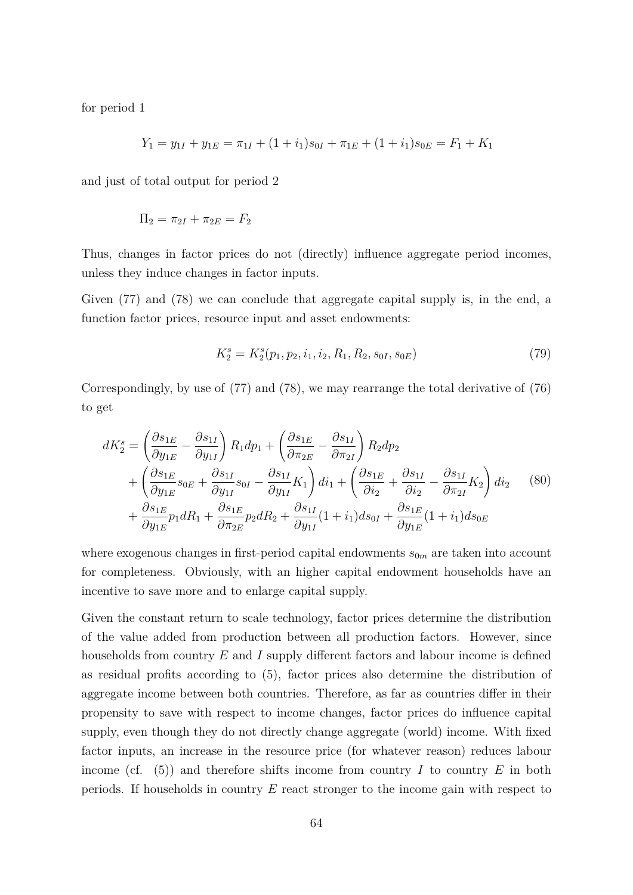for period 1

$$Y_1 = y_{1I} + y_{1E} = \pi_{1I} + (1 + i_1)s_{0I} + \pi_{1E} + (1 + i_1)s_{0E} = F_1 + K_1$$

and just of total output for period 2

$$\Pi_2 = \pi_{2I} + \pi_{2E} = F_2$$

Thus, changes in factor prices do not (directly) influence aggregate period incomes, unless they induce changes in factor inputs.

Given (77) and (78) we can conclude that aggregate capital supply is, in the end, a function factor prices, resource input and asset endowments:

$$K_2^s = K_2^s(p_1, p_2, i_1, i_2, R_1, R_2, s_{0I}, s_{0E}) \tag{79}$$

Correspondingly, by use of (77) and (78), we may rearrange the total derivative of (76) to get

$$\begin{aligned}
dK_2^s = & \left(\frac{\partial s_{1E}}{\partial y_{1E}} - \frac{\partial s_{1I}}{\partial y_{1I}}\right) R_1 dp_1 + \left(\frac{\partial s_{1E}}{\partial \pi_{2E}} - \frac{\partial s_{1I}}{\partial \pi_{2I}}\right) R_2 dp_2 \\
& + \left(\frac{\partial s_{1E}}{\partial y_{1E}} s_{0E} + \frac{\partial s_{1I}}{\partial y_{1I}} s_{0I} - \frac{\partial s_{1I}}{\partial y_{1I}} K_1\right) di_1 + \left(\frac{\partial s_{1E}}{\partial i_2} + \frac{\partial s_{1I}}{\partial i_2} - \frac{\partial s_{1I}}{\partial \pi_{2I}} K_2\right) di_2 \\
& + \frac{\partial s_{1E}}{\partial y_{1E}} p_1 dR_1 + \frac{\partial s_{1E}}{\partial \pi_{2E}} p_2 dR_2 + \frac{\partial s_{1I}}{\partial y_{1I}} (1 + i_1) ds_{0I} + \frac{\partial s_{1E}}{\partial y_{1E}} (1 + i_1) ds_{0E}
\end{aligned} \tag{80}$$

where exogenous changes in first-period capital endowments $s_{0m}$ are taken into account for completeness. Obviously, with an higher capital endowment households have an incentive to save more and to enlarge capital supply.

Given the constant return to scale technology, factor prices determine the distribution of the value added from production between all production factors. However, since households from country $E$ and $I$ supply different factors and labour income is defined as residual profits according to (5), factor prices also determine the distribution of aggregate income between both countries. Therefore, as far as countries differ in their propensity to save with respect to income changes, factor prices do influence capital supply, even though they do not directly change aggregate (world) income. With fixed factor inputs, an increase in the resource price (for whatever reason) reduces labour income (cf. (5)) and therefore shifts income from country $I$ to country $E$ in both periods. If households in country $E$ react stronger to the income gain with respect to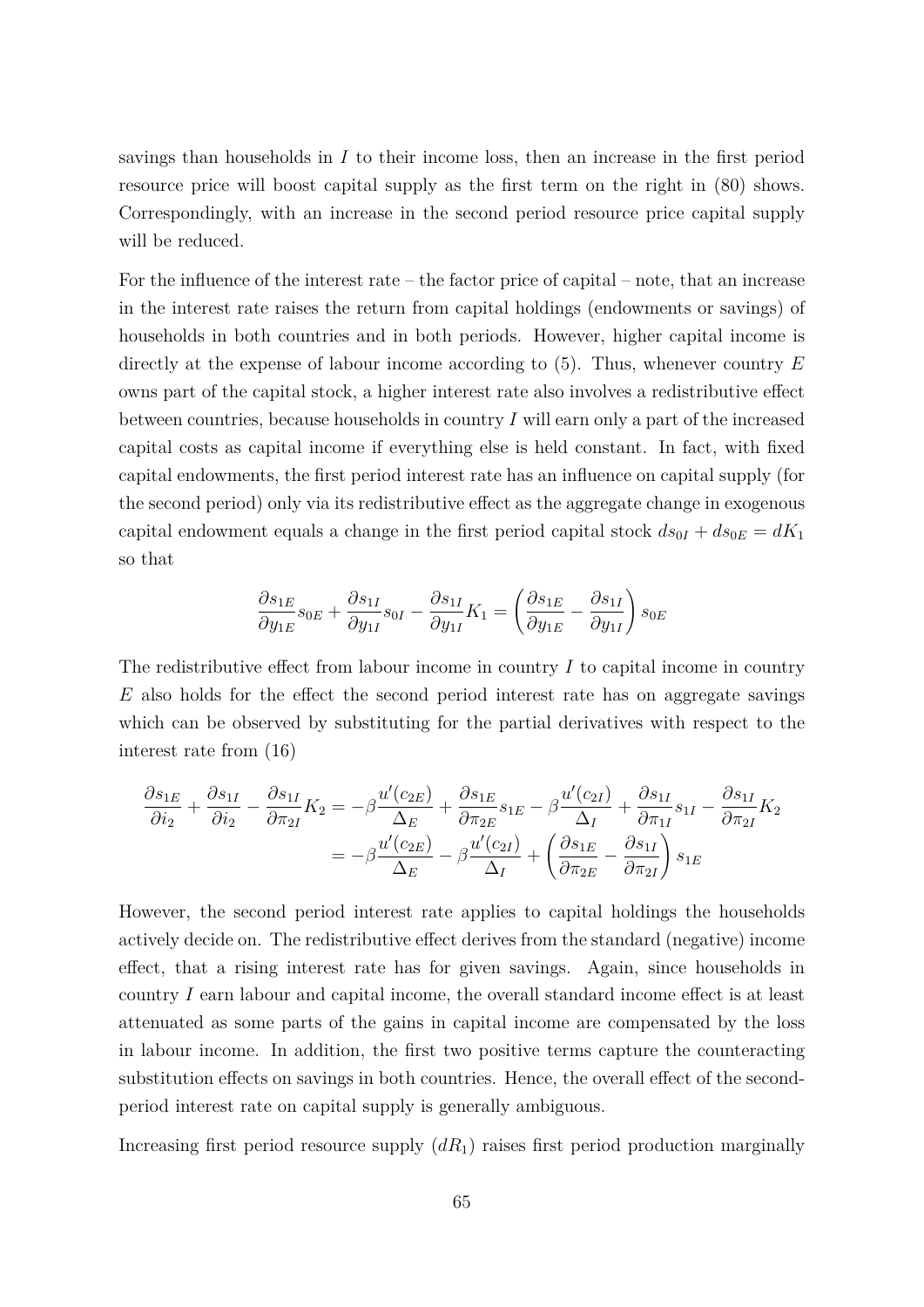savings than households in $I$ to their income loss, then an increase in the first period resource price will boost capital supply as the first term on the right in (80) shows. Correspondingly, with an increase in the second period resource price capital supply will be reduced.

For the influence of the interest rate – the factor price of capital – note, that an increase in the interest rate raises the return from capital holdings (endowments or savings) of households in both countries and in both periods. However, higher capital income is directly at the expense of labour income according to (5). Thus, whenever country $E$ owns part of the capital stock, a higher interest rate also involves a redistributive effect between countries, because households in country $I$ will earn only a part of the increased capital costs as capital income if everything else is held constant. In fact, with fixed capital endowments, the first period interest rate has an influence on capital supply (for the second period) only via its redistributive effect as the aggregate change in exogenous capital endowment equals a change in the first period capital stock $ds_{0I} + ds_{0E} = dK_1$ so that

$$\frac{\partial s_{1E}}{\partial y_{1E}} s_{0E} + \frac{\partial s_{1I}}{\partial y_{1I}} s_{0I} - \frac{\partial s_{1I}}{\partial y_{1I}} K_1 = \left( \frac{\partial s_{1E}}{\partial y_{1E}} - \frac{\partial s_{1I}}{\partial y_{1I}} \right) s_{0E}$$

The redistributive effect from labour income in country $I$ to capital income in country $E$ also holds for the effect the second period interest rate has on aggregate savings which can be observed by substituting for the partial derivatives with respect to the interest rate from (16)

$$\begin{aligned}
\frac{\partial s_{1E}}{\partial i_2} + \frac{\partial s_{1I}}{\partial i_2} - \frac{\partial s_{1I}}{\partial \pi_{2I}} K_2 &= -\beta \frac{u'(c_{2E})}{\Delta_E} + \frac{\partial s_{1E}}{\partial \pi_{2E}} s_{1E} - \beta \frac{u'(c_{2I})}{\Delta_I} + \frac{\partial s_{1I}}{\partial \pi_{1I}} s_{1I} - \frac{\partial s_{1I}}{\partial \pi_{2I}} K_2 \\
&= -\beta \frac{u'(c_{2E})}{\Delta_E} - \beta \frac{u'(c_{2I})}{\Delta_I} + \left( \frac{\partial s_{1E}}{\partial \pi_{2E}} - \frac{\partial s_{1I}}{\partial \pi_{2I}} \right) s_{1E}
\end{aligned}$$

However, the second period interest rate applies to capital holdings the households actively decide on. The redistributive effect derives from the standard (negative) income effect, that a rising interest rate has for given savings. Again, since households in country $I$ earn labour and capital income, the overall standard income effect is at least attenuated as some parts of the gains in capital income are compensated by the loss in labour income. In addition, the first two positive terms capture the counteracting substitution effects on savings in both countries. Hence, the overall effect of the second-period interest rate on capital supply is generally ambiguous.

Increasing first period resource supply ($dR_1$) raises first period production marginally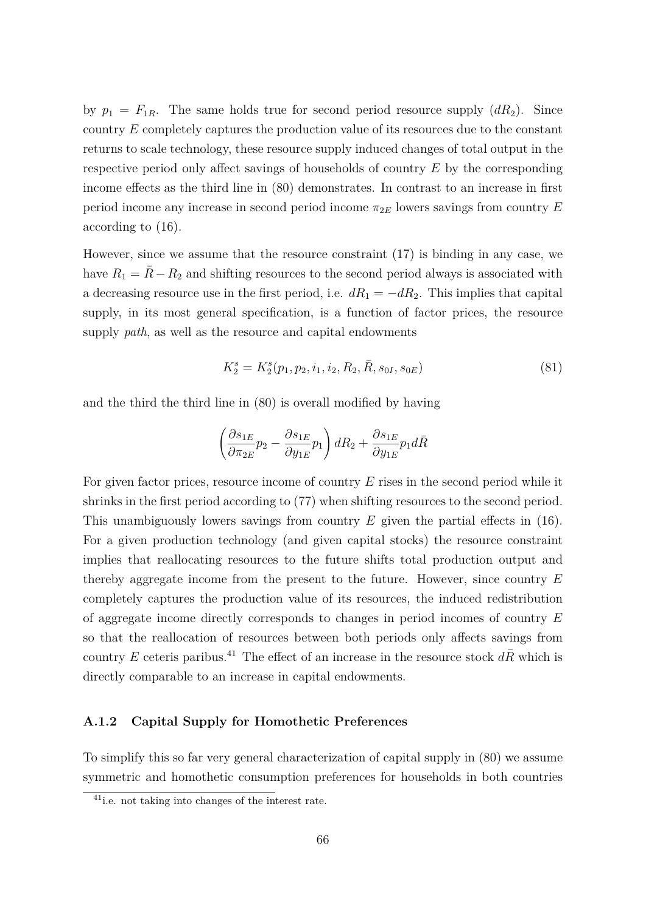by $p_1 = F_{1R}$. The same holds true for second period resource supply ($dR_2$). Since country $E$ completely captures the production value of its resources due to the constant returns to scale technology, these resource supply induced changes of total output in the respective period only affect savings of households of country $E$ by the corresponding income effects as the third line in (80) demonstrates. In contrast to an increase in first period income any increase in second period income $\pi_{2E}$ lowers savings from country $E$ according to (16).

However, since we assume that the resource constraint (17) is binding in any case, we have $R_1 = \bar{R} - R_2$ and shifting resources to the second period always is associated with a decreasing resource use in the first period, i.e. $dR_1 = -dR_2$. This implies that capital supply, in its most general specification, is a function of factor prices, the resource supply *path*, as well as the resource and capital endowments

$$K_2^s = K_2^s(p_1, p_2, i_1, i_2, R_2, \bar{R}, s_{0I}, s_{0E}) \tag{81}$$

and the third the third line in (80) is overall modified by having

$$\left(\frac{\partial s_{1E}}{\partial \pi_{2E}} p_2 - \frac{\partial s_{1E}}{\partial y_{1E}} p_1\right) dR_2 + \frac{\partial s_{1E}}{\partial y_{1E}} p_1 d\bar{R}$$

For given factor prices, resource income of country $E$ rises in the second period while it shrinks in the first period according to (77) when shifting resources to the second period. This unambiguously lowers savings from country $E$ given the partial effects in (16). For a given production technology (and given capital stocks) the resource constraint implies that reallocating resources to the future shifts total production output and thereby aggregate income from the present to the future. However, since country $E$ completely captures the production value of its resources, the induced redistribution of aggregate income directly corresponds to changes in period incomes of country $E$ so that the reallocation of resources between both periods only affects savings from country $E$ ceteris paribus.[41] The effect of an increase in the resource stock $d\bar{R}$ which is directly comparable to an increase in capital endowments.

### A.1.2 Capital Supply for Homothetic Preferences

To simplify this so far very general characterization of capital supply in (80) we assume symmetric and homothetic consumption preferences for households in both countries

[41] i.e. not taking into changes of the interest rate.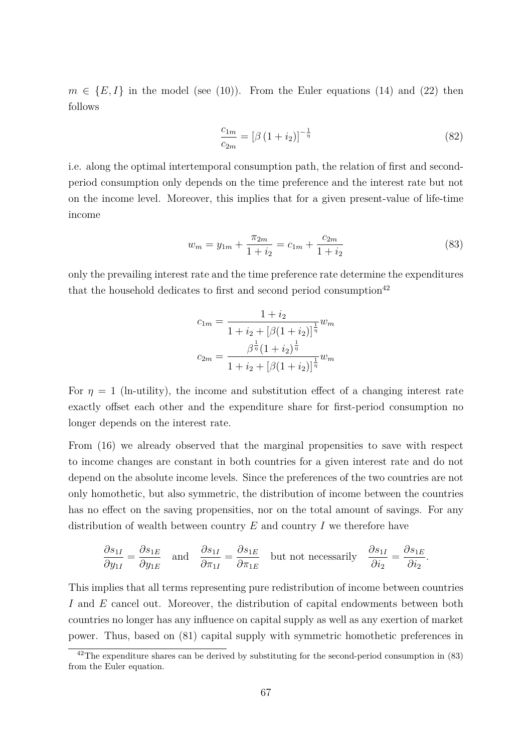$m \in \{E, I\}$ in the model (see (10)). From the Euler equations (14) and (22) then follows

$$\frac{c_{1m}}{c_{2m}} = \left[\beta\left(1+i_2\right)\right]^{-\frac{1}{\eta}} \tag{82}$$

i.e. along the optimal intertemporal consumption path, the relation of first and second-period consumption only depends on the time preference and the interest rate but not on the income level. Moreover, this implies that for a given present-value of life-time income

$$w_m = y_{1m} + \frac{\pi_{2m}}{1+i_2} = c_{1m} + \frac{c_{2m}}{1+i_2} \tag{83}$$

only the prevailing interest rate and the time preference rate determine the expenditures that the household dedicates to first and second period consumption[42]

$$c_{1m} = \frac{1+i_2}{1+i_2+\left[\beta(1+i_2)\right]^{\frac{1}{\eta}}} w_m$$

$$c_{2m} = \frac{\beta^{\frac{1}{\eta}}(1+i_2)^{\frac{1}{\eta}}}{1+i_2+\left[\beta(1+i_2)\right]^{\frac{1}{\eta}}} w_m$$

For $\eta = 1$ (ln-utility), the income and substitution effect of a changing interest rate exactly offset each other and the expenditure share for first-period consumption no longer depends on the interest rate.

From (16) we already observed that the marginal propensities to save with respect to income changes are constant in both countries for a given interest rate and do not depend on the absolute income levels. Since the preferences of the two countries are not only homothetic, but also symmetric, the distribution of income between the countries has no effect on the saving propensities, nor on the total amount of savings. For any distribution of wealth between country $E$ and country $I$ we therefore have

$$\frac{\partial s_{1I}}{\partial y_{1I}} = \frac{\partial s_{1E}}{\partial y_{1E}} \quad \text{and} \quad \frac{\partial s_{1I}}{\partial \pi_{1I}} = \frac{\partial s_{1E}}{\partial \pi_{1E}} \quad \text{but not necessarily} \quad \frac{\partial s_{1I}}{\partial i_2} = \frac{\partial s_{1E}}{\partial i_2}.$$

This implies that all terms representing pure redistribution of income between countries $I$ and $E$ cancel out. Moreover, the distribution of capital endowments between both countries no longer has any influence on capital supply as well as any exertion of market power. Thus, based on (81) capital supply with symmetric homothetic preferences in

[42] The expenditure shares can be derived by substituting for the second-period consumption in (83) from the Euler equation.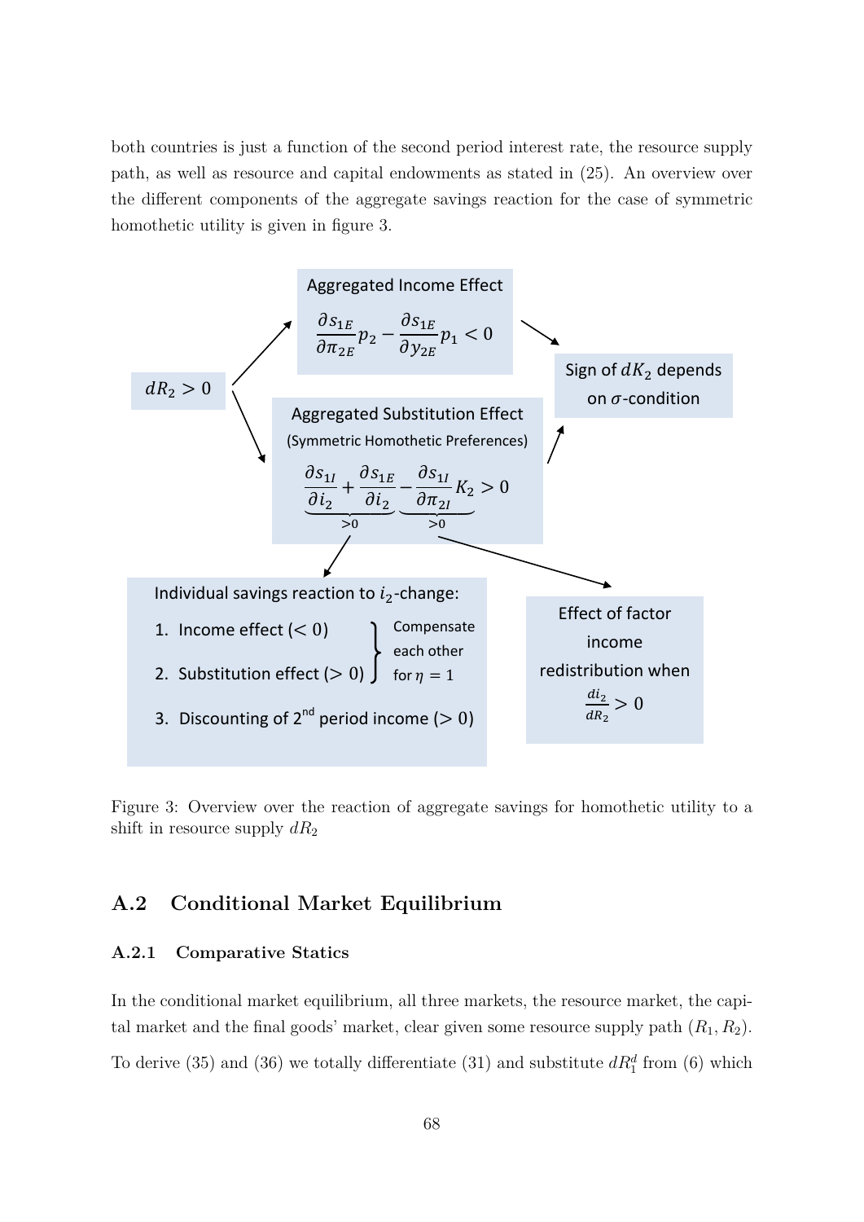both countries is just a function of the second period interest rate, the resource supply path, as well as resource and capital endowments as stated in (25). An overview over the different components of the aggregate savings reaction for the case of symmetric homothetic utility is given in figure 3.

$dR_2 > 0$

**Aggregated Income Effect**

$$\frac{\partial s_{1E}}{\partial \pi_{2E}} p_2 - \frac{\partial s_{1E}}{\partial y_{2E}} p_1 < 0$$

**Aggregated Substitution Effect** (Symmetric Homothetic Preferences)

$$\underbrace{\frac{\partial s_{1I}}{\partial i_2} + \frac{\partial s_{1E}}{\partial i_2}}_{>0} \underbrace{- \frac{\partial s_{1I}}{\partial \pi_{2I}} K_2}_{>0} > 0$$

Sign of $dK_2$ depends on $\sigma$-condition

Individual savings reaction to $i_2$-change:

1. Income effect ($< 0$)
2. Substitution effect ($> 0$)

(1. and 2.: Compensate each other for $\eta = 1$)

3. Discounting of 2nd period income ($> 0$)

Effect of factor income redistribution when $\frac{di_2}{dR_2} > 0$

Figure 3: Overview over the reaction of aggregate savings for homothetic utility to a shift in resource supply $dR_2$

## A.2 Conditional Market Equilibrium

### A.2.1 Comparative Statics

In the conditional market equilibrium, all three markets, the resource market, the capital market and the final goods' market, clear given some resource supply path $(R_1, R_2)$.

To derive (35) and (36) we totally differentiate (31) and substitute $dR_1^d$ from (6) which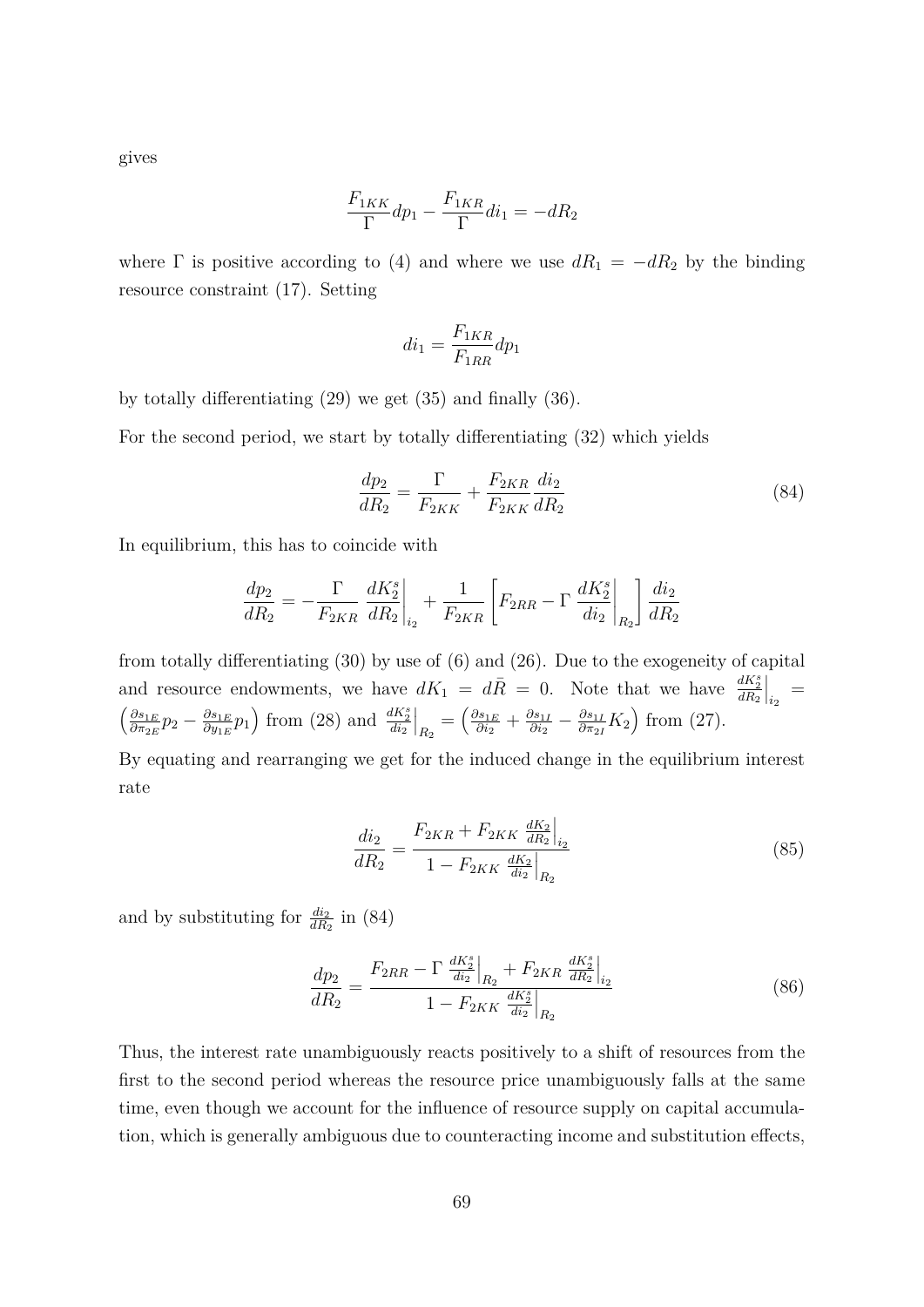gives

$$\frac{F_{1KK}}{\Gamma}dp_1 - \frac{F_{1KR}}{\Gamma}di_1 = -dR_2$$

where $\Gamma$ is positive according to (4) and where we use $dR_1 = -dR_2$ by the binding resource constraint (17). Setting

$$di_1 = \frac{F_{1KR}}{F_{1RR}}dp_1$$

by totally differentiating (29) we get (35) and finally (36).

For the second period, we start by totally differentiating (32) which yields

$$\frac{dp_2}{dR_2} = \frac{\Gamma}{F_{2KK}} + \frac{F_{2KR}}{F_{2KK}}\frac{di_2}{dR_2} \tag{84}$$

In equilibrium, this has to coincide with

$$\frac{dp_2}{dR_2} = -\frac{\Gamma}{F_{2KR}}\left.\frac{dK_2^s}{dR_2}\right|_{i_2} + \frac{1}{F_{2KR}}\left[F_{2RR} - \Gamma\left.\frac{dK_2^s}{di_2}\right|_{R_2}\right]\frac{di_2}{dR_2}$$

from totally differentiating (30) by use of (6) and (26). Due to the exogeneity of capital and resource endowments, we have $dK_1 = d\bar{R} = 0$. Note that we have $\left.\frac{dK_2^s}{dR_2}\right|_{i_2} = \left(\frac{\partial s_{1E}}{\partial \pi_{2E}}p_2 - \frac{\partial s_{1E}}{\partial y_{1E}}p_1\right)$ from (28) and $\left.\frac{dK_2^s}{di_2}\right|_{R_2} = \left(\frac{\partial s_{1E}}{\partial i_2} + \frac{\partial s_{1I}}{\partial i_2} - \frac{\partial s_{1I}}{\partial \pi_{2I}}K_2\right)$ from (27).

By equating and rearranging we get for the induced change in the equilibrium interest rate

$$\frac{di_2}{dR_2} = \frac{F_{2KR} + F_{2KK}\left.\frac{dK_2}{dR_2}\right|_{i_2}}{1 - F_{2KK}\left.\frac{dK_2}{di_2}\right|_{R_2}} \tag{85}$$

and by substituting for $\frac{di_2}{dR_2}$ in (84)

$$\frac{dp_2}{dR_2} = \frac{F_{2RR} - \Gamma\left.\frac{dK_2^s}{di_2}\right|_{R_2} + F_{2KR}\left.\frac{dK_2^s}{dR_2}\right|_{i_2}}{1 - F_{2KK}\left.\frac{dK_2^s}{di_2}\right|_{R_2}} \tag{86}$$

Thus, the interest rate unambiguously reacts positively to a shift of resources from the first to the second period whereas the resource price unambiguously falls at the same time, even though we account for the influence of resource supply on capital accumulation, which is generally ambiguous due to counteracting income and substitution effects,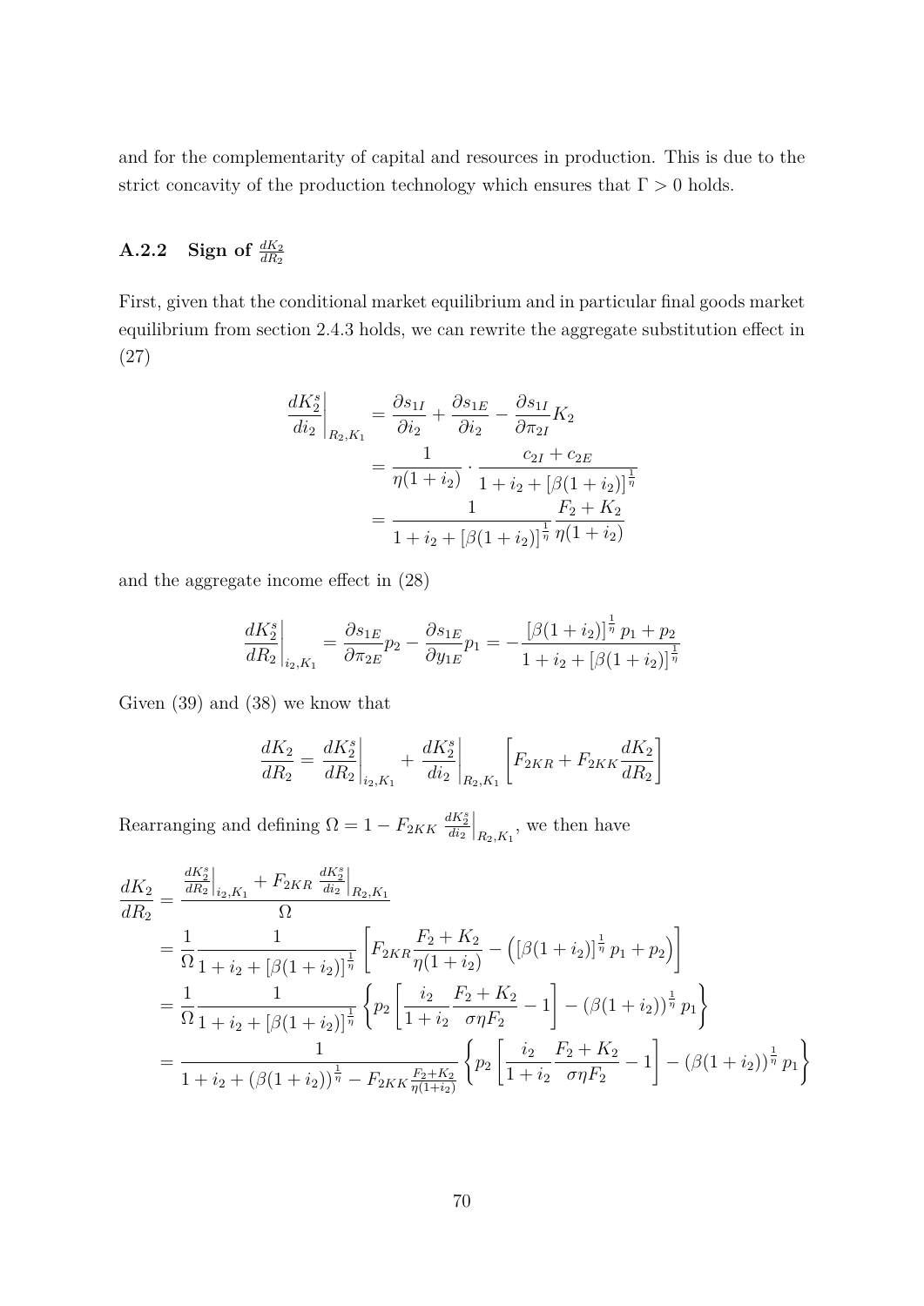and for the complementarity of capital and resources in production. This is due to the strict concavity of the production technology which ensures that $\Gamma > 0$ holds.

### A.2.2 Sign of $\frac{dK_2}{dR_2}$

First, given that the conditional market equilibrium and in particular final goods market equilibrium from section 2.4.3 holds, we can rewrite the aggregate substitution effect in (27)

$$\begin{aligned}
\left.\frac{dK_2^s}{di_2}\right|_{R_2,K_1} &= \frac{\partial s_{1I}}{\partial i_2} + \frac{\partial s_{1E}}{\partial i_2} - \frac{\partial s_{1I}}{\partial \pi_{2I}} K_2 \\
&= \frac{1}{\eta(1+i_2)} \cdot \frac{c_{2I} + c_{2E}}{1 + i_2 + [\beta(1+i_2)]^{\frac{1}{\eta}}} \\
&= \frac{1}{1 + i_2 + [\beta(1+i_2)]^{\frac{1}{\eta}}} \frac{F_2 + K_2}{\eta(1+i_2)}
\end{aligned}$$

and the aggregate income effect in (28)

$$\left.\frac{dK_2^s}{dR_2}\right|_{i_2,K_1} = \frac{\partial s_{1E}}{\partial \pi_{2E}} p_2 - \frac{\partial s_{1E}}{\partial y_{1E}} p_1 = -\frac{[\beta(1+i_2)]^{\frac{1}{\eta}} p_1 + p_2}{1 + i_2 + [\beta(1+i_2)]^{\frac{1}{\eta}}}$$

Given (39) and (38) we know that

$$\frac{dK_2}{dR_2} = \left.\frac{dK_2^s}{dR_2}\right|_{i_2,K_1} + \left.\frac{dK_2^s}{di_2}\right|_{R_2,K_1} \left[F_{2KR} + F_{2KK} \frac{dK_2}{dR_2}\right]$$

Rearranging and defining $\Omega = 1 - F_{2KK} \left.\frac{dK_2^s}{di_2}\right|_{R_2,K_1}$, we then have

$$\begin{aligned}
\frac{dK_2}{dR_2} &= \frac{\left.\frac{dK_2^s}{dR_2}\right|_{i_2,K_1} + F_{2KR} \left.\frac{dK_2^s}{di_2}\right|_{R_2,K_1}}{\Omega} \\
&= \frac{1}{\Omega} \frac{1}{1 + i_2 + [\beta(1+i_2)]^{\frac{1}{\eta}}} \left[F_{2KR} \frac{F_2 + K_2}{\eta(1+i_2)} - \left([\beta(1+i_2)]^{\frac{1}{\eta}} p_1 + p_2\right)\right] \\
&= \frac{1}{\Omega} \frac{1}{1 + i_2 + [\beta(1+i_2)]^{\frac{1}{\eta}}} \left\{p_2 \left[\frac{i_2}{1+i_2} \frac{F_2 + K_2}{\sigma\eta F_2} - 1\right] - (\beta(1+i_2))^{\frac{1}{\eta}} p_1\right\} \\
&= \frac{1}{1 + i_2 + (\beta(1+i_2))^{\frac{1}{\eta}} - F_{2KK} \frac{F_2 + K_2}{\eta(1+i_2)}} \left\{p_2 \left[\frac{i_2}{1+i_2} \frac{F_2 + K_2}{\sigma\eta F_2} - 1\right] - (\beta(1+i_2))^{\frac{1}{\eta}} p_1\right\}
\end{aligned}$$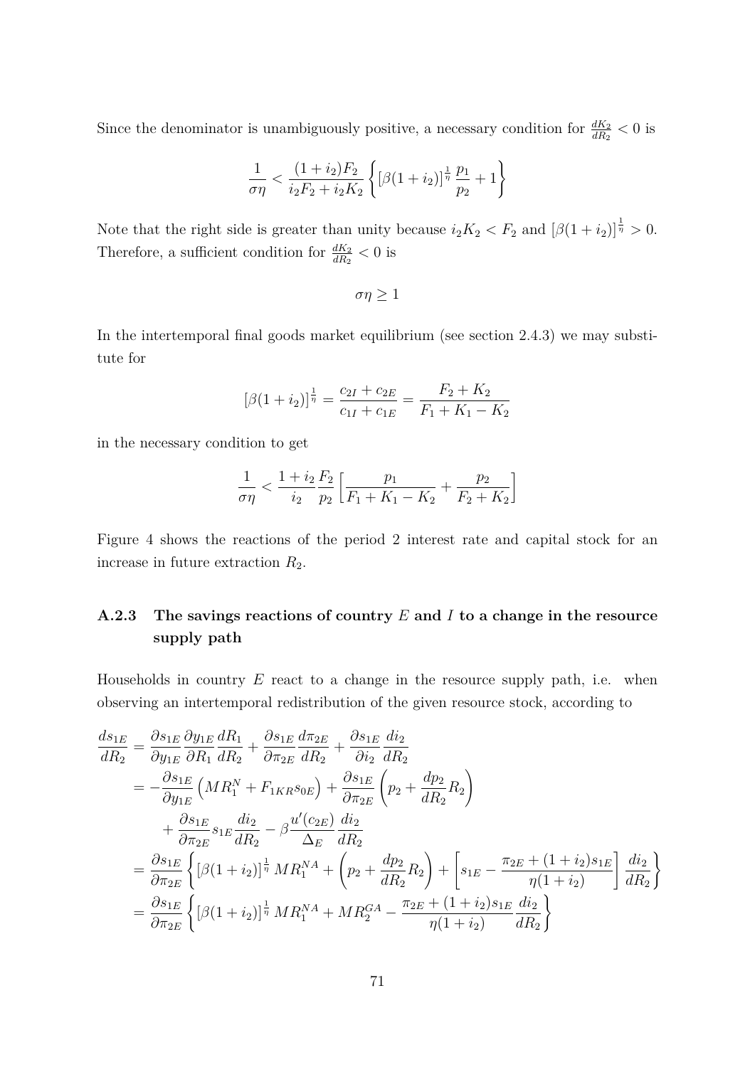Since the denominator is unambiguously positive, a necessary condition for $\frac{dK_2}{dR_2} < 0$ is

$$\frac{1}{\sigma\eta} < \frac{(1+i_2)F_2}{i_2 F_2 + i_2 K_2}\left\{[\beta(1+i_2)]^{\frac{1}{\eta}}\frac{p_1}{p_2} + 1\right\}$$

Note that the right side is greater than unity because $i_2 K_2 < F_2$ and $[\beta(1+i_2)]^{\frac{1}{\eta}} > 0$. Therefore, a sufficient condition for $\frac{dK_2}{dR_2} < 0$ is

$$\sigma\eta \geq 1$$

In the intertemporal final goods market equilibrium (see section 2.4.3) we may substitute for

$$[\beta(1+i_2)]^{\frac{1}{\eta}} = \frac{c_{2I} + c_{2E}}{c_{1I} + c_{1E}} = \frac{F_2 + K_2}{F_1 + K_1 - K_2}$$

in the necessary condition to get

$$\frac{1}{\sigma\eta} < \frac{1+i_2}{i_2}\frac{F_2}{p_2}\left[\frac{p_1}{F_1 + K_1 - K_2} + \frac{p_2}{F_2 + K_2}\right]$$

Figure 4 shows the reactions of the period 2 interest rate and capital stock for an increase in future extraction $R_2$.

### A.2.3 The savings reactions of country $E$ and $I$ to a change in the resource supply path

Households in country $E$ react to a change in the resource supply path, i.e. when observing an intertemporal redistribution of the given resource stock, according to

$$\begin{aligned}
\frac{ds_{1E}}{dR_2} &= \frac{\partial s_{1E}}{\partial y_{1E}}\frac{\partial y_{1E}}{\partial R_1}\frac{dR_1}{dR_2} + \frac{\partial s_{1E}}{\partial \pi_{2E}}\frac{d\pi_{2E}}{dR_2} + \frac{\partial s_{1E}}{\partial i_2}\frac{di_2}{dR_2} \\
&= -\frac{\partial s_{1E}}{\partial y_{1E}}\left(MR_1^N + F_{1KR}s_{0E}\right) + \frac{\partial s_{1E}}{\partial \pi_{2E}}\left(p_2 + \frac{dp_2}{dR_2}R_2\right) \\
&\quad + \frac{\partial s_{1E}}{\partial \pi_{2E}}s_{1E}\frac{di_2}{dR_2} - \beta\frac{u'(c_{2E})}{\Delta_E}\frac{di_2}{dR_2} \\
&= \frac{\partial s_{1E}}{\partial \pi_{2E}}\left\{[\beta(1+i_2)]^{\frac{1}{\eta}}MR_1^{NA} + \left(p_2 + \frac{dp_2}{dR_2}R_2\right) + \left[s_{1E} - \frac{\pi_{2E} + (1+i_2)s_{1E}}{\eta(1+i_2)}\right]\frac{di_2}{dR_2}\right\} \\
&= \frac{\partial s_{1E}}{\partial \pi_{2E}}\left\{[\beta(1+i_2)]^{\frac{1}{\eta}}MR_1^{NA} + MR_2^{GA} - \frac{\pi_{2E} + (1+i_2)s_{1E}}{\eta(1+i_2)}\frac{di_2}{dR_2}\right\}
\end{aligned}$$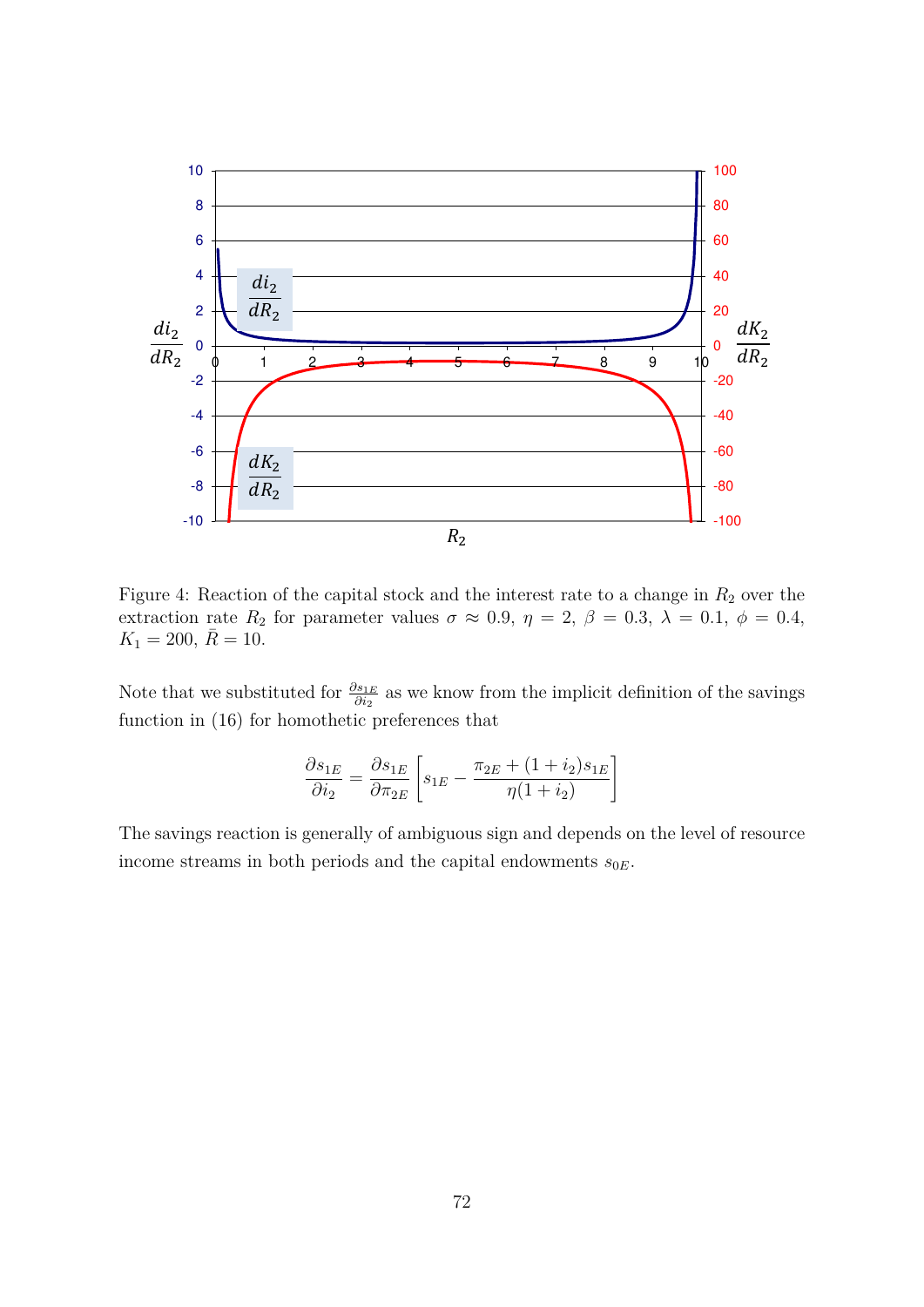Figure 4: Reaction of the capital stock and the interest rate to a change in $R_2$ over the extraction rate $R_2$ for parameter values $\sigma \approx 0.9$, $\eta = 2$, $\beta = 0.3$, $\lambda = 0.1$, $\phi = 0.4$, $K_1 = 200$, $\bar{R} = 10$.

Note that we substituted for $\frac{\partial s_{1E}}{\partial i_2}$ as we know from the implicit definition of the savings function in (16) for homothetic preferences that

$$\frac{\partial s_{1E}}{\partial i_2} = \frac{\partial s_{1E}}{\partial \pi_{2E}} \left[ s_{1E} - \frac{\pi_{2E} + (1 + i_2)s_{1E}}{\eta(1 + i_2)} \right]$$

The savings reaction is generally of ambiguous sign and depends on the level of resource income streams in both periods and the capital endowments $s_{0E}$.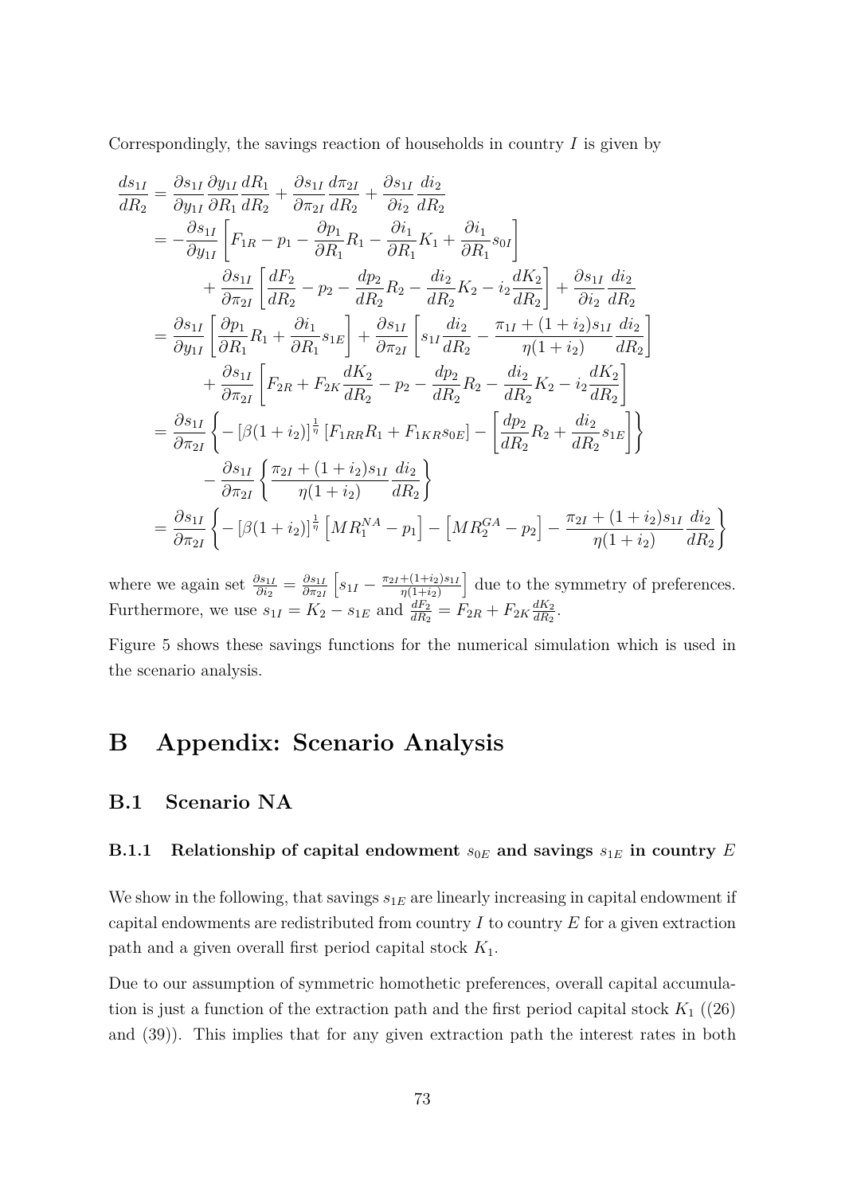Correspondingly, the savings reaction of households in country $I$ is given by

$$
\begin{aligned}
\frac{ds_{1I}}{dR_2} &= \frac{\partial s_{1I}}{\partial y_{1I}}\frac{\partial y_{1I}}{\partial R_1}\frac{dR_1}{dR_2} + \frac{\partial s_{1I}}{\partial \pi_{2I}}\frac{d\pi_{2I}}{dR_2} + \frac{\partial s_{1I}}{\partial i_2}\frac{di_2}{dR_2} \\
&= -\frac{\partial s_{1I}}{\partial y_{1I}}\left[F_{1R} - p_1 - \frac{\partial p_1}{\partial R_1}R_1 - \frac{\partial i_1}{\partial R_1}K_1 + \frac{\partial i_1}{\partial R_1}s_{0I}\right] \\
&\quad + \frac{\partial s_{1I}}{\partial \pi_{2I}}\left[\frac{dF_2}{dR_2} - p_2 - \frac{dp_2}{dR_2}R_2 - \frac{di_2}{dR_2}K_2 - i_2\frac{dK_2}{dR_2}\right] + \frac{\partial s_{1I}}{\partial i_2}\frac{di_2}{dR_2} \\
&= \frac{\partial s_{1I}}{\partial y_{1I}}\left[\frac{\partial p_1}{\partial R_1}R_1 + \frac{\partial i_1}{\partial R_1}s_{1E}\right] + \frac{\partial s_{1I}}{\partial \pi_{2I}}\left[s_{1I}\frac{di_2}{dR_2} - \frac{\pi_{1I} + (1+i_2)s_{1I}}{\eta(1+i_2)}\frac{di_2}{dR_2}\right] \\
&\quad + \frac{\partial s_{1I}}{\partial \pi_{2I}}\left[F_{2R} + F_{2K}\frac{dK_2}{dR_2} - p_2 - \frac{dp_2}{dR_2}R_2 - \frac{di_2}{dR_2}K_2 - i_2\frac{dK_2}{dR_2}\right] \\
&= \frac{\partial s_{1I}}{\partial \pi_{2I}}\left\{-\left[\beta(1+i_2)\right]^{\frac{1}{\eta}}\left[F_{1RR}R_1 + F_{1KR}s_{0E}\right] - \left[\frac{dp_2}{dR_2}R_2 + \frac{di_2}{dR_2}s_{1E}\right]\right\} \\
&\quad - \frac{\partial s_{1I}}{\partial \pi_{2I}}\left\{\frac{\pi_{2I} + (1+i_2)s_{1I}}{\eta(1+i_2)}\frac{di_2}{dR_2}\right\} \\
&= \frac{\partial s_{1I}}{\partial \pi_{2I}}\left\{-\left[\beta(1+i_2)\right]^{\frac{1}{\eta}}\left[MR_1^{NA} - p_1\right] - \left[MR_2^{GA} - p_2\right] - \frac{\pi_{2I} + (1+i_2)s_{1I}}{\eta(1+i_2)}\frac{di_2}{dR_2}\right\}
\end{aligned}
$$

where we again set $\frac{\partial s_{1I}}{\partial i_2} = \frac{\partial s_{1I}}{\partial \pi_{2I}}\left[s_{1I} - \frac{\pi_{2I}+(1+i_2)s_{1I}}{\eta(1+i_2)}\right]$ due to the symmetry of preferences. Furthermore, we use $s_{1I} = K_2 - s_{1E}$ and $\frac{dF_2}{dR_2} = F_{2R} + F_{2K}\frac{dK_2}{dR_2}$.

Figure 5 shows these savings functions for the numerical simulation which is used in the scenario analysis.

# B Appendix: Scenario Analysis

## B.1 Scenario NA

### B.1.1 Relationship of capital endowment $s_{0E}$ and savings $s_{1E}$ in country $E$

We show in the following, that savings $s_{1E}$ are linearly increasing in capital endowment if capital endowments are redistributed from country $I$ to country $E$ for a given extraction path and a given overall first period capital stock $K_1$.

Due to our assumption of symmetric homothetic preferences, overall capital accumulation is just a function of the extraction path and the first period capital stock $K_1$ ((26) and (39)). This implies that for any given extraction path the interest rates in both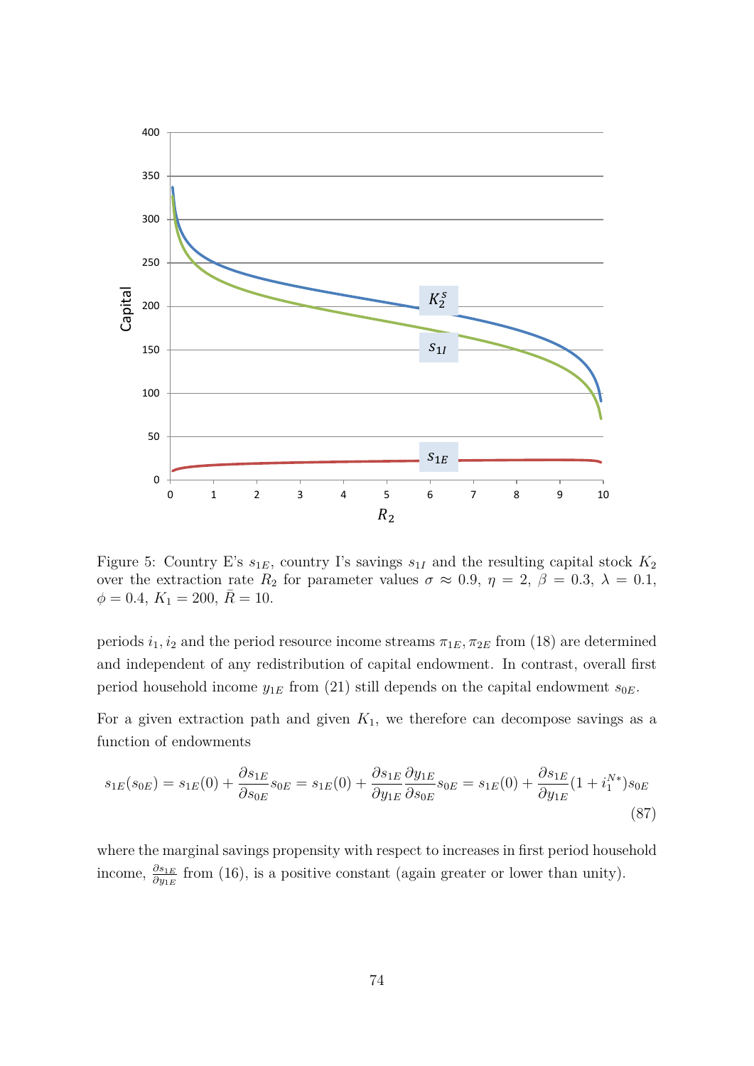Figure 5: Country E's $s_{1E}$, country I's savings $s_{1I}$ and the resulting capital stock $K_2$ over the extraction rate $R_2$ for parameter values $\sigma \approx 0.9$, $\eta = 2$, $\beta = 0.3$, $\lambda = 0.1$, $\phi = 0.4$, $K_1 = 200$, $\bar{R} = 10$.

periods $i_1, i_2$ and the period resource income streams $\pi_{1E}, \pi_{2E}$ from (18) are determined and independent of any redistribution of capital endowment. In contrast, overall first period household income $y_{1E}$ from (21) still depends on the capital endowment $s_{0E}$.

For a given extraction path and given $K_1$, we therefore can decompose savings as a function of endowments

$$s_{1E}(s_{0E}) = s_{1E}(0) + \frac{\partial s_{1E}}{\partial s_{0E}} s_{0E} = s_{1E}(0) + \frac{\partial s_{1E}}{\partial y_{1E}} \frac{\partial y_{1E}}{\partial s_{0E}} s_{0E} = s_{1E}(0) + \frac{\partial s_{1E}}{\partial y_{1E}} (1 + i_1^{N*}) s_{0E} \tag{87}$$

where the marginal savings propensity with respect to increases in first period household income, $\frac{\partial s_{1E}}{\partial y_{1E}}$ from (16), is a positive constant (again greater or lower than unity).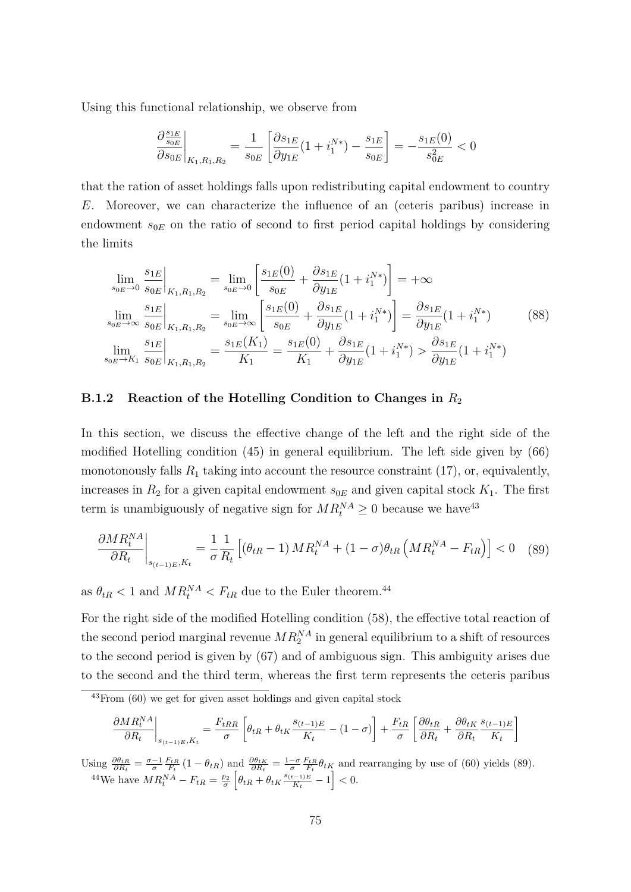Using this functional relationship, we observe from

$$\left.\frac{\partial \frac{s_{1E}}{s_{0E}}}{\partial s_{0E}}\right|_{K_1,R_1,R_2} = \frac{1}{s_{0E}}\left[\frac{\partial s_{1E}}{\partial y_{1E}}(1+i_1^{N*}) - \frac{s_{1E}}{s_{0E}}\right] = -\frac{s_{1E}(0)}{s_{0E}^2} < 0$$

that the ration of asset holdings falls upon redistributing capital endowment to country $E$. Moreover, we can characterize the influence of an (ceteris paribus) increase in endowment $s_{0E}$ on the ratio of second to first period capital holdings by considering the limits

$$\begin{aligned}
\lim_{s_{0E}\to 0} \left.\frac{s_{1E}}{s_{0E}}\right|_{K_1,R_1,R_2} &= \lim_{s_{0E}\to 0}\left[\frac{s_{1E}(0)}{s_{0E}} + \frac{\partial s_{1E}}{\partial y_{1E}}(1+i_1^{N*})\right] = +\infty \\
\lim_{s_{0E}\to \infty} \left.\frac{s_{1E}}{s_{0E}}\right|_{K_1,R_1,R_2} &= \lim_{s_{0E}\to \infty}\left[\frac{s_{1E}(0)}{s_{0E}} + \frac{\partial s_{1E}}{\partial y_{1E}}(1+i_1^{N*})\right] = \frac{\partial s_{1E}}{\partial y_{1E}}(1+i_1^{N*}) \\
\lim_{s_{0E}\to K_1} \left.\frac{s_{1E}}{s_{0E}}\right|_{K_1,R_1,R_2} &= \frac{s_{1E}(K_1)}{K_1} = \frac{s_{1E}(0)}{K_1} + \frac{\partial s_{1E}}{\partial y_{1E}}(1+i_1^{N*}) > \frac{\partial s_{1E}}{\partial y_{1E}}(1+i_1^{N*})
\end{aligned} \tag{88}$$

### B.1.2 Reaction of the Hotelling Condition to Changes in $R_2$

In this section, we discuss the effective change of the left and the right side of the modified Hotelling condition (45) in general equilibrium. The left side given by (66) monotonously falls $R_1$ taking into account the resource constraint (17), or, equivalently, increases in $R_2$ for a given capital endowment $s_{0E}$ and given capital stock $K_1$. The first term is unambiguously of negative sign for $MR_t^{NA} \geq 0$ because we have[43]

$$\left.\frac{\partial MR_t^{NA}}{\partial R_t}\right|_{s_{(t-1)E},K_t} = \frac{1}{\sigma}\frac{1}{R_t}\left[\left(\theta_{tR}-1\right)MR_t^{NA} + (1-\sigma)\theta_{tR}\left(MR_t^{NA} - F_{tR}\right)\right] < 0 \tag{89}$$

as $\theta_{tR} < 1$ and $MR_t^{NA} < F_{tR}$ due to the Euler theorem.[44]

For the right side of the modified Hotelling condition (58), the effective total reaction of the second period marginal revenue $MR_2^{NA}$ in general equilibrium to a shift of resources to the second period is given by (67) and of ambiguous sign. This ambiguity arises due to the second and the third term, whereas the first term represents the ceteris paribus

---

[43] From (60) we get for given asset holdings and given capital stock

$$\left.\frac{\partial MR_t^{NA}}{\partial R_t}\right|_{s_{(t-1)E},K_t} = \frac{F_{tRR}}{\sigma}\left[\theta_{tR} + \theta_{tK}\frac{s_{(t-1)E}}{K_t} - (1-\sigma)\right] + \frac{F_{tR}}{\sigma}\left[\frac{\partial \theta_{tR}}{\partial R_t} + \frac{\partial \theta_{tK}}{\partial R_t}\frac{s_{(t-1)E}}{K_t}\right]$$

Using $\frac{\partial \theta_{tR}}{\partial R_t} = \frac{\sigma-1}{\sigma}\frac{F_{tR}}{F_t}(1-\theta_{tR})$ and $\frac{\partial \theta_{tK}}{\partial R_t} = \frac{1-\sigma}{\sigma}\frac{F_{tR}}{F_t}\theta_{tK}$ and rearranging by use of (60) yields (89).

[44] We have $MR_t^{NA} - F_{tR} = \frac{p_2}{\sigma}\left[\theta_{tR} + \theta_{tK}\frac{s_{(t-1)E}}{K_t} - 1\right] < 0$.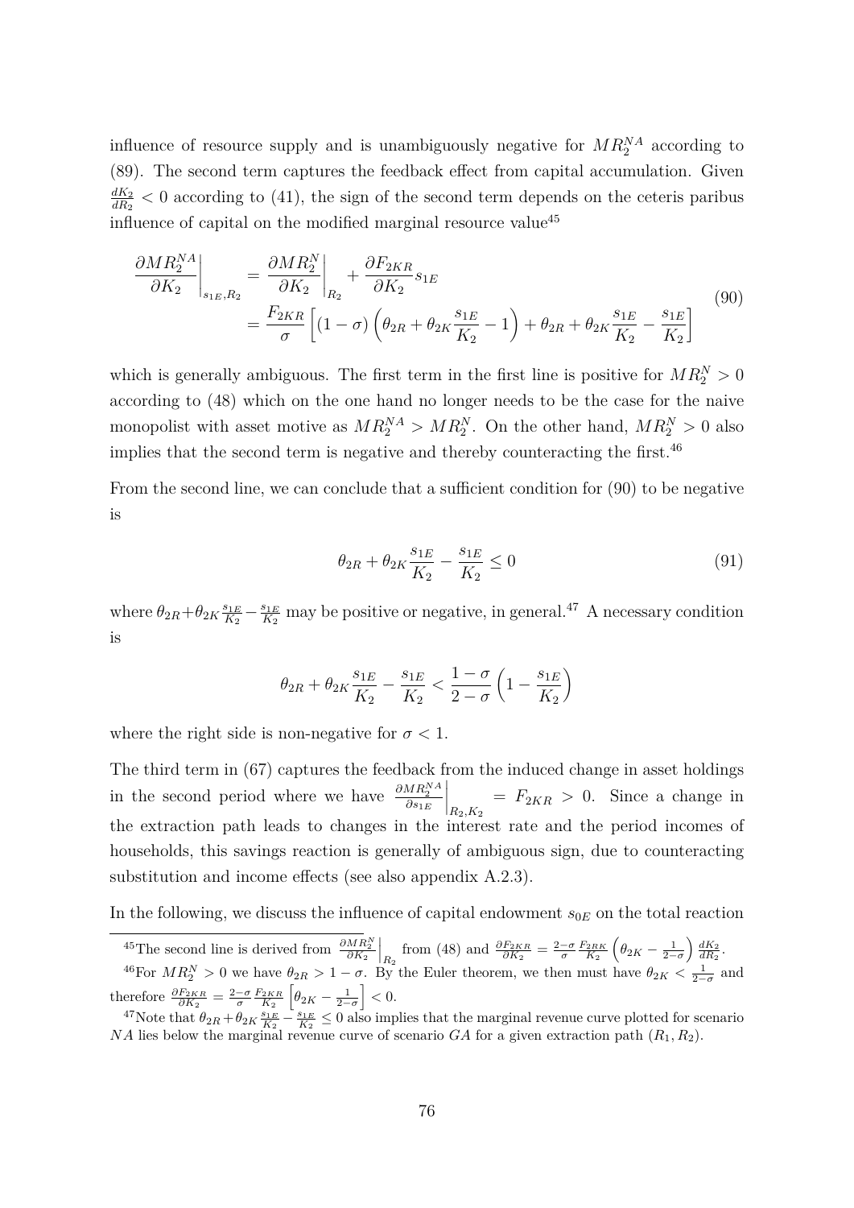influence of resource supply and is unambiguously negative for $MR_2^{NA}$ according to (89). The second term captures the feedback effect from capital accumulation. Given $\frac{dK_2}{dR_2} < 0$ according to (41), the sign of the second term depends on the ceteris paribus influence of capital on the modified marginal resource value[45]

$$
\begin{aligned}
\left.\frac{\partial MR_2^{NA}}{\partial K_2}\right|_{s_{1E},R_2} &= \left.\frac{\partial MR_2^{N}}{\partial K_2}\right|_{R_2} + \frac{\partial F_{2KR}}{\partial K_2} s_{1E} \\
&= \frac{F_{2KR}}{\sigma}\left[(1-\sigma)\left(\theta_{2R} + \theta_{2K}\frac{s_{1E}}{K_2} - 1\right) + \theta_{2R} + \theta_{2K}\frac{s_{1E}}{K_2} - \frac{s_{1E}}{K_2}\right]
\end{aligned}
\tag{90}
$$

which is generally ambiguous. The first term in the first line is positive for $MR_2^N > 0$ according to (48) which on the one hand no longer needs to be the case for the naive monopolist with asset motive as $MR_2^{NA} > MR_2^N$. On the other hand, $MR_2^N > 0$ also implies that the second term is negative and thereby counteracting the first.[46]

From the second line, we can conclude that a sufficient condition for (90) to be negative is

$$
\theta_{2R} + \theta_{2K}\frac{s_{1E}}{K_2} - \frac{s_{1E}}{K_2} \leq 0 \tag{91}
$$

where $\theta_{2R} + \theta_{2K}\frac{s_{1E}}{K_2} - \frac{s_{1E}}{K_2}$ may be positive or negative, in general.[47] A necessary condition is

$$
\theta_{2R} + \theta_{2K}\frac{s_{1E}}{K_2} - \frac{s_{1E}}{K_2} < \frac{1-\sigma}{2-\sigma}\left(1 - \frac{s_{1E}}{K_2}\right)
$$

where the right side is non-negative for $\sigma < 1$.

The third term in (67) captures the feedback from the induced change in asset holdings in the second period where we have $\left.\frac{\partial MR_2^{NA}}{\partial s_{1E}}\right|_{R_2,K_2} = F_{2KR} > 0$. Since a change in the extraction path leads to changes in the interest rate and the period incomes of households, this savings reaction is generally of ambiguous sign, due to counteracting substitution and income effects (see also appendix A.2.3).

In the following, we discuss the influence of capital endowment $s_{0E}$ on the total reaction

---

[45] The second line is derived from $\left.\frac{\partial MR_2^N}{\partial K_2}\right|_{R_2}$ from (48) and $\frac{\partial F_{2KR}}{\partial K_2} = \frac{2-\sigma}{\sigma}\frac{F_{2RK}}{K_2}\left(\theta_{2K} - \frac{1}{2-\sigma}\right)\frac{dK_2}{dR_2}$.

[46] For $MR_2^N > 0$ we have $\theta_{2R} > 1 - \sigma$. By the Euler theorem, we then must have $\theta_{2K} < \frac{1}{2-\sigma}$ and therefore $\frac{\partial F_{2KR}}{\partial K_2} = \frac{2-\sigma}{\sigma}\frac{F_{2KR}}{K_2}\left[\theta_{2K} - \frac{1}{2-\sigma}\right] < 0$.

[47] Note that $\theta_{2R} + \theta_{2K}\frac{s_{1E}}{K_2} - \frac{s_{1E}}{K_2} \leq 0$ also implies that the marginal revenue curve plotted for scenario $NA$ lies below the marginal revenue curve of scenario $GA$ for a given extraction path $(R_1, R_2)$.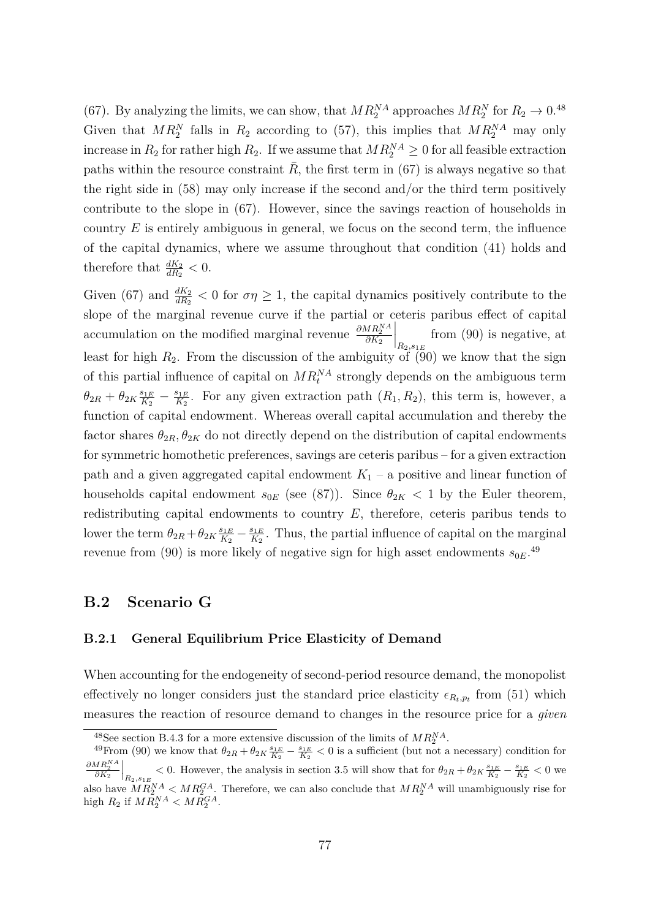(67). By analyzing the limits, we can show, that $MR_2^{NA}$ approaches $MR_2^N$ for $R_2 \to 0$.[48] Given that $MR_2^N$ falls in $R_2$ according to (57), this implies that $MR_2^{NA}$ may only increase in $R_2$ for rather high $R_2$. If we assume that $MR_2^{NA} \geq 0$ for all feasible extraction paths within the resource constraint $\bar{R}$, the first term in (67) is always negative so that the right side in (58) may only increase if the second and/or the third term positively contribute to the slope in (67). However, since the savings reaction of households in country $E$ is entirely ambiguous in general, we focus on the second term, the influence of the capital dynamics, where we assume throughout that condition (41) holds and therefore that $\frac{dK_2}{dR_2} < 0$.

Given (67) and $\frac{dK_2}{dR_2} < 0$ for $\sigma\eta \geq 1$, the capital dynamics positively contribute to the slope of the marginal revenue curve if the partial or ceteris paribus effect of capital accumulation on the modified marginal revenue $\left.\frac{\partial MR_2^{NA}}{\partial K_2}\right|_{R_2, s_{1E}}$ from (90) is negative, at least for high $R_2$. From the discussion of the ambiguity of (90) we know that the sign of this partial influence of capital on $MR_t^{NA}$ strongly depends on the ambiguous term $\theta_{2R} + \theta_{2K}\frac{s_{1E}}{K_2} - \frac{s_{1E}}{K_2}$. For any given extraction path $(R_1, R_2)$, this term is, however, a function of capital endowment. Whereas overall capital accumulation and thereby the factor shares $\theta_{2R}, \theta_{2K}$ do not directly depend on the distribution of capital endowments for symmetric homothetic preferences, savings are ceteris paribus – for a given extraction path and a given aggregated capital endowment $K_1$ – a positive and linear function of households capital endowment $s_{0E}$ (see (87)). Since $\theta_{2K} < 1$ by the Euler theorem, redistributing capital endowments to country $E$, therefore, ceteris paribus tends to lower the term $\theta_{2R} + \theta_{2K}\frac{s_{1E}}{K_2} - \frac{s_{1E}}{K_2}$. Thus, the partial influence of capital on the marginal revenue from (90) is more likely of negative sign for high asset endowments $s_{0E}$.[49]

## B.2 Scenario G

### B.2.1 General Equilibrium Price Elasticity of Demand

When accounting for the endogeneity of second-period resource demand, the monopolist effectively no longer considers just the standard price elasticity $\epsilon_{R_t,p_t}$ from (51) which measures the reaction of resource demand to changes in the resource price for a *given*

[48] See section B.4.3 for a more extensive discussion of the limits of $MR_2^{NA}$.

[49] From (90) we know that $\theta_{2R} + \theta_{2K}\frac{s_{1E}}{K_2} - \frac{s_{1E}}{K_2} < 0$ is a sufficient (but not a necessary) condition for $\left.\frac{\partial MR_2^{NA}}{\partial K_2}\right|_{R_2, s_{1E}} < 0$. However, the analysis in section 3.5 will show that for $\theta_{2R} + \theta_{2K}\frac{s_{1E}}{K_2} - \frac{s_{1E}}{K_2} < 0$ we also have $MR_2^{NA} < MR_2^{GA}$. Therefore, we can also conclude that $MR_2^{NA}$ will unambiguously rise for high $R_2$ if $MR_2^{NA} < MR_2^{GA}$.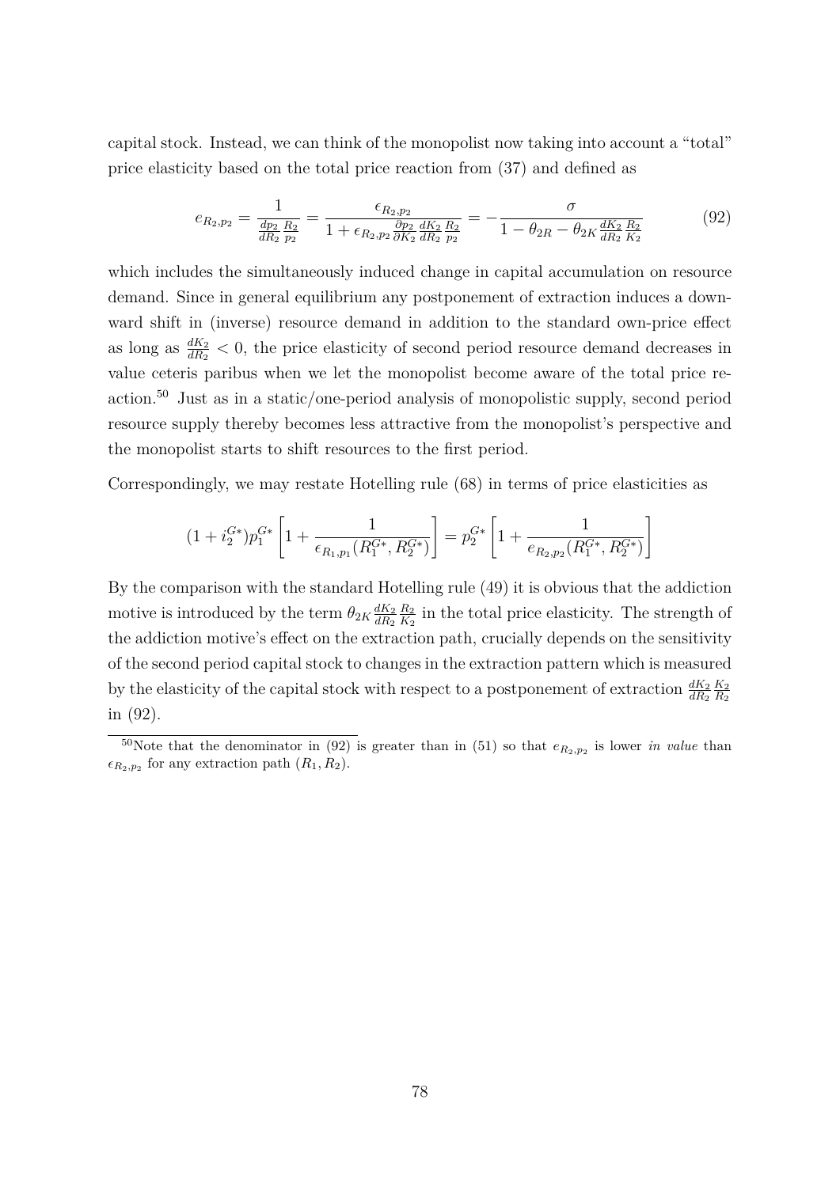capital stock. Instead, we can think of the monopolist now taking into account a "total" price elasticity based on the total price reaction from (37) and defined as

$$e_{R_2,p_2} = \frac{1}{\frac{dp_2}{dR_2}\frac{R_2}{p_2}} = \frac{\epsilon_{R_2,p_2}}{1 + \epsilon_{R_2,p_2}\frac{\partial p_2}{\partial K_2}\frac{dK_2}{dR_2}\frac{R_2}{p_2}} = -\frac{\sigma}{1 - \theta_{2R} - \theta_{2K}\frac{dK_2}{dR_2}\frac{R_2}{K_2}} \tag{92}$$

which includes the simultaneously induced change in capital accumulation on resource demand. Since in general equilibrium any postponement of extraction induces a downward shift in (inverse) resource demand in addition to the standard own-price effect as long as $\frac{dK_2}{dR_2} < 0$, the price elasticity of second period resource demand decreases in value ceteris paribus when we let the monopolist become aware of the total price reaction.[50] Just as in a static/one-period analysis of monopolistic supply, second period resource supply thereby becomes less attractive from the monopolist's perspective and the monopolist starts to shift resources to the first period.

Correspondingly, we may restate Hotelling rule (68) in terms of price elasticities as

$$(1 + i_2^{G*})p_1^{G*}\left[1 + \frac{1}{\epsilon_{R_1,p_1}(R_1^{G*}, R_2^{G*})}\right] = p_2^{G*}\left[1 + \frac{1}{e_{R_2,p_2}(R_1^{G*}, R_2^{G*})}\right]$$

By the comparison with the standard Hotelling rule (49) it is obvious that the addiction motive is introduced by the term $\theta_{2K}\frac{dK_2}{dR_2}\frac{R_2}{K_2}$ in the total price elasticity. The strength of the addiction motive's effect on the extraction path, crucially depends on the sensitivity of the second period capital stock to changes in the extraction pattern which is measured by the elasticity of the capital stock with respect to a postponement of extraction $\frac{dK_2}{dR_2}\frac{K_2}{R_2}$ in (92).

[50] Note that the denominator in (92) is greater than in (51) so that $e_{R_2,p_2}$ is lower *in value* than $\epsilon_{R_2,p_2}$ for any extraction path $(R_1, R_2)$.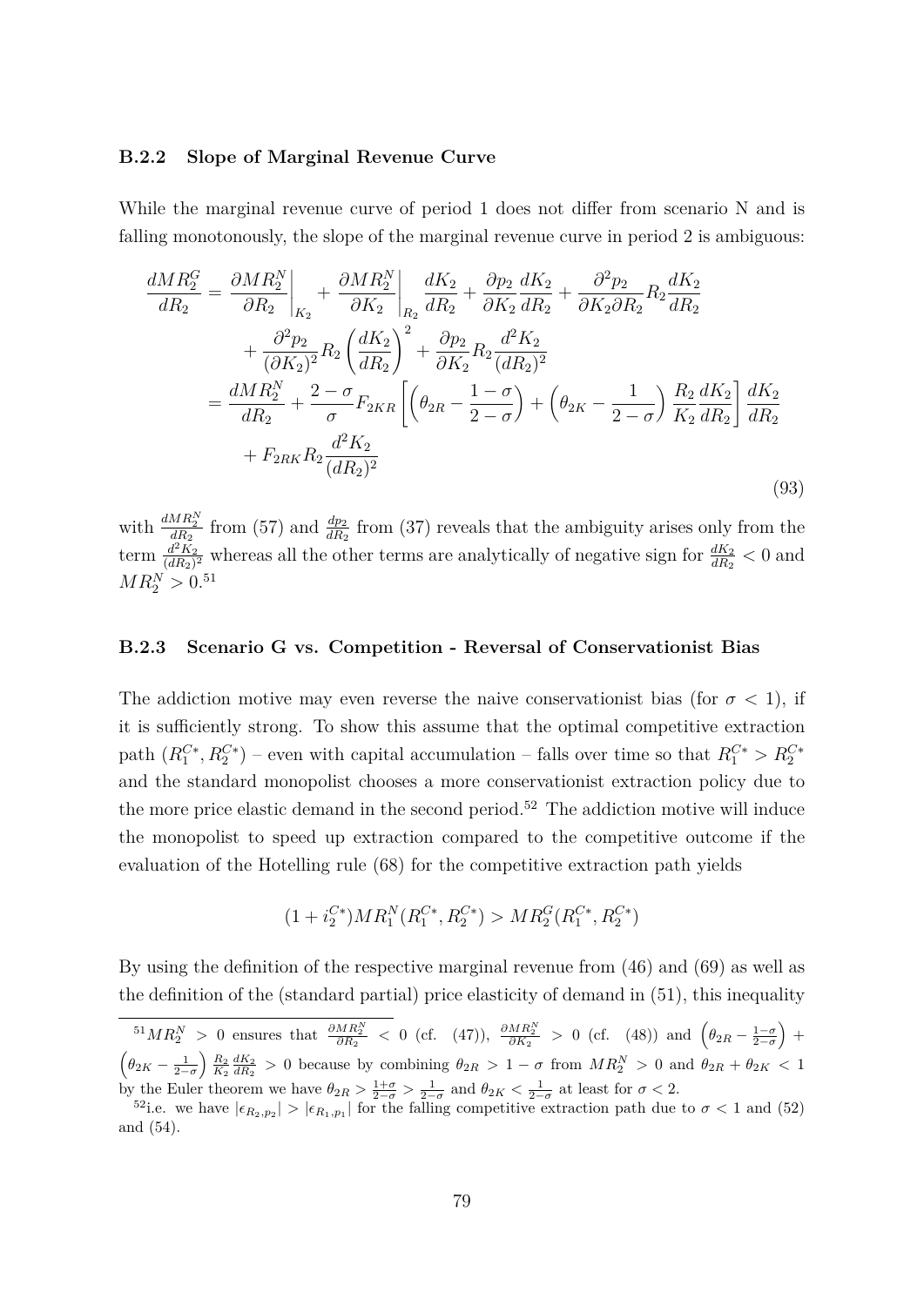### B.2.2 Slope of Marginal Revenue Curve

While the marginal revenue curve of period 1 does not differ from scenario N and is falling monotonously, the slope of the marginal revenue curve in period 2 is ambiguous:

$$
\begin{aligned}
\frac{dMR_2^G}{dR_2} &= \left.\frac{\partial MR_2^N}{\partial R_2}\right|_{K_2} + \left.\frac{\partial MR_2^N}{\partial K_2}\right|_{R_2}\frac{dK_2}{dR_2} + \frac{\partial p_2}{\partial K_2}\frac{dK_2}{dR_2} + \frac{\partial^2 p_2}{\partial K_2 \partial R_2}R_2\frac{dK_2}{dR_2} \\
&\quad + \frac{\partial^2 p_2}{(\partial K_2)^2}R_2\left(\frac{dK_2}{dR_2}\right)^2 + \frac{\partial p_2}{\partial K_2}R_2\frac{d^2K_2}{(dR_2)^2} \\
&= \frac{dMR_2^N}{dR_2} + \frac{2-\sigma}{\sigma}F_{2KR}\left[\left(\theta_{2R} - \frac{1-\sigma}{2-\sigma}\right) + \left(\theta_{2K} - \frac{1}{2-\sigma}\right)\frac{R_2}{K_2}\frac{dK_2}{dR_2}\right]\frac{dK_2}{dR_2} \\
&\quad + F_{2RK}R_2\frac{d^2K_2}{(dR_2)^2}
\end{aligned}
\tag{93}
$$

with $\frac{dMR_2^N}{dR_2}$ from (57) and $\frac{dp_2}{dR_2}$ from (37) reveals that the ambiguity arises only from the term $\frac{d^2K_2}{(dR_2)^2}$ whereas all the other terms are analytically of negative sign for $\frac{dK_2}{dR_2} < 0$ and $MR_2^N > 0$.[51]

### B.2.3 Scenario G vs. Competition - Reversal of Conservationist Bias

The addiction motive may even reverse the naive conservationist bias (for $\sigma < 1$), if it is sufficiently strong. To show this assume that the optimal competitive extraction path $(R_1^{C*}, R_2^{C*})$ – even with capital accumulation – falls over time so that $R_1^{C*} > R_2^{C*}$ and the standard monopolist chooses a more conservationist extraction policy due to the more price elastic demand in the second period.[52] The addiction motive will induce the monopolist to speed up extraction compared to the competitive outcome if the evaluation of the Hotelling rule (68) for the competitive extraction path yields

$$
(1 + i_2^{C*})MR_1^N(R_1^{C*}, R_2^{C*}) > MR_2^G(R_1^{C*}, R_2^{C*})
$$

By using the definition of the respective marginal revenue from (46) and (69) as well as the definition of the (standard partial) price elasticity of demand in (51), this inequality

---

[51] $MR_2^N > 0$ ensures that $\frac{\partial MR_2^N}{\partial R_2} < 0$ (cf. (47)), $\frac{\partial MR_2^N}{\partial K_2} > 0$ (cf. (48)) and $\left(\theta_{2R} - \frac{1-\sigma}{2-\sigma}\right) + \left(\theta_{2K} - \frac{1}{2-\sigma}\right)\frac{R_2}{K_2}\frac{dK_2}{dR_2} > 0$ because by combining $\theta_{2R} > 1 - \sigma$ from $MR_2^N > 0$ and $\theta_{2R} + \theta_{2K} < 1$ by the Euler theorem we have $\theta_{2R} > \frac{1+\sigma}{2-\sigma} > \frac{1}{2-\sigma}$ and $\theta_{2K} < \frac{1}{2-\sigma}$ at least for $\sigma < 2$.

[52] i.e. we have $|\epsilon_{R_2,p_2}| > |\epsilon_{R_1,p_1}|$ for the falling competitive extraction path due to $\sigma < 1$ and (52) and (54).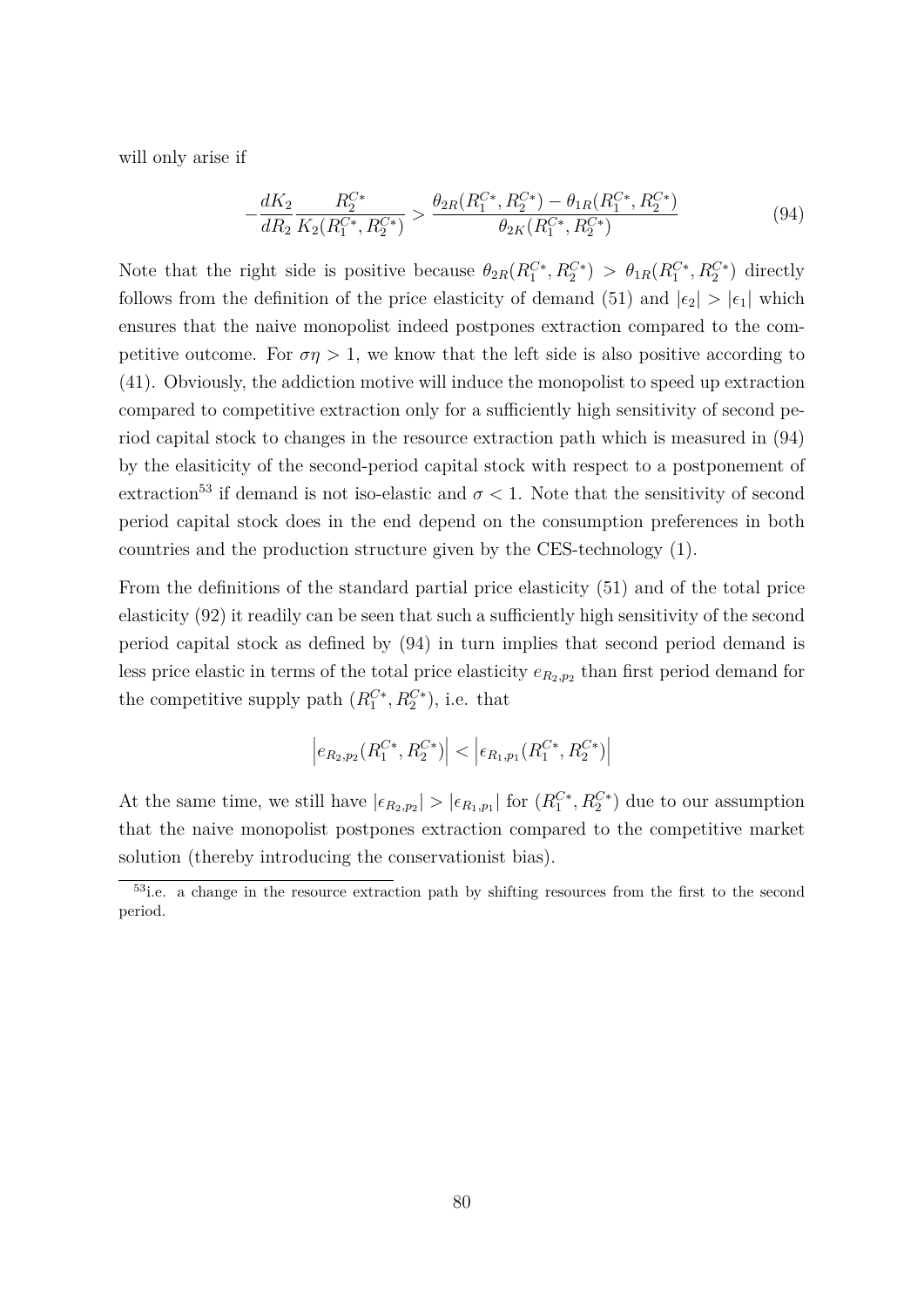will only arise if

$$-\frac{dK_2}{dR_2}\frac{R_2^{C*}}{K_2(R_1^{C*},R_2^{C*})} > \frac{\theta_{2R}(R_1^{C*},R_2^{C*}) - \theta_{1R}(R_1^{C*},R_2^{C*})}{\theta_{2K}(R_1^{C*},R_2^{C*})} \tag{94}$$

Note that the right side is positive because $\theta_{2R}(R_1^{C*},R_2^{C*}) > \theta_{1R}(R_1^{C*},R_2^{C*})$ directly follows from the definition of the price elasticity of demand (51) and $|\epsilon_2| > |\epsilon_1|$ which ensures that the naive monopolist indeed postpones extraction compared to the competitive outcome. For $\sigma\eta > 1$, we know that the left side is also positive according to (41). Obviously, the addiction motive will induce the monopolist to speed up extraction compared to competitive extraction only for a sufficiently high sensitivity of second period capital stock to changes in the resource extraction path which is measured in (94) by the elasiticity of the second-period capital stock with respect to a postponement of extraction[53] if demand is not iso-elastic and $\sigma < 1$. Note that the sensitivity of second period capital stock does in the end depend on the consumption preferences in both countries and the production structure given by the CES-technology (1).

From the definitions of the standard partial price elasticity (51) and of the total price elasticity (92) it readily can be seen that such a sufficiently high sensitivity of the second period capital stock as defined by (94) in turn implies that second period demand is less price elastic in terms of the total price elasticity $e_{R_2,p_2}$ than first period demand for the competitive supply path $(R_1^{C*},R_2^{C*})$, i.e. that

$$\left|e_{R_2,p_2}(R_1^{C*},R_2^{C*})\right| < \left|\epsilon_{R_1,p_1}(R_1^{C*},R_2^{C*})\right|$$

At the same time, we still have $|\epsilon_{R_2,p_2}| > |\epsilon_{R_1,p_1}|$ for $(R_1^{C*},R_2^{C*})$ due to our assumption that the naive monopolist postpones extraction compared to the competitive market solution (thereby introducing the conservationist bias).

[53]i.e. a change in the resource extraction path by shifting resources from the first to the second period.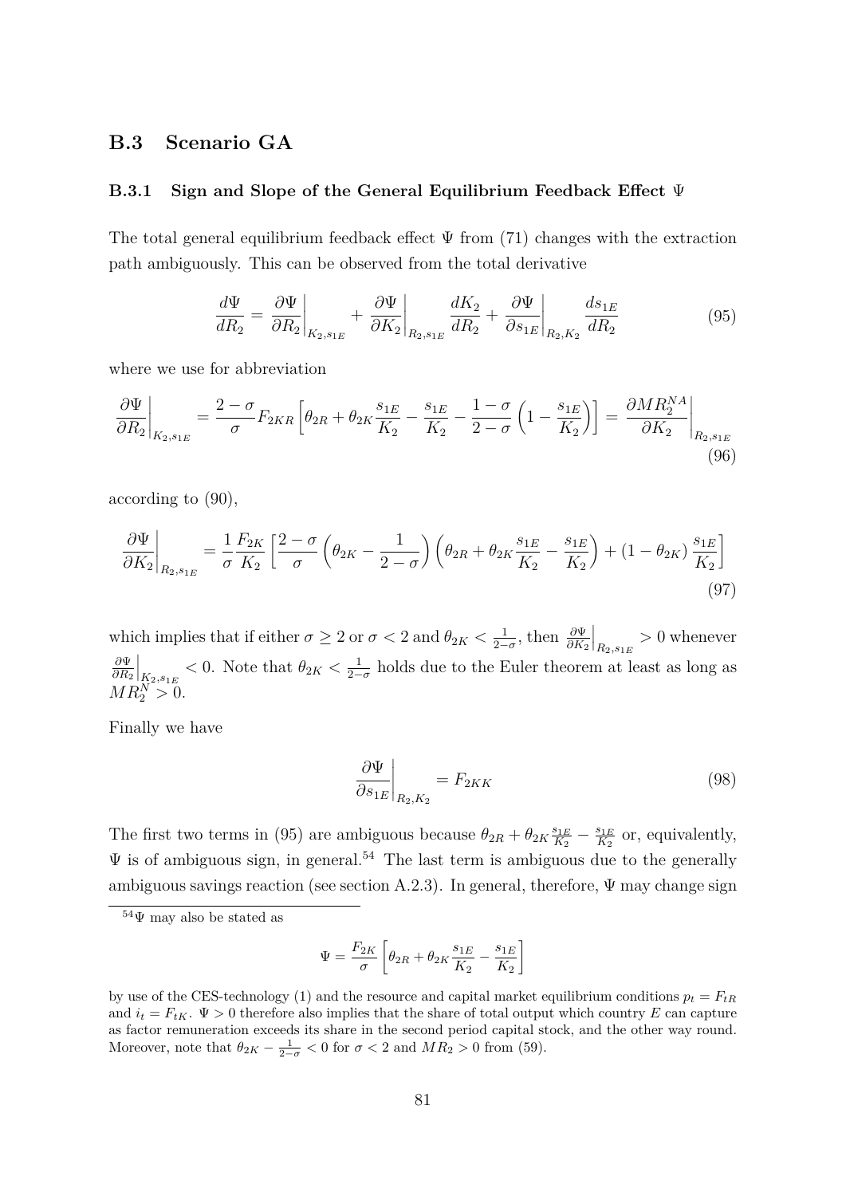## B.3 Scenario GA

### B.3.1 Sign and Slope of the General Equilibrium Feedback Effect $\Psi$

The total general equilibrium feedback effect $\Psi$ from (71) changes with the extraction path ambiguously. This can be observed from the total derivative

$$\frac{d\Psi}{dR_2} = \left.\frac{\partial \Psi}{\partial R_2}\right|_{K_2, s_{1E}} + \left.\frac{\partial \Psi}{\partial K_2}\right|_{R_2, s_{1E}} \frac{dK_2}{dR_2} + \left.\frac{\partial \Psi}{\partial s_{1E}}\right|_{R_2, K_2} \frac{ds_{1E}}{dR_2} \tag{95}$$

where we use for abbreviation

$$\left.\frac{\partial \Psi}{\partial R_2}\right|_{K_2, s_{1E}} = \frac{2-\sigma}{\sigma} F_{2KR} \left[\theta_{2R} + \theta_{2K} \frac{s_{1E}}{K_2} - \frac{s_{1E}}{K_2} - \frac{1-\sigma}{2-\sigma}\left(1 - \frac{s_{1E}}{K_2}\right)\right] = \left.\frac{\partial MR_2^{NA}}{\partial K_2}\right|_{R_2, s_{1E}} \tag{96}$$

according to (90),

$$\left.\frac{\partial \Psi}{\partial K_2}\right|_{R_2, s_{1E}} = \frac{1}{\sigma} \frac{F_{2K}}{K_2} \left[\frac{2-\sigma}{\sigma}\left(\theta_{2K} - \frac{1}{2-\sigma}\right)\left(\theta_{2R} + \theta_{2K}\frac{s_{1E}}{K_2} - \frac{s_{1E}}{K_2}\right) + (1-\theta_{2K})\frac{s_{1E}}{K_2}\right] \tag{97}$$

which implies that if either $\sigma \geq 2$ or $\sigma < 2$ and $\theta_{2K} < \frac{1}{2-\sigma}$, then $\left.\frac{\partial \Psi}{\partial K_2}\right|_{R_2, s_{1E}} > 0$ whenever $\left.\frac{\partial \Psi}{\partial R_2}\right|_{K_2, s_{1E}} < 0$. Note that $\theta_{2K} < \frac{1}{2-\sigma}$ holds due to the Euler theorem at least as long as $MR_2^N > 0$.

Finally we have

$$\left.\frac{\partial \Psi}{\partial s_{1E}}\right|_{R_2, K_2} = F_{2KK} \tag{98}$$

The first two terms in (95) are ambiguous because $\theta_{2R} + \theta_{2K}\frac{s_{1E}}{K_2} - \frac{s_{1E}}{K_2}$ or, equivalently, $\Psi$ is of ambiguous sign, in general.[54] The last term is ambiguous due to the generally ambiguous savings reaction (see section A.2.3). In general, therefore, $\Psi$ may change sign

---

[54] $\Psi$ may also be stated as

$$\Psi = \frac{F_{2K}}{\sigma}\left[\theta_{2R} + \theta_{2K}\frac{s_{1E}}{K_2} - \frac{s_{1E}}{K_2}\right]$$

by use of the CES-technology (1) and the resource and capital market equilibrium conditions $p_t = F_{tR}$ and $i_t = F_{tK}$. $\Psi > 0$ therefore also implies that the share of total output which country $E$ can capture as factor remuneration exceeds its share in the second period capital stock, and the other way round. Moreover, note that $\theta_{2K} - \frac{1}{2-\sigma} < 0$ for $\sigma < 2$ and $MR_2 > 0$ from (59).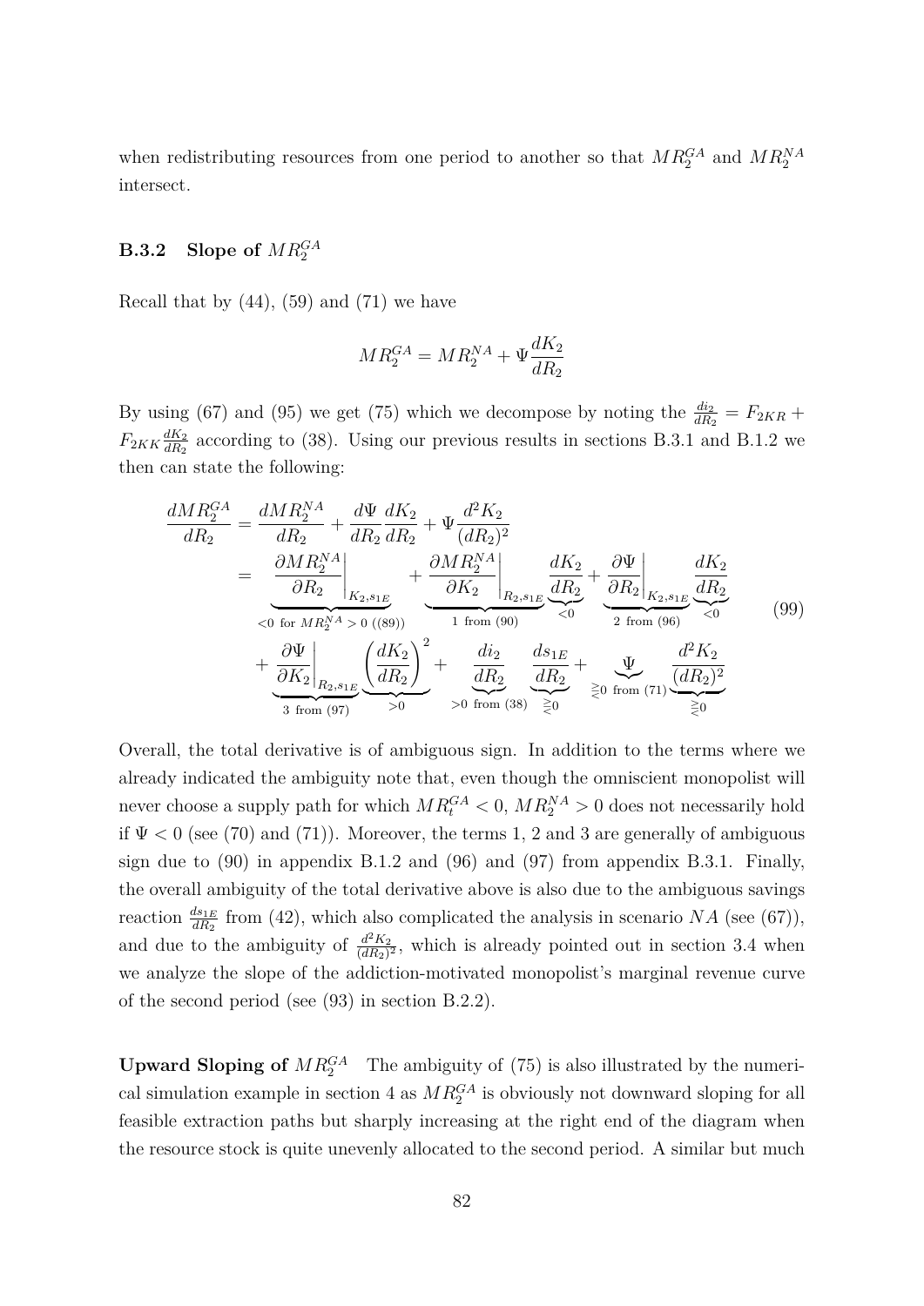when redistributing resources from one period to another so that $MR_2^{GA}$ and $MR_2^{NA}$ intersect.

### B.3.2 Slope of $MR_2^{GA}$

Recall that by (44), (59) and (71) we have

$$MR_2^{GA} = MR_2^{NA} + \Psi \frac{dK_2}{dR_2}$$

By using (67) and (95) we get (75) which we decompose by noting the $\frac{di_2}{dR_2} = F_{2KR} + F_{2KK}\frac{dK_2}{dR_2}$ according to (38). Using our previous results in sections B.3.1 and B.1.2 we then can state the following:

$$\begin{aligned}
\frac{dMR_2^{GA}}{dR_2} &= \frac{dMR_2^{NA}}{dR_2} + \frac{d\Psi}{dR_2}\frac{dK_2}{dR_2} + \Psi\frac{d^2K_2}{(dR_2)^2} \\
&= \underbrace{\left.\frac{\partial MR_2^{NA}}{\partial R_2}\right|_{K_2,s_{1E}}}_{<0 \text{ for } MR_2^{NA}>0 \text{ ((89))}} + \underbrace{\left.\frac{\partial MR_2^{NA}}{\partial K_2}\right|_{R_2,s_{1E}}}_{1 \text{ from (90)}}\underbrace{\frac{dK_2}{dR_2}}_{<0} + \underbrace{\left.\frac{\partial \Psi}{\partial R_2}\right|_{K_2,s_{1E}}}_{2 \text{ from (96)}}\underbrace{\frac{dK_2}{dR_2}}_{<0} \\
&\quad + \underbrace{\left.\frac{\partial \Psi}{\partial K_2}\right|_{R_2,s_{1E}}}_{3 \text{ from (97)}}\underbrace{\left(\frac{dK_2}{dR_2}\right)^2}_{>0} + \underbrace{\frac{di_2}{dR_2}}_{>0 \text{ from (38)}}\underbrace{\frac{ds_{1E}}{dR_2}}_{\gtreqless 0} + \underbrace{\Psi}_{\gtreqless 0 \text{ from (71)}}\underbrace{\frac{d^2K_2}{(dR_2)^2}}_{\gtreqless 0}
\end{aligned} \tag{99}$$

Overall, the total derivative is of ambiguous sign. In addition to the terms where we already indicated the ambiguity note that, even though the omniscient monopolist will never choose a supply path for which $MR_t^{GA} < 0$, $MR_2^{NA} > 0$ does not necessarily hold if $\Psi < 0$ (see (70) and (71)). Moreover, the terms 1, 2 and 3 are generally of ambiguous sign due to (90) in appendix B.1.2 and (96) and (97) from appendix B.3.1. Finally, the overall ambiguity of the total derivative above is also due to the ambiguous savings reaction $\frac{ds_{1E}}{dR_2}$ from (42), which also complicated the analysis in scenario $NA$ (see (67)), and due to the ambiguity of $\frac{d^2K_2}{(dR_2)^2}$, which is already pointed out in section 3.4 when we analyze the slope of the addiction-motivated monopolist's marginal revenue curve of the second period (see (93) in section B.2.2).

**Upward Sloping of $MR_2^{GA}$** The ambiguity of (75) is also illustrated by the numerical simulation example in section 4 as $MR_2^{GA}$ is obviously not downward sloping for all feasible extraction paths but sharply increasing at the right end of the diagram when the resource stock is quite unevenly allocated to the second period. A similar but much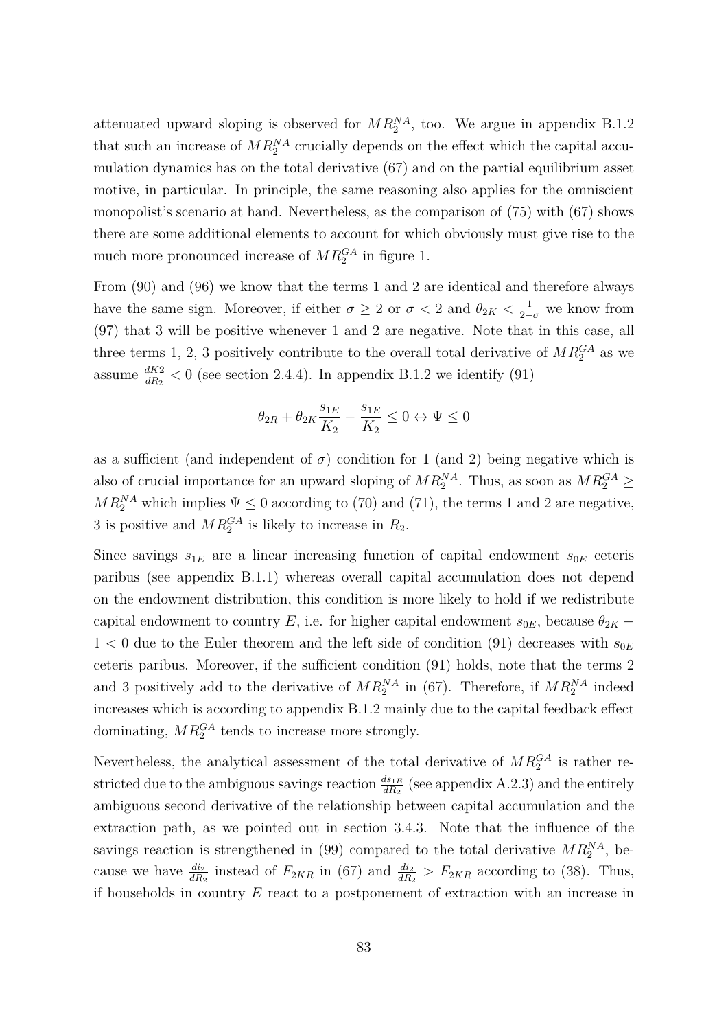attenuated upward sloping is observed for $MR_2^{NA}$, too. We argue in appendix B.1.2 that such an increase of $MR_2^{NA}$ crucially depends on the effect which the capital accumulation dynamics has on the total derivative (67) and on the partial equilibrium asset motive, in particular. In principle, the same reasoning also applies for the omniscient monopolist's scenario at hand. Nevertheless, as the comparison of (75) with (67) shows there are some additional elements to account for which obviously must give rise to the much more pronounced increase of $MR_2^{GA}$ in figure 1.

From (90) and (96) we know that the terms 1 and 2 are identical and therefore always have the same sign. Moreover, if either $\sigma \geq 2$ or $\sigma < 2$ and $\theta_{2K} < \frac{1}{2-\sigma}$ we know from (97) that 3 will be positive whenever 1 and 2 are negative. Note that in this case, all three terms 1, 2, 3 positively contribute to the overall total derivative of $MR_2^{GA}$ as we assume $\frac{dK2}{dR_2} < 0$ (see section 2.4.4). In appendix B.1.2 we identify (91)

$$\theta_{2R} + \theta_{2K}\frac{s_{1E}}{K_2} - \frac{s_{1E}}{K_2} \leq 0 \leftrightarrow \Psi \leq 0$$

as a sufficient (and independent of $\sigma$) condition for 1 (and 2) being negative which is also of crucial importance for an upward sloping of $MR_2^{NA}$. Thus, as soon as $MR_2^{GA} \geq MR_2^{NA}$ which implies $\Psi \leq 0$ according to (70) and (71), the terms 1 and 2 are negative, 3 is positive and $MR_2^{GA}$ is likely to increase in $R_2$.

Since savings $s_{1E}$ are a linear increasing function of capital endowment $s_{0E}$ ceteris paribus (see appendix B.1.1) whereas overall capital accumulation does not depend on the endowment distribution, this condition is more likely to hold if we redistribute capital endowment to country $E$, i.e. for higher capital endowment $s_{0E}$, because $\theta_{2K} - 1 < 0$ due to the Euler theorem and the left side of condition (91) decreases with $s_{0E}$ ceteris paribus. Moreover, if the sufficient condition (91) holds, note that the terms 2 and 3 positively add to the derivative of $MR_2^{NA}$ in (67). Therefore, if $MR_2^{NA}$ indeed increases which is according to appendix B.1.2 mainly due to the capital feedback effect dominating, $MR_2^{GA}$ tends to increase more strongly.

Nevertheless, the analytical assessment of the total derivative of $MR_2^{GA}$ is rather restricted due to the ambiguous savings reaction $\frac{ds_{1E}}{dR_2}$ (see appendix A.2.3) and the entirely ambiguous second derivative of the relationship between capital accumulation and the extraction path, as we pointed out in section 3.4.3. Note that the influence of the savings reaction is strengthened in (99) compared to the total derivative $MR_2^{NA}$, because we have $\frac{di_2}{dR_2}$ instead of $F_{2KR}$ in (67) and $\frac{di_2}{dR_2} > F_{2KR}$ according to (38). Thus, if households in country $E$ react to a postponement of extraction with an increase in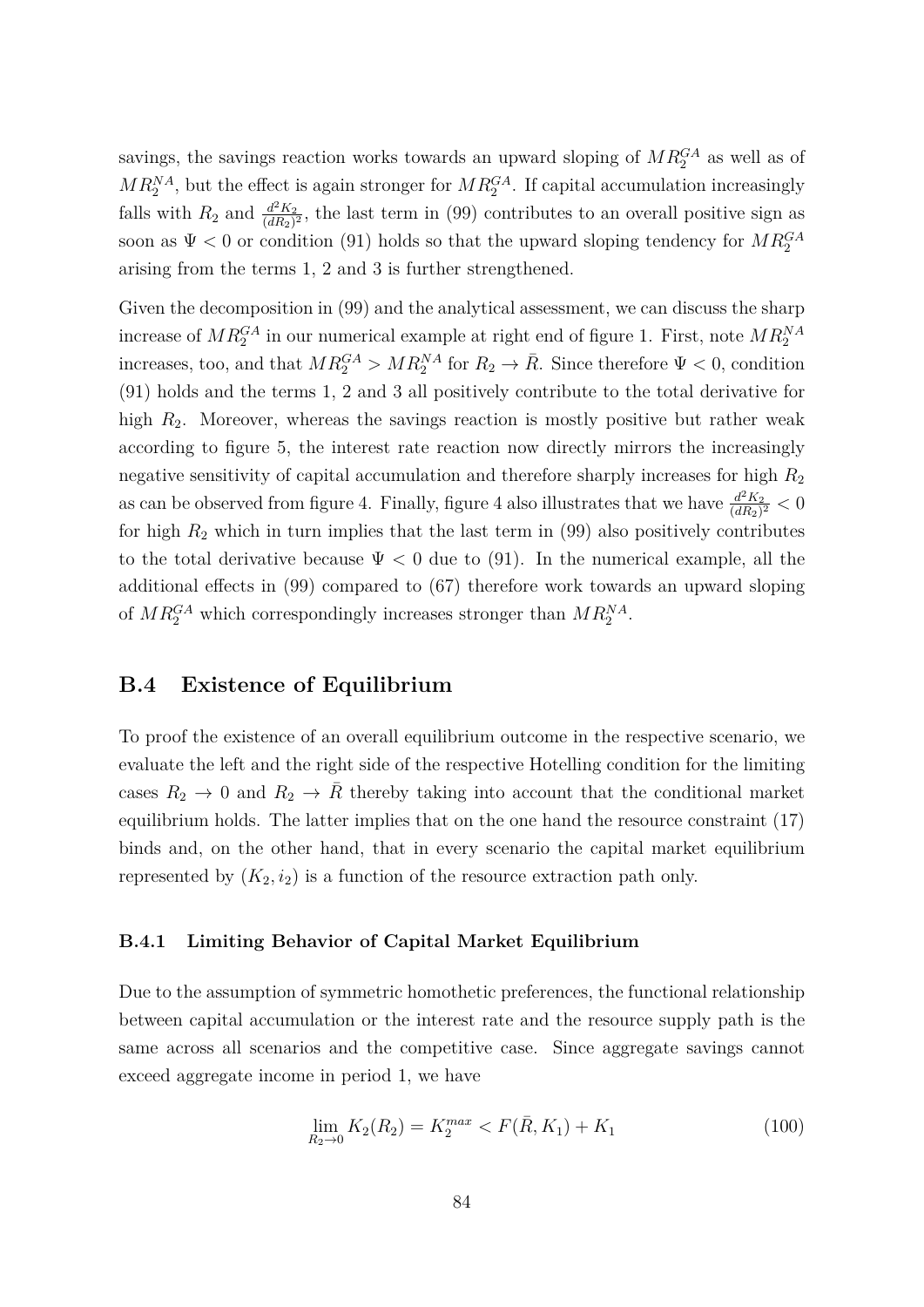savings, the savings reaction works towards an upward sloping of $MR_2^{GA}$ as well as of $MR_2^{NA}$, but the effect is again stronger for $MR_2^{GA}$. If capital accumulation increasingly falls with $R_2$ and $\frac{d^2K_2}{(dR_2)^2}$, the last term in (99) contributes to an overall positive sign as soon as $\Psi < 0$ or condition (91) holds so that the upward sloping tendency for $MR_2^{GA}$ arising from the terms 1, 2 and 3 is further strengthened.

Given the decomposition in (99) and the analytical assessment, we can discuss the sharp increase of $MR_2^{GA}$ in our numerical example at right end of figure 1. First, note $MR_2^{NA}$ increases, too, and that $MR_2^{GA} > MR_2^{NA}$ for $R_2 \to \bar{R}$. Since therefore $\Psi < 0$, condition (91) holds and the terms 1, 2 and 3 all positively contribute to the total derivative for high $R_2$. Moreover, whereas the savings reaction is mostly positive but rather weak according to figure 5, the interest rate reaction now directly mirrors the increasingly negative sensitivity of capital accumulation and therefore sharply increases for high $R_2$ as can be observed from figure 4. Finally, figure 4 also illustrates that we have $\frac{d^2K_2}{(dR_2)^2} < 0$ for high $R_2$ which in turn implies that the last term in (99) also positively contributes to the total derivative because $\Psi < 0$ due to (91). In the numerical example, all the additional effects in (99) compared to (67) therefore work towards an upward sloping of $MR_2^{GA}$ which correspondingly increases stronger than $MR_2^{NA}$.

## B.4 Existence of Equilibrium

To proof the existence of an overall equilibrium outcome in the respective scenario, we evaluate the left and the right side of the respective Hotelling condition for the limiting cases $R_2 \to 0$ and $R_2 \to \bar{R}$ thereby taking into account that the conditional market equilibrium holds. The latter implies that on the one hand the resource constraint (17) binds and, on the other hand, that in every scenario the capital market equilibrium represented by $(K_2, i_2)$ is a function of the resource extraction path only.

### B.4.1 Limiting Behavior of Capital Market Equilibrium

Due to the assumption of symmetric homothetic preferences, the functional relationship between capital accumulation or the interest rate and the resource supply path is the same across all scenarios and the competitive case. Since aggregate savings cannot exceed aggregate income in period 1, we have

$$\lim_{R_2 \to 0} K_2(R_2) = K_2^{max} < F(\bar{R}, K_1) + K_1 \tag{100}$$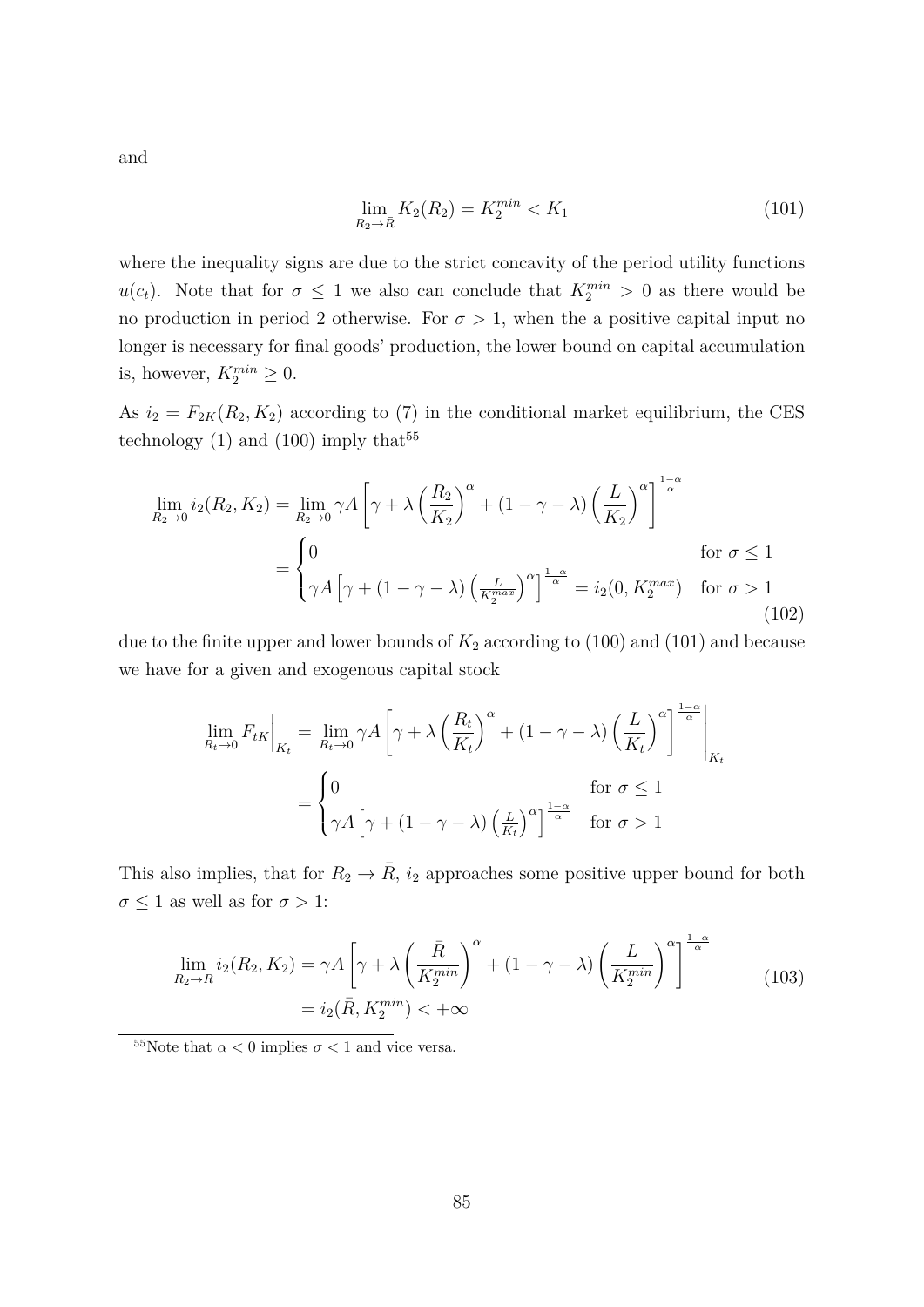and

$$\lim_{R_2 \to \bar{R}} K_2(R_2) = K_2^{min} < K_1 \tag{101}$$

where the inequality signs are due to the strict concavity of the period utility functions $u(c_t)$. Note that for $\sigma \leq 1$ we also can conclude that $K_2^{min} > 0$ as there would be no production in period 2 otherwise. For $\sigma > 1$, when the a positive capital input no longer is necessary for final goods' production, the lower bound on capital accumulation is, however, $K_2^{min} \geq 0$.

As $i_2 = F_{2K}(R_2, K_2)$ according to (7) in the conditional market equilibrium, the CES technology (1) and (100) imply that[55]

$$\begin{aligned}
\lim_{R_2 \to 0} i_2(R_2, K_2) &= \lim_{R_2 \to 0} \gamma A \left[ \gamma + \lambda \left( \frac{R_2}{K_2} \right)^{\alpha} + (1 - \gamma - \lambda) \left( \frac{L}{K_2} \right)^{\alpha} \right]^{\frac{1-\alpha}{\alpha}} \\
&= \begin{cases} 0 & \text{for } \sigma \leq 1 \\ \gamma A \left[ \gamma + (1 - \gamma - \lambda) \left( \frac{L}{K_2^{max}} \right)^{\alpha} \right]^{\frac{1-\alpha}{\alpha}} = i_2(0, K_2^{max}) & \text{for } \sigma > 1 \end{cases}
\end{aligned} \tag{102}$$

due to the finite upper and lower bounds of $K_2$ according to (100) and (101) and because we have for a given and exogenous capital stock

$$\begin{aligned}
\lim_{R_t \to 0} F_{tK}\Big|_{K_t} &= \lim_{R_t \to 0} \gamma A \left[ \gamma + \lambda \left( \frac{R_t}{K_t} \right)^{\alpha} + (1 - \gamma - \lambda) \left( \frac{L}{K_t} \right)^{\alpha} \right]^{\frac{1-\alpha}{\alpha}} \Bigg|_{K_t} \\
&= \begin{cases} 0 & \text{for } \sigma \leq 1 \\ \gamma A \left[ \gamma + (1 - \gamma - \lambda) \left( \frac{L}{K_t} \right)^{\alpha} \right]^{\frac{1-\alpha}{\alpha}} & \text{for } \sigma > 1 \end{cases}
\end{aligned}$$

This also implies, that for $R_2 \to \bar{R}$, $i_2$ approaches some positive upper bound for both $\sigma \leq 1$ as well as for $\sigma > 1$:

$$\begin{aligned}
\lim_{R_2 \to \bar{R}} i_2(R_2, K_2) &= \gamma A \left[ \gamma + \lambda \left( \frac{\bar{R}}{K_2^{min}} \right)^{\alpha} + (1 - \gamma - \lambda) \left( \frac{L}{K_2^{min}} \right)^{\alpha} \right]^{\frac{1-\alpha}{\alpha}} \\
&= i_2(\bar{R}, K_2^{min}) < +\infty
\end{aligned} \tag{103}$$

[55] Note that $\alpha < 0$ implies $\sigma < 1$ and vice versa.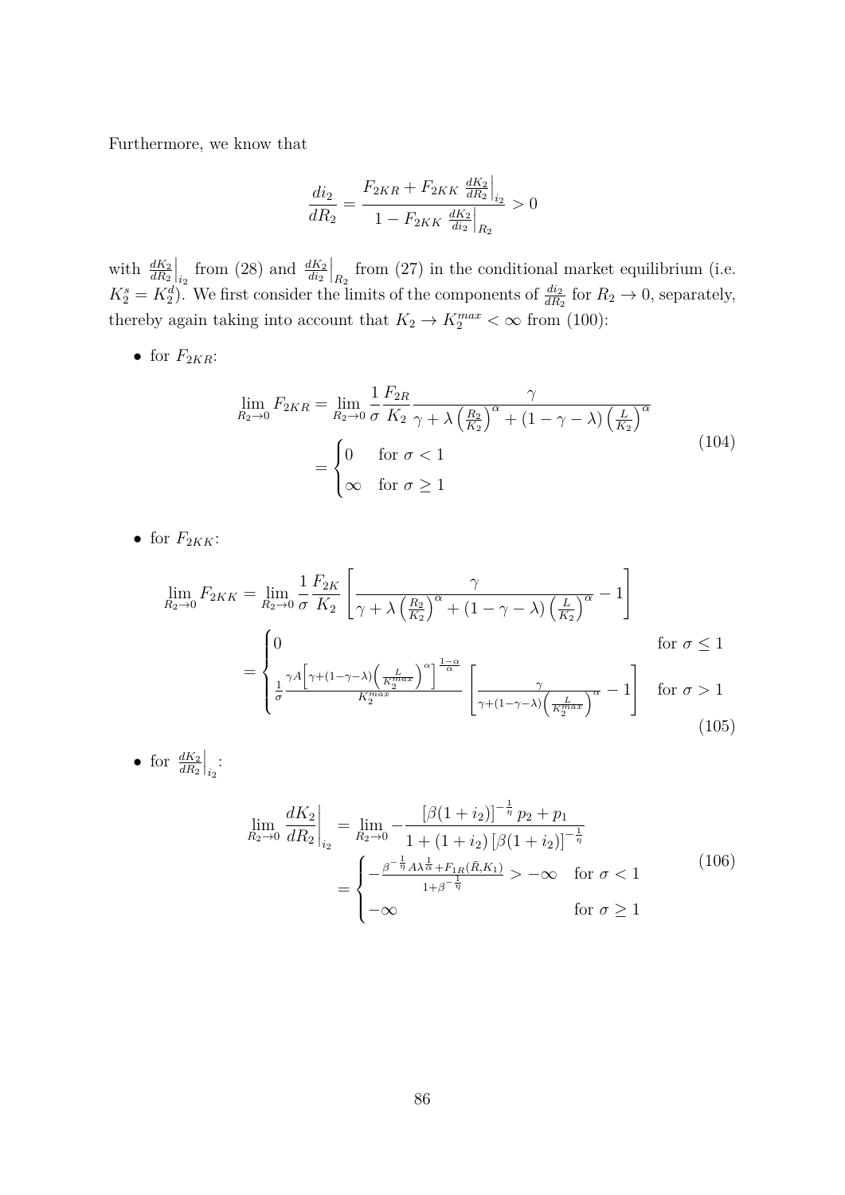Furthermore, we know that

$$\frac{di_2}{dR_2} = \frac{F_{2KR} + F_{2KK} \left.\frac{dK_2}{dR_2}\right|_{i_2}}{1 - F_{2KK} \left.\frac{dK_2}{di_2}\right|_{R_2}} > 0$$

with $\left.\frac{dK_2}{dR_2}\right|_{i_2}$ from (28) and $\left.\frac{dK_2}{di_2}\right|_{R_2}$ from (27) in the conditional market equilibrium (i.e. $K_2^s = K_2^d$). We first consider the limits of the components of $\frac{di_2}{dR_2}$ for $R_2 \to 0$, separately, thereby again taking into account that $K_2 \to K_2^{max} < \infty$ from (100):

- for $F_{2KR}$:

$$\begin{aligned}
\lim_{R_2 \to 0} F_{2KR} &= \lim_{R_2 \to 0} \frac{1}{\sigma} \frac{F_{2R}}{K_2} \frac{\gamma}{\gamma + \lambda \left(\frac{R_2}{K_2}\right)^{\alpha} + (1-\gamma-\lambda)\left(\frac{L}{K_2}\right)^{\alpha}} \\
&= \begin{cases} 0 & \text{for } \sigma < 1 \\ \infty & \text{for } \sigma \geq 1 \end{cases}
\end{aligned} \tag{104}$$

- for $F_{2KK}$:

$$\begin{aligned}
\lim_{R_2 \to 0} F_{2KK} &= \lim_{R_2 \to 0} \frac{1}{\sigma} \frac{F_{2K}}{K_2} \left[ \frac{\gamma}{\gamma + \lambda \left(\frac{R_2}{K_2}\right)^{\alpha} + (1-\gamma-\lambda)\left(\frac{L}{K_2}\right)^{\alpha}} - 1 \right] \\
&= \begin{cases} 0 & \text{for } \sigma \leq 1 \\ \frac{1}{\sigma} \frac{\gamma A \left[\gamma + (1-\gamma-\lambda)\left(\frac{L}{K_2^{max}}\right)^{\alpha}\right]^{\frac{1-\alpha}{\alpha}}}{K_2^{max}} \left[ \frac{\gamma}{\gamma + (1-\gamma-\lambda)\left(\frac{L}{K_2^{max}}\right)^{\alpha}} - 1 \right] & \text{for } \sigma > 1 \end{cases}
\end{aligned} \tag{105}$$

- for $\left.\frac{dK_2}{dR_2}\right|_{i_2}$:

$$\begin{aligned}
\lim_{R_2 \to 0} \left.\frac{dK_2}{dR_2}\right|_{i_2} &= \lim_{R_2 \to 0} -\frac{\left[\beta(1+i_2)\right]^{-\frac{1}{\eta}} p_2 + p_1}{1 + (1+i_2)\left[\beta(1+i_2)\right]^{-\frac{1}{\eta}}} \\
&= \begin{cases} -\frac{\beta^{-\frac{1}{\eta}} A \lambda^{\frac{1}{\alpha}} + F_{1R}(\bar{R}, K_1)}{1 + \beta^{-\frac{1}{\eta}}} > -\infty & \text{for } \sigma < 1 \\ -\infty & \text{for } \sigma \geq 1 \end{cases}
\end{aligned} \tag{106}$$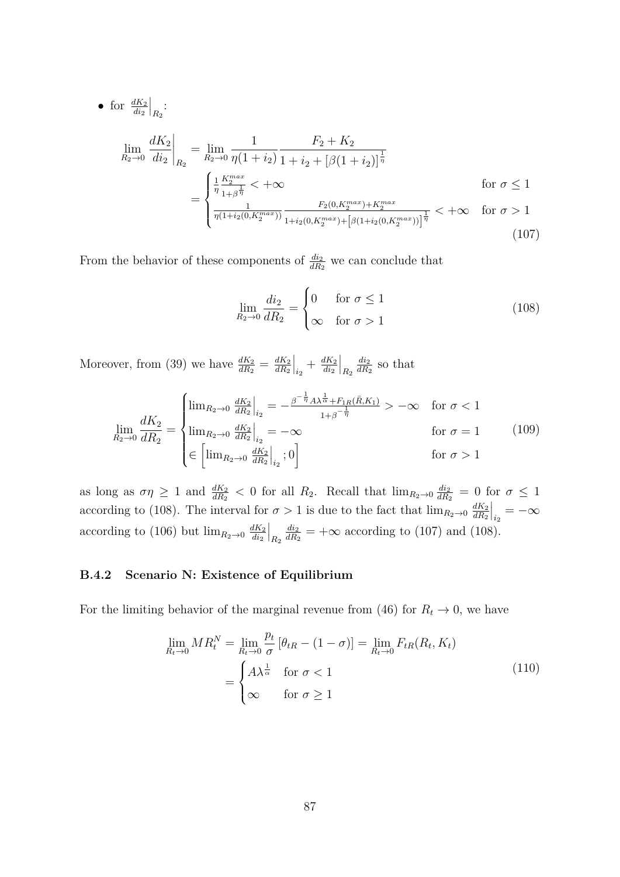- for $\left.\frac{dK_2}{di_2}\right|_{R_2}$:

$$
\begin{aligned}
\lim_{R_2 \to 0} \left.\frac{dK_2}{di_2}\right|_{R_2} &= \lim_{R_2 \to 0} \frac{1}{\eta(1+i_2)} \frac{F_2 + K_2}{1 + i_2 + [\beta(1+i_2)]^{\frac{1}{\eta}}} \\
&= \begin{cases} \frac{1}{\eta} \frac{K_2^{max}}{1+\beta^{\frac{1}{\eta}}} < +\infty & \text{for } \sigma \leq 1 \\ \frac{1}{\eta(1+i_2(0,K_2^{max}))} \frac{F_2(0,K_2^{max})+K_2^{max}}{1+i_2(0,K_2^{max})+\left[\beta(1+i_2(0,K_2^{max}))\right]^{\frac{1}{\eta}}} < +\infty & \text{for } \sigma > 1 \end{cases}
\end{aligned}
\tag{107}
$$

From the behavior of these components of $\frac{di_2}{dR_2}$ we can conclude that

$$
\lim_{R_2 \to 0} \frac{di_2}{dR_2} = \begin{cases} 0 & \text{for } \sigma \leq 1 \\ \infty & \text{for } \sigma > 1 \end{cases}
\tag{108}
$$

Moreover, from (39) we have $\frac{dK_2}{dR_2} = \left.\frac{dK_2}{dR_2}\right|_{i_2} + \left.\frac{dK_2}{di_2}\right|_{R_2} \frac{di_2}{dR_2}$ so that

$$
\lim_{R_2 \to 0} \frac{dK_2}{dR_2} = \begin{cases} \lim_{R_2 \to 0} \left.\frac{dK_2}{dR_2}\right|_{i_2} = -\frac{\beta^{-\frac{1}{\eta}} A\lambda^{\frac{1}{\alpha}} + F_{1R}(\bar{R},K_1)}{1+\beta^{-\frac{1}{\eta}}} > -\infty & \text{for } \sigma < 1 \\ \lim_{R_2 \to 0} \left.\frac{dK_2}{dR_2}\right|_{i_2} = -\infty & \text{for } \sigma = 1 \\ \in \left[\lim_{R_2 \to 0} \left.\frac{dK_2}{dR_2}\right|_{i_2}; 0\right] & \text{for } \sigma > 1 \end{cases}
\tag{109}
$$

as long as $\sigma\eta \geq 1$ and $\frac{dK_2}{dR_2} < 0$ for all $R_2$. Recall that $\lim_{R_2 \to 0} \frac{di_2}{dR_2} = 0$ for $\sigma \leq 1$ according to (108). The interval for $\sigma > 1$ is due to the fact that $\lim_{R_2 \to 0} \left.\frac{dK_2}{dR_2}\right|_{i_2} = -\infty$ according to (106) but $\lim_{R_2 \to 0} \left.\frac{dK_2}{di_2}\right|_{R_2} \frac{di_2}{dR_2} = +\infty$ according to (107) and (108).

### B.4.2 Scenario N: Existence of Equilibrium

For the limiting behavior of the marginal revenue from (46) for $R_t \to 0$, we have

$$
\begin{aligned}
\lim_{R_t \to 0} MR_t^N &= \lim_{R_t \to 0} \frac{p_t}{\sigma} \left[\theta_{tR} - (1-\sigma)\right] = \lim_{R_t \to 0} F_{tR}(R_t, K_t) \\
&= \begin{cases} A\lambda^{\frac{1}{\alpha}} & \text{for } \sigma < 1 \\ \infty & \text{for } \sigma \geq 1 \end{cases}
\end{aligned}
\tag{110}
$$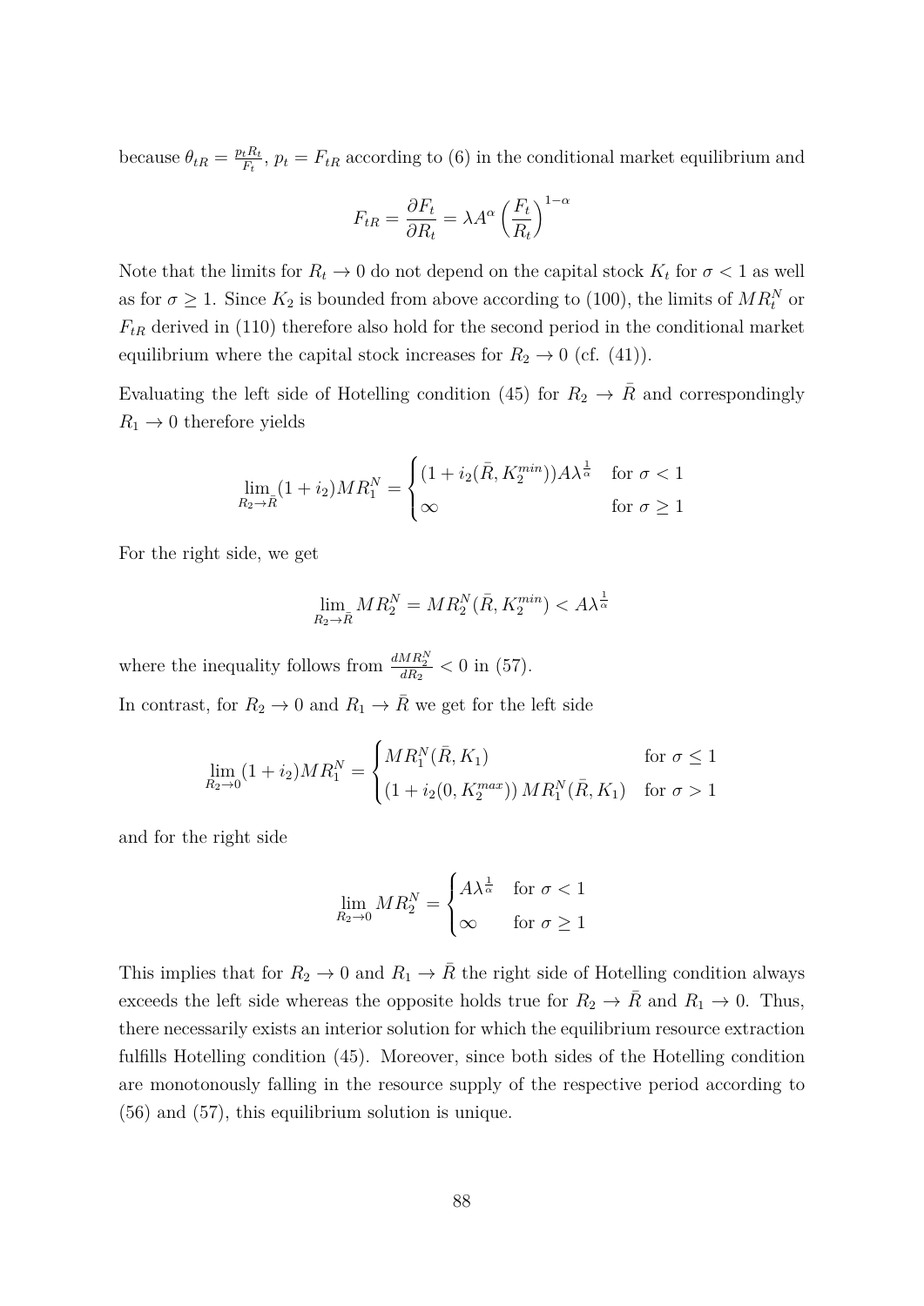because $\theta_{tR} = \frac{p_t R_t}{F_t}$, $p_t = F_{tR}$ according to (6) in the conditional market equilibrium and

$$F_{tR} = \frac{\partial F_t}{\partial R_t} = \lambda A^{\alpha} \left( \frac{F_t}{R_t} \right)^{1-\alpha}$$

Note that the limits for $R_t \to 0$ do not depend on the capital stock $K_t$ for $\sigma < 1$ as well as for $\sigma \geq 1$. Since $K_2$ is bounded from above according to (100), the limits of $MR_t^N$ or $F_{tR}$ derived in (110) therefore also hold for the second period in the conditional market equilibrium where the capital stock increases for $R_2 \to 0$ (cf. (41)).

Evaluating the left side of Hotelling condition (45) for $R_2 \to \bar{R}$ and correspondingly $R_1 \to 0$ therefore yields

$$\lim_{R_2 \to \bar{R}} (1 + i_2) MR_1^N = \begin{cases} (1 + i_2(\bar{R}, K_2^{min})) A \lambda^{\frac{1}{\alpha}} & \text{for } \sigma < 1 \\ \infty & \text{for } \sigma \geq 1 \end{cases}$$

For the right side, we get

$$\lim_{R_2 \to \bar{R}} MR_2^N = MR_2^N(\bar{R}, K_2^{min}) < A \lambda^{\frac{1}{\alpha}}$$

where the inequality follows from $\frac{dMR_2^N}{dR_2} < 0$ in (57).

In contrast, for $R_2 \to 0$ and $R_1 \to \bar{R}$ we get for the left side

$$\lim_{R_2 \to 0} (1 + i_2) MR_1^N = \begin{cases} MR_1^N(\bar{R}, K_1) & \text{for } \sigma \leq 1 \\ (1 + i_2(0, K_2^{max}))\, MR_1^N(\bar{R}, K_1) & \text{for } \sigma > 1 \end{cases}$$

and for the right side

$$\lim_{R_2 \to 0} MR_2^N = \begin{cases} A \lambda^{\frac{1}{\alpha}} & \text{for } \sigma < 1 \\ \infty & \text{for } \sigma \geq 1 \end{cases}$$

This implies that for $R_2 \to 0$ and $R_1 \to \bar{R}$ the right side of Hotelling condition always exceeds the left side whereas the opposite holds true for $R_2 \to \bar{R}$ and $R_1 \to 0$. Thus, there necessarily exists an interior solution for which the equilibrium resource extraction fulfills Hotelling condition (45). Moreover, since both sides of the Hotelling condition are monotonously falling in the resource supply of the respective period according to (56) and (57), this equilibrium solution is unique.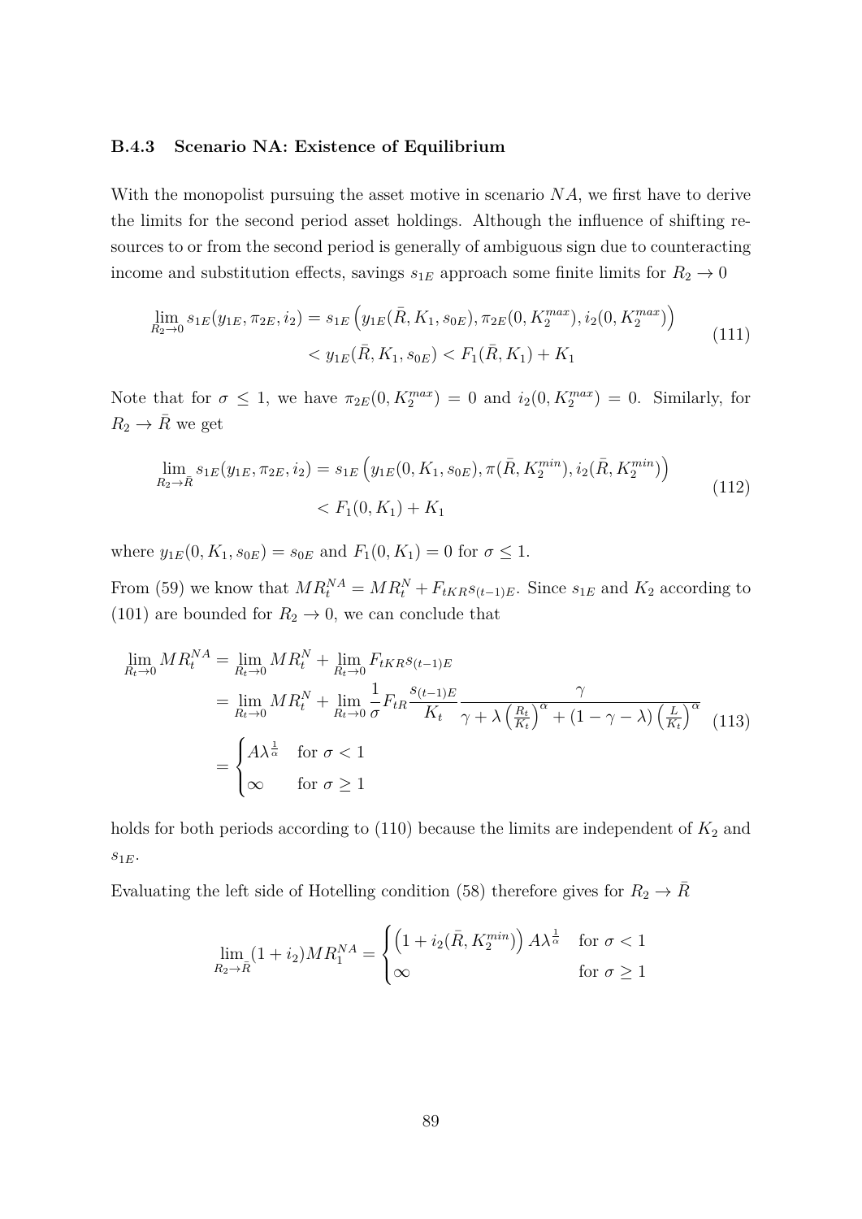### B.4.3 Scenario NA: Existence of Equilibrium

With the monopolist pursuing the asset motive in scenario $NA$, we first have to derive the limits for the second period asset holdings. Although the influence of shifting resources to or from the second period is generally of ambiguous sign due to counteracting income and substitution effects, savings $s_{1E}$ approach some finite limits for $R_2 \to 0$

$$
\begin{aligned}
\lim_{R_2 \to 0} s_{1E}(y_{1E}, \pi_{2E}, i_2) &= s_{1E}\left(y_{1E}(\bar{R}, K_1, s_{0E}), \pi_{2E}(0, K_2^{max}), i_2(0, K_2^{max})\right) \\
&< y_{1E}(\bar{R}, K_1, s_{0E}) < F_1(\bar{R}, K_1) + K_1
\end{aligned} \tag{111}
$$

Note that for $\sigma \leq 1$, we have $\pi_{2E}(0, K_2^{max}) = 0$ and $i_2(0, K_2^{max}) = 0$. Similarly, for $R_2 \to \bar{R}$ we get

$$
\begin{aligned}
\lim_{R_2 \to \bar{R}} s_{1E}(y_{1E}, \pi_{2E}, i_2) &= s_{1E}\left(y_{1E}(0, K_1, s_{0E}), \pi(\bar{R}, K_2^{min}), i_2(\bar{R}, K_2^{min})\right) \\
&< F_1(0, K_1) + K_1
\end{aligned} \tag{112}
$$

where $y_{1E}(0, K_1, s_{0E}) = s_{0E}$ and $F_1(0, K_1) = 0$ for $\sigma \leq 1$.

From (59) we know that $MR_t^{NA} = MR_t^N + F_{tKR}s_{(t-1)E}$. Since $s_{1E}$ and $K_2$ according to (101) are bounded for $R_2 \to 0$, we can conclude that

$$
\begin{aligned}
\lim_{R_t \to 0} MR_t^{NA} &= \lim_{R_t \to 0} MR_t^N + \lim_{R_t \to 0} F_{tKR}s_{(t-1)E} \\
&= \lim_{R_t \to 0} MR_t^N + \lim_{R_t \to 0} \frac{1}{\sigma} F_{tR} \frac{s_{(t-1)E}}{K_t} \frac{\gamma}{\gamma + \lambda\left(\frac{R_t}{K_t}\right)^\alpha + (1-\gamma-\lambda)\left(\frac{L}{K_t}\right)^\alpha} \\
&= \begin{cases} A\lambda^{\frac{1}{\alpha}} & \text{for } \sigma < 1 \\ \infty & \text{for } \sigma \geq 1 \end{cases}
\end{aligned} \tag{113}
$$

holds for both periods according to (110) because the limits are independent of $K_2$ and $s_{1E}$.

Evaluating the left side of Hotelling condition (58) therefore gives for $R_2 \to \bar{R}$

$$
\lim_{R_2 \to \bar{R}} (1 + i_2) MR_1^{NA} = \begin{cases} \left(1 + i_2(\bar{R}, K_2^{min})\right) A\lambda^{\frac{1}{\alpha}} & \text{for } \sigma < 1 \\ \infty & \text{for } \sigma \geq 1 \end{cases}
$$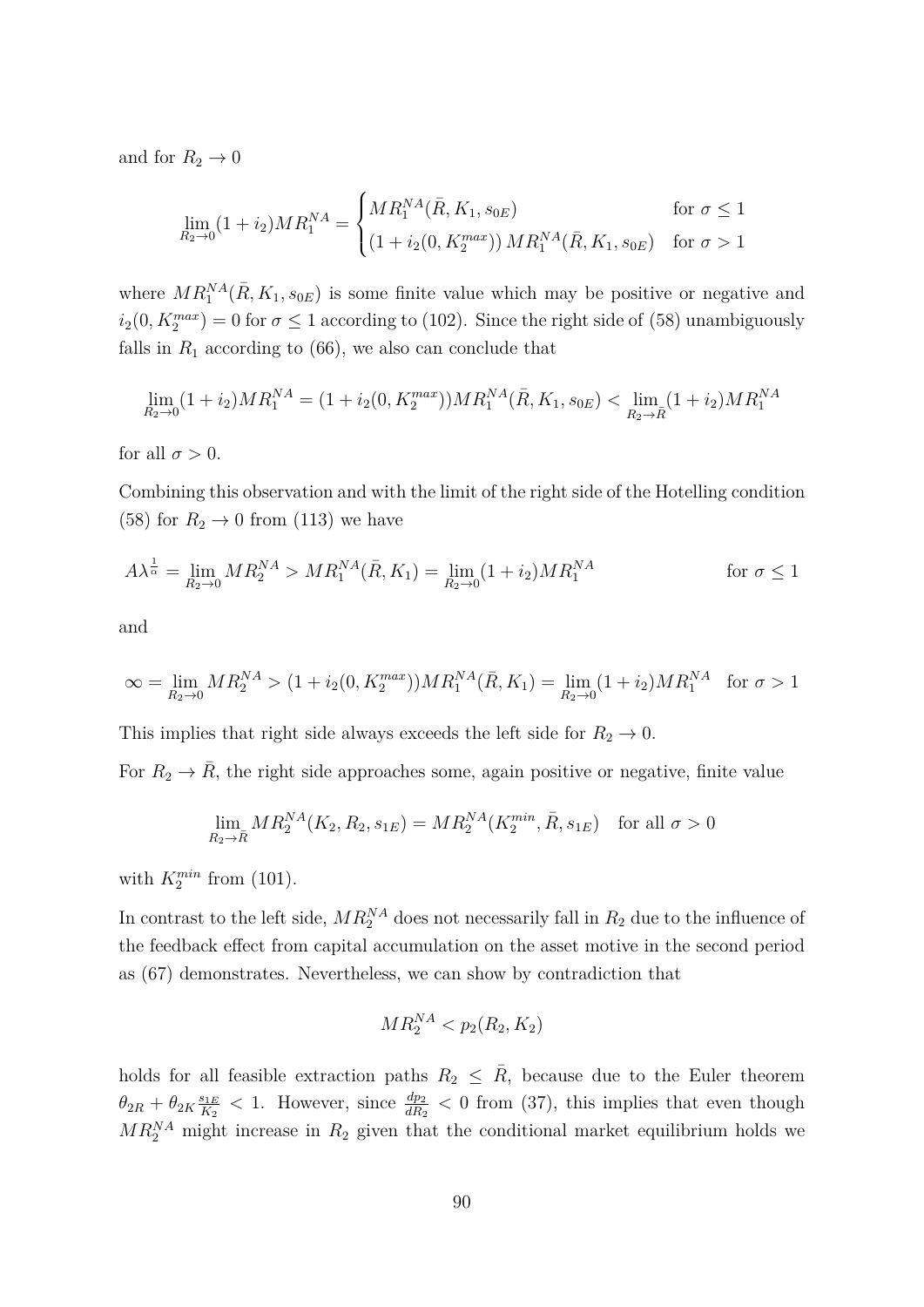and for $R_2 \to 0$

$$\lim_{R_2 \to 0} (1+i_2) MR_1^{NA} = \begin{cases} MR_1^{NA}(\bar{R}, K_1, s_{0E}) & \text{for } \sigma \leq 1 \\ (1+i_2(0, K_2^{max}))\, MR_1^{NA}(\bar{R}, K_1, s_{0E}) & \text{for } \sigma > 1 \end{cases}$$

where $MR_1^{NA}(\bar{R}, K_1, s_{0E})$ is some finite value which may be positive or negative and $i_2(0, K_2^{max}) = 0$ for $\sigma \leq 1$ according to (102). Since the right side of (58) unambiguously falls in $R_1$ according to (66), we also can conclude that

$$\lim_{R_2 \to 0} (1+i_2) MR_1^{NA} = (1+i_2(0, K_2^{max})) MR_1^{NA}(\bar{R}, K_1, s_{0E}) < \lim_{R_2 \to \bar{R}} (1+i_2) MR_1^{NA}$$

for all $\sigma > 0$.

Combining this observation and with the limit of the right side of the Hotelling condition (58) for $R_2 \to 0$ from (113) we have

$$A\lambda^{\frac{1}{\alpha}} = \lim_{R_2 \to 0} MR_2^{NA} > MR_1^{NA}(\bar{R}, K_1) = \lim_{R_2 \to 0} (1+i_2) MR_1^{NA} \qquad \text{for } \sigma \leq 1$$

and

$$\infty = \lim_{R_2 \to 0} MR_2^{NA} > (1+i_2(0, K_2^{max})) MR_1^{NA}(\bar{R}, K_1) = \lim_{R_2 \to 0} (1+i_2) MR_1^{NA} \quad \text{for } \sigma > 1$$

This implies that right side always exceeds the left side for $R_2 \to 0$.

For $R_2 \to \bar{R}$, the right side approaches some, again positive or negative, finite value

$$\lim_{R_2 \to \bar{R}} MR_2^{NA}(K_2, R_2, s_{1E}) = MR_2^{NA}(K_2^{min}, \bar{R}, s_{1E}) \quad \text{for all } \sigma > 0$$

with $K_2^{min}$ from (101).

In contrast to the left side, $MR_2^{NA}$ does not necessarily fall in $R_2$ due to the influence of the feedback effect from capital accumulation on the asset motive in the second period as (67) demonstrates. Nevertheless, we can show by contradiction that

$$MR_2^{NA} < p_2(R_2, K_2)$$

holds for all feasible extraction paths $R_2 \leq \bar{R}$, because due to the Euler theorem $\theta_{2R} + \theta_{2K} \frac{s_{1E}}{K_2} < 1$. However, since $\frac{dp_2}{dR_2} < 0$ from (37), this implies that even though $MR_2^{NA}$ might increase in $R_2$ given that the conditional market equilibrium holds we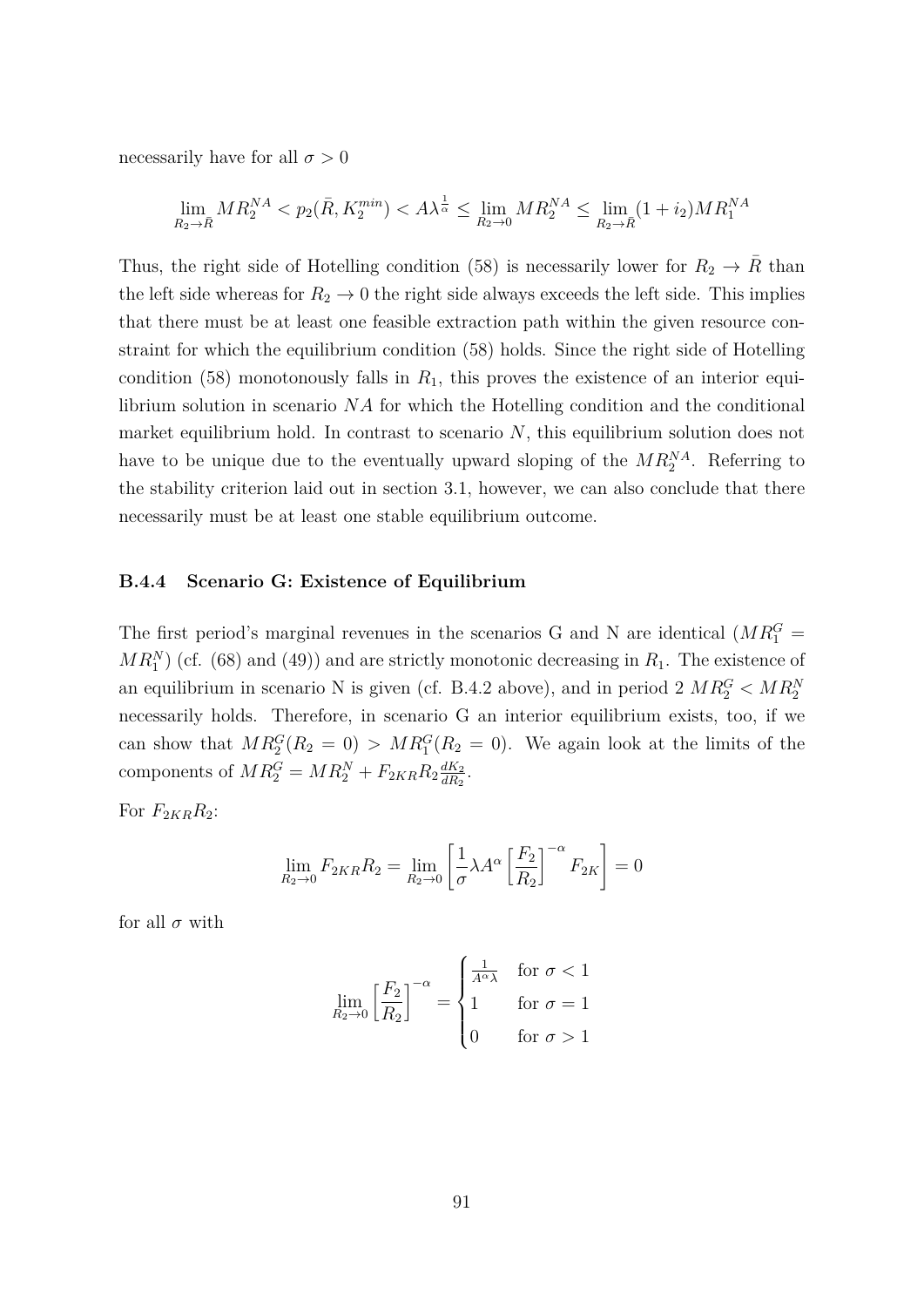necessarily have for all $\sigma > 0$

$$\lim_{R_2 \to \bar{R}} MR_2^{NA} < p_2(\bar{R}, K_2^{min}) < A\lambda^{\frac{1}{\alpha}} \leq \lim_{R_2 \to 0} MR_2^{NA} \leq \lim_{R_2 \to \bar{R}} (1 + i_2) MR_1^{NA}$$

Thus, the right side of Hotelling condition (58) is necessarily lower for $R_2 \to \bar{R}$ than the left side whereas for $R_2 \to 0$ the right side always exceeds the left side. This implies that there must be at least one feasible extraction path within the given resource constraint for which the equilibrium condition (58) holds. Since the right side of Hotelling condition (58) monotonously falls in $R_1$, this proves the existence of an interior equilibrium solution in scenario $NA$ for which the Hotelling condition and the conditional market equilibrium hold. In contrast to scenario $N$, this equilibrium solution does not have to be unique due to the eventually upward sloping of the $MR_2^{NA}$. Referring to the stability criterion laid out in section 3.1, however, we can also conclude that there necessarily must be at least one stable equilibrium outcome.

### B.4.4 Scenario G: Existence of Equilibrium

The first period's marginal revenues in the scenarios G and N are identical ($MR_1^G = MR_1^N$) (cf. (68) and (49)) and are strictly monotonic decreasing in $R_1$. The existence of an equilibrium in scenario N is given (cf. B.4.2 above), and in period 2 $MR_2^G < MR_2^N$ necessarily holds. Therefore, in scenario G an interior equilibrium exists, too, if we can show that $MR_2^G(R_2 = 0) > MR_1^G(R_2 = 0)$. We again look at the limits of the components of $MR_2^G = MR_2^N + F_{2KR} R_2 \frac{dK_2}{dR_2}$.

For $F_{2KR} R_2$:

$$\lim_{R_2 \to 0} F_{2KR} R_2 = \lim_{R_2 \to 0} \left[ \frac{1}{\sigma} \lambda A^{\alpha} \left[ \frac{F_2}{R_2} \right]^{-\alpha} F_{2K} \right] = 0$$

for all $\sigma$ with

$$\lim_{R_2 \to 0} \left[ \frac{F_2}{R_2} \right]^{-\alpha} = \begin{cases} \frac{1}{A^{\alpha} \lambda} & \text{for } \sigma < 1 \\ 1 & \text{for } \sigma = 1 \\ 0 & \text{for } \sigma > 1 \end{cases}$$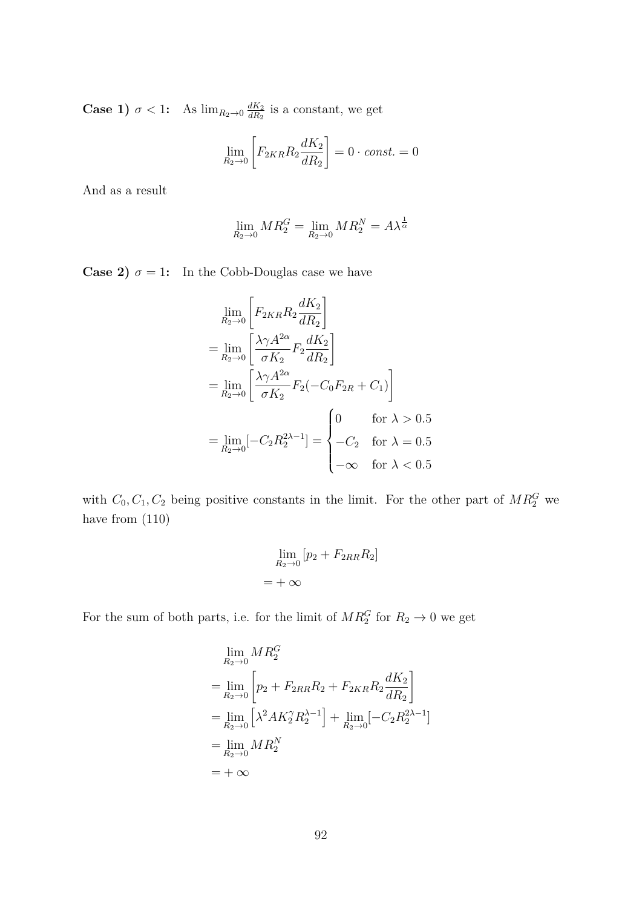**Case 1) $\sigma < 1$:** As $\lim_{R_2 \to 0} \frac{dK_2}{dR_2}$ is a constant, we get

$$\lim_{R_2 \to 0} \left[ F_{2KR} R_2 \frac{dK_2}{dR_2} \right] = 0 \cdot const. = 0$$

And as a result

$$\lim_{R_2 \to 0} MR_2^G = \lim_{R_2 \to 0} MR_2^N = A\lambda^{\frac{1}{\alpha}}$$

**Case 2) $\sigma = 1$:** In the Cobb-Douglas case we have

$$\begin{aligned}
&\lim_{R_2 \to 0} \left[ F_{2KR} R_2 \frac{dK_2}{dR_2} \right] \\
&= \lim_{R_2 \to 0} \left[ \frac{\lambda \gamma A^{2\alpha}}{\sigma K_2} F_2 \frac{dK_2}{dR_2} \right] \\
&= \lim_{R_2 \to 0} \left[ \frac{\lambda \gamma A^{2\alpha}}{\sigma K_2} F_2 (-C_0 F_{2R} + C_1) \right] \\
&= \lim_{R_2 \to 0} [-C_2 R_2^{2\lambda - 1}] = \begin{cases} 0 & \text{for } \lambda > 0.5 \\ -C_2 & \text{for } \lambda = 0.5 \\ -\infty & \text{for } \lambda < 0.5 \end{cases}
\end{aligned}$$

with $C_0, C_1, C_2$ being positive constants in the limit. For the other part of $MR_2^G$ we have from (110)

$$\begin{aligned}
&\lim_{R_2 \to 0} [p_2 + F_{2RR} R_2] \\
&= +\infty
\end{aligned}$$

For the sum of both parts, i.e. for the limit of $MR_2^G$ for $R_2 \to 0$ we get

$$\begin{aligned}
&\lim_{R_2 \to 0} MR_2^G \\
&= \lim_{R_2 \to 0} \left[ p_2 + F_{2RR} R_2 + F_{2KR} R_2 \frac{dK_2}{dR_2} \right] \\
&= \lim_{R_2 \to 0} \left[ \lambda^2 A K_2^\gamma R_2^{\lambda - 1} \right] + \lim_{R_2 \to 0} [-C_2 R_2^{2\lambda - 1}] \\
&= \lim_{R_2 \to 0} MR_2^N \\
&= +\infty
\end{aligned}$$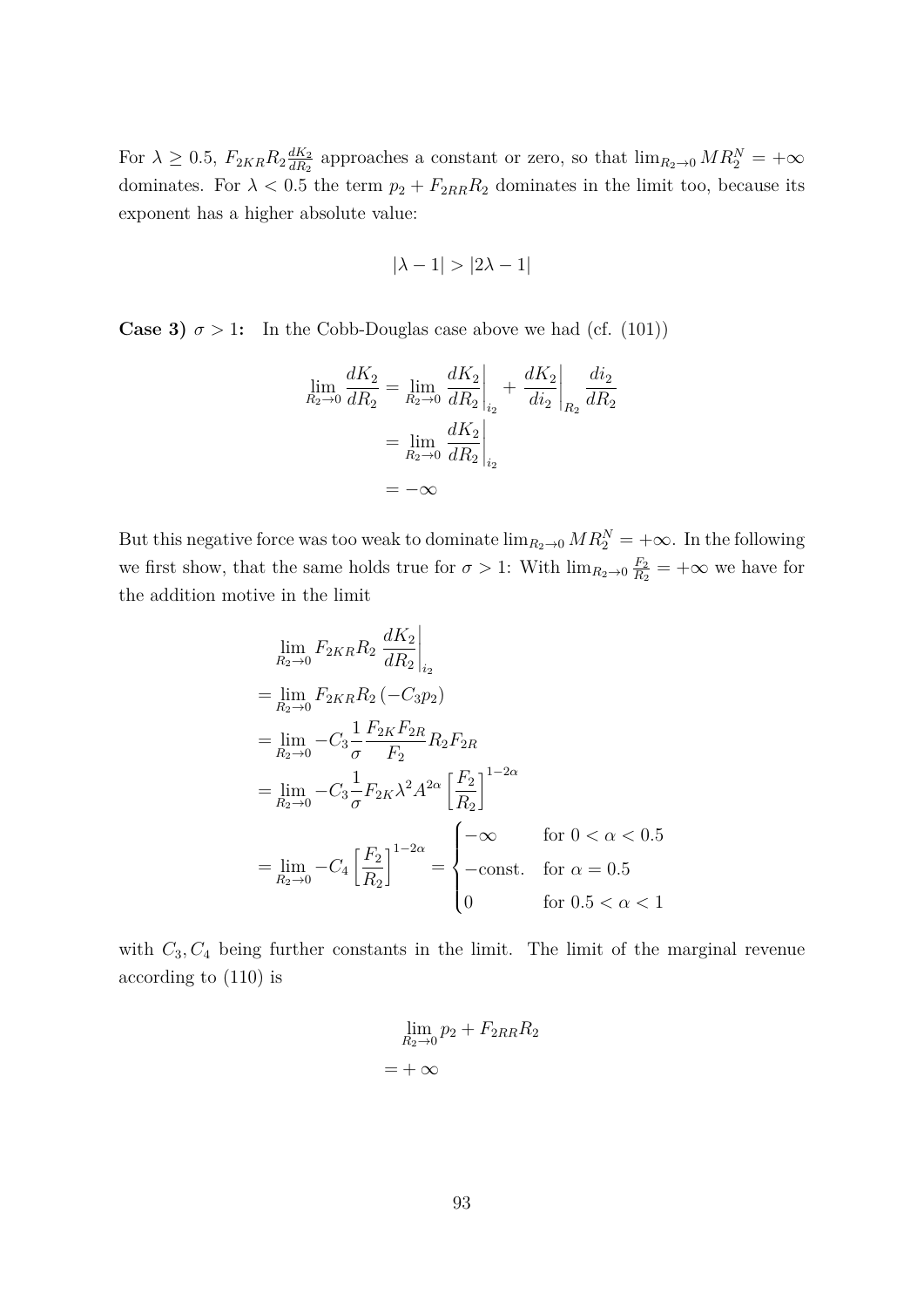For $\lambda \geq 0.5$, $F_{2KR} R_2 \frac{dK_2}{dR_2}$ approaches a constant or zero, so that $\lim_{R_2 \to 0} MR_2^N = +\infty$ dominates. For $\lambda < 0.5$ the term $p_2 + F_{2RR} R_2$ dominates in the limit too, because its exponent has a higher absolute value:

$$|\lambda - 1| > |2\lambda - 1|$$

**Case 3) $\sigma > 1$:** In the Cobb-Douglas case above we had (cf. (101))

$$\begin{aligned}
\lim_{R_2 \to 0} \frac{dK_2}{dR_2} &= \lim_{R_2 \to 0} \left. \frac{dK_2}{dR_2} \right|_{i_2} + \left. \frac{dK_2}{di_2} \right|_{R_2} \frac{di_2}{dR_2} \\
&= \lim_{R_2 \to 0} \left. \frac{dK_2}{dR_2} \right|_{i_2} \\
&= -\infty
\end{aligned}$$

But this negative force was too weak to dominate $\lim_{R_2 \to 0} MR_2^N = +\infty$. In the following we first show, that the same holds true for $\sigma > 1$: With $\lim_{R_2 \to 0} \frac{F_2}{R_2} = +\infty$ we have for the addition motive in the limit

$$\begin{aligned}
&\lim_{R_2 \to 0} F_{2KR} R_2 \left. \frac{dK_2}{dR_2} \right|_{i_2} \\
&= \lim_{R_2 \to 0} F_{2KR} R_2 \left( -C_3 p_2 \right) \\
&= \lim_{R_2 \to 0} -C_3 \frac{1}{\sigma} \frac{F_{2K} F_{2R}}{F_2} R_2 F_{2R} \\
&= \lim_{R_2 \to 0} -C_3 \frac{1}{\sigma} F_{2K} \lambda^2 A^{2\alpha} \left[ \frac{F_2}{R_2} \right]^{1-2\alpha} \\
&= \lim_{R_2 \to 0} -C_4 \left[ \frac{F_2}{R_2} \right]^{1-2\alpha} = \begin{cases} -\infty & \text{for } 0 < \alpha < 0.5 \\ -\text{const.} & \text{for } \alpha = 0.5 \\ 0 & \text{for } 0.5 < \alpha < 1 \end{cases}
\end{aligned}$$

with $C_3, C_4$ being further constants in the limit. The limit of the marginal revenue according to (110) is

$$\begin{aligned}
&\lim_{R_2 \to 0} p_2 + F_{2RR} R_2 \\
&= +\infty
\end{aligned}$$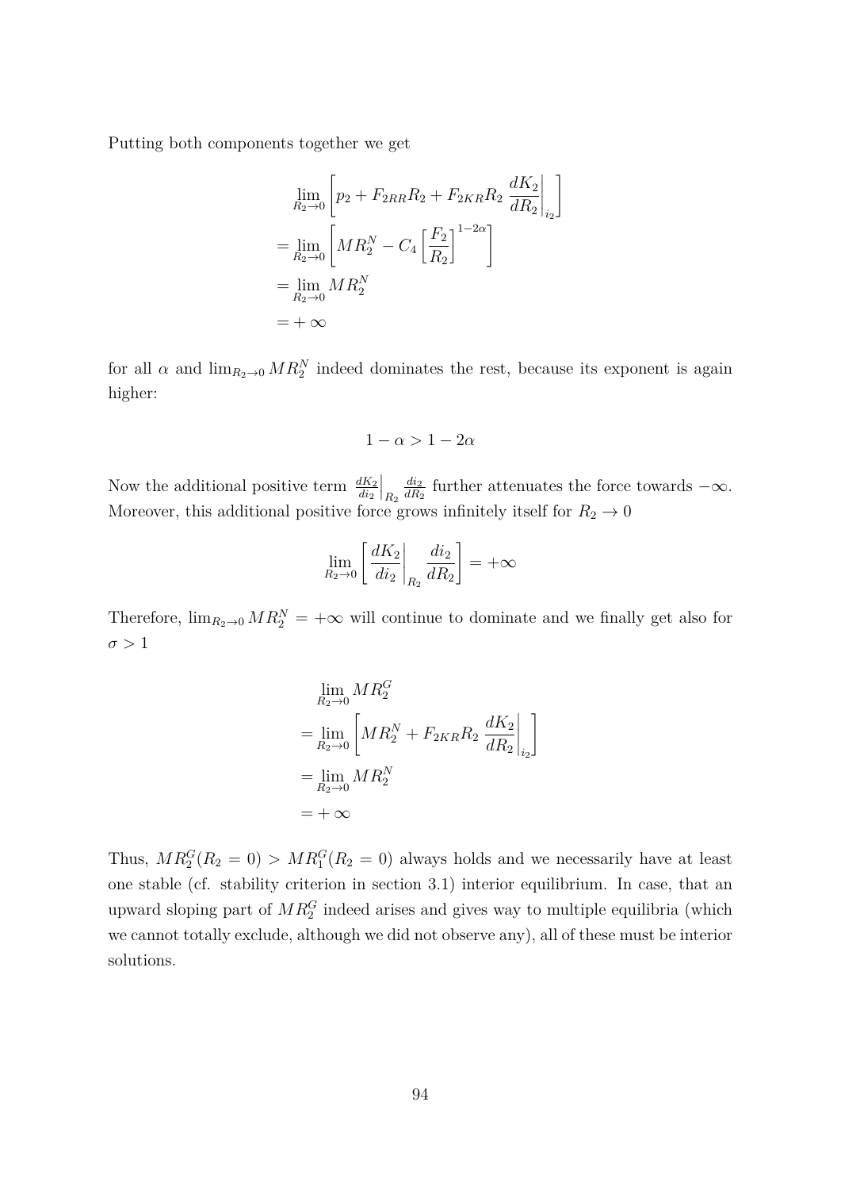Putting both components together we get

$$
\begin{aligned}
&\lim_{R_2 \to 0} \left[ p_2 + F_{2RR} R_2 + F_{2KR} R_2 \left. \frac{dK_2}{dR_2} \right|_{i_2} \right] \\
&= \lim_{R_2 \to 0} \left[ MR_2^N - C_4 \left[ \frac{F_2}{R_2} \right]^{1-2\alpha} \right] \\
&= \lim_{R_2 \to 0} MR_2^N \\
&= +\infty
\end{aligned}
$$

for all $\alpha$ and $\lim_{R_2 \to 0} MR_2^N$ indeed dominates the rest, because its exponent is again higher:

$$
1 - \alpha > 1 - 2\alpha
$$

Now the additional positive term $\left. \frac{dK_2}{di_2} \right|_{R_2} \frac{di_2}{dR_2}$ further attenuates the force towards $-\infty$. Moreover, this additional positive force grows infinitely itself for $R_2 \to 0$

$$
\lim_{R_2 \to 0} \left[ \left. \frac{dK_2}{di_2} \right|_{R_2} \frac{di_2}{dR_2} \right] = +\infty
$$

Therefore, $\lim_{R_2 \to 0} MR_2^N = +\infty$ will continue to dominate and we finally get also for $\sigma > 1$

$$
\begin{aligned}
&\lim_{R_2 \to 0} MR_2^G \\
&= \lim_{R_2 \to 0} \left[ MR_2^N + F_{2KR} R_2 \left. \frac{dK_2}{dR_2} \right|_{i_2} \right] \\
&= \lim_{R_2 \to 0} MR_2^N \\
&= +\infty
\end{aligned}
$$

Thus, $MR_2^G(R_2 = 0) > MR_1^G(R_2 = 0)$ always holds and we necessarily have at least one stable (cf. stability criterion in section 3.1) interior equilibrium. In case, that an upward sloping part of $MR_2^G$ indeed arises and gives way to multiple equilibria (which we cannot totally exclude, although we did not observe any), all of these must be interior solutions.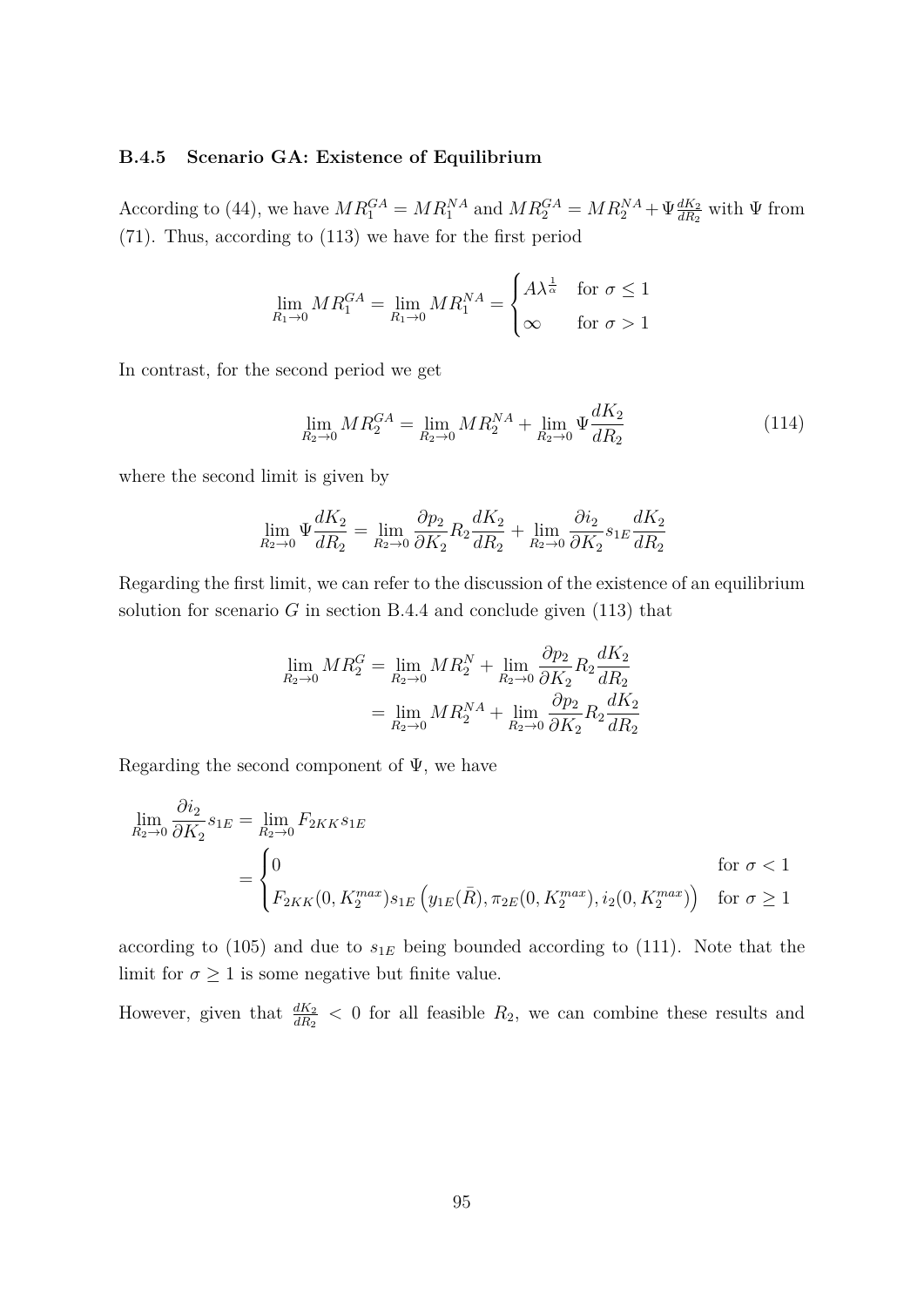### B.4.5 Scenario GA: Existence of Equilibrium

According to (44), we have $MR_1^{GA} = MR_1^{NA}$ and $MR_2^{GA} = MR_2^{NA} + \Psi \frac{dK_2}{dR_2}$ with $\Psi$ from (71). Thus, according to (113) we have for the first period

$$\lim_{R_1 \to 0} MR_1^{GA} = \lim_{R_1 \to 0} MR_1^{NA} = \begin{cases} A\lambda^{\frac{1}{\alpha}} & \text{for } \sigma \leq 1 \\ \infty & \text{for } \sigma > 1 \end{cases}$$

In contrast, for the second period we get

$$\lim_{R_2 \to 0} MR_2^{GA} = \lim_{R_2 \to 0} MR_2^{NA} + \lim_{R_2 \to 0} \Psi \frac{dK_2}{dR_2} \tag{114}$$

where the second limit is given by

$$\lim_{R_2 \to 0} \Psi \frac{dK_2}{dR_2} = \lim_{R_2 \to 0} \frac{\partial p_2}{\partial K_2} R_2 \frac{dK_2}{dR_2} + \lim_{R_2 \to 0} \frac{\partial i_2}{\partial K_2} s_{1E} \frac{dK_2}{dR_2}$$

Regarding the first limit, we can refer to the discussion of the existence of an equilibrium solution for scenario $G$ in section B.4.4 and conclude given (113) that

$$\begin{aligned} \lim_{R_2 \to 0} MR_2^G &= \lim_{R_2 \to 0} MR_2^N + \lim_{R_2 \to 0} \frac{\partial p_2}{\partial K_2} R_2 \frac{dK_2}{dR_2} \\ &= \lim_{R_2 \to 0} MR_2^{NA} + \lim_{R_2 \to 0} \frac{\partial p_2}{\partial K_2} R_2 \frac{dK_2}{dR_2} \end{aligned}$$

Regarding the second component of $\Psi$, we have

$$\begin{aligned} \lim_{R_2 \to 0} \frac{\partial i_2}{\partial K_2} s_{1E} &= \lim_{R_2 \to 0} F_{2KK} s_{1E} \\ &= \begin{cases} 0 & \text{for } \sigma < 1 \\ F_{2KK}(0, K_2^{max}) s_{1E} \left( y_{1E}(\bar{R}), \pi_{2E}(0, K_2^{max}), i_2(0, K_2^{max}) \right) & \text{for } \sigma \geq 1 \end{cases} \end{aligned}$$

according to (105) and due to $s_{1E}$ being bounded according to (111). Note that the limit for $\sigma \geq 1$ is some negative but finite value.

However, given that $\frac{dK_2}{dR_2} < 0$ for all feasible $R_2$, we can combine these results and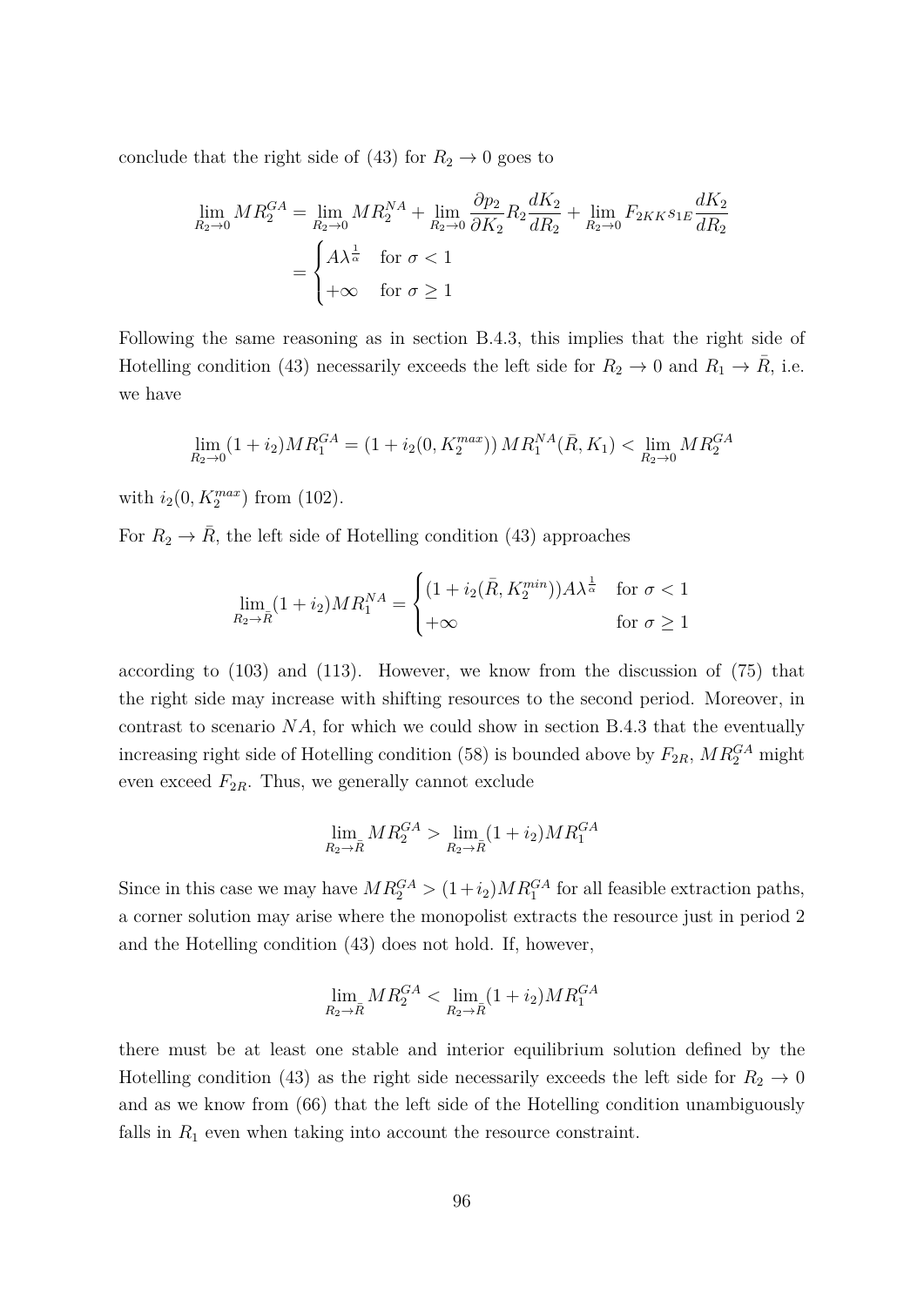conclude that the right side of (43) for $R_2 \to 0$ goes to

$$
\begin{aligned}
\lim_{R_2 \to 0} MR_2^{GA} &= \lim_{R_2 \to 0} MR_2^{NA} + \lim_{R_2 \to 0} \frac{\partial p_2}{\partial K_2} R_2 \frac{dK_2}{dR_2} + \lim_{R_2 \to 0} F_{2KK} s_{1E} \frac{dK_2}{dR_2} \\
&= \begin{cases} A\lambda^{\frac{1}{\alpha}} & \text{for } \sigma < 1 \\ +\infty & \text{for } \sigma \geq 1 \end{cases}
\end{aligned}
$$

Following the same reasoning as in section B.4.3, this implies that the right side of Hotelling condition (43) necessarily exceeds the left side for $R_2 \to 0$ and $R_1 \to \bar{R}$, i.e. we have

$$
\lim_{R_2 \to 0} (1 + i_2) MR_1^{GA} = (1 + i_2(0, K_2^{max}))\, MR_1^{NA}(\bar{R}, K_1) < \lim_{R_2 \to 0} MR_2^{GA}
$$

with $i_2(0, K_2^{max})$ from (102).

For $R_2 \to \bar{R}$, the left side of Hotelling condition (43) approaches

$$
\lim_{R_2 \to \bar{R}} (1 + i_2) MR_1^{NA} = \begin{cases} (1 + i_2(\bar{R}, K_2^{min})) A\lambda^{\frac{1}{\alpha}} & \text{for } \sigma < 1 \\ +\infty & \text{for } \sigma \geq 1 \end{cases}
$$

according to (103) and (113). However, we know from the discussion of (75) that the right side may increase with shifting resources to the second period. Moreover, in contrast to scenario $NA$, for which we could show in section B.4.3 that the eventually increasing right side of Hotelling condition (58) is bounded above by $F_{2R}$, $MR_2^{GA}$ might even exceed $F_{2R}$. Thus, we generally cannot exclude

$$
\lim_{R_2 \to \bar{R}} MR_2^{GA} > \lim_{R_2 \to \bar{R}} (1 + i_2) MR_1^{GA}
$$

Since in this case we may have $MR_2^{GA} > (1 + i_2) MR_1^{GA}$ for all feasible extraction paths, a corner solution may arise where the monopolist extracts the resource just in period 2 and the Hotelling condition (43) does not hold. If, however,

$$
\lim_{R_2 \to \bar{R}} MR_2^{GA} < \lim_{R_2 \to \bar{R}} (1 + i_2) MR_1^{GA}
$$

there must be at least one stable and interior equilibrium solution defined by the Hotelling condition (43) as the right side necessarily exceeds the left side for $R_2 \to 0$ and as we know from (66) that the left side of the Hotelling condition unambiguously falls in $R_1$ even when taking into account the resource constraint.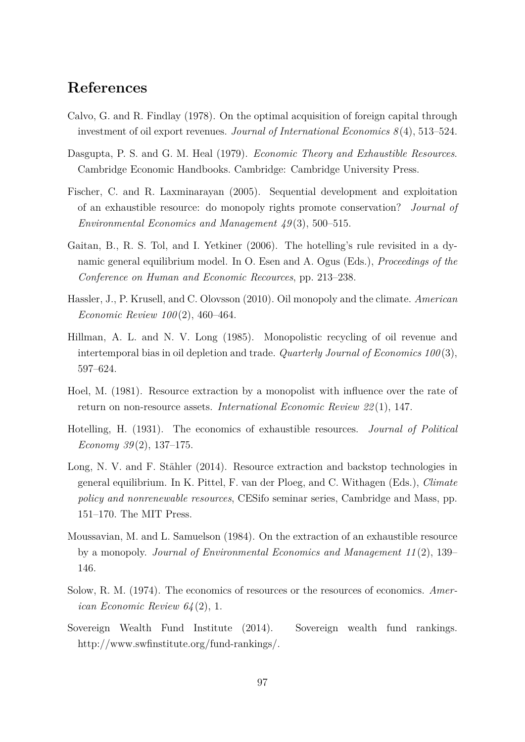## References

Calvo, G. and R. Findlay (1978). On the optimal acquisition of foreign capital through investment of oil export revenues. *Journal of International Economics 8*(4), 513–524.

Dasgupta, P. S. and G. M. Heal (1979). *Economic Theory and Exhaustible Resources*. Cambridge Economic Handbooks. Cambridge: Cambridge University Press.

Fischer, C. and R. Laxminarayan (2005). Sequential development and exploitation of an exhaustible resource: do monopoly rights promote conservation? *Journal of Environmental Economics and Management 49*(3), 500–515.

Gaitan, B., R. S. Tol, and I. Yetkiner (2006). The hotelling's rule revisited in a dynamic general equilibrium model. In O. Esen and A. Ogus (Eds.), *Proceedings of the Conference on Human and Economic Recources*, pp. 213–238.

Hassler, J., P. Krusell, and C. Olovsson (2010). Oil monopoly and the climate. *American Economic Review 100*(2), 460–464.

Hillman, A. L. and N. V. Long (1985). Monopolistic recycling of oil revenue and intertemporal bias in oil depletion and trade. *Quarterly Journal of Economics 100*(3), 597–624.

Hoel, M. (1981). Resource extraction by a monopolist with influence over the rate of return on non-resource assets. *International Economic Review 22*(1), 147.

Hotelling, H. (1931). The economics of exhaustible resources. *Journal of Political Economy 39*(2), 137–175.

Long, N. V. and F. Stähler (2014). Resource extraction and backstop technologies in general equilibrium. In K. Pittel, F. van der Ploeg, and C. Withagen (Eds.), *Climate policy and nonrenewable resources*, CESifo seminar series, Cambridge and Mass, pp. 151–170. The MIT Press.

Moussavian, M. and L. Samuelson (1984). On the extraction of an exhaustible resource by a monopoly. *Journal of Environmental Economics and Management 11*(2), 139–146.

Solow, R. M. (1974). The economics of resources or the resources of economics. *American Economic Review 64*(2), 1.

Sovereign Wealth Fund Institute (2014). Sovereign wealth fund rankings. http://www.swfinstitute.org/fund-rankings/.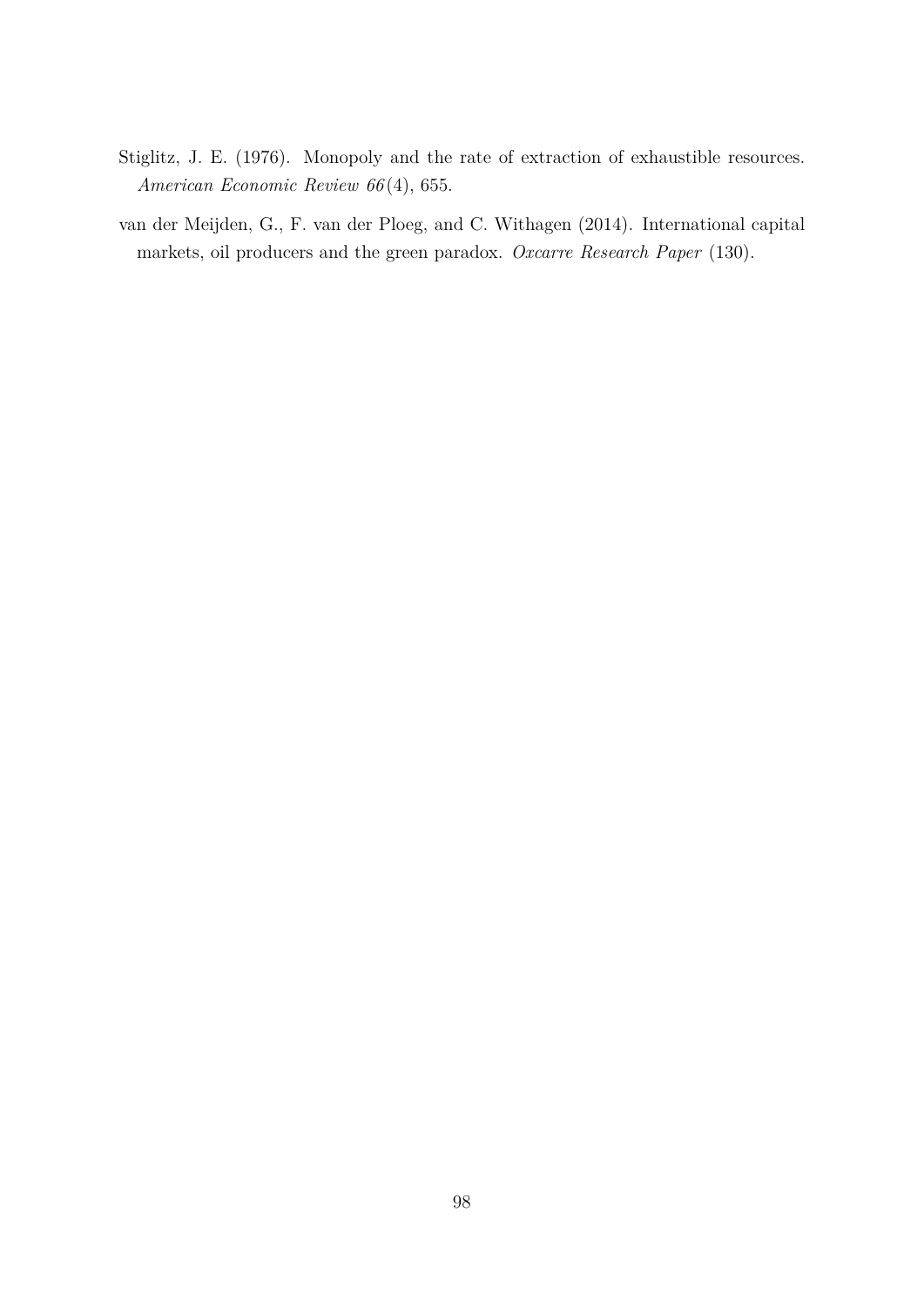Stiglitz, J. E. (1976). Monopoly and the rate of extraction of exhaustible resources. *American Economic Review 66*(4), 655.

van der Meijden, G., F. van der Ploeg, and C. Withagen (2014). International capital markets, oil producers and the green paradox. *Oxcarre Research Paper* (130).